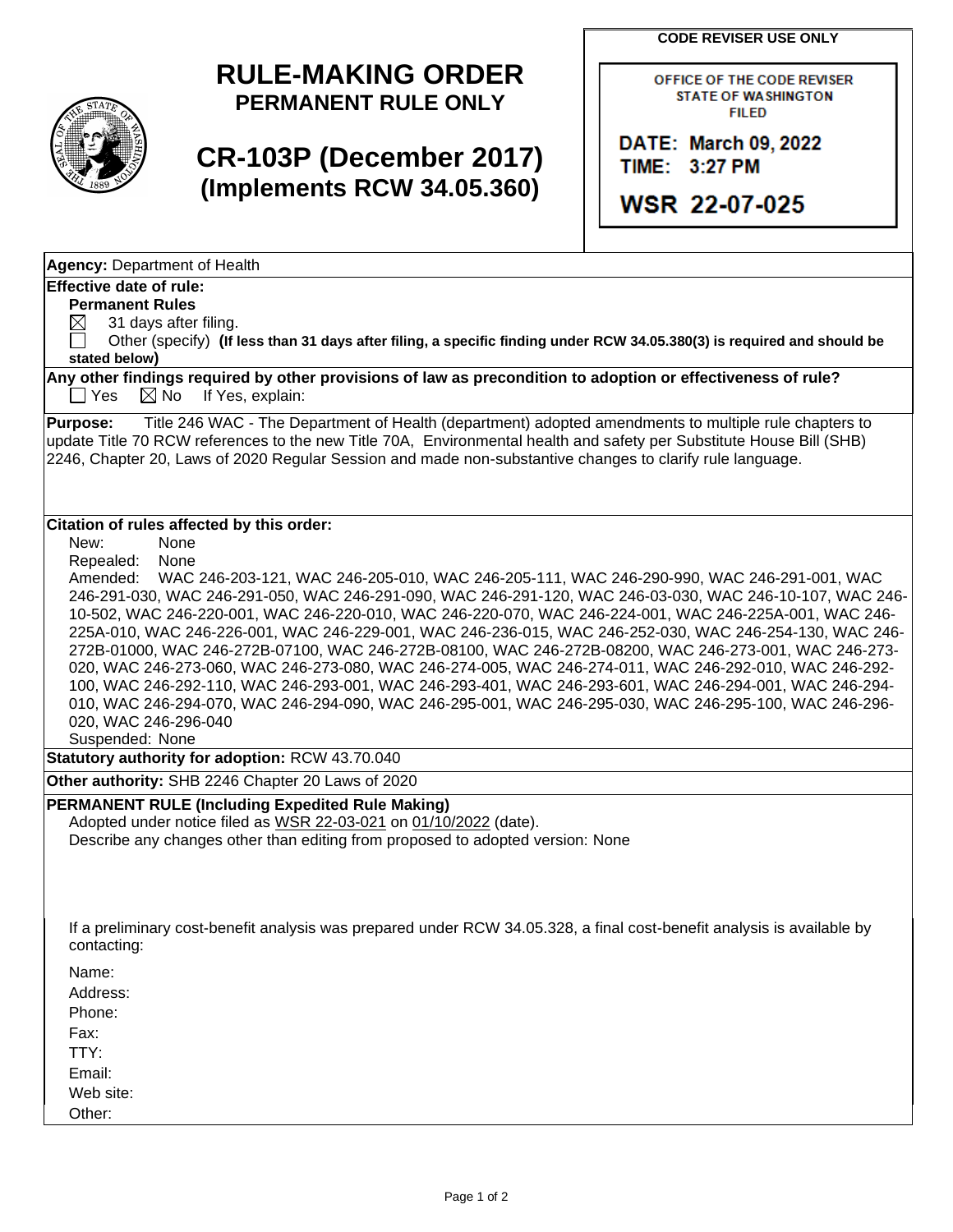# RULE-MAKING ORDER

**PERMANENT RULE ONLY**

# CR-103P (December 2017)

**(Implements RCW 34.05.360)**

**CODE REVISER USE ONLY**

OFFICE OF THE CODE REVISER
STATE OF WASHINGTON
FILED

DATE: March 09, 2022
TIME: 3:27 PM

WSR 22-07-025

**Agency:** Department of Health

**Effective date of rule:**

**Permanent Rules**

☒ 31 days after filing.

☐ Other (specify) **(If less than 31 days after filing, a specific finding under RCW 34.05.380(3) is required and should be stated below)**

**Any other findings required by other provisions of law as precondition to adoption or effectiveness of rule?**

☐ Yes ☒ No If Yes, explain:

**Purpose:** Title 246 WAC - The Department of Health (department) adopted amendments to multiple rule chapters to update Title 70 RCW references to the new Title 70A, Environmental health and safety per Substitute House Bill (SHB) 2246, Chapter 20, Laws of 2020 Regular Session and made non-substantive changes to clarify rule language.

**Citation of rules affected by this order:**

New: None

Repealed: None

Amended: WAC 246-203-121, WAC 246-205-010, WAC 246-205-111, WAC 246-290-990, WAC 246-291-001, WAC 246-291-030, WAC 246-291-050, WAC 246-291-090, WAC 246-291-120, WAC 246-03-030, WAC 246-10-107, WAC 246-10-502, WAC 246-220-001, WAC 246-220-010, WAC 246-220-070, WAC 246-224-001, WAC 246-225A-001, WAC 246-225A-010, WAC 246-226-001, WAC 246-229-001, WAC 246-236-015, WAC 246-252-030, WAC 246-254-130, WAC 246-272B-01000, WAC 246-272B-07100, WAC 246-272B-08100, WAC 246-272B-08200, WAC 246-273-001, WAC 246-273-020, WAC 246-273-060, WAC 246-273-080, WAC 246-274-005, WAC 246-274-011, WAC 246-292-010, WAC 246-292-100, WAC 246-292-110, WAC 246-293-001, WAC 246-293-401, WAC 246-293-601, WAC 246-294-001, WAC 246-294-010, WAC 246-294-070, WAC 246-294-090, WAC 246-295-001, WAC 246-295-030, WAC 246-295-100, WAC 246-296-020, WAC 246-296-040

Suspended: None

**Statutory authority for adoption:** RCW 43.70.040

**Other authority:** SHB 2246 Chapter 20 Laws of 2020

**PERMANENT RULE (Including Expedited Rule Making)**

Adopted under notice filed as WSR 22-03-021 on 01/10/2022 (date).

Describe any changes other than editing from proposed to adopted version: None

If a preliminary cost-benefit analysis was prepared under RCW 34.05.328, a final cost-benefit analysis is available by contacting:

Name:
Address:
Phone:
Fax:
TTY:
Email:
Web site:
Other: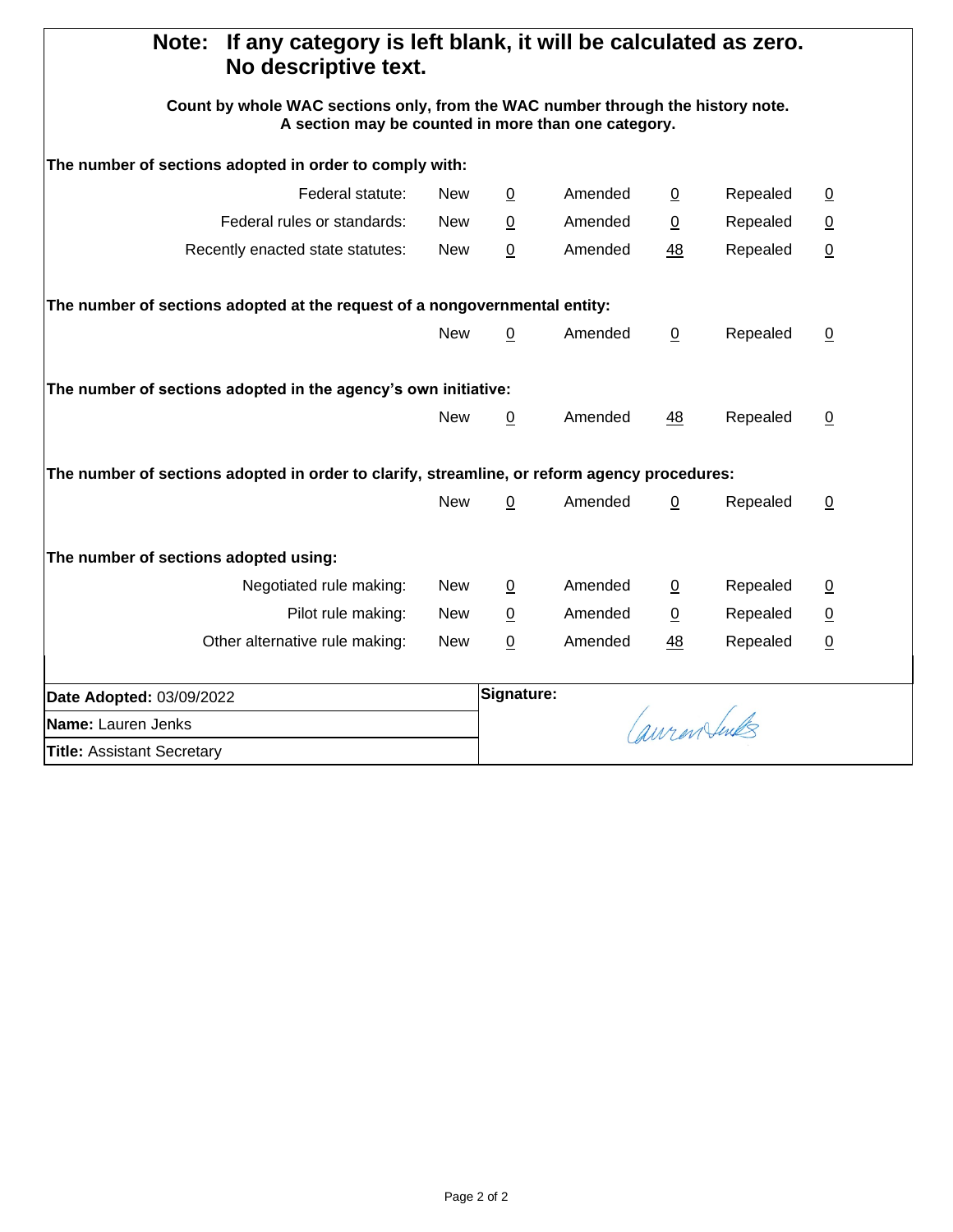**Note: If any category is left blank, it will be calculated as zero. No descriptive text.**

**Count by whole WAC sections only, from the WAC number through the history note. A section may be counted in more than one category.**

**The number of sections adopted in order to comply with:**

| | | | | | | |
|---|---|---|---|---|---|---|
| Federal statute: | New | 0 | Amended | 0 | Repealed | 0 |
| Federal rules or standards: | New | 0 | Amended | 0 | Repealed | 0 |
| Recently enacted state statutes: | New | 0 | Amended | 48 | Repealed | 0 |

**The number of sections adopted at the request of a nongovernmental entity:**

| | | | | | |
|---|---|---|---|---|---|
| New | 0 | Amended | 0 | Repealed | 0 |

**The number of sections adopted in the agency's own initiative:**

| | | | | | |
|---|---|---|---|---|---|
| New | 0 | Amended | 48 | Repealed | 0 |

**The number of sections adopted in order to clarify, streamline, or reform agency procedures:**

| | | | | | |
|---|---|---|---|---|---|
| New | 0 | Amended | 0 | Repealed | 0 |

**The number of sections adopted using:**

| | | | | | | |
|---|---|---|---|---|---|---|
| Negotiated rule making: | New | 0 | Amended | 0 | Repealed | 0 |
| Pilot rule making: | New | 0 | Amended | 0 | Repealed | 0 |
| Other alternative rule making: | New | 0 | Amended | 48 | Repealed | 0 |

| | |
|---|---|
| **Date Adopted:** 03/09/2022 | **Signature:** Lauren Jenks |
| **Name:** Lauren Jenks | |
| **Title:** Assistant Secretary | |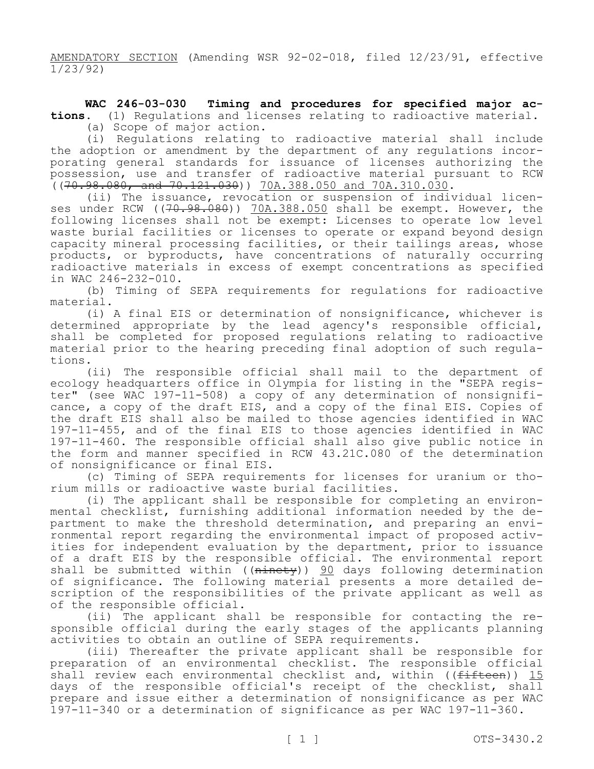AMENDATORY SECTION (Amending WSR 92-02-018, filed 12/23/91, effective 1/23/92)

**WAC 246-03-030 Timing and procedures for specified major actions.** (1) Regulations and licenses relating to radioactive material.

(a) Scope of major action.

(i) Regulations relating to radioactive material shall include the adoption or amendment by the department of any regulations incorporating general standards for issuance of licenses authorizing the possession, use and transfer of radioactive material pursuant to RCW ((~~70.98.080, and 70.121.030~~)) 70A.388.050 and 70A.310.030.

(ii) The issuance, revocation or suspension of individual licenses under RCW ((~~70.98.080~~)) 70A.388.050 shall be exempt. However, the following licenses shall not be exempt: Licenses to operate low level waste burial facilities or licenses to operate or expand beyond design capacity mineral processing facilities, or their tailings areas, whose products, or byproducts, have concentrations of naturally occurring radioactive materials in excess of exempt concentrations as specified in WAC 246-232-010.

(b) Timing of SEPA requirements for regulations for radioactive material.

(i) A final EIS or determination of nonsignificance, whichever is determined appropriate by the lead agency's responsible official, shall be completed for proposed regulations relating to radioactive material prior to the hearing preceding final adoption of such regulations.

(ii) The responsible official shall mail to the department of ecology headquarters office in Olympia for listing in the "SEPA register" (see WAC 197-11-508) a copy of any determination of nonsignificance, a copy of the draft EIS, and a copy of the final EIS. Copies of the draft EIS shall also be mailed to those agencies identified in WAC 197-11-455, and of the final EIS to those agencies identified in WAC 197-11-460. The responsible official shall also give public notice in the form and manner specified in RCW 43.21C.080 of the determination of nonsignificance or final EIS.

(c) Timing of SEPA requirements for licenses for uranium or thorium mills or radioactive waste burial facilities.

(i) The applicant shall be responsible for completing an environmental checklist, furnishing additional information needed by the department to make the threshold determination, and preparing an environmental report regarding the environmental impact of proposed activities for independent evaluation by the department, prior to issuance of a draft EIS by the responsible official. The environmental report shall be submitted within ((~~ninety~~)) 90 days following determination of significance. The following material presents a more detailed description of the responsibilities of the private applicant as well as of the responsible official.

(ii) The applicant shall be responsible for contacting the responsible official during the early stages of the applicants planning activities to obtain an outline of SEPA requirements.

(iii) Thereafter the private applicant shall be responsible for preparation of an environmental checklist. The responsible official shall review each environmental checklist and, within ((~~fifteen~~)) 15 days of the responsible official's receipt of the checklist, shall prepare and issue either a determination of nonsignificance as per WAC 197-11-340 or a determination of significance as per WAC 197-11-360.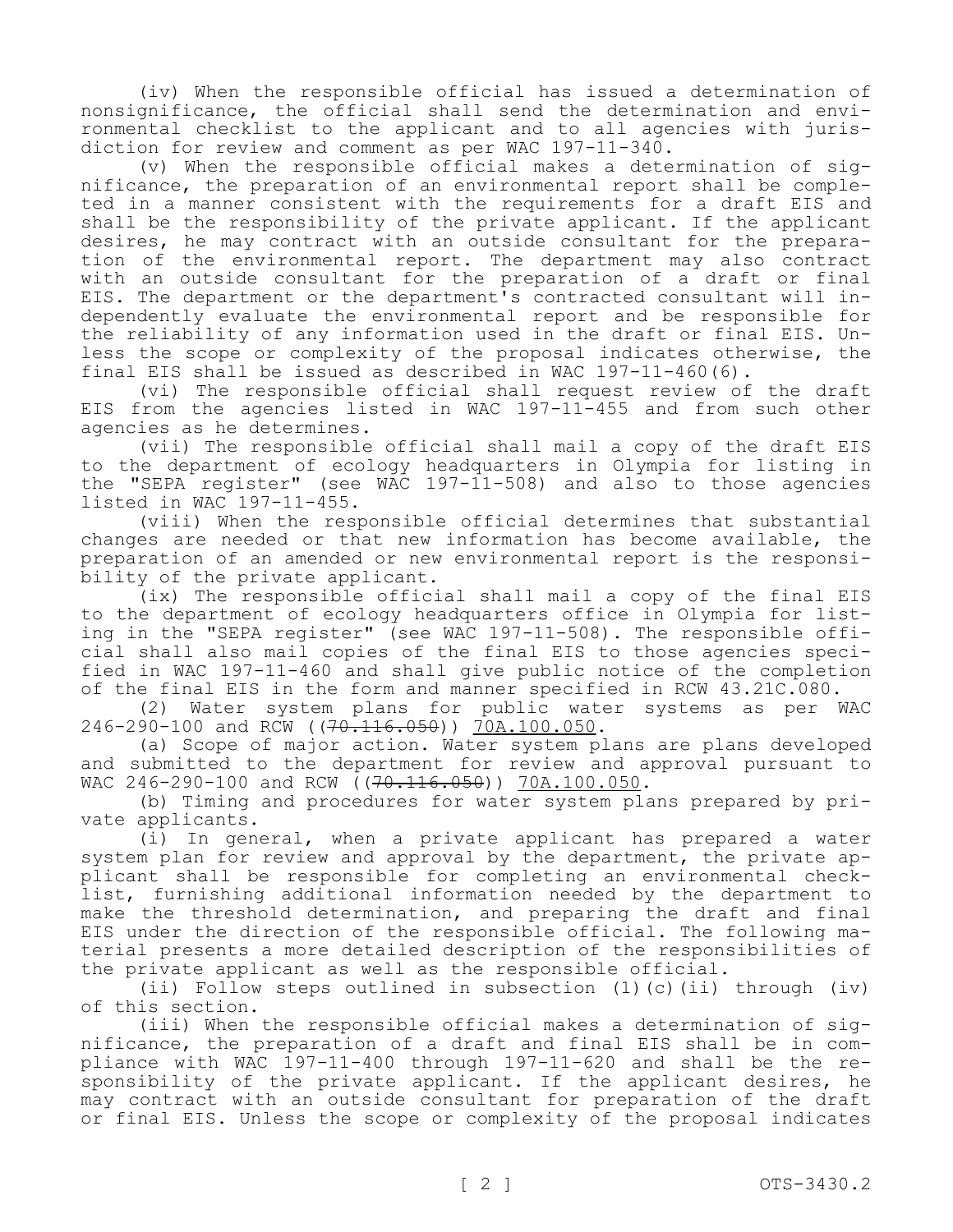(iv) When the responsible official has issued a determination of nonsignificance, the official shall send the determination and environmental checklist to the applicant and to all agencies with jurisdiction for review and comment as per WAC 197-11-340.

(v) When the responsible official makes a determination of significance, the preparation of an environmental report shall be completed in a manner consistent with the requirements for a draft EIS and shall be the responsibility of the private applicant. If the applicant desires, he may contract with an outside consultant for the preparation of the environmental report. The department may also contract with an outside consultant for the preparation of a draft or final EIS. The department or the department's contracted consultant will independently evaluate the environmental report and be responsible for the reliability of any information used in the draft or final EIS. Unless the scope or complexity of the proposal indicates otherwise, the final EIS shall be issued as described in WAC 197-11-460(6).

(vi) The responsible official shall request review of the draft EIS from the agencies listed in WAC 197-11-455 and from such other agencies as he determines.

(vii) The responsible official shall mail a copy of the draft EIS to the department of ecology headquarters in Olympia for listing in the "SEPA register" (see WAC 197-11-508) and also to those agencies listed in WAC 197-11-455.

(viii) When the responsible official determines that substantial changes are needed or that new information has become available, the preparation of an amended or new environmental report is the responsibility of the private applicant.

(ix) The responsible official shall mail a copy of the final EIS to the department of ecology headquarters office in Olympia for listing in the "SEPA register" (see WAC 197-11-508). The responsible official shall also mail copies of the final EIS to those agencies specified in WAC 197-11-460 and shall give public notice of the completion of the final EIS in the form and manner specified in RCW 43.21C.080.

(2) Water system plans for public water systems as per WAC 246-290-100 and RCW ((~~70.116.050~~)) 70A.100.050.

(a) Scope of major action. Water system plans are plans developed and submitted to the department for review and approval pursuant to WAC 246-290-100 and RCW ((~~70.116.050~~)) 70A.100.050.

(b) Timing and procedures for water system plans prepared by private applicants.

(i) In general, when a private applicant has prepared a water system plan for review and approval by the department, the private applicant shall be responsible for completing an environmental checklist, furnishing additional information needed by the department to make the threshold determination, and preparing the draft and final EIS under the direction of the responsible official. The following material presents a more detailed description of the responsibilities of the private applicant as well as the responsible official.

(ii) Follow steps outlined in subsection (1)(c)(ii) through (iv) of this section.

(iii) When the responsible official makes a determination of significance, the preparation of a draft and final EIS shall be in compliance with WAC 197-11-400 through 197-11-620 and shall be the responsibility of the private applicant. If the applicant desires, he may contract with an outside consultant for preparation of the draft or final EIS. Unless the scope or complexity of the proposal indicates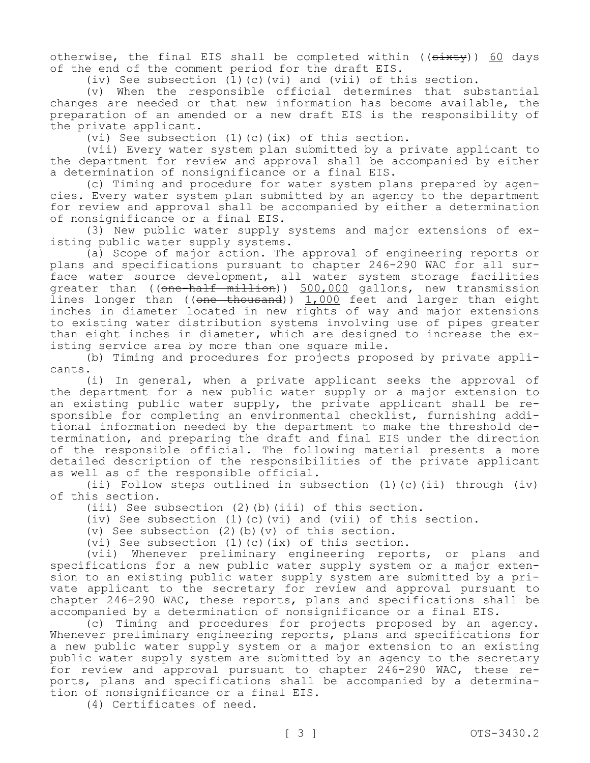otherwise, the final EIS shall be completed within ((~~sixty~~)) 60 days of the end of the comment period for the draft EIS.

(iv) See subsection (1)(c)(vi) and (vii) of this section.

(v) When the responsible official determines that substantial changes are needed or that new information has become available, the preparation of an amended or a new draft EIS is the responsibility of the private applicant.

(vi) See subsection (1)(c)(ix) of this section.

(vii) Every water system plan submitted by a private applicant to the department for review and approval shall be accompanied by either a determination of nonsignificance or a final EIS.

(c) Timing and procedure for water system plans prepared by agencies. Every water system plan submitted by an agency to the department for review and approval shall be accompanied by either a determination of nonsignificance or a final EIS.

(3) New public water supply systems and major extensions of existing public water supply systems.

(a) Scope of major action. The approval of engineering reports or plans and specifications pursuant to chapter 246-290 WAC for all surface water source development, all water system storage facilities greater than ((~~one-half million~~)) 500,000 gallons, new transmission lines longer than ((~~one thousand~~)) 1,000 feet and larger than eight inches in diameter located in new rights of way and major extensions to existing water distribution systems involving use of pipes greater than eight inches in diameter, which are designed to increase the existing service area by more than one square mile.

(b) Timing and procedures for projects proposed by private applicants.

(i) In general, when a private applicant seeks the approval of the department for a new public water supply or a major extension to an existing public water supply, the private applicant shall be responsible for completing an environmental checklist, furnishing additional information needed by the department to make the threshold determination, and preparing the draft and final EIS under the direction of the responsible official. The following material presents a more detailed description of the responsibilities of the private applicant as well as of the responsible official.

(ii) Follow steps outlined in subsection (1)(c)(ii) through (iv) of this section.

(iii) See subsection (2)(b)(iii) of this section.

(iv) See subsection (1)(c)(vi) and (vii) of this section.

(v) See subsection (2)(b)(v) of this section.

(vi) See subsection (1)(c)(ix) of this section.

(vii) Whenever preliminary engineering reports, or plans and specifications for a new public water supply system or a major extension to an existing public water supply system are submitted by a private applicant to the secretary for review and approval pursuant to chapter 246-290 WAC, these reports, plans and specifications shall be accompanied by a determination of nonsignificance or a final EIS.

(c) Timing and procedures for projects proposed by an agency. Whenever preliminary engineering reports, plans and specifications for a new public water supply system or a major extension to an existing public water supply system are submitted by an agency to the secretary for review and approval pursuant to chapter 246-290 WAC, these reports, plans and specifications shall be accompanied by a determination of nonsignificance or a final EIS.

(4) Certificates of need.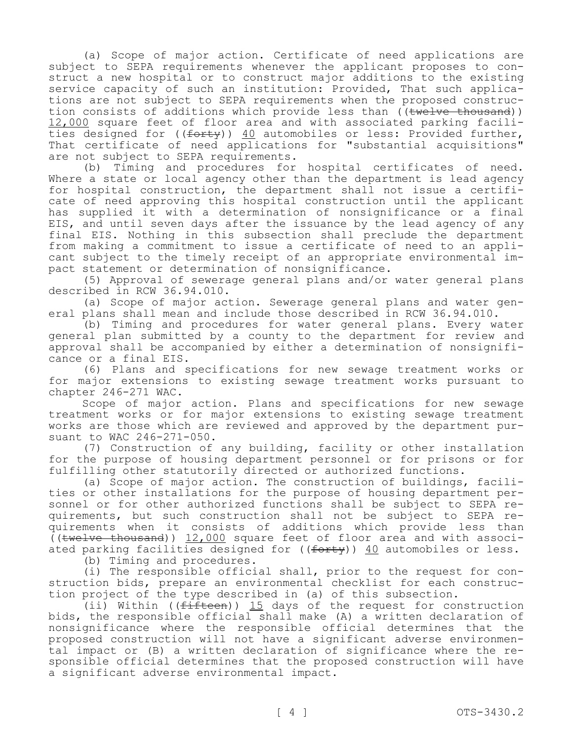(a) Scope of major action. Certificate of need applications are subject to SEPA requirements whenever the applicant proposes to construct a new hospital or to construct major additions to the existing service capacity of such an institution: Provided, That such applications are not subject to SEPA requirements when the proposed construction consists of additions which provide less than ((~~twelve thousand~~)) 12,000 square feet of floor area and with associated parking facilities designed for ((~~forty~~)) 40 automobiles or less: Provided further, That certificate of need applications for "substantial acquisitions" are not subject to SEPA requirements.

(b) Timing and procedures for hospital certificates of need. Where a state or local agency other than the department is lead agency for hospital construction, the department shall not issue a certificate of need approving this hospital construction until the applicant has supplied it with a determination of nonsignificance or a final EIS, and until seven days after the issuance by the lead agency of any final EIS. Nothing in this subsection shall preclude the department from making a commitment to issue a certificate of need to an applicant subject to the timely receipt of an appropriate environmental impact statement or determination of nonsignificance.

(5) Approval of sewerage general plans and/or water general plans described in RCW 36.94.010.

(a) Scope of major action. Sewerage general plans and water general plans shall mean and include those described in RCW 36.94.010.

(b) Timing and procedures for water general plans. Every water general plan submitted by a county to the department for review and approval shall be accompanied by either a determination of nonsignificance or a final EIS.

(6) Plans and specifications for new sewage treatment works or for major extensions to existing sewage treatment works pursuant to chapter 246-271 WAC.

Scope of major action. Plans and specifications for new sewage treatment works or for major extensions to existing sewage treatment works are those which are reviewed and approved by the department pursuant to WAC 246-271-050.

(7) Construction of any building, facility or other installation for the purpose of housing department personnel or for prisons or for fulfilling other statutorily directed or authorized functions.

(a) Scope of major action. The construction of buildings, facilities or other installations for the purpose of housing department personnel or for other authorized functions shall be subject to SEPA requirements, but such construction shall not be subject to SEPA requirements when it consists of additions which provide less than ((~~twelve thousand~~)) 12,000 square feet of floor area and with associated parking facilities designed for ((~~forty~~)) 40 automobiles or less.

(b) Timing and procedures.

(i) The responsible official shall, prior to the request for construction bids, prepare an environmental checklist for each construction project of the type described in (a) of this subsection.

(ii) Within ((~~fifteen~~)) 15 days of the request for construction bids, the responsible official shall make (A) a written declaration of nonsignificance where the responsible official determines that the proposed construction will not have a significant adverse environmental impact or (B) a written declaration of significance where the responsible official determines that the proposed construction will have a significant adverse environmental impact.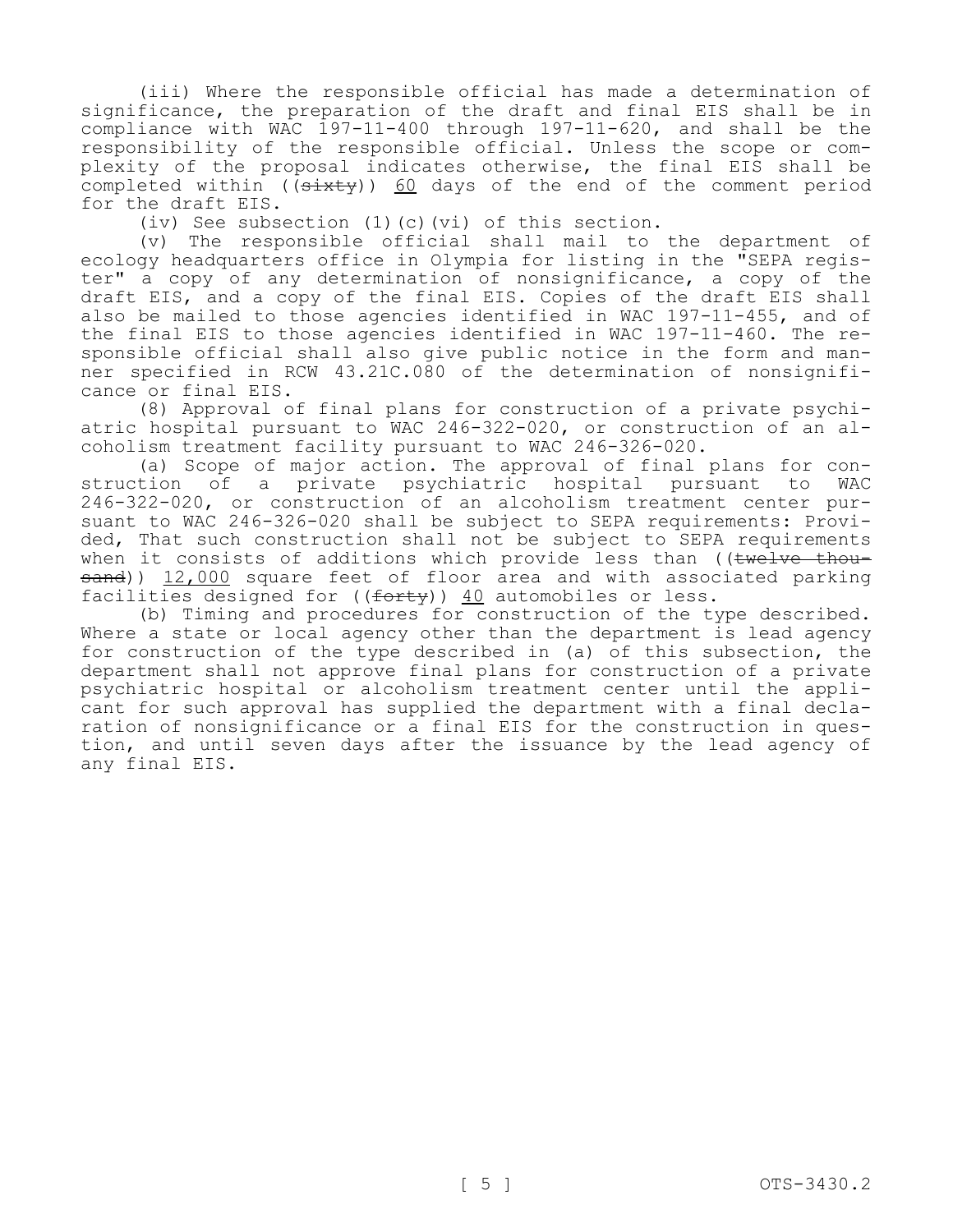(iii) Where the responsible official has made a determination of significance, the preparation of the draft and final EIS shall be in compliance with WAC 197-11-400 through 197-11-620, and shall be the responsibility of the responsible official. Unless the scope or complexity of the proposal indicates otherwise, the final EIS shall be completed within ((~~sixty~~)) <u>60</u> days of the end of the comment period for the draft EIS.

(iv) See subsection (1)(c)(vi) of this section.

(v) The responsible official shall mail to the department of ecology headquarters office in Olympia for listing in the "SEPA register" a copy of any determination of nonsignificance, a copy of the draft EIS, and a copy of the final EIS. Copies of the draft EIS shall also be mailed to those agencies identified in WAC 197-11-455, and of the final EIS to those agencies identified in WAC 197-11-460. The responsible official shall also give public notice in the form and manner specified in RCW 43.21C.080 of the determination of nonsignificance or final EIS.

(8) Approval of final plans for construction of a private psychiatric hospital pursuant to WAC 246-322-020, or construction of an alcoholism treatment facility pursuant to WAC 246-326-020.

(a) Scope of major action. The approval of final plans for construction of a private psychiatric hospital pursuant to WAC 246-322-020, or construction of an alcoholism treatment center pursuant to WAC 246-326-020 shall be subject to SEPA requirements: Provided, That such construction shall not be subject to SEPA requirements when it consists of additions which provide less than ((~~twelve thousand~~)) <u>12,000</u> square feet of floor area and with associated parking facilities designed for ((~~forty~~)) <u>40</u> automobiles or less.

(b) Timing and procedures for construction of the type described. Where a state or local agency other than the department is lead agency for construction of the type described in (a) of this subsection, the department shall not approve final plans for construction of a private psychiatric hospital or alcoholism treatment center until the applicant for such approval has supplied the department with a final declaration of nonsignificance or a final EIS for the construction in question, and until seven days after the issuance by the lead agency of any final EIS.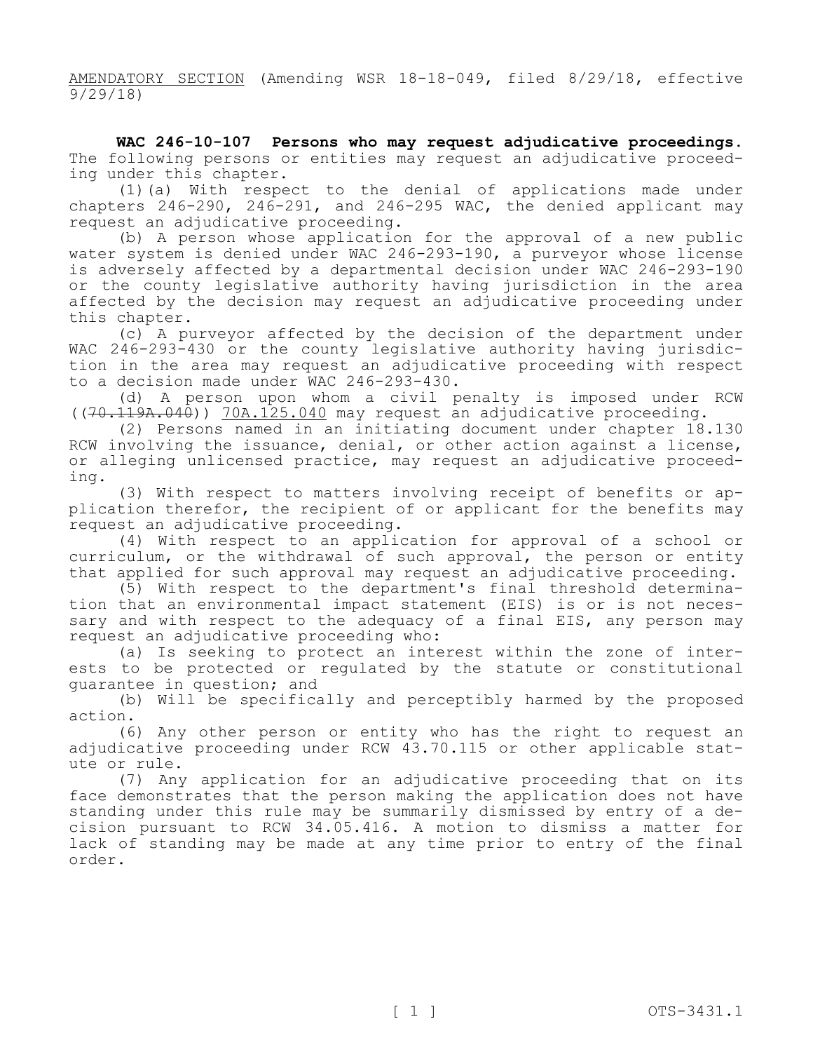AMENDATORY SECTION (Amending WSR 18-18-049, filed 8/29/18, effective 9/29/18)

**WAC 246-10-107 Persons who may request adjudicative proceedings.** The following persons or entities may request an adjudicative proceeding under this chapter.

(1)(a) With respect to the denial of applications made under chapters 246-290, 246-291, and 246-295 WAC, the denied applicant may request an adjudicative proceeding.

(b) A person whose application for the approval of a new public water system is denied under WAC 246-293-190, a purveyor whose license is adversely affected by a departmental decision under WAC 246-293-190 or the county legislative authority having jurisdiction in the area affected by the decision may request an adjudicative proceeding under this chapter.

(c) A purveyor affected by the decision of the department under WAC 246-293-430 or the county legislative authority having jurisdiction in the area may request an adjudicative proceeding with respect to a decision made under WAC 246-293-430.

(d) A person upon whom a civil penalty is imposed under RCW ((~~70.119A.040~~)) 70A.125.040 may request an adjudicative proceeding.

(2) Persons named in an initiating document under chapter 18.130 RCW involving the issuance, denial, or other action against a license, or alleging unlicensed practice, may request an adjudicative proceeding.

(3) With respect to matters involving receipt of benefits or application therefor, the recipient of or applicant for the benefits may request an adjudicative proceeding.

(4) With respect to an application for approval of a school or curriculum, or the withdrawal of such approval, the person or entity that applied for such approval may request an adjudicative proceeding.

(5) With respect to the department's final threshold determination that an environmental impact statement (EIS) is or is not necessary and with respect to the adequacy of a final EIS, any person may request an adjudicative proceeding who:

(a) Is seeking to protect an interest within the zone of interests to be protected or regulated by the statute or constitutional guarantee in question; and

(b) Will be specifically and perceptibly harmed by the proposed action.

(6) Any other person or entity who has the right to request an adjudicative proceeding under RCW 43.70.115 or other applicable statute or rule.

(7) Any application for an adjudicative proceeding that on its face demonstrates that the person making the application does not have standing under this rule may be summarily dismissed by entry of a decision pursuant to RCW 34.05.416. A motion to dismiss a matter for lack of standing may be made at any time prior to entry of the final order.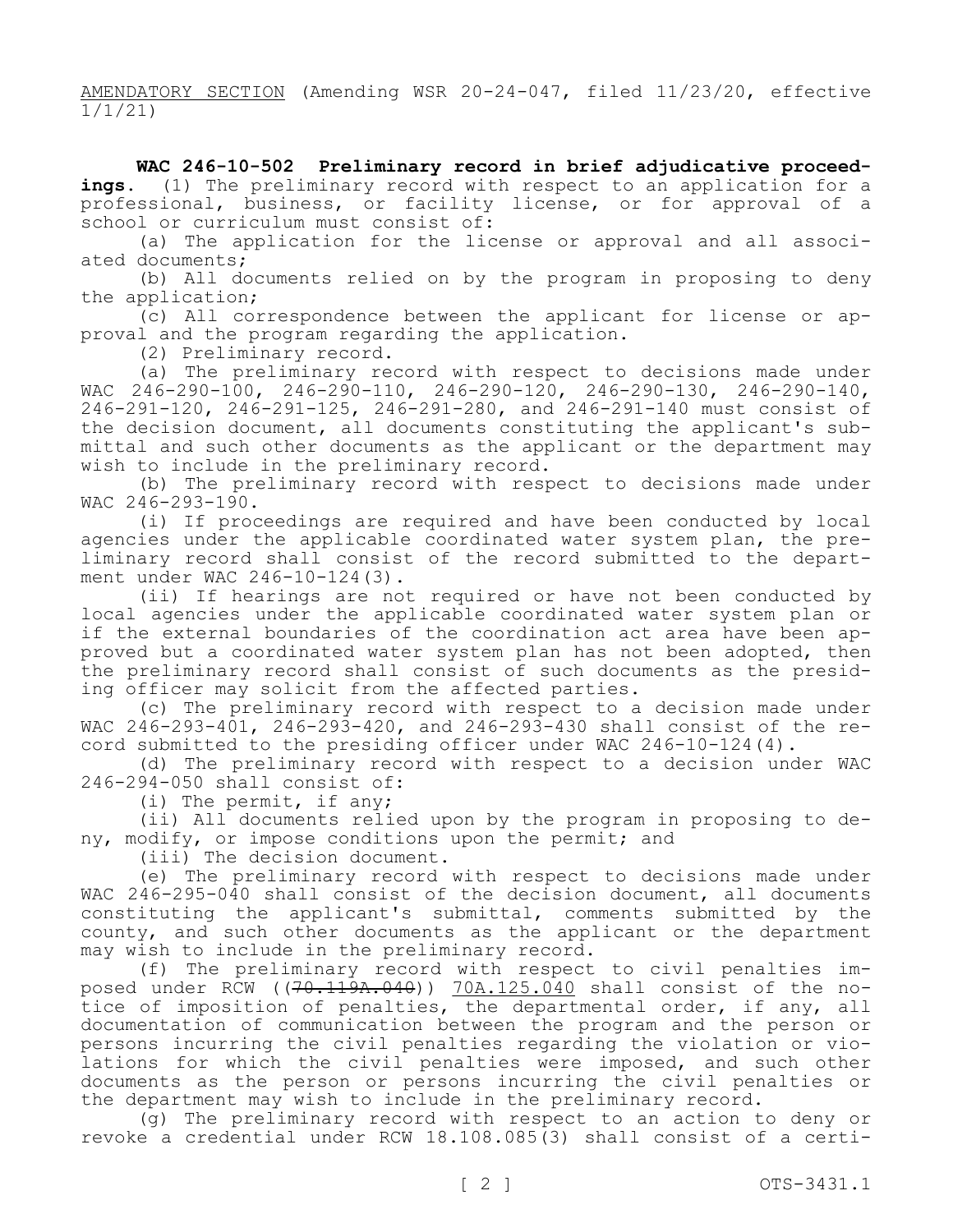AMENDATORY SECTION (Amending WSR 20-24-047, filed 11/23/20, effective 1/1/21)

**WAC 246-10-502 Preliminary record in brief adjudicative proceedings.** (1) The preliminary record with respect to an application for a professional, business, or facility license, or for approval of a school or curriculum must consist of:

(a) The application for the license or approval and all associated documents;

(b) All documents relied on by the program in proposing to deny the application;

(c) All correspondence between the applicant for license or approval and the program regarding the application.

(2) Preliminary record.

(a) The preliminary record with respect to decisions made under WAC 246-290-100, 246-290-110, 246-290-120, 246-290-130, 246-290-140, 246-291-120, 246-291-125, 246-291-280, and 246-291-140 must consist of the decision document, all documents constituting the applicant's submittal and such other documents as the applicant or the department may wish to include in the preliminary record.

(b) The preliminary record with respect to decisions made under WAC 246-293-190.

(i) If proceedings are required and have been conducted by local agencies under the applicable coordinated water system plan, the preliminary record shall consist of the record submitted to the department under WAC 246-10-124(3).

(ii) If hearings are not required or have not been conducted by local agencies under the applicable coordinated water system plan or if the external boundaries of the coordination act area have been approved but a coordinated water system plan has not been adopted, then the preliminary record shall consist of such documents as the presiding officer may solicit from the affected parties.

(c) The preliminary record with respect to a decision made under WAC 246-293-401, 246-293-420, and 246-293-430 shall consist of the record submitted to the presiding officer under WAC 246-10-124(4).

(d) The preliminary record with respect to a decision under WAC 246-294-050 shall consist of:

(i) The permit, if any;

(ii) All documents relied upon by the program in proposing to deny, modify, or impose conditions upon the permit; and

(iii) The decision document.

(e) The preliminary record with respect to decisions made under WAC 246-295-040 shall consist of the decision document, all documents constituting the applicant's submittal, comments submitted by the county, and such other documents as the applicant or the department may wish to include in the preliminary record.

(f) The preliminary record with respect to civil penalties imposed under RCW ((~~70.119A.040~~)) 70A.125.040 shall consist of the notice of imposition of penalties, the departmental order, if any, all documentation of communication between the program and the person or persons incurring the civil penalties regarding the violation or violations for which the civil penalties were imposed, and such other documents as the person or persons incurring the civil penalties or the department may wish to include in the preliminary record.

(g) The preliminary record with respect to an action to deny or revoke a credential under RCW 18.108.085(3) shall consist of a certi-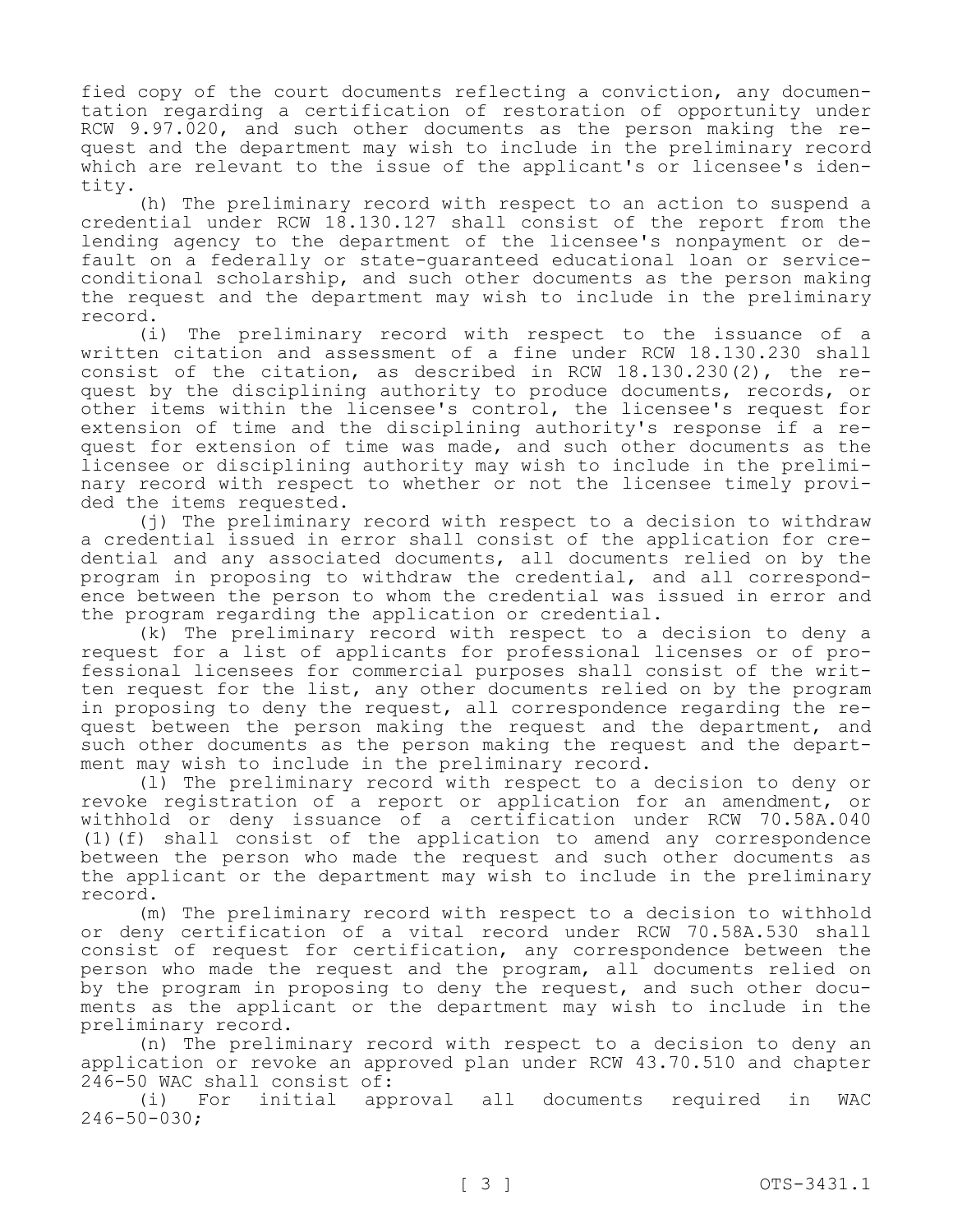fied copy of the court documents reflecting a conviction, any documentation regarding a certification of restoration of opportunity under RCW 9.97.020, and such other documents as the person making the request and the department may wish to include in the preliminary record which are relevant to the issue of the applicant's or licensee's identity.

(h) The preliminary record with respect to an action to suspend a credential under RCW 18.130.127 shall consist of the report from the lending agency to the department of the licensee's nonpayment or default on a federally or state-guaranteed educational loan or service-conditional scholarship, and such other documents as the person making the request and the department may wish to include in the preliminary record.

(i) The preliminary record with respect to the issuance of a written citation and assessment of a fine under RCW 18.130.230 shall consist of the citation, as described in RCW 18.130.230(2), the request by the disciplining authority to produce documents, records, or other items within the licensee's control, the licensee's request for extension of time and the disciplining authority's response if a request for extension of time was made, and such other documents as the licensee or disciplining authority may wish to include in the preliminary record with respect to whether or not the licensee timely provided the items requested.

(j) The preliminary record with respect to a decision to withdraw a credential issued in error shall consist of the application for credential and any associated documents, all documents relied on by the program in proposing to withdraw the credential, and all correspondence between the person to whom the credential was issued in error and the program regarding the application or credential.

(k) The preliminary record with respect to a decision to deny a request for a list of applicants for professional licenses or of professional licensees for commercial purposes shall consist of the written request for the list, any other documents relied on by the program in proposing to deny the request, all correspondence regarding the request between the person making the request and the department, and such other documents as the person making the request and the department may wish to include in the preliminary record.

(l) The preliminary record with respect to a decision to deny or revoke registration of a report or application for an amendment, or withhold or deny issuance of a certification under RCW 70.58A.040 (1)(f) shall consist of the application to amend any correspondence between the person who made the request and such other documents as the applicant or the department may wish to include in the preliminary record.

(m) The preliminary record with respect to a decision to withhold or deny certification of a vital record under RCW 70.58A.530 shall consist of request for certification, any correspondence between the person who made the request and the program, all documents relied on by the program in proposing to deny the request, and such other documents as the applicant or the department may wish to include in the preliminary record.

(n) The preliminary record with respect to a decision to deny an application or revoke an approved plan under RCW 43.70.510 and chapter 246-50 WAC shall consist of:

(i) For initial approval all documents required in WAC 246-50-030;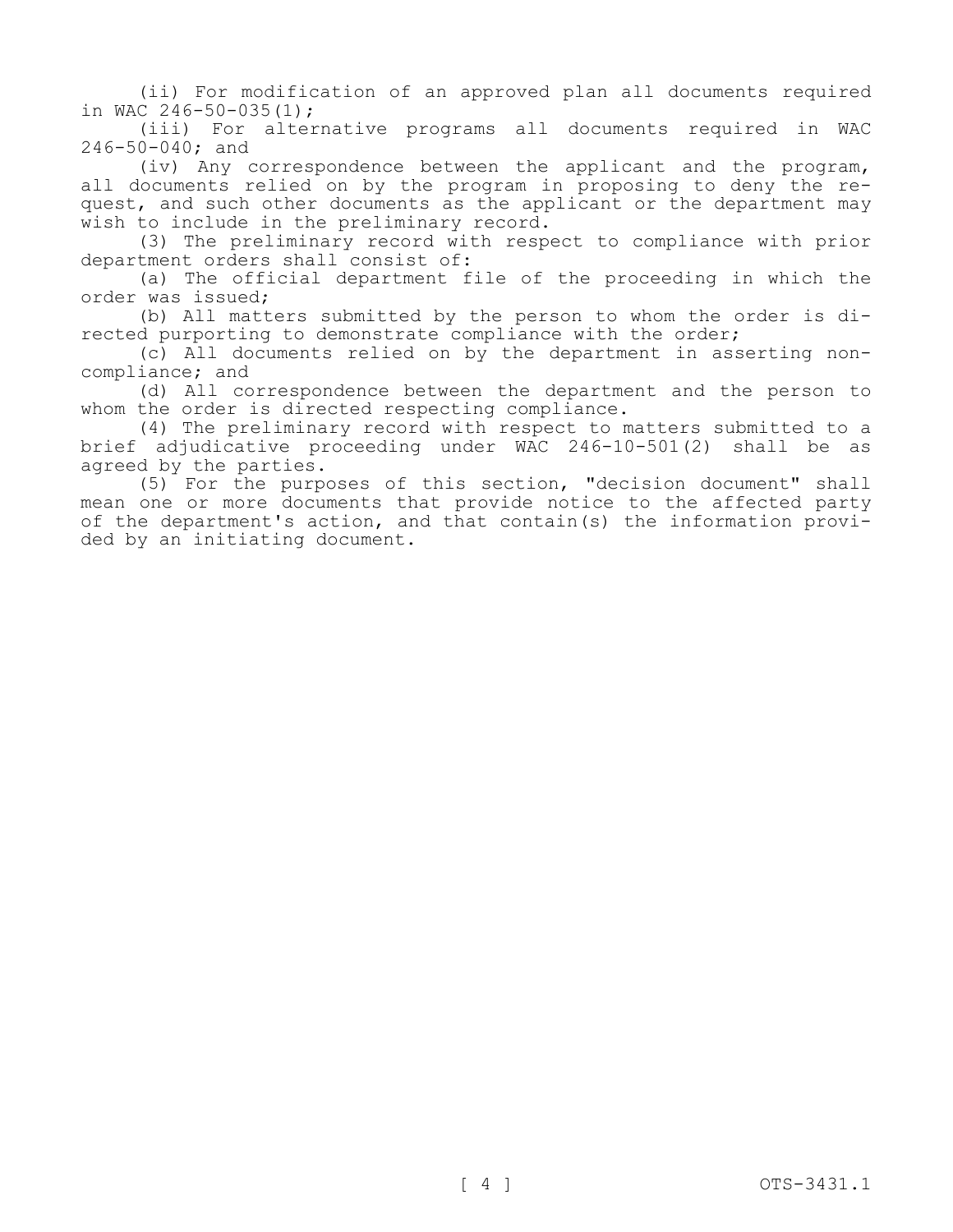(ii) For modification of an approved plan all documents required in WAC 246-50-035(1);

(iii) For alternative programs all documents required in WAC 246-50-040; and

(iv) Any correspondence between the applicant and the program, all documents relied on by the program in proposing to deny the request, and such other documents as the applicant or the department may wish to include in the preliminary record.

(3) The preliminary record with respect to compliance with prior department orders shall consist of:

(a) The official department file of the proceeding in which the order was issued;

(b) All matters submitted by the person to whom the order is directed purporting to demonstrate compliance with the order;

(c) All documents relied on by the department in asserting noncompliance; and

(d) All correspondence between the department and the person to whom the order is directed respecting compliance.

(4) The preliminary record with respect to matters submitted to a brief adjudicative proceeding under WAC 246-10-501(2) shall be as agreed by the parties.

(5) For the purposes of this section, "decision document" shall mean one or more documents that provide notice to the affected party of the department's action, and that contain(s) the information provided by an initiating document.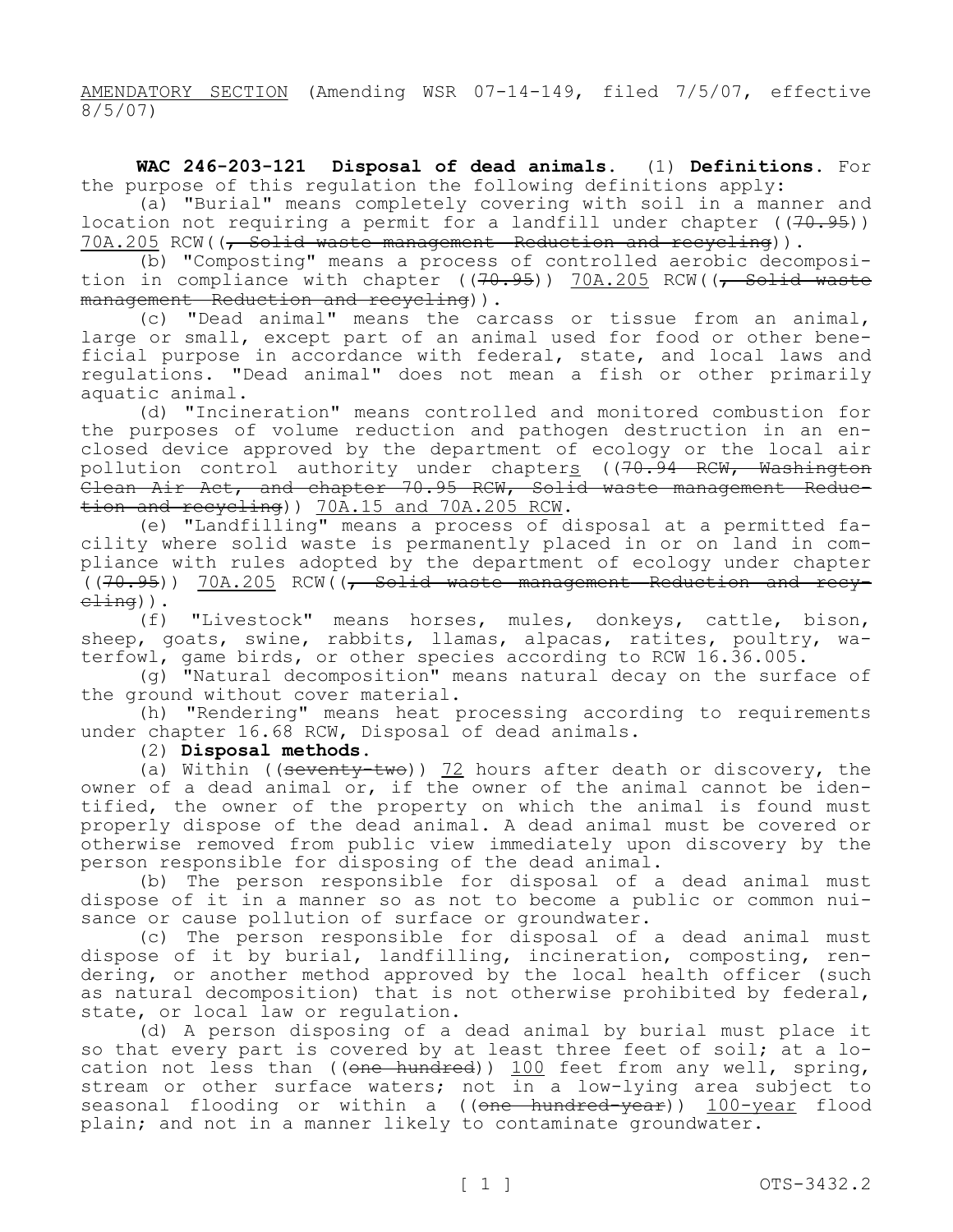AMENDATORY SECTION (Amending WSR 07-14-149, filed 7/5/07, effective 8/5/07)

**WAC 246-203-121 Disposal of dead animals.** (1) **Definitions.** For the purpose of this regulation the following definitions apply:

(a) "Burial" means completely covering with soil in a manner and location not requiring a permit for a landfill under chapter ((~~70.95~~)) 70A.205 RCW((~~, Solid waste management—Reduction and recycling~~)).

(b) "Composting" means a process of controlled aerobic decomposition in compliance with chapter ((~~70.95~~)) 70A.205 RCW((~~, Solid waste management—Reduction and recycling~~)).

(c) "Dead animal" means the carcass or tissue from an animal, large or small, except part of an animal used for food or other beneficial purpose in accordance with federal, state, and local laws and regulations. "Dead animal" does not mean a fish or other primarily aquatic animal.

(d) "Incineration" means controlled and monitored combustion for the purposes of volume reduction and pathogen destruction in an enclosed device approved by the department of ecology or the local air pollution control authority under chapters ((~~70.94 RCW, Washington Clean Air Act, and chapter 70.95 RCW, Solid waste management—Reduction and recycling~~)) 70A.15 and 70A.205 RCW.

(e) "Landfilling" means a process of disposal at a permitted facility where solid waste is permanently placed in or on land in compliance with rules adopted by the department of ecology under chapter ((~~70.95~~)) 70A.205 RCW((~~, Solid waste management—Reduction and recycling~~)).

(f) "Livestock" means horses, mules, donkeys, cattle, bison, sheep, goats, swine, rabbits, llamas, alpacas, ratites, poultry, waterfowl, game birds, or other species according to RCW 16.36.005.

(g) "Natural decomposition" means natural decay on the surface of the ground without cover material.

(h) "Rendering" means heat processing according to requirements under chapter 16.68 RCW, Disposal of dead animals.

(2) **Disposal methods.**

(a) Within ((~~seventy-two~~)) 72 hours after death or discovery, the owner of a dead animal or, if the owner of the animal cannot be identified, the owner of the property on which the animal is found must properly dispose of the dead animal. A dead animal must be covered or otherwise removed from public view immediately upon discovery by the person responsible for disposing of the dead animal.

(b) The person responsible for disposal of a dead animal must dispose of it in a manner so as not to become a public or common nuisance or cause pollution of surface or groundwater.

(c) The person responsible for disposal of a dead animal must dispose of it by burial, landfilling, incineration, composting, rendering, or another method approved by the local health officer (such as natural decomposition) that is not otherwise prohibited by federal, state, or local law or regulation.

(d) A person disposing of a dead animal by burial must place it so that every part is covered by at least three feet of soil; at a location not less than ((~~one hundred~~)) 100 feet from any well, spring, stream or other surface waters; not in a low-lying area subject to seasonal flooding or within a ((~~one hundred-year~~)) 100-year flood plain; and not in a manner likely to contaminate groundwater.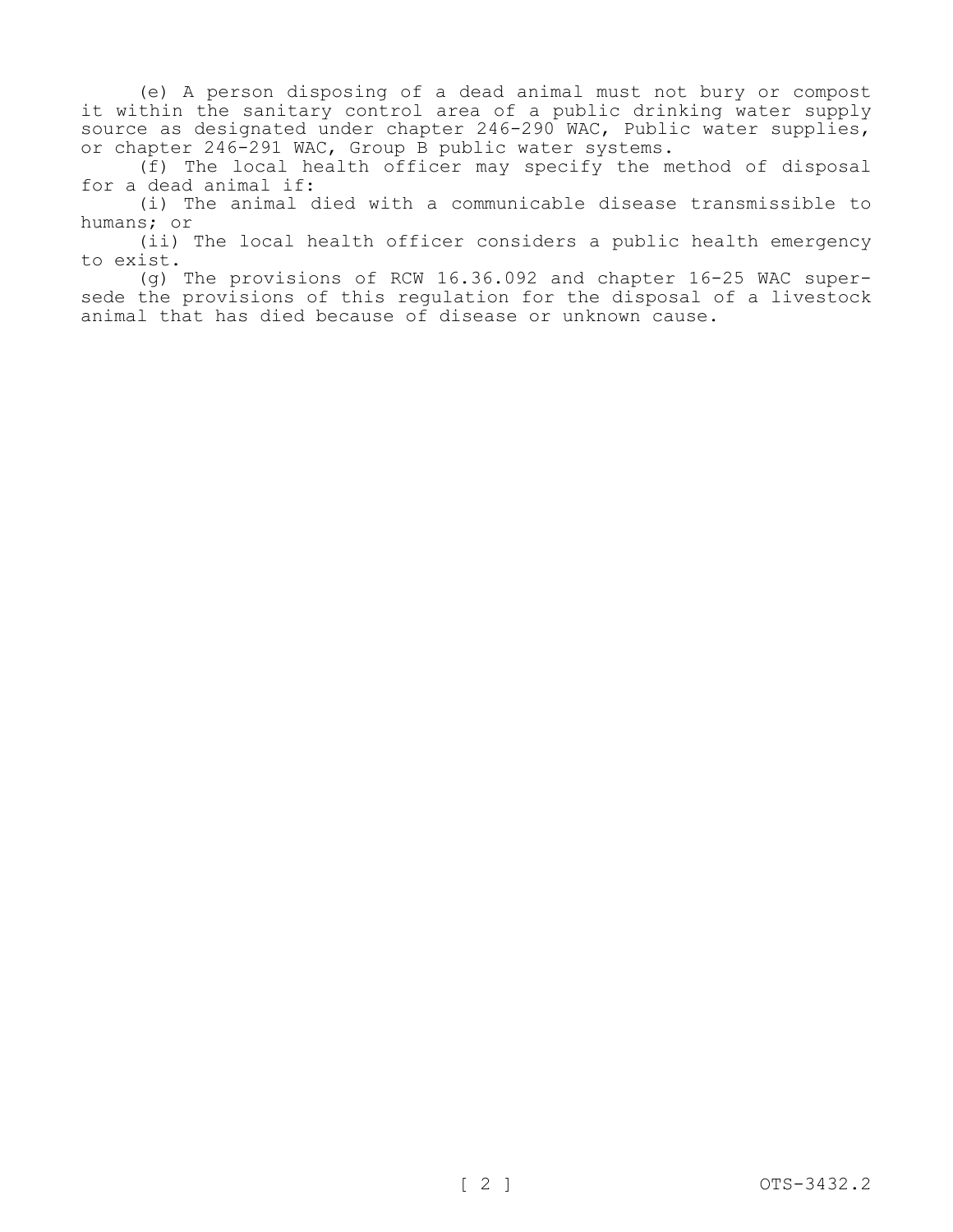(e) A person disposing of a dead animal must not bury or compost it within the sanitary control area of a public drinking water supply source as designated under chapter 246-290 WAC, Public water supplies, or chapter 246-291 WAC, Group B public water systems.

(f) The local health officer may specify the method of disposal for a dead animal if:

(i) The animal died with a communicable disease transmissible to humans; or

(ii) The local health officer considers a public health emergency to exist.

(g) The provisions of RCW 16.36.092 and chapter 16-25 WAC supersede the provisions of this regulation for the disposal of a livestock animal that has died because of disease or unknown cause.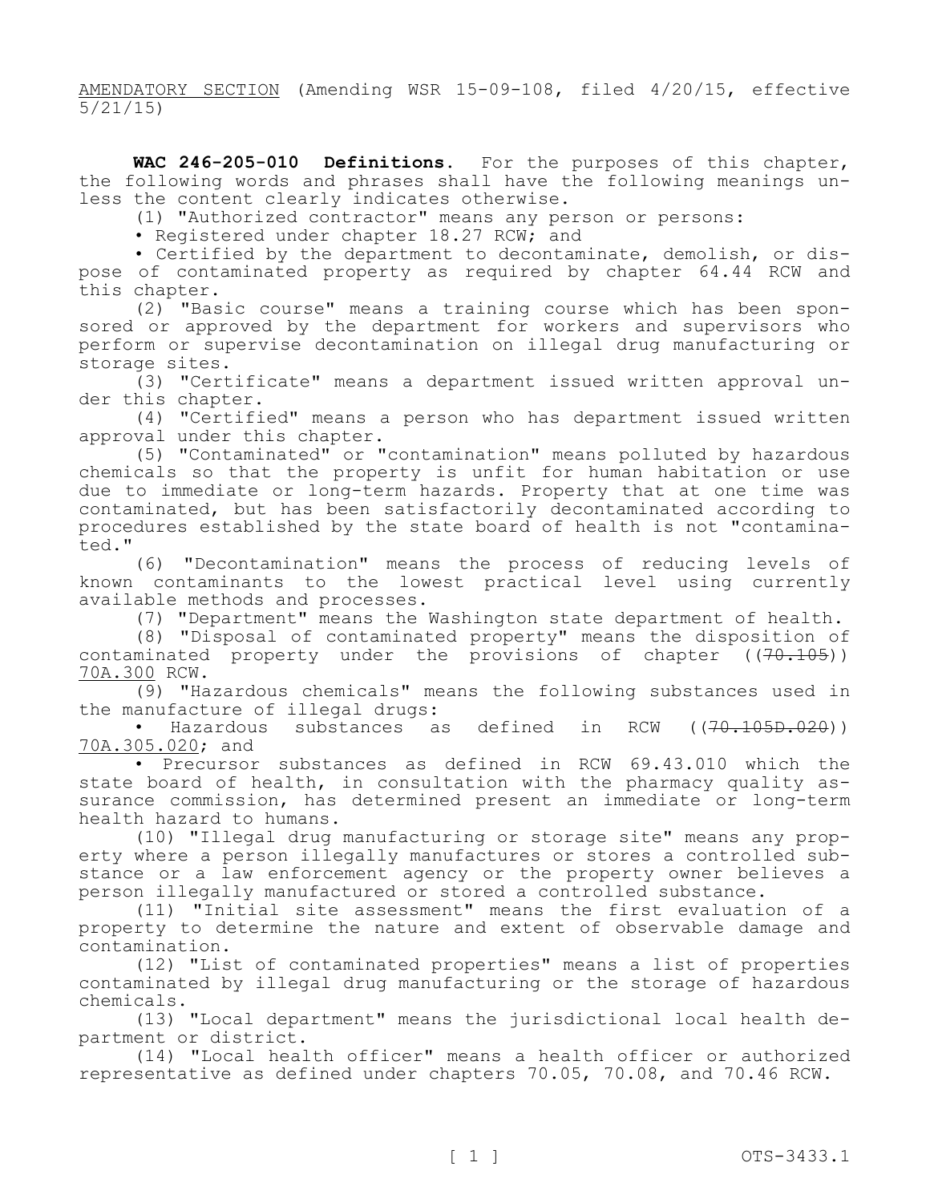AMENDATORY SECTION (Amending WSR 15-09-108, filed 4/20/15, effective 5/21/15)

**WAC 246-205-010 Definitions.** For the purposes of this chapter, the following words and phrases shall have the following meanings unless the content clearly indicates otherwise.

(1) "Authorized contractor" means any person or persons:

• Registered under chapter 18.27 RCW; and

• Certified by the department to decontaminate, demolish, or dispose of contaminated property as required by chapter 64.44 RCW and this chapter.

(2) "Basic course" means a training course which has been sponsored or approved by the department for workers and supervisors who perform or supervise decontamination on illegal drug manufacturing or storage sites.

(3) "Certificate" means a department issued written approval under this chapter.

(4) "Certified" means a person who has department issued written approval under this chapter.

(5) "Contaminated" or "contamination" means polluted by hazardous chemicals so that the property is unfit for human habitation or use due to immediate or long-term hazards. Property that at one time was contaminated, but has been satisfactorily decontaminated according to procedures established by the state board of health is not "contaminated."

(6) "Decontamination" means the process of reducing levels of known contaminants to the lowest practical level using currently available methods and processes.

(7) "Department" means the Washington state department of health.

(8) "Disposal of contaminated property" means the disposition of contaminated property under the provisions of chapter ((~~70.105~~)) 70A.300 RCW.

(9) "Hazardous chemicals" means the following substances used in the manufacture of illegal drugs:

• Hazardous substances as defined in RCW ((~~70.105D.020~~)) 70A.305.020; and

• Precursor substances as defined in RCW 69.43.010 which the state board of health, in consultation with the pharmacy quality assurance commission, has determined present an immediate or long-term health hazard to humans.

(10) "Illegal drug manufacturing or storage site" means any property where a person illegally manufactures or stores a controlled substance or a law enforcement agency or the property owner believes a person illegally manufactured or stored a controlled substance.

(11) "Initial site assessment" means the first evaluation of a property to determine the nature and extent of observable damage and contamination.

(12) "List of contaminated properties" means a list of properties contaminated by illegal drug manufacturing or the storage of hazardous chemicals.

(13) "Local department" means the jurisdictional local health department or district.

(14) "Local health officer" means a health officer or authorized representative as defined under chapters 70.05, 70.08, and 70.46 RCW.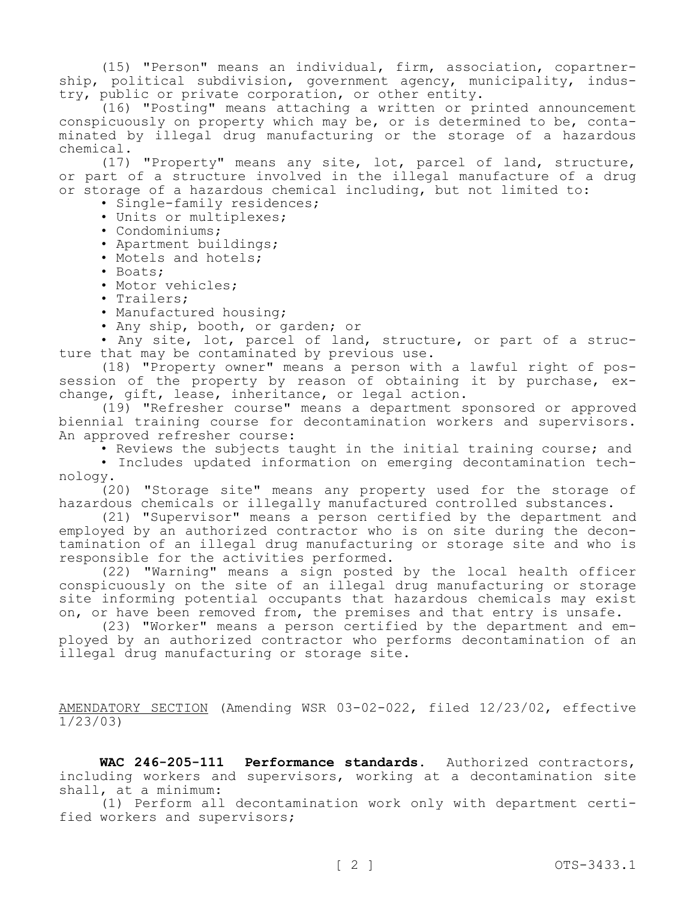(15) "Person" means an individual, firm, association, copartnership, political subdivision, government agency, municipality, industry, public or private corporation, or other entity.

(16) "Posting" means attaching a written or printed announcement conspicuously on property which may be, or is determined to be, contaminated by illegal drug manufacturing or the storage of a hazardous chemical.

(17) "Property" means any site, lot, parcel of land, structure, or part of a structure involved in the illegal manufacture of a drug or storage of a hazardous chemical including, but not limited to:

- Single-family residences;
- Units or multiplexes;
- Condominiums;
- Apartment buildings;
- Motels and hotels;
- Boats;
- Motor vehicles;
- Trailers;
- Manufactured housing;
- Any ship, booth, or garden; or
- Any site, lot, parcel of land, structure, or part of a structure that may be contaminated by previous use.

(18) "Property owner" means a person with a lawful right of possession of the property by reason of obtaining it by purchase, exchange, gift, lease, inheritance, or legal action.

(19) "Refresher course" means a department sponsored or approved biennial training course for decontamination workers and supervisors. An approved refresher course:

- Reviews the subjects taught in the initial training course; and
- Includes updated information on emerging decontamination technology.

(20) "Storage site" means any property used for the storage of hazardous chemicals or illegally manufactured controlled substances.

(21) "Supervisor" means a person certified by the department and employed by an authorized contractor who is on site during the decontamination of an illegal drug manufacturing or storage site and who is responsible for the activities performed.

(22) "Warning" means a sign posted by the local health officer conspicuously on the site of an illegal drug manufacturing or storage site informing potential occupants that hazardous chemicals may exist on, or have been removed from, the premises and that entry is unsafe.

(23) "Worker" means a person certified by the department and employed by an authorized contractor who performs decontamination of an illegal drug manufacturing or storage site.

AMENDATORY SECTION (Amending WSR 03-02-022, filed 12/23/02, effective 1/23/03)

**WAC 246-205-111 Performance standards.** Authorized contractors, including workers and supervisors, working at a decontamination site shall, at a minimum:

(1) Perform all decontamination work only with department certified workers and supervisors;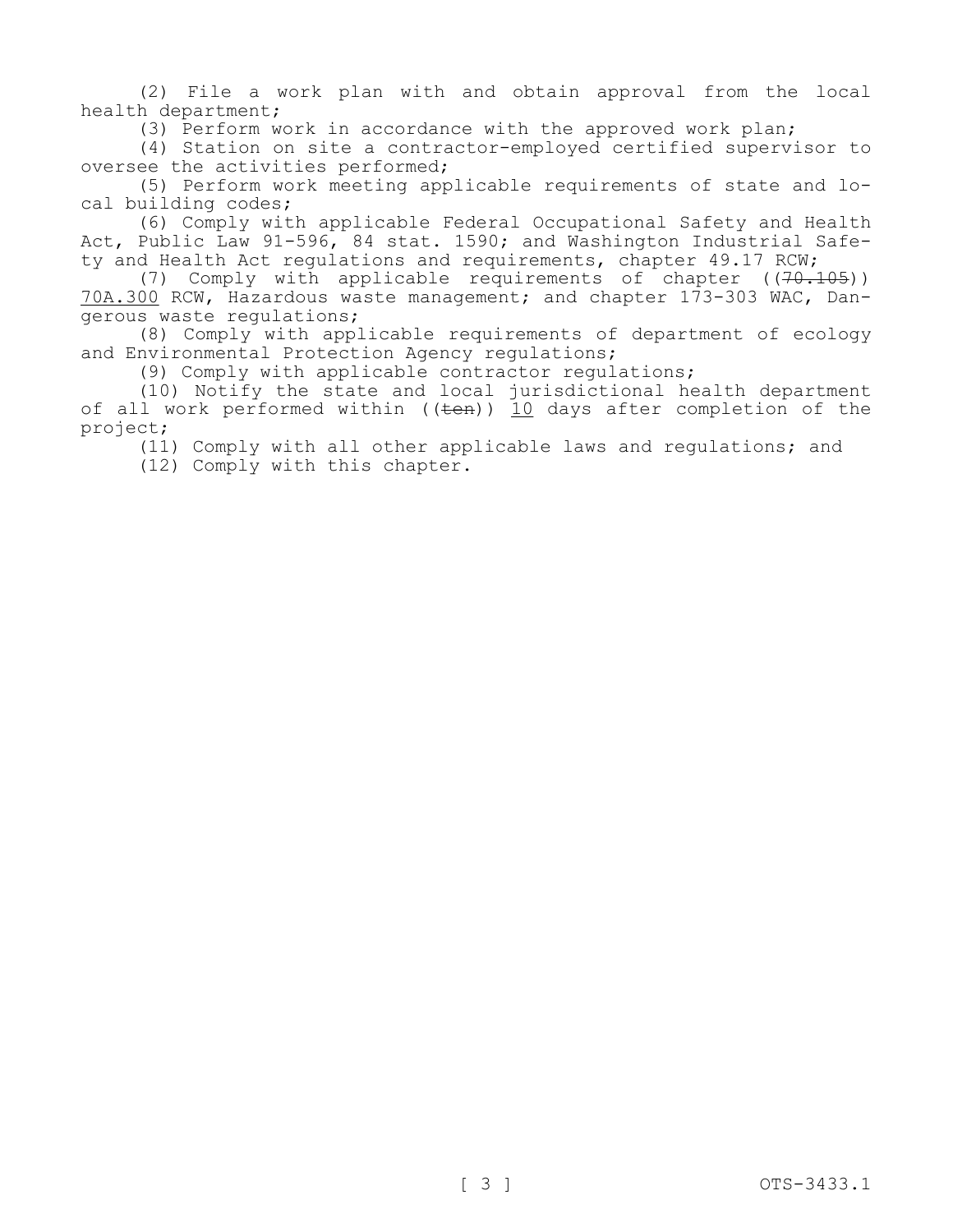(2) File a work plan with and obtain approval from the local health department;

(3) Perform work in accordance with the approved work plan;

(4) Station on site a contractor-employed certified supervisor to oversee the activities performed;

(5) Perform work meeting applicable requirements of state and local building codes;

(6) Comply with applicable Federal Occupational Safety and Health Act, Public Law 91-596, 84 stat. 1590; and Washington Industrial Safety and Health Act regulations and requirements, chapter 49.17 RCW;

(7) Comply with applicable requirements of chapter ((~~70.105~~)) <u>70A.300</u> RCW, Hazardous waste management; and chapter 173-303 WAC, Dangerous waste regulations;

(8) Comply with applicable requirements of department of ecology and Environmental Protection Agency regulations;

(9) Comply with applicable contractor regulations;

(10) Notify the state and local jurisdictional health department of all work performed within ((~~ten~~)) <u>10</u> days after completion of the project;

(11) Comply with all other applicable laws and regulations; and

(12) Comply with this chapter.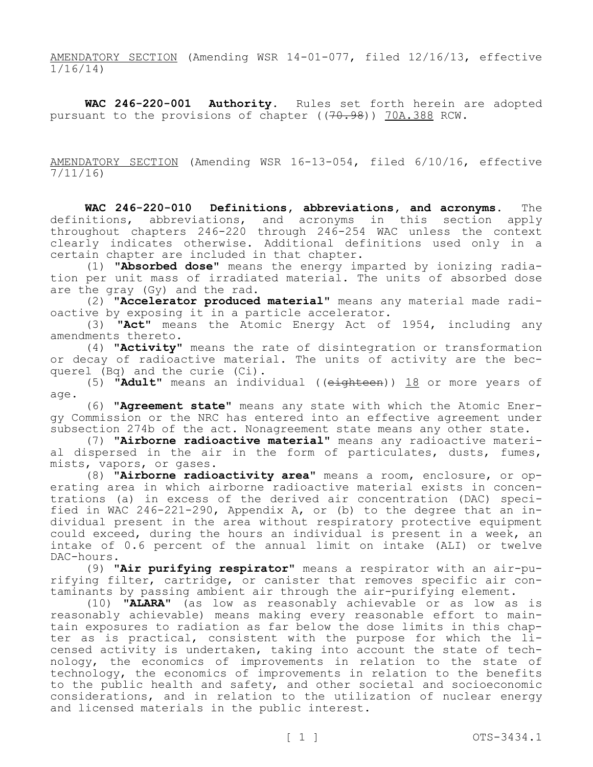AMENDATORY SECTION (Amending WSR 14-01-077, filed 12/16/13, effective 1/16/14)

**WAC 246-220-001 Authority.** Rules set forth herein are adopted pursuant to the provisions of chapter ((~~70.98~~)) 70A.388 RCW.

AMENDATORY SECTION (Amending WSR 16-13-054, filed 6/10/16, effective 7/11/16)

**WAC 246-220-010 Definitions, abbreviations, and acronyms.** The definitions, abbreviations, and acronyms in this section apply throughout chapters 246-220 through 246-254 WAC unless the context clearly indicates otherwise. Additional definitions used only in a certain chapter are included in that chapter.

(1) **"Absorbed dose"** means the energy imparted by ionizing radiation per unit mass of irradiated material. The units of absorbed dose are the gray (Gy) and the rad.

(2) **"Accelerator produced material"** means any material made radioactive by exposing it in a particle accelerator.

(3) **"Act"** means the Atomic Energy Act of 1954, including any amendments thereto.

(4) **"Activity"** means the rate of disintegration or transformation or decay of radioactive material. The units of activity are the becquerel (Bq) and the curie (Ci).

(5) **"Adult"** means an individual ((~~eighteen~~)) 18 or more years of age.

(6) **"Agreement state"** means any state with which the Atomic Energy Commission or the NRC has entered into an effective agreement under subsection 274b of the act. Nonagreement state means any other state.

(7) **"Airborne radioactive material"** means any radioactive material dispersed in the air in the form of particulates, dusts, fumes, mists, vapors, or gases.

(8) **"Airborne radioactivity area"** means a room, enclosure, or operating area in which airborne radioactive material exists in concentrations (a) in excess of the derived air concentration (DAC) specified in WAC 246-221-290, Appendix A, or (b) to the degree that an individual present in the area without respiratory protective equipment could exceed, during the hours an individual is present in a week, an intake of 0.6 percent of the annual limit on intake (ALI) or twelve DAC-hours.

(9) **"Air purifying respirator"** means a respirator with an air-purifying filter, cartridge, or canister that removes specific air contaminants by passing ambient air through the air-purifying element.

(10) **"ALARA"** (as low as reasonably achievable or as low as is reasonably achievable) means making every reasonable effort to maintain exposures to radiation as far below the dose limits in this chapter as is practical, consistent with the purpose for which the licensed activity is undertaken, taking into account the state of technology, the economics of improvements in relation to the state of technology, the economics of improvements in relation to the benefits to the public health and safety, and other societal and socioeconomic considerations, and in relation to the utilization of nuclear energy and licensed materials in the public interest.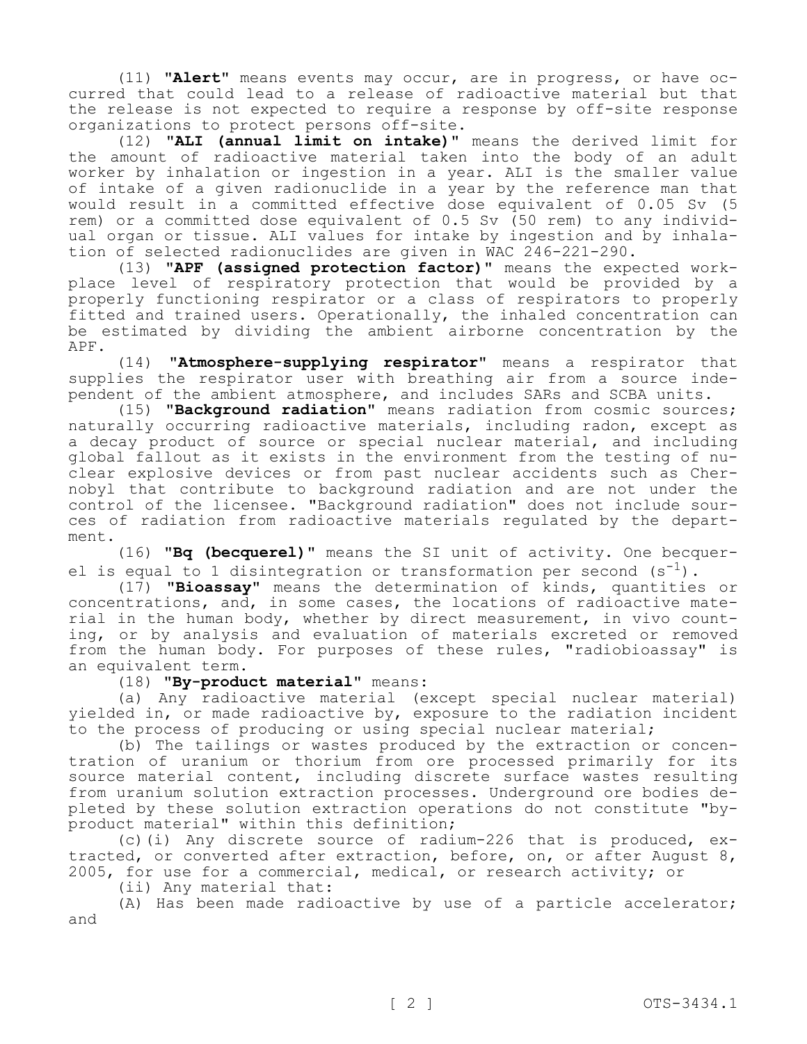(11) "**Alert**" means events may occur, are in progress, or have occurred that could lead to a release of radioactive material but that the release is not expected to require a response by off-site response organizations to protect persons off-site.

(12) "**ALI (annual limit on intake)**" means the derived limit for the amount of radioactive material taken into the body of an adult worker by inhalation or ingestion in a year. ALI is the smaller value of intake of a given radionuclide in a year by the reference man that would result in a committed effective dose equivalent of 0.05 Sv (5 rem) or a committed dose equivalent of 0.5 Sv (50 rem) to any individual organ or tissue. ALI values for intake by ingestion and by inhalation of selected radionuclides are given in WAC 246-221-290.

(13) "**APF (assigned protection factor)**" means the expected workplace level of respiratory protection that would be provided by a properly functioning respirator or a class of respirators to properly fitted and trained users. Operationally, the inhaled concentration can be estimated by dividing the ambient airborne concentration by the APF.

(14) "**Atmosphere-supplying respirator**" means a respirator that supplies the respirator user with breathing air from a source independent of the ambient atmosphere, and includes SARs and SCBA units.

(15) "**Background radiation**" means radiation from cosmic sources; naturally occurring radioactive materials, including radon, except as a decay product of source or special nuclear material, and including global fallout as it exists in the environment from the testing of nuclear explosive devices or from past nuclear accidents such as Chernobyl that contribute to background radiation and are not under the control of the licensee. "Background radiation" does not include sources of radiation from radioactive materials regulated by the department.

(16) "**Bq (becquerel)**" means the SI unit of activity. One becquerel is equal to 1 disintegration or transformation per second ($s^{-1}$).

(17) "**Bioassay**" means the determination of kinds, quantities or concentrations, and, in some cases, the locations of radioactive material in the human body, whether by direct measurement, in vivo counting, or by analysis and evaluation of materials excreted or removed from the human body. For purposes of these rules, "radiobioassay" is an equivalent term.

(18) "**By-product material**" means:

(a) Any radioactive material (except special nuclear material) yielded in, or made radioactive by, exposure to the radiation incident to the process of producing or using special nuclear material;

(b) The tailings or wastes produced by the extraction or concentration of uranium or thorium from ore processed primarily for its source material content, including discrete surface wastes resulting from uranium solution extraction processes. Underground ore bodies depleted by these solution extraction operations do not constitute "by-product material" within this definition;

(c)(i) Any discrete source of radium-226 that is produced, extracted, or converted after extraction, before, on, or after August 8, 2005, for use for a commercial, medical, or research activity; or

(ii) Any material that:

(A) Has been made radioactive by use of a particle accelerator; and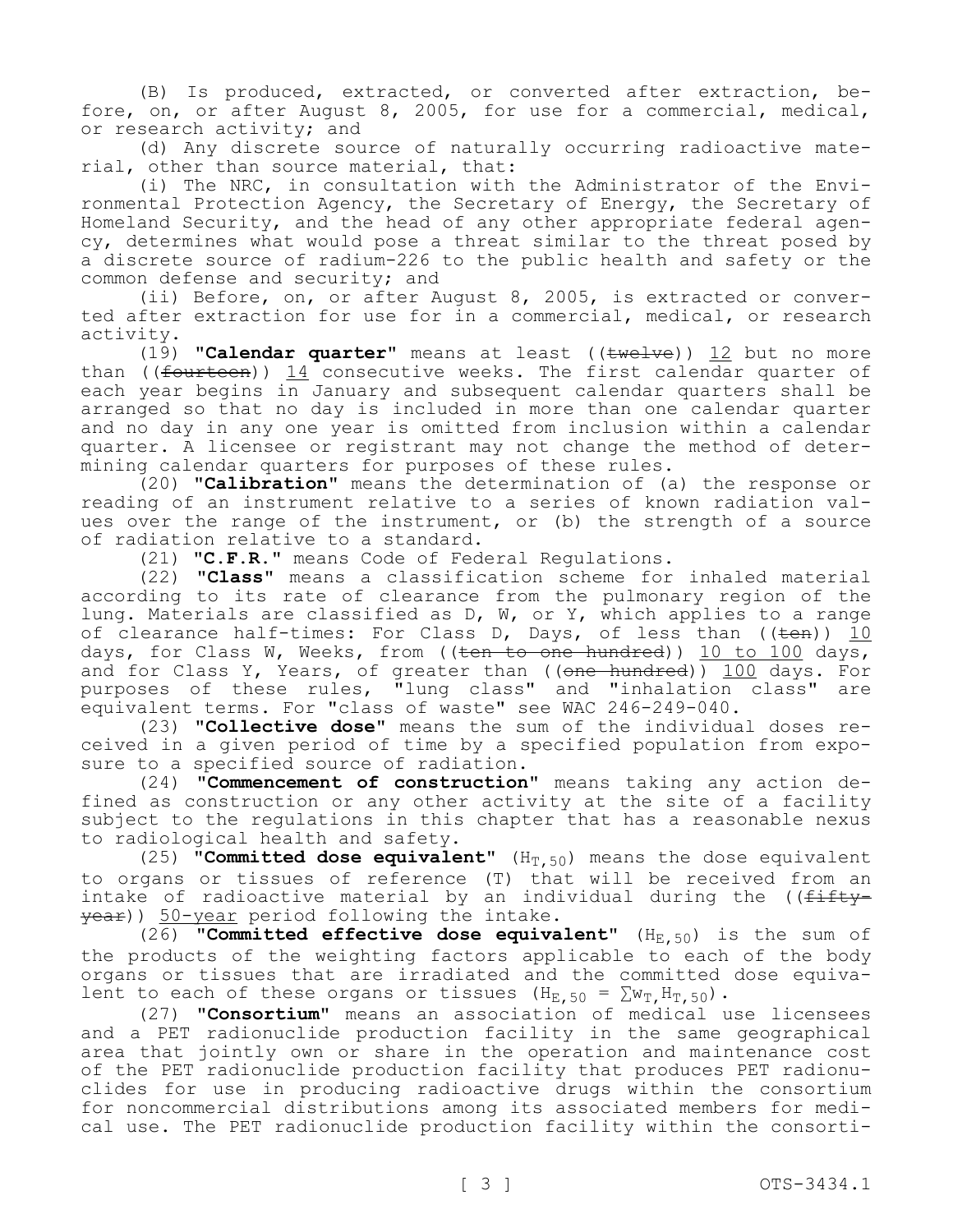(B) Is produced, extracted, or converted after extraction, before, on, or after August 8, 2005, for use for a commercial, medical, or research activity; and

(d) Any discrete source of naturally occurring radioactive material, other than source material, that:

(i) The NRC, in consultation with the Administrator of the Environmental Protection Agency, the Secretary of Energy, the Secretary of Homeland Security, and the head of any other appropriate federal agency, determines what would pose a threat similar to the threat posed by a discrete source of radium-226 to the public health and safety or the common defense and security; and

(ii) Before, on, or after August 8, 2005, is extracted or converted after extraction for use for in a commercial, medical, or research activity.

(19) "**Calendar quarter**" means at least ((~~twelve~~)) 12 but no more than ((~~fourteen~~)) 14 consecutive weeks. The first calendar quarter of each year begins in January and subsequent calendar quarters shall be arranged so that no day is included in more than one calendar quarter and no day in any one year is omitted from inclusion within a calendar quarter. A licensee or registrant may not change the method of determining calendar quarters for purposes of these rules.

(20) "**Calibration**" means the determination of (a) the response or reading of an instrument relative to a series of known radiation values over the range of the instrument, or (b) the strength of a source of radiation relative to a standard.

(21) "**C.F.R.**" means Code of Federal Regulations.

(22) "**Class**" means a classification scheme for inhaled material according to its rate of clearance from the pulmonary region of the lung. Materials are classified as D, W, or Y, which applies to a range of clearance half-times: For Class D, Days, of less than ((~~ten~~)) 10 days, for Class W, Weeks, from ((~~ten to one hundred~~)) 10 to 100 days, and for Class Y, Years, of greater than ((~~one hundred~~)) 100 days. For purposes of these rules, "lung class" and "inhalation class" are equivalent terms. For "class of waste" see WAC 246-249-040.

(23) "**Collective dose**" means the sum of the individual doses received in a given period of time by a specified population from exposure to a specified source of radiation.

(24) "**Commencement of construction**" means taking any action defined as construction or any other activity at the site of a facility subject to the regulations in this chapter that has a reasonable nexus to radiological health and safety.

(25) "**Committed dose equivalent**" ($H_{T,50}$) means the dose equivalent to organs or tissues of reference (T) that will be received from an intake of radioactive material by an individual during the ((~~fifty-year~~)) 50-year period following the intake.

(26) "**Committed effective dose equivalent**" ($H_{E,50}$) is the sum of the products of the weighting factors applicable to each of the body organs or tissues that are irradiated and the committed dose equivalent to each of these organs or tissues ($H_{E,50} = \sum w_T H_{T,50}$).

(27) "**Consortium**" means an association of medical use licensees and a PET radionuclide production facility in the same geographical area that jointly own or share in the operation and maintenance cost of the PET radionuclide production facility that produces PET radionuclides for use in producing radioactive drugs within the consortium for noncommercial distributions among its associated members for medical use. The PET radionuclide production facility within the consorti-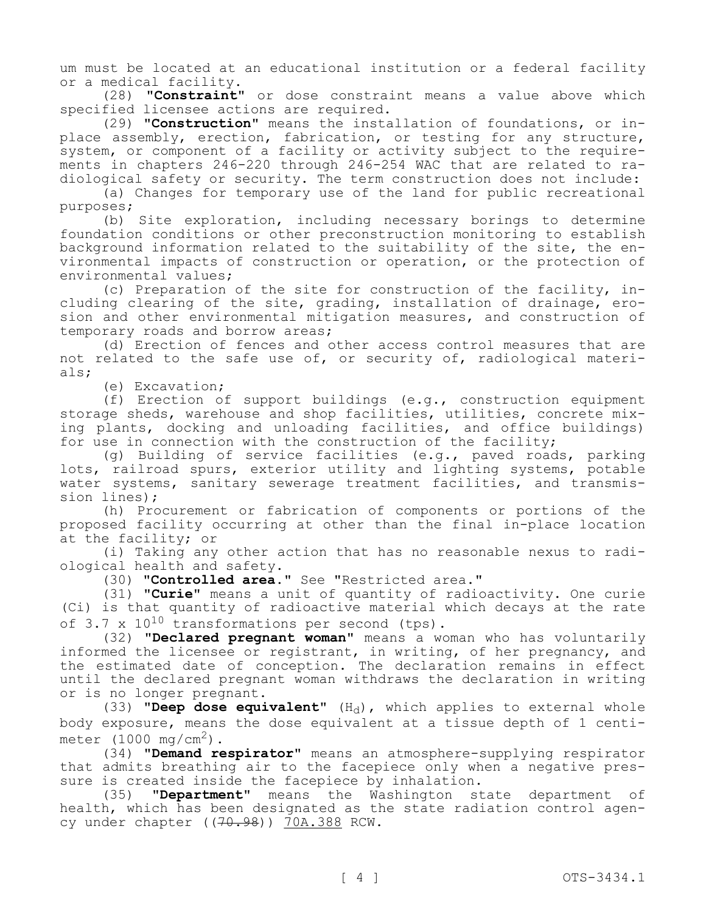um must be located at an educational institution or a federal facility or a medical facility.

(28) **"Constraint"** or dose constraint means a value above which specified licensee actions are required.

(29) **"Construction"** means the installation of foundations, or in-place assembly, erection, fabrication, or testing for any structure, system, or component of a facility or activity subject to the requirements in chapters 246-220 through 246-254 WAC that are related to radiological safety or security. The term construction does not include:

(a) Changes for temporary use of the land for public recreational purposes;

(b) Site exploration, including necessary borings to determine foundation conditions or other preconstruction monitoring to establish background information related to the suitability of the site, the environmental impacts of construction or operation, or the protection of environmental values;

(c) Preparation of the site for construction of the facility, including clearing of the site, grading, installation of drainage, erosion and other environmental mitigation measures, and construction of temporary roads and borrow areas;

(d) Erection of fences and other access control measures that are not related to the safe use of, or security of, radiological materials;

(e) Excavation;

(f) Erection of support buildings (e.g., construction equipment storage sheds, warehouse and shop facilities, utilities, concrete mixing plants, docking and unloading facilities, and office buildings) for use in connection with the construction of the facility;

(g) Building of service facilities (e.g., paved roads, parking lots, railroad spurs, exterior utility and lighting systems, potable water systems, sanitary sewerage treatment facilities, and transmission lines);

(h) Procurement or fabrication of components or portions of the proposed facility occurring at other than the final in-place location at the facility; or

(i) Taking any other action that has no reasonable nexus to radiological health and safety.

(30) **"Controlled area."** See "Restricted area."

(31) **"Curie"** means a unit of quantity of radioactivity. One curie (Ci) is that quantity of radioactive material which decays at the rate of $3.7 \times 10^{10}$ transformations per second (tps).

(32) **"Declared pregnant woman"** means a woman who has voluntarily informed the licensee or registrant, in writing, of her pregnancy, and the estimated date of conception. The declaration remains in effect until the declared pregnant woman withdraws the declaration in writing or is no longer pregnant.

(33) **"Deep dose equivalent"** ($H_d$), which applies to external whole body exposure, means the dose equivalent at a tissue depth of 1 centimeter (1000 $mg/cm^2$).

(34) **"Demand respirator"** means an atmosphere-supplying respirator that admits breathing air to the facepiece only when a negative pressure is created inside the facepiece by inhalation.

(35) **"Department"** means the Washington state department of health, which has been designated as the state radiation control agency under chapter ((~~70.98~~)) <u>70A.388</u> RCW.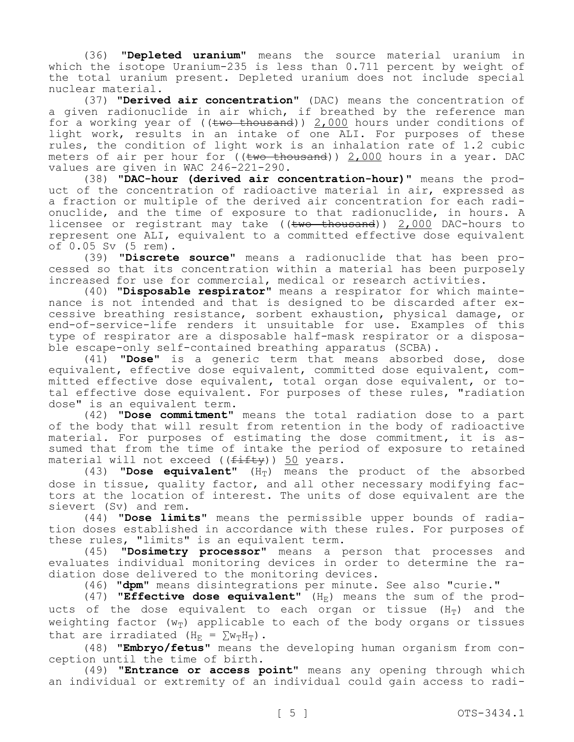(36) **"Depleted uranium"** means the source material uranium in which the isotope Uranium-235 is less than 0.711 percent by weight of the total uranium present. Depleted uranium does not include special nuclear material.

(37) **"Derived air concentration"** (DAC) means the concentration of a given radionuclide in air which, if breathed by the reference man for a working year of ((~~two thousand~~)) 2,000 hours under conditions of light work, results in an intake of one ALI. For purposes of these rules, the condition of light work is an inhalation rate of 1.2 cubic meters of air per hour for ((~~two thousand~~)) 2,000 hours in a year. DAC values are given in WAC 246-221-290.

(38) **"DAC-hour (derived air concentration-hour)"** means the product of the concentration of radioactive material in air, expressed as a fraction or multiple of the derived air concentration for each radionuclide, and the time of exposure to that radionuclide, in hours. A licensee or registrant may take ((~~two thousand~~)) 2,000 DAC-hours to represent one ALI, equivalent to a committed effective dose equivalent of 0.05 Sv (5 rem).

(39) **"Discrete source"** means a radionuclide that has been processed so that its concentration within a material has been purposely increased for use for commercial, medical or research activities.

(40) **"Disposable respirator"** means a respirator for which maintenance is not intended and that is designed to be discarded after excessive breathing resistance, sorbent exhaustion, physical damage, or end-of-service-life renders it unsuitable for use. Examples of this type of respirator are a disposable half-mask respirator or a disposable escape-only self-contained breathing apparatus (SCBA).

(41) **"Dose"** is a generic term that means absorbed dose, dose equivalent, effective dose equivalent, committed dose equivalent, committed effective dose equivalent, total organ dose equivalent, or total effective dose equivalent. For purposes of these rules, "radiation dose" is an equivalent term.

(42) **"Dose commitment"** means the total radiation dose to a part of the body that will result from retention in the body of radioactive material. For purposes of estimating the dose commitment, it is assumed that from the time of intake the period of exposure to retained material will not exceed ((~~fifty~~)) 50 years.

(43) **"Dose equivalent"** ($H_T$) means the product of the absorbed dose in tissue, quality factor, and all other necessary modifying factors at the location of interest. The units of dose equivalent are the sievert (Sv) and rem.

(44) **"Dose limits"** means the permissible upper bounds of radiation doses established in accordance with these rules. For purposes of these rules, "limits" is an equivalent term.

(45) **"Dosimetry processor"** means a person that processes and evaluates individual monitoring devices in order to determine the radiation dose delivered to the monitoring devices.

(46) **"dpm"** means disintegrations per minute. See also "curie."

(47) **"Effective dose equivalent"** ($H_E$) means the sum of the products of the dose equivalent to each organ or tissue ($H_T$) and the weighting factor ($w_T$) applicable to each of the body organs or tissues that are irradiated ($H_E = \sum w_T H_T$).

(48) **"Embryo/fetus"** means the developing human organism from conception until the time of birth.

(49) **"Entrance or access point"** means any opening through which an individual or extremity of an individual could gain access to radi-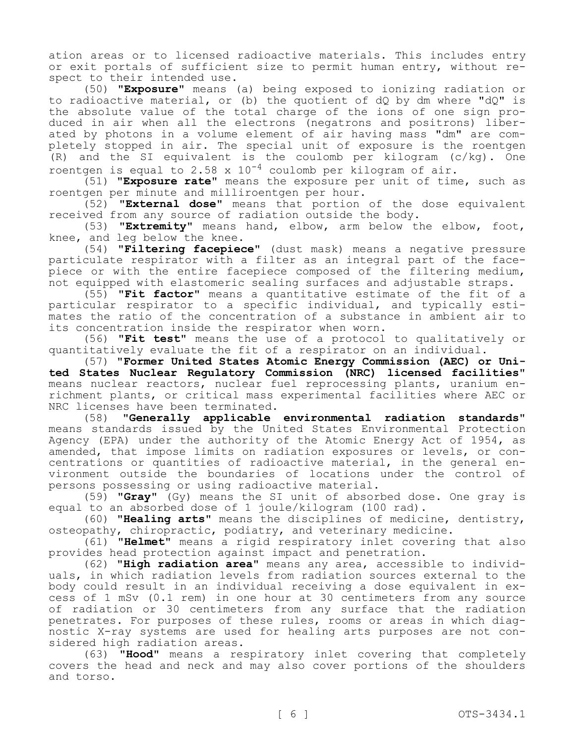ation areas or to licensed radioactive materials. This includes entry or exit portals of sufficient size to permit human entry, without respect to their intended use.

(50) "**Exposure**" means (a) being exposed to ionizing radiation or to radioactive material, or (b) the quotient of dQ by dm where "dQ" is the absolute value of the total charge of the ions of one sign produced in air when all the electrons (negatrons and positrons) liberated by photons in a volume element of air having mass "dm" are completely stopped in air. The special unit of exposure is the roentgen (R) and the SI equivalent is the coulomb per kilogram (c/kg). One roentgen is equal to $2.58 \times 10^{-4}$ coulomb per kilogram of air.

(51) "**Exposure rate**" means the exposure per unit of time, such as roentgen per minute and milliroentgen per hour.

(52) "**External dose**" means that portion of the dose equivalent received from any source of radiation outside the body.

(53) "**Extremity**" means hand, elbow, arm below the elbow, foot, knee, and leg below the knee.

(54) "**Filtering facepiece**" (dust mask) means a negative pressure particulate respirator with a filter as an integral part of the facepiece or with the entire facepiece composed of the filtering medium, not equipped with elastomeric sealing surfaces and adjustable straps.

(55) "**Fit factor**" means a quantitative estimate of the fit of a particular respirator to a specific individual, and typically estimates the ratio of the concentration of a substance in ambient air to its concentration inside the respirator when worn.

(56) "**Fit test**" means the use of a protocol to qualitatively or quantitatively evaluate the fit of a respirator on an individual.

(57) "**Former United States Atomic Energy Commission (AEC) or United States Nuclear Regulatory Commission (NRC) licensed facilities**" means nuclear reactors, nuclear fuel reprocessing plants, uranium enrichment plants, or critical mass experimental facilities where AEC or NRC licenses have been terminated.

(58) "**Generally applicable environmental radiation standards**" means standards issued by the United States Environmental Protection Agency (EPA) under the authority of the Atomic Energy Act of 1954, as amended, that impose limits on radiation exposures or levels, or concentrations or quantities of radioactive material, in the general environment outside the boundaries of locations under the control of persons possessing or using radioactive material.

(59) "**Gray**" (Gy) means the SI unit of absorbed dose. One gray is equal to an absorbed dose of 1 joule/kilogram (100 rad).

(60) "**Healing arts**" means the disciplines of medicine, dentistry, osteopathy, chiropractic, podiatry, and veterinary medicine.

(61) "**Helmet**" means a rigid respiratory inlet covering that also provides head protection against impact and penetration.

(62) "**High radiation area**" means any area, accessible to individuals, in which radiation levels from radiation sources external to the body could result in an individual receiving a dose equivalent in excess of 1 mSv (0.1 rem) in one hour at 30 centimeters from any source of radiation or 30 centimeters from any surface that the radiation penetrates. For purposes of these rules, rooms or areas in which diagnostic X-ray systems are used for healing arts purposes are not considered high radiation areas.

(63) "**Hood**" means a respiratory inlet covering that completely covers the head and neck and may also cover portions of the shoulders and torso.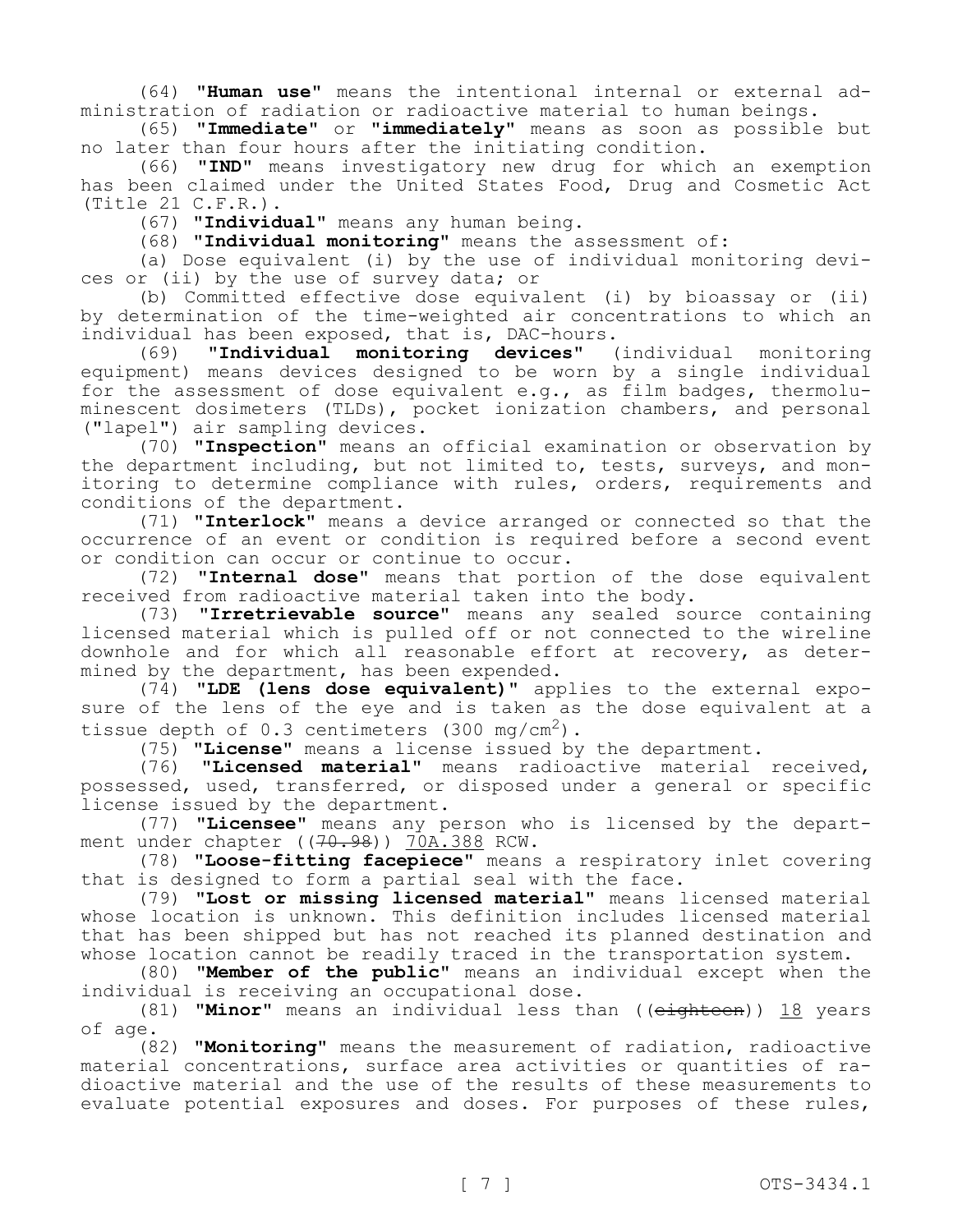(64) **"Human use"** means the intentional internal or external administration of radiation or radioactive material to human beings.

(65) **"Immediate"** or **"immediately"** means as soon as possible but no later than four hours after the initiating condition.

(66) **"IND"** means investigatory new drug for which an exemption has been claimed under the United States Food, Drug and Cosmetic Act (Title 21 C.F.R.).

(67) **"Individual"** means any human being.

(68) **"Individual monitoring"** means the assessment of:

(a) Dose equivalent (i) by the use of individual monitoring devices or (ii) by the use of survey data; or

(b) Committed effective dose equivalent (i) by bioassay or (ii) by determination of the time-weighted air concentrations to which an individual has been exposed, that is, DAC-hours.

(69) **"Individual monitoring devices"** (individual monitoring equipment) means devices designed to be worn by a single individual for the assessment of dose equivalent e.g., as film badges, thermoluminescent dosimeters (TLDs), pocket ionization chambers, and personal ("lapel") air sampling devices.

(70) **"Inspection"** means an official examination or observation by the department including, but not limited to, tests, surveys, and monitoring to determine compliance with rules, orders, requirements and conditions of the department.

(71) **"Interlock"** means a device arranged or connected so that the occurrence of an event or condition is required before a second event or condition can occur or continue to occur.

(72) **"Internal dose"** means that portion of the dose equivalent received from radioactive material taken into the body.

(73) **"Irretrievable source"** means any sealed source containing licensed material which is pulled off or not connected to the wireline downhole and for which all reasonable effort at recovery, as determined by the department, has been expended.

(74) **"LDE (lens dose equivalent)"** applies to the external exposure of the lens of the eye and is taken as the dose equivalent at a tissue depth of 0.3 centimeters (300 $mg/cm^2$).

(75) **"License"** means a license issued by the department.

(76) **"Licensed material"** means radioactive material received, possessed, used, transferred, or disposed under a general or specific license issued by the department.

(77) **"Licensee"** means any person who is licensed by the department under chapter ((~~70.98~~)) <u>70A.388</u> RCW.

(78) **"Loose-fitting facepiece"** means a respiratory inlet covering that is designed to form a partial seal with the face.

(79) **"Lost or missing licensed material"** means licensed material whose location is unknown. This definition includes licensed material that has been shipped but has not reached its planned destination and whose location cannot be readily traced in the transportation system.

(80) **"Member of the public"** means an individual except when the individual is receiving an occupational dose.

(81) **"Minor"** means an individual less than ((~~eighteen~~)) <u>18</u> years of age.

(82) **"Monitoring"** means the measurement of radiation, radioactive material concentrations, surface area activities or quantities of radioactive material and the use of the results of these measurements to evaluate potential exposures and doses. For purposes of these rules,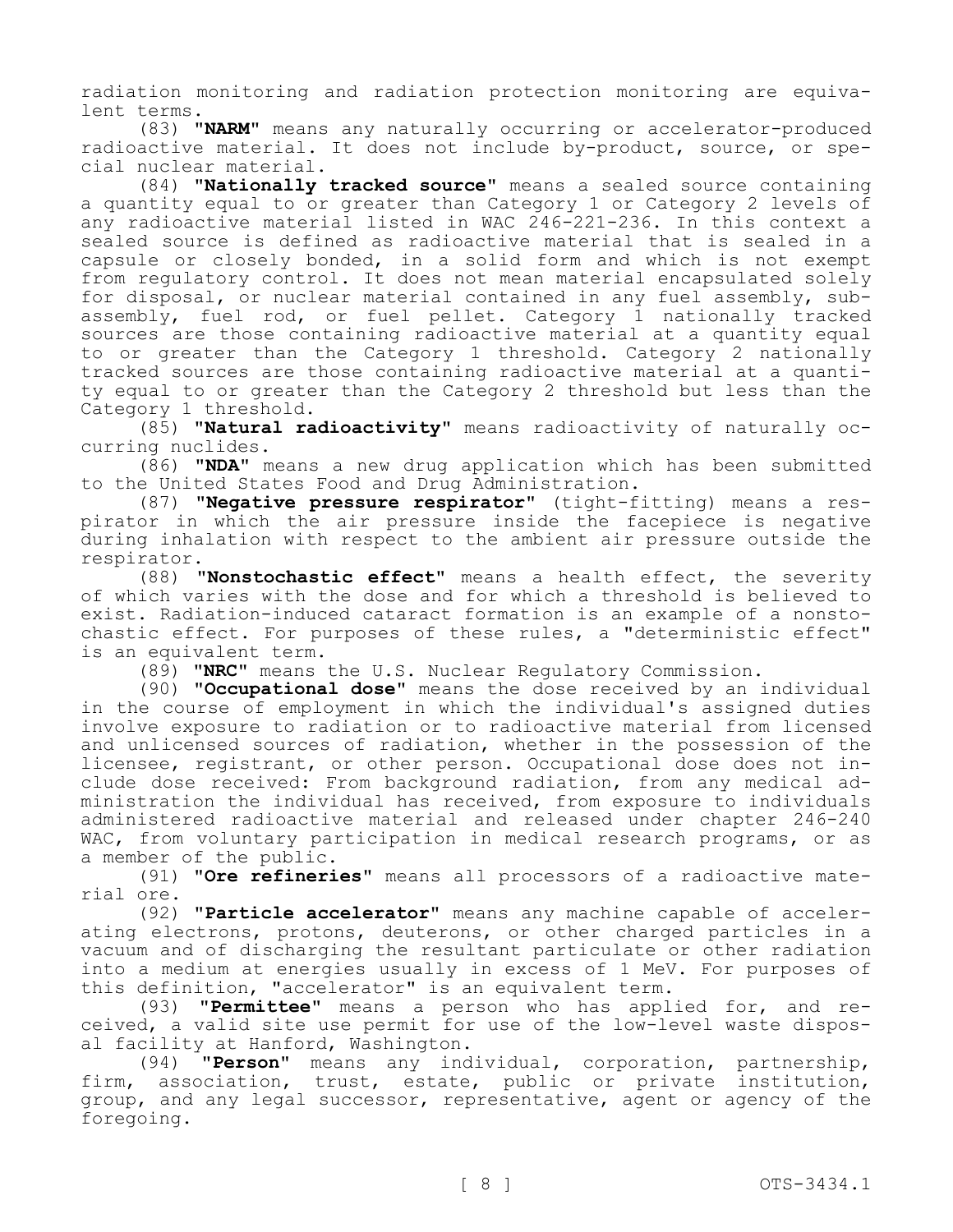radiation monitoring and radiation protection monitoring are equivalent terms.

(83) "**NARM**" means any naturally occurring or accelerator-produced radioactive material. It does not include by-product, source, or special nuclear material.

(84) "**Nationally tracked source**" means a sealed source containing a quantity equal to or greater than Category 1 or Category 2 levels of any radioactive material listed in WAC 246-221-236. In this context a sealed source is defined as radioactive material that is sealed in a capsule or closely bonded, in a solid form and which is not exempt from regulatory control. It does not mean material encapsulated solely for disposal, or nuclear material contained in any fuel assembly, subassembly, fuel rod, or fuel pellet. Category 1 nationally tracked sources are those containing radioactive material at a quantity equal to or greater than the Category 1 threshold. Category 2 nationally tracked sources are those containing radioactive material at a quantity equal to or greater than the Category 2 threshold but less than the Category 1 threshold.

(85) "**Natural radioactivity**" means radioactivity of naturally occurring nuclides.

(86) "**NDA**" means a new drug application which has been submitted to the United States Food and Drug Administration.

(87) "**Negative pressure respirator**" (tight-fitting) means a respirator in which the air pressure inside the facepiece is negative during inhalation with respect to the ambient air pressure outside the respirator.

(88) "**Nonstochastic effect**" means a health effect, the severity of which varies with the dose and for which a threshold is believed to exist. Radiation-induced cataract formation is an example of a nonstochastic effect. For purposes of these rules, a "deterministic effect" is an equivalent term.

(89) "**NRC**" means the U.S. Nuclear Regulatory Commission.

(90) "**Occupational dose**" means the dose received by an individual in the course of employment in which the individual's assigned duties involve exposure to radiation or to radioactive material from licensed and unlicensed sources of radiation, whether in the possession of the licensee, registrant, or other person. Occupational dose does not include dose received: From background radiation, from any medical administration the individual has received, from exposure to individuals administered radioactive material and released under chapter 246-240 WAC, from voluntary participation in medical research programs, or as a member of the public.

(91) "**Ore refineries**" means all processors of a radioactive material ore.

(92) "**Particle accelerator**" means any machine capable of accelerating electrons, protons, deuterons, or other charged particles in a vacuum and of discharging the resultant particulate or other radiation into a medium at energies usually in excess of 1 MeV. For purposes of this definition, "accelerator" is an equivalent term.

(93) "**Permittee**" means a person who has applied for, and received, a valid site use permit for use of the low-level waste disposal facility at Hanford, Washington.

(94) "**Person**" means any individual, corporation, partnership, firm, association, trust, estate, public or private institution, group, and any legal successor, representative, agent or agency of the foregoing.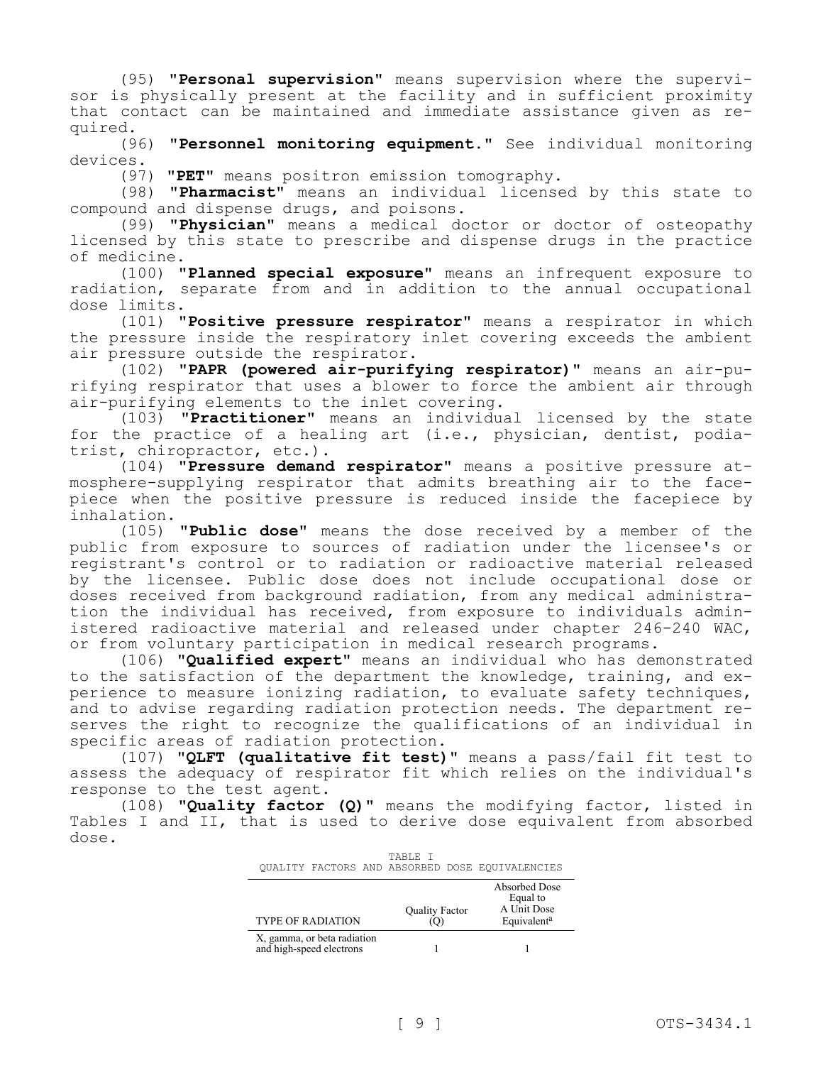(95) **"Personal supervision"** means supervision where the supervisor is physically present at the facility and in sufficient proximity that contact can be maintained and immediate assistance given as required.

(96) **"Personnel monitoring equipment."** See individual monitoring devices.

(97) **"PET"** means positron emission tomography.

(98) **"Pharmacist"** means an individual licensed by this state to compound and dispense drugs, and poisons.

(99) **"Physician"** means a medical doctor or doctor of osteopathy licensed by this state to prescribe and dispense drugs in the practice of medicine.

(100) **"Planned special exposure"** means an infrequent exposure to radiation, separate from and in addition to the annual occupational dose limits.

(101) **"Positive pressure respirator"** means a respirator in which the pressure inside the respiratory inlet covering exceeds the ambient air pressure outside the respirator.

(102) **"PAPR (powered air-purifying respirator)"** means an air-purifying respirator that uses a blower to force the ambient air through air-purifying elements to the inlet covering.

(103) **"Practitioner"** means an individual licensed by the state for the practice of a healing art (i.e., physician, dentist, podiatrist, chiropractor, etc.).

(104) **"Pressure demand respirator"** means a positive pressure atmosphere-supplying respirator that admits breathing air to the facepiece when the positive pressure is reduced inside the facepiece by inhalation.

(105) **"Public dose"** means the dose received by a member of the public from exposure to sources of radiation under the licensee's or registrant's control or to radiation or radioactive material released by the licensee. Public dose does not include occupational dose or doses received from background radiation, from any medical administration the individual has received, from exposure to individuals administered radioactive material and released under chapter 246-240 WAC, or from voluntary participation in medical research programs.

(106) **"Qualified expert"** means an individual who has demonstrated to the satisfaction of the department the knowledge, training, and experience to measure ionizing radiation, to evaluate safety techniques, and to advise regarding radiation protection needs. The department reserves the right to recognize the qualifications of an individual in specific areas of radiation protection.

(107) **"QLFT (qualitative fit test)"** means a pass/fail fit test to assess the adequacy of respirator fit which relies on the individual's response to the test agent.

(108) **"Quality factor (Q)"** means the modifying factor, listed in Tables I and II, that is used to derive dose equivalent from absorbed dose.

TABLE I
QUALITY FACTORS AND ABSORBED DOSE EQUIVALENCIES

| TYPE OF RADIATION | Quality Factor (Q) | Absorbed Dose Equal to A Unit Dose Equivalent[a] |
|---|---|---|
| X, gamma, or beta radiation and high-speed electrons | 1 | 1 |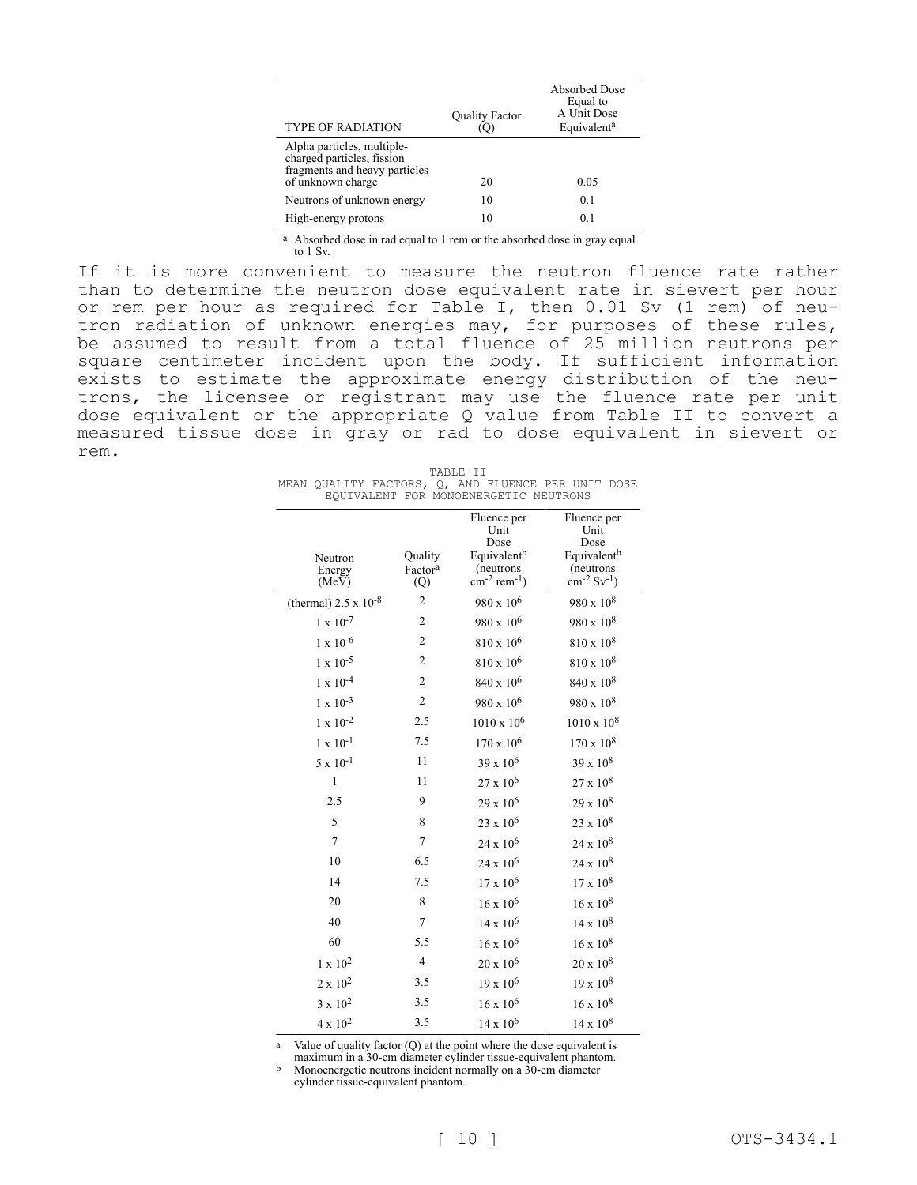| TYPE OF RADIATION | Quality Factor (Q) | Absorbed Dose Equal to A Unit Dose Equivalent[a] |
|---|---|---|
| Alpha particles, multiple-charged particles, fission fragments and heavy particles of unknown charge | 20 | 0.05 |
| Neutrons of unknown energy | 10 | 0.1 |
| High-energy protons | 10 | 0.1 |

[a] Absorbed dose in rad equal to 1 rem or the absorbed dose in gray equal to 1 Sv.

If it is more convenient to measure the neutron fluence rate rather than to determine the neutron dose equivalent rate in sievert per hour or rem per hour as required for Table I, then 0.01 Sv (1 rem) of neutron radiation of unknown energies may, for purposes of these rules, be assumed to result from a total fluence of 25 million neutrons per square centimeter incident upon the body. If sufficient information exists to estimate the approximate energy distribution of the neutrons, the licensee or registrant may use the fluence rate per unit dose equivalent or the appropriate Q value from Table II to convert a measured tissue dose in gray or rad to dose equivalent in sievert or rem.

TABLE II
MEAN QUALITY FACTORS, Q, AND FLUENCE PER UNIT DOSE EQUIVALENT FOR MONOENERGETIC NEUTRONS

| Neutron Energy (MeV) | Quality Factor[a] (Q) | Fluence per Unit Dose Equivalent[b] (neutrons $cm^{-2}$ $rem^{-1}$) | Fluence per Unit Dose Equivalent[b] (neutrons $cm^{-2}$ $Sv^{-1}$) |
|---|---|---|---|
| (thermal) $2.5 \times 10^{-8}$ | 2 | $980 \times 10^{6}$ | $980 \times 10^{8}$ |
| $1 \times 10^{-7}$ | 2 | $980 \times 10^{6}$ | $980 \times 10^{8}$ |
| $1 \times 10^{-6}$ | 2 | $810 \times 10^{6}$ | $810 \times 10^{8}$ |
| $1 \times 10^{-5}$ | 2 | $810 \times 10^{6}$ | $810 \times 10^{8}$ |
| $1 \times 10^{-4}$ | 2 | $840 \times 10^{6}$ | $840 \times 10^{8}$ |
| $1 \times 10^{-3}$ | 2 | $980 \times 10^{6}$ | $980 \times 10^{8}$ |
| $1 \times 10^{-2}$ | 2.5 | $1010 \times 10^{6}$ | $1010 \times 10^{8}$ |
| $1 \times 10^{-1}$ | 7.5 | $170 \times 10^{6}$ | $170 \times 10^{8}$ |
| $5 \times 10^{-1}$ | 11 | $39 \times 10^{6}$ | $39 \times 10^{8}$ |
| 1 | 11 | $27 \times 10^{6}$ | $27 \times 10^{8}$ |
| 2.5 | 9 | $29 \times 10^{6}$ | $29 \times 10^{8}$ |
| 5 | 8 | $23 \times 10^{6}$ | $23 \times 10^{8}$ |
| 7 | 7 | $24 \times 10^{6}$ | $24 \times 10^{8}$ |
| 10 | 6.5 | $24 \times 10^{6}$ | $24 \times 10^{8}$ |
| 14 | 7.5 | $17 \times 10^{6}$ | $17 \times 10^{8}$ |
| 20 | 8 | $16 \times 10^{6}$ | $16 \times 10^{8}$ |
| 40 | 7 | $14 \times 10^{6}$ | $14 \times 10^{8}$ |
| 60 | 5.5 | $16 \times 10^{6}$ | $16 \times 10^{8}$ |
| $1 \times 10^{2}$ | 4 | $20 \times 10^{6}$ | $20 \times 10^{8}$ |
| $2 \times 10^{2}$ | 3.5 | $19 \times 10^{6}$ | $19 \times 10^{8}$ |
| $3 \times 10^{2}$ | 3.5 | $16 \times 10^{6}$ | $16 \times 10^{8}$ |
| $4 \times 10^{2}$ | 3.5 | $14 \times 10^{6}$ | $14 \times 10^{8}$ |

[a] Value of quality factor (Q) at the point where the dose equivalent is maximum in a 30-cm diameter cylinder tissue-equivalent phantom.

[b] Monoenergetic neutrons incident normally on a 30-cm diameter cylinder tissue-equivalent phantom.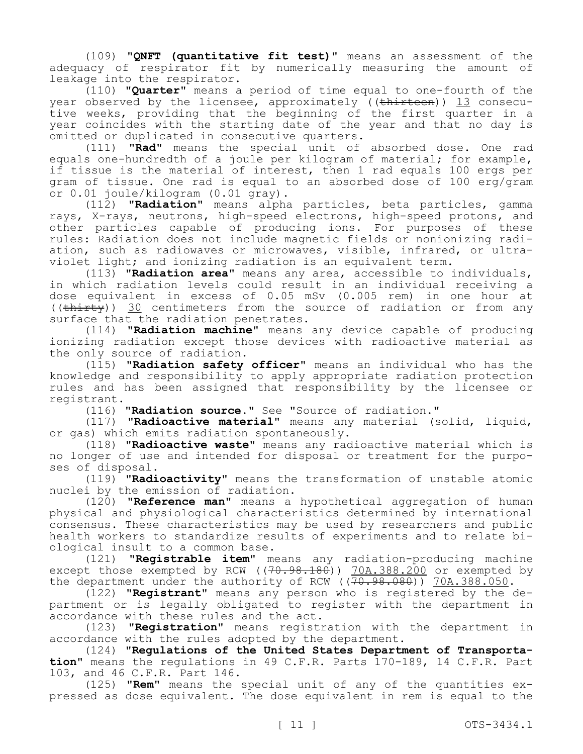(109) **"QNFT (quantitative fit test)"** means an assessment of the adequacy of respirator fit by numerically measuring the amount of leakage into the respirator.

(110) **"Quarter"** means a period of time equal to one-fourth of the year observed by the licensee, approximately ((~~thirteen~~)) 13 consecutive weeks, providing that the beginning of the first quarter in a year coincides with the starting date of the year and that no day is omitted or duplicated in consecutive quarters.

(111) **"Rad"** means the special unit of absorbed dose. One rad equals one-hundredth of a joule per kilogram of material; for example, if tissue is the material of interest, then 1 rad equals 100 ergs per gram of tissue. One rad is equal to an absorbed dose of 100 erg/gram or 0.01 joule/kilogram (0.01 gray).

(112) **"Radiation"** means alpha particles, beta particles, gamma rays, X-rays, neutrons, high-speed electrons, high-speed protons, and other particles capable of producing ions. For purposes of these rules: Radiation does not include magnetic fields or nonionizing radiation, such as radiowaves or microwaves, visible, infrared, or ultraviolet light; and ionizing radiation is an equivalent term.

(113) **"Radiation area"** means any area, accessible to individuals, in which radiation levels could result in an individual receiving a dose equivalent in excess of 0.05 mSv (0.005 rem) in one hour at ((~~thirty~~)) 30 centimeters from the source of radiation or from any surface that the radiation penetrates.

(114) **"Radiation machine"** means any device capable of producing ionizing radiation except those devices with radioactive material as the only source of radiation.

(115) **"Radiation safety officer"** means an individual who has the knowledge and responsibility to apply appropriate radiation protection rules and has been assigned that responsibility by the licensee or registrant.

(116) **"Radiation source."** See "Source of radiation."

(117) **"Radioactive material"** means any material (solid, liquid, or gas) which emits radiation spontaneously.

(118) **"Radioactive waste"** means any radioactive material which is no longer of use and intended for disposal or treatment for the purposes of disposal.

(119) **"Radioactivity"** means the transformation of unstable atomic nuclei by the emission of radiation.

(120) **"Reference man"** means a hypothetical aggregation of human physical and physiological characteristics determined by international consensus. These characteristics may be used by researchers and public health workers to standardize results of experiments and to relate biological insult to a common base.

(121) **"Registrable item"** means any radiation-producing machine except those exempted by RCW ((~~70.98.180~~)) 70A.388.200 or exempted by the department under the authority of RCW ((~~70.98.080~~)) 70A.388.050.

(122) **"Registrant"** means any person who is registered by the department or is legally obligated to register with the department in accordance with these rules and the act.

(123) **"Registration"** means registration with the department in accordance with the rules adopted by the department.

(124) **"Regulations of the United States Department of Transportation"** means the regulations in 49 C.F.R. Parts 170-189, 14 C.F.R. Part 103, and 46 C.F.R. Part 146.

(125) **"Rem"** means the special unit of any of the quantities expressed as dose equivalent. The dose equivalent in rem is equal to the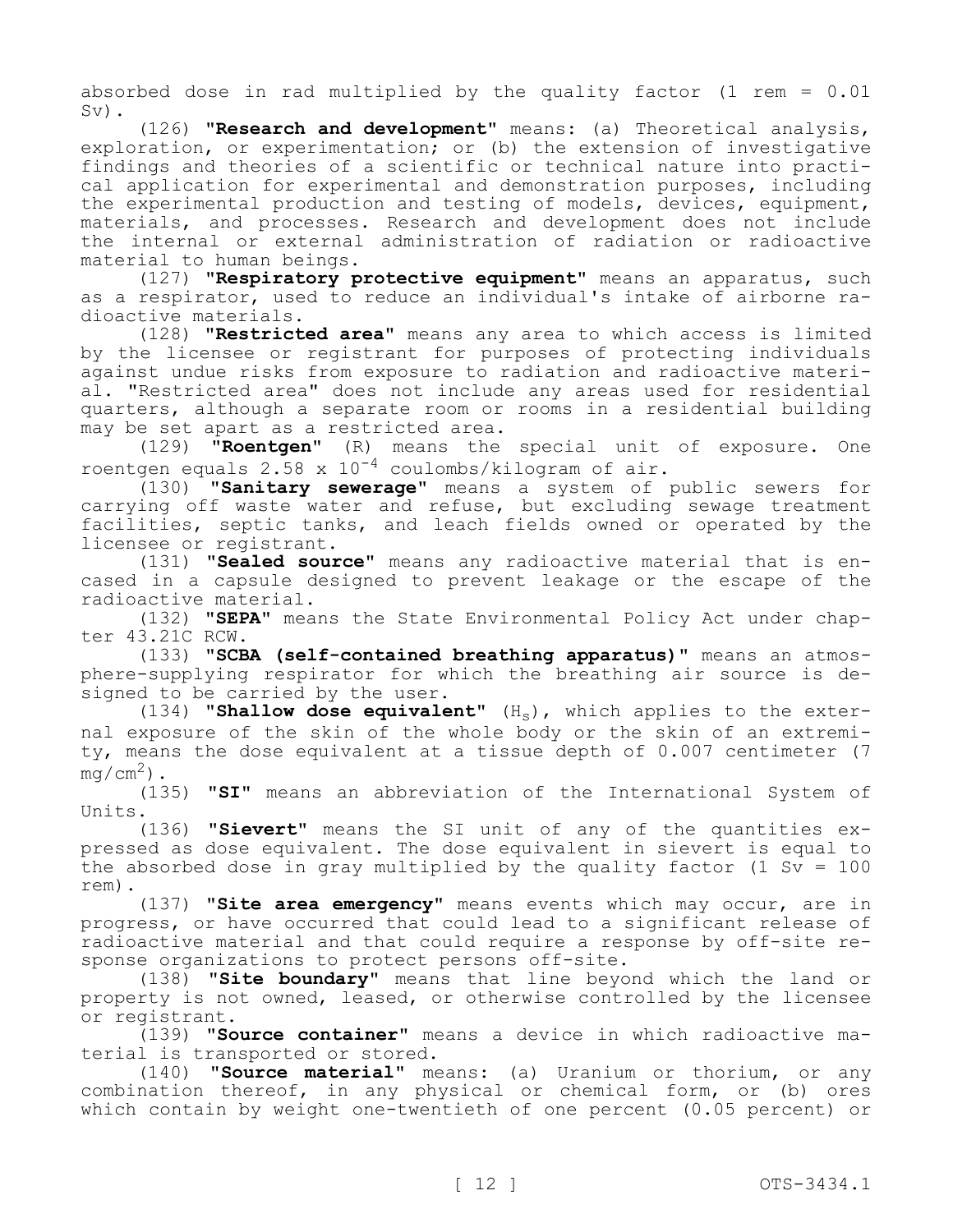absorbed dose in rad multiplied by the quality factor (1 rem = 0.01 Sv).

(126) **"Research and development"** means: (a) Theoretical analysis, exploration, or experimentation; or (b) the extension of investigative findings and theories of a scientific or technical nature into practical application for experimental and demonstration purposes, including the experimental production and testing of models, devices, equipment, materials, and processes. Research and development does not include the internal or external administration of radiation or radioactive material to human beings.

(127) **"Respiratory protective equipment"** means an apparatus, such as a respirator, used to reduce an individual's intake of airborne radioactive materials.

(128) **"Restricted area"** means any area to which access is limited by the licensee or registrant for purposes of protecting individuals against undue risks from exposure to radiation and radioactive material. "Restricted area" does not include any areas used for residential quarters, although a separate room or rooms in a residential building may be set apart as a restricted area.

(129) **"Roentgen"** (R) means the special unit of exposure. One roentgen equals $2.58 \times 10^{-4}$ coulombs/kilogram of air.

(130) **"Sanitary sewerage"** means a system of public sewers for carrying off waste water and refuse, but excluding sewage treatment facilities, septic tanks, and leach fields owned or operated by the licensee or registrant.

(131) **"Sealed source"** means any radioactive material that is encased in a capsule designed to prevent leakage or the escape of the radioactive material.

(132) **"SEPA"** means the State Environmental Policy Act under chapter 43.21C RCW.

(133) **"SCBA (self-contained breathing apparatus)"** means an atmosphere-supplying respirator for which the breathing air source is designed to be carried by the user.

(134) **"Shallow dose equivalent"** ($H_s$), which applies to the external exposure of the skin of the whole body or the skin of an extremity, means the dose equivalent at a tissue depth of 0.007 centimeter (7 $mg/cm^2$).

(135) **"SI"** means an abbreviation of the International System of Units.

(136) **"Sievert"** means the SI unit of any of the quantities expressed as dose equivalent. The dose equivalent in sievert is equal to the absorbed dose in gray multiplied by the quality factor (1 Sv = 100 rem).

(137) **"Site area emergency"** means events which may occur, are in progress, or have occurred that could lead to a significant release of radioactive material and that could require a response by off-site response organizations to protect persons off-site.

(138) **"Site boundary"** means that line beyond which the land or property is not owned, leased, or otherwise controlled by the licensee or registrant.

(139) **"Source container"** means a device in which radioactive material is transported or stored.

(140) **"Source material"** means: (a) Uranium or thorium, or any combination thereof, in any physical or chemical form, or (b) ores which contain by weight one-twentieth of one percent (0.05 percent) or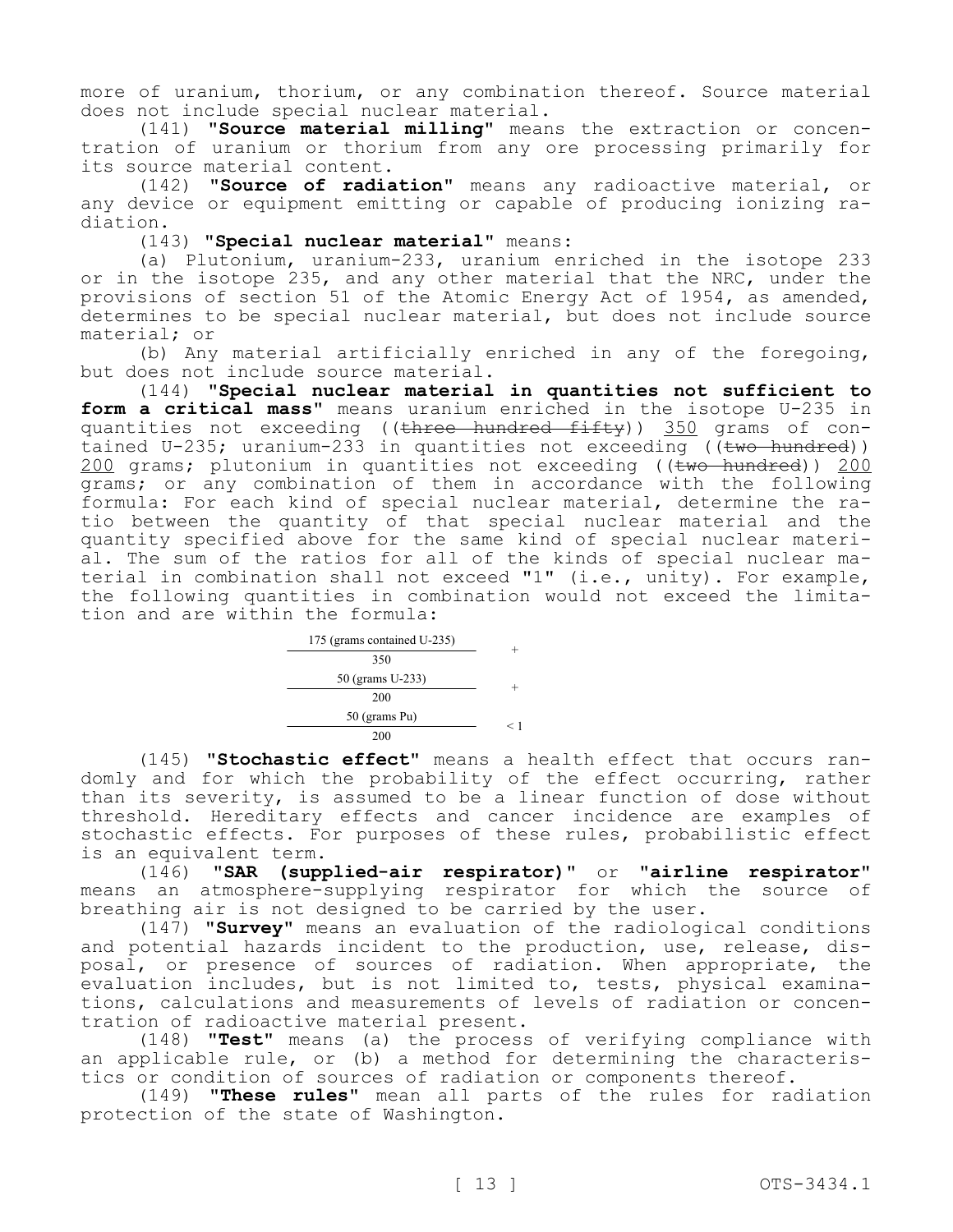more of uranium, thorium, or any combination thereof. Source material does not include special nuclear material.

(141) **"Source material milling"** means the extraction or concentration of uranium or thorium from any ore processing primarily for its source material content.

(142) **"Source of radiation"** means any radioactive material, or any device or equipment emitting or capable of producing ionizing radiation.

(143) **"Special nuclear material"** means:

(a) Plutonium, uranium-233, uranium enriched in the isotope 233 or in the isotope 235, and any other material that the NRC, under the provisions of section 51 of the Atomic Energy Act of 1954, as amended, determines to be special nuclear material, but does not include source material; or

(b) Any material artificially enriched in any of the foregoing, but does not include source material.

(144) **"Special nuclear material in quantities not sufficient to form a critical mass"** means uranium enriched in the isotope U-235 in quantities not exceeding ((~~three hundred fifty~~)) 350 grams of contained U-235; uranium-233 in quantities not exceeding ((~~two hundred~~)) 200 grams; plutonium in quantities not exceeding ((~~two hundred~~)) 200 grams; or any combination of them in accordance with the following formula: For each kind of special nuclear material, determine the ratio between the quantity of that special nuclear material and the quantity specified above for the same kind of special nuclear material. The sum of the ratios for all of the kinds of special nuclear material in combination shall not exceed "1" (i.e., unity). For example, the following quantities in combination would not exceed the limitation and are within the formula:

$$\frac{175 \text{ (grams contained U-235)}}{350} + \frac{50 \text{ (grams U-233)}}{200} + \frac{50 \text{ (grams Pu)}}{200} < 1$$

(145) **"Stochastic effect"** means a health effect that occurs randomly and for which the probability of the effect occurring, rather than its severity, is assumed to be a linear function of dose without threshold. Hereditary effects and cancer incidence are examples of stochastic effects. For purposes of these rules, probabilistic effect is an equivalent term.

(146) **"SAR (supplied-air respirator)"** or **"airline respirator"** means an atmosphere-supplying respirator for which the source of breathing air is not designed to be carried by the user.

(147) **"Survey"** means an evaluation of the radiological conditions and potential hazards incident to the production, use, release, disposal, or presence of sources of radiation. When appropriate, the evaluation includes, but is not limited to, tests, physical examinations, calculations and measurements of levels of radiation or concentration of radioactive material present.

(148) **"Test"** means (a) the process of verifying compliance with an applicable rule, or (b) a method for determining the characteristics or condition of sources of radiation or components thereof.

(149) **"These rules"** mean all parts of the rules for radiation protection of the state of Washington.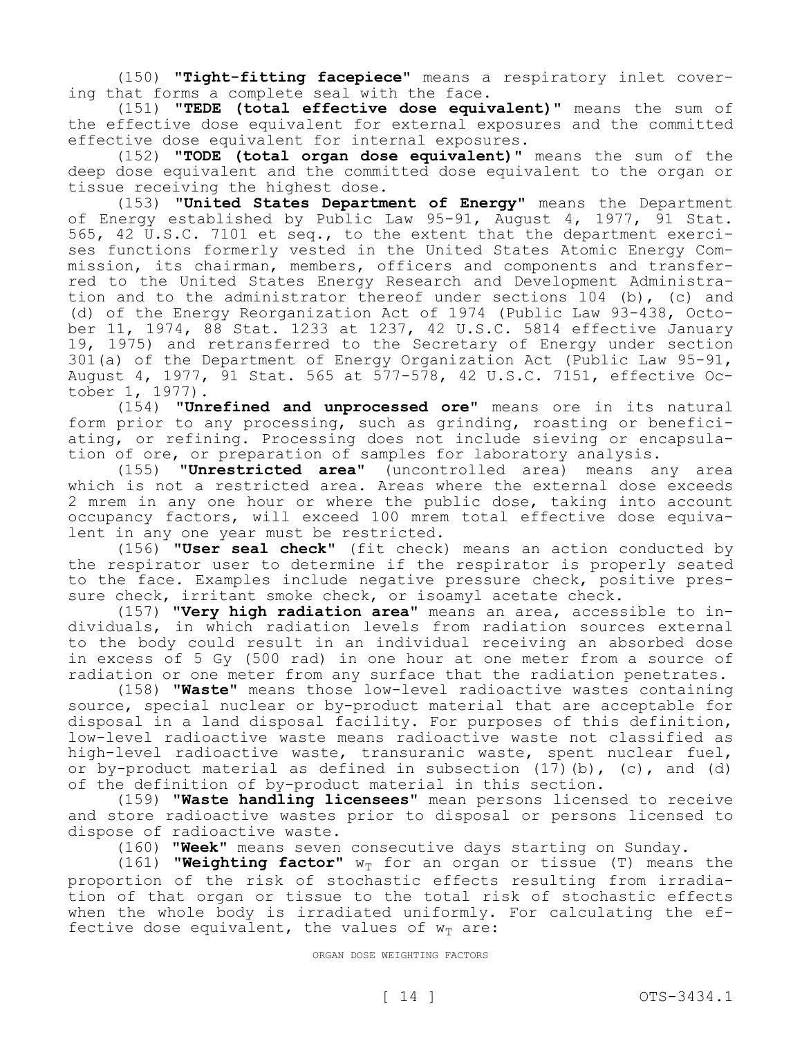(150) **"Tight-fitting facepiece"** means a respiratory inlet covering that forms a complete seal with the face.

(151) **"TEDE (total effective dose equivalent)"** means the sum of the effective dose equivalent for external exposures and the committed effective dose equivalent for internal exposures.

(152) **"TODE (total organ dose equivalent)"** means the sum of the deep dose equivalent and the committed dose equivalent to the organ or tissue receiving the highest dose.

(153) **"United States Department of Energy"** means the Department of Energy established by Public Law 95-91, August 4, 1977, 91 Stat. 565, 42 U.S.C. 7101 et seq., to the extent that the department exercises functions formerly vested in the United States Atomic Energy Commission, its chairman, members, officers and components and transferred to the United States Energy Research and Development Administration and to the administrator thereof under sections 104 (b), (c) and (d) of the Energy Reorganization Act of 1974 (Public Law 93-438, October 11, 1974, 88 Stat. 1233 at 1237, 42 U.S.C. 5814 effective January 19, 1975) and retransferred to the Secretary of Energy under section 301(a) of the Department of Energy Organization Act (Public Law 95-91, August 4, 1977, 91 Stat. 565 at 577-578, 42 U.S.C. 7151, effective October 1, 1977).

(154) **"Unrefined and unprocessed ore"** means ore in its natural form prior to any processing, such as grinding, roasting or beneficiating, or refining. Processing does not include sieving or encapsulation of ore, or preparation of samples for laboratory analysis.

(155) **"Unrestricted area"** (uncontrolled area) means any area which is not a restricted area. Areas where the external dose exceeds 2 mrem in any one hour or where the public dose, taking into account occupancy factors, will exceed 100 mrem total effective dose equivalent in any one year must be restricted.

(156) **"User seal check"** (fit check) means an action conducted by the respirator user to determine if the respirator is properly seated to the face. Examples include negative pressure check, positive pressure check, irritant smoke check, or isoamyl acetate check.

(157) **"Very high radiation area"** means an area, accessible to individuals, in which radiation levels from radiation sources external to the body could result in an individual receiving an absorbed dose in excess of 5 Gy (500 rad) in one hour at one meter from a source of radiation or one meter from any surface that the radiation penetrates.

(158) **"Waste"** means those low-level radioactive wastes containing source, special nuclear or by-product material that are acceptable for disposal in a land disposal facility. For purposes of this definition, low-level radioactive waste means radioactive waste not classified as high-level radioactive waste, transuranic waste, spent nuclear fuel, or by-product material as defined in subsection (17)(b), (c), and (d) of the definition of by-product material in this section.

(159) **"Waste handling licensees"** mean persons licensed to receive and store radioactive wastes prior to disposal or persons licensed to dispose of radioactive waste.

(160) **"Week"** means seven consecutive days starting on Sunday.

(161) **"Weighting factor"** $w_T$ for an organ or tissue (T) means the proportion of the risk of stochastic effects resulting from irradiation of that organ or tissue to the total risk of stochastic effects when the whole body is irradiated uniformly. For calculating the effective dose equivalent, the values of $w_T$ are:

ORGAN DOSE WEIGHTING FACTORS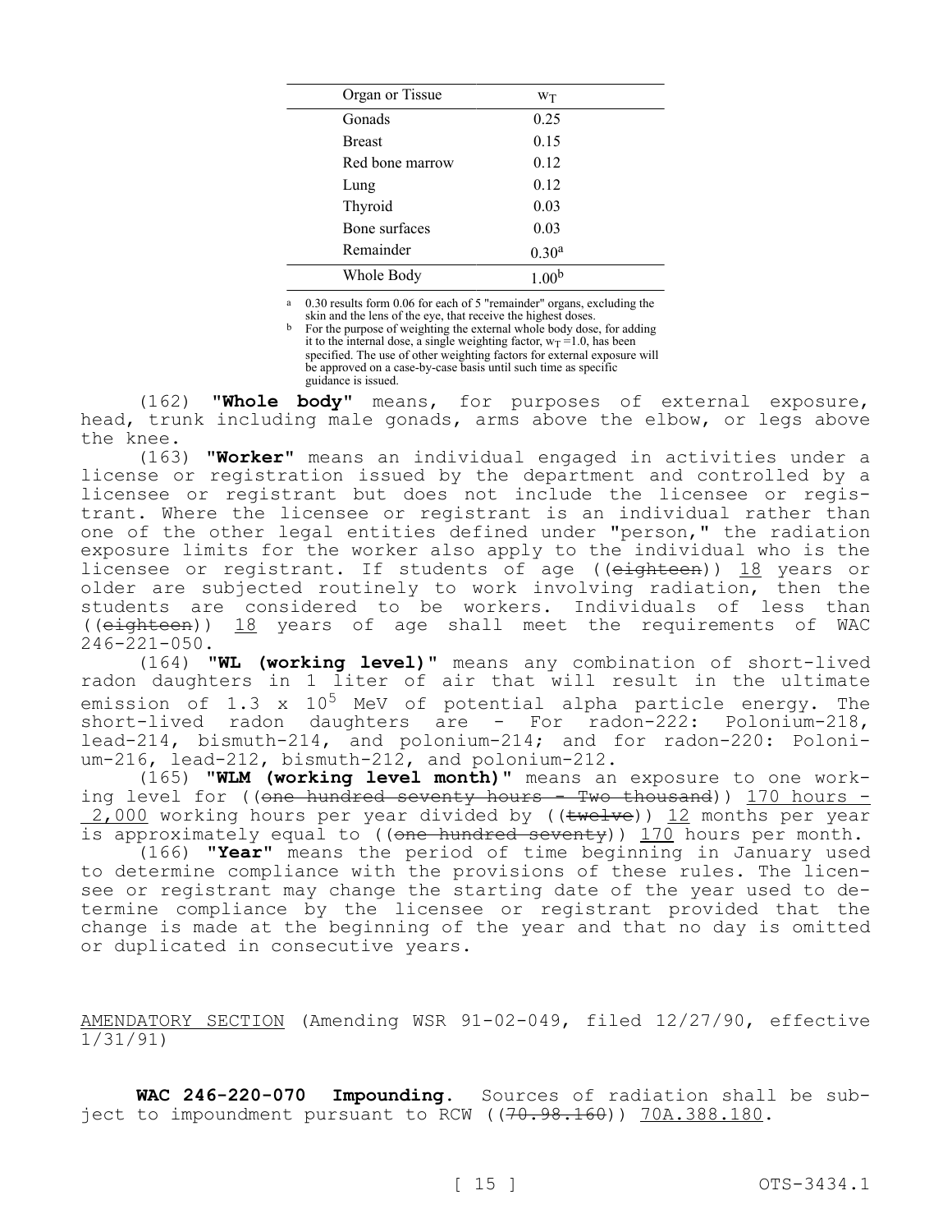| Organ or Tissue | $w_T$ |
|---|---|
| Gonads | 0.25 |
| Breast | 0.15 |
| Red bone marrow | 0.12 |
| Lung | 0.12 |
| Thyroid | 0.03 |
| Bone surfaces | 0.03 |
| Remainder | 0.30[a] |
| Whole Body | 1.00[b] |

[a] 0.30 results form 0.06 for each of 5 "remainder" organs, excluding the skin and the lens of the eye, that receive the highest doses.

[b] For the purpose of weighting the external whole body dose, for adding it to the internal dose, a single weighting factor, $w_T$ =1.0, has been specified. The use of other weighting factors for external exposure will be approved on a case-by-case basis until such time as specific guidance is issued.

(162) **"Whole body"** means, for purposes of external exposure, head, trunk including male gonads, arms above the elbow, or legs above the knee.

(163) **"Worker"** means an individual engaged in activities under a license or registration issued by the department and controlled by a licensee or registrant but does not include the licensee or registrant. Where the licensee or registrant is an individual rather than one of the other legal entities defined under "person," the radiation exposure limits for the worker also apply to the individual who is the licensee or registrant. If students of age ((~~eighteen~~)) 18 years or older are subjected routinely to work involving radiation, then the students are considered to be workers. Individuals of less than ((~~eighteen~~)) 18 years of age shall meet the requirements of WAC 246-221-050.

(164) **"WL (working level)"** means any combination of short-lived radon daughters in 1 liter of air that will result in the ultimate emission of 1.3 x $10^5$ MeV of potential alpha particle energy. The short-lived radon daughters are - For radon-222: Polonium-218, lead-214, bismuth-214, and polonium-214; and for radon-220: Polonium-216, lead-212, bismuth-212, and polonium-212.

(165) **"WLM (working level month)"** means an exposure to one working level for ((~~one hundred seventy hours - Two thousand~~)) 170 hours - 2,000 working hours per year divided by ((~~twelve~~)) 12 months per year is approximately equal to ((~~one hundred seventy~~)) 170 hours per month.

(166) **"Year"** means the period of time beginning in January used to determine compliance with the provisions of these rules. The licensee or registrant may change the starting date of the year used to determine compliance by the licensee or registrant provided that the change is made at the beginning of the year and that no day is omitted or duplicated in consecutive years.

AMENDATORY SECTION (Amending WSR 91-02-049, filed 12/27/90, effective 1/31/91)

**WAC 246-220-070 Impounding.** Sources of radiation shall be subject to impoundment pursuant to RCW ((~~70.98.160~~)) 70A.388.180.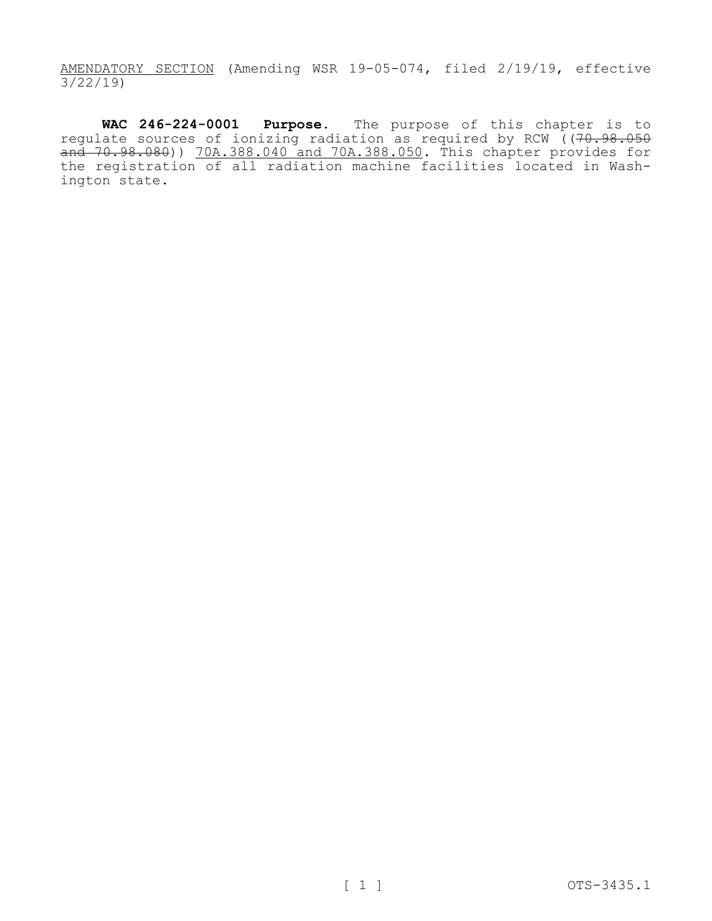AMENDATORY SECTION (Amending WSR 19-05-074, filed 2/19/19, effective 3/22/19)

**WAC 246-224-0001 Purpose.** The purpose of this chapter is to regulate sources of ionizing radiation as required by RCW ((~~70.98.050 and 70.98.080~~)) 70A.388.040 and 70A.388.050. This chapter provides for the registration of all radiation machine facilities located in Washington state.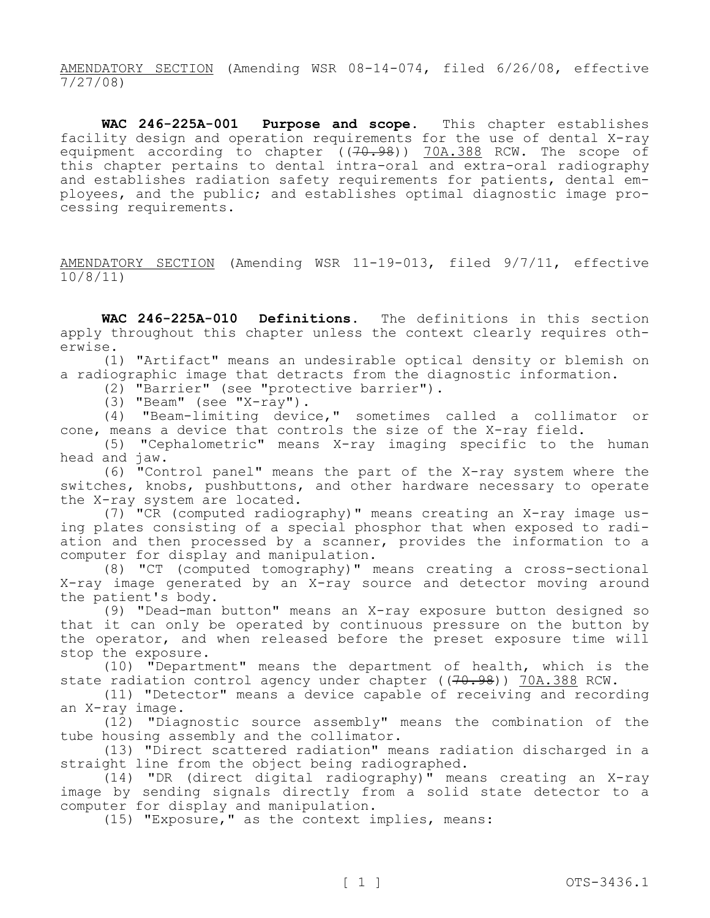AMENDATORY SECTION (Amending WSR 08-14-074, filed 6/26/08, effective 7/27/08)

**WAC 246-225A-001 Purpose and scope.** This chapter establishes facility design and operation requirements for the use of dental X-ray equipment according to chapter ((~~70.98~~)) 70A.388 RCW. The scope of this chapter pertains to dental intra-oral and extra-oral radiography and establishes radiation safety requirements for patients, dental employees, and the public; and establishes optimal diagnostic image processing requirements.

AMENDATORY SECTION (Amending WSR 11-19-013, filed 9/7/11, effective 10/8/11)

**WAC 246-225A-010 Definitions.** The definitions in this section apply throughout this chapter unless the context clearly requires otherwise.

(1) "Artifact" means an undesirable optical density or blemish on a radiographic image that detracts from the diagnostic information.

(2) "Barrier" (see "protective barrier").

(3) "Beam" (see "X-ray").

(4) "Beam-limiting device," sometimes called a collimator or cone, means a device that controls the size of the X-ray field.

(5) "Cephalometric" means X-ray imaging specific to the human head and jaw.

(6) "Control panel" means the part of the X-ray system where the switches, knobs, pushbuttons, and other hardware necessary to operate the X-ray system are located.

(7) "CR (computed radiography)" means creating an X-ray image using plates consisting of a special phosphor that when exposed to radiation and then processed by a scanner, provides the information to a computer for display and manipulation.

(8) "CT (computed tomography)" means creating a cross-sectional X-ray image generated by an X-ray source and detector moving around the patient's body.

(9) "Dead-man button" means an X-ray exposure button designed so that it can only be operated by continuous pressure on the button by the operator, and when released before the preset exposure time will stop the exposure.

(10) "Department" means the department of health, which is the state radiation control agency under chapter ((~~70.98~~)) 70A.388 RCW.

(11) "Detector" means a device capable of receiving and recording an X-ray image.

(12) "Diagnostic source assembly" means the combination of the tube housing assembly and the collimator.

(13) "Direct scattered radiation" means radiation discharged in a straight line from the object being radiographed.

(14) "DR (direct digital radiography)" means creating an X-ray image by sending signals directly from a solid state detector to a computer for display and manipulation.

(15) "Exposure," as the context implies, means: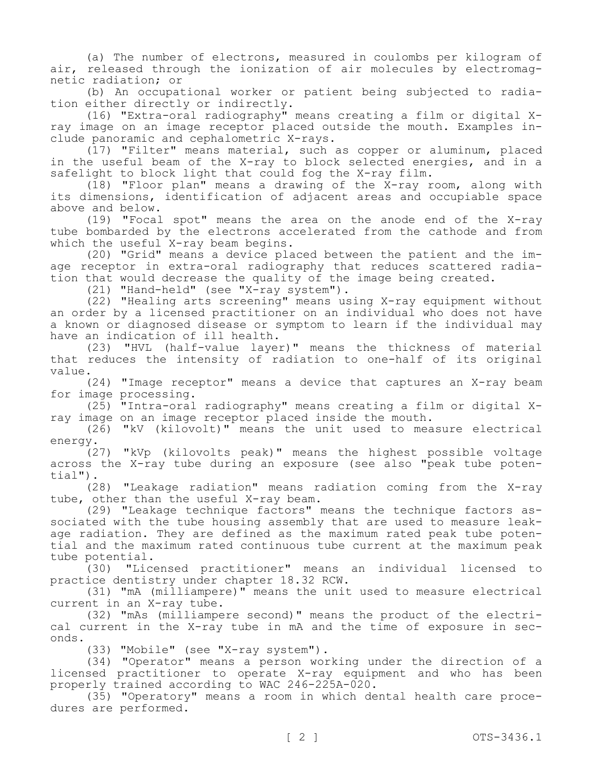(a) The number of electrons, measured in coulombs per kilogram of air, released through the ionization of air molecules by electromagnetic radiation; or

(b) An occupational worker or patient being subjected to radiation either directly or indirectly.

(16) "Extra-oral radiography" means creating a film or digital X-ray image on an image receptor placed outside the mouth. Examples include panoramic and cephalometric X-rays.

(17) "Filter" means material, such as copper or aluminum, placed in the useful beam of the X-ray to block selected energies, and in a safelight to block light that could fog the X-ray film.

(18) "Floor plan" means a drawing of the X-ray room, along with its dimensions, identification of adjacent areas and occupiable space above and below.

(19) "Focal spot" means the area on the anode end of the X-ray tube bombarded by the electrons accelerated from the cathode and from which the useful X-ray beam begins.

(20) "Grid" means a device placed between the patient and the image receptor in extra-oral radiography that reduces scattered radiation that would decrease the quality of the image being created.

(21) "Hand-held" (see "X-ray system").

(22) "Healing arts screening" means using X-ray equipment without an order by a licensed practitioner on an individual who does not have a known or diagnosed disease or symptom to learn if the individual may have an indication of ill health.

(23) "HVL (half-value layer)" means the thickness of material that reduces the intensity of radiation to one-half of its original value.

(24) "Image receptor" means a device that captures an X-ray beam for image processing.

(25) "Intra-oral radiography" means creating a film or digital X-ray image on an image receptor placed inside the mouth.

(26) "kV (kilovolt)" means the unit used to measure electrical energy.

(27) "kVp (kilovolts peak)" means the highest possible voltage across the X-ray tube during an exposure (see also "peak tube potential").

(28) "Leakage radiation" means radiation coming from the X-ray tube, other than the useful X-ray beam.

(29) "Leakage technique factors" means the technique factors associated with the tube housing assembly that are used to measure leakage radiation. They are defined as the maximum rated peak tube potential and the maximum rated continuous tube current at the maximum peak tube potential.

(30) "Licensed practitioner" means an individual licensed to practice dentistry under chapter 18.32 RCW.

(31) "mA (milliampere)" means the unit used to measure electrical current in an X-ray tube.

(32) "mAs (milliampere second)" means the product of the electrical current in the X-ray tube in mA and the time of exposure in seconds.

(33) "Mobile" (see "X-ray system").

(34) "Operator" means a person working under the direction of a licensed practitioner to operate X-ray equipment and who has been properly trained according to WAC 246-225A-020.

(35) "Operatory" means a room in which dental health care procedures are performed.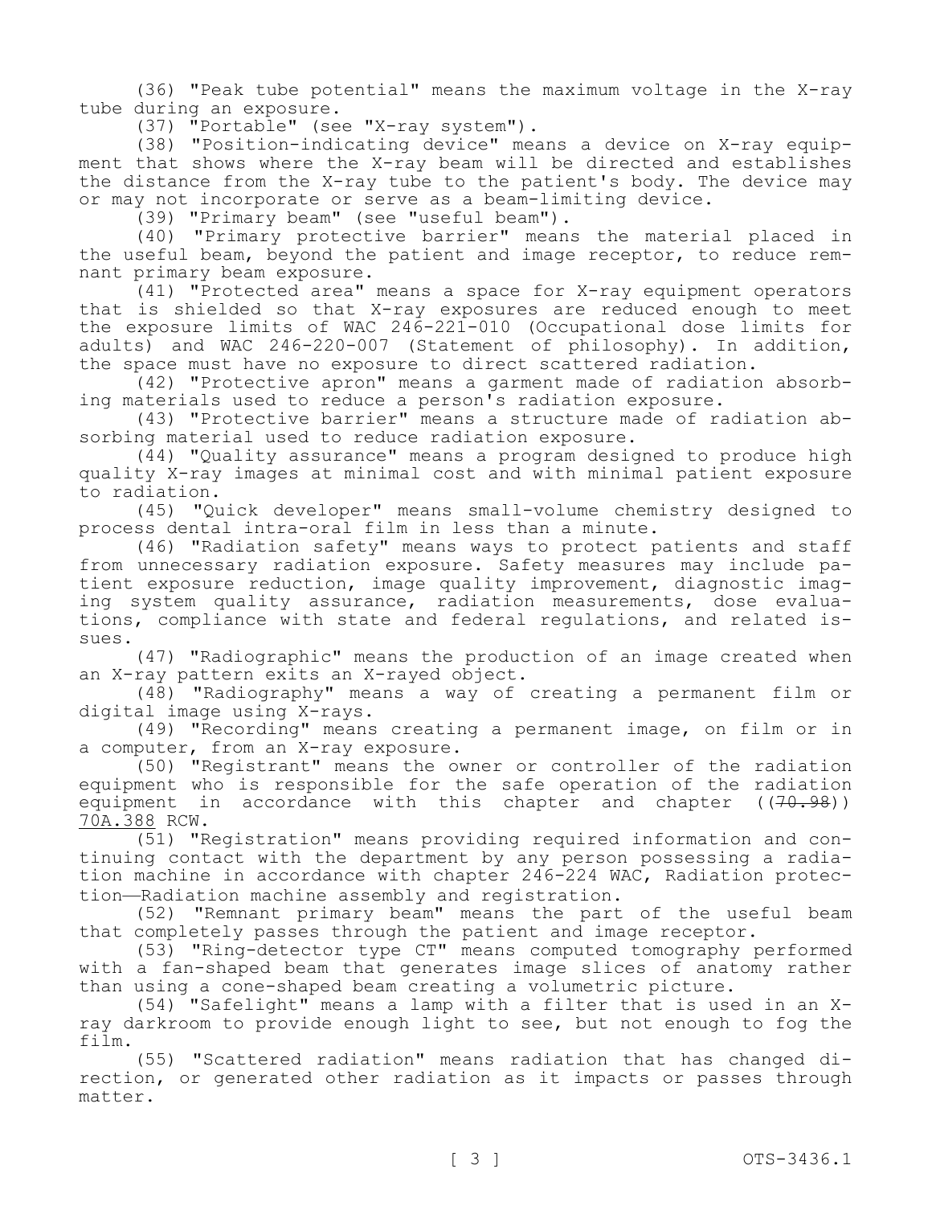(36) "Peak tube potential" means the maximum voltage in the X-ray tube during an exposure.

(37) "Portable" (see "X-ray system").

(38) "Position-indicating device" means a device on X-ray equipment that shows where the X-ray beam will be directed and establishes the distance from the X-ray tube to the patient's body. The device may or may not incorporate or serve as a beam-limiting device.

(39) "Primary beam" (see "useful beam").

(40) "Primary protective barrier" means the material placed in the useful beam, beyond the patient and image receptor, to reduce remnant primary beam exposure.

(41) "Protected area" means a space for X-ray equipment operators that is shielded so that X-ray exposures are reduced enough to meet the exposure limits of WAC 246-221-010 (Occupational dose limits for adults) and WAC 246-220-007 (Statement of philosophy). In addition, the space must have no exposure to direct scattered radiation.

(42) "Protective apron" means a garment made of radiation absorbing materials used to reduce a person's radiation exposure.

(43) "Protective barrier" means a structure made of radiation absorbing material used to reduce radiation exposure.

(44) "Quality assurance" means a program designed to produce high quality X-ray images at minimal cost and with minimal patient exposure to radiation.

(45) "Quick developer" means small-volume chemistry designed to process dental intra-oral film in less than a minute.

(46) "Radiation safety" means ways to protect patients and staff from unnecessary radiation exposure. Safety measures may include patient exposure reduction, image quality improvement, diagnostic imaging system quality assurance, radiation measurements, dose evaluations, compliance with state and federal regulations, and related issues.

(47) "Radiographic" means the production of an image created when an X-ray pattern exits an X-rayed object.

(48) "Radiography" means a way of creating a permanent film or digital image using X-rays.

(49) "Recording" means creating a permanent image, on film or in a computer, from an X-ray exposure.

(50) "Registrant" means the owner or controller of the radiation equipment who is responsible for the safe operation of the radiation equipment in accordance with this chapter and chapter ((~~70.98~~)) <u>70A.388</u> RCW.

(51) "Registration" means providing required information and continuing contact with the department by any person possessing a radiation machine in accordance with chapter 246-224 WAC, Radiation protection—Radiation machine assembly and registration.

(52) "Remnant primary beam" means the part of the useful beam that completely passes through the patient and image receptor.

(53) "Ring-detector type CT" means computed tomography performed with a fan-shaped beam that generates image slices of anatomy rather than using a cone-shaped beam creating a volumetric picture.

(54) "Safelight" means a lamp with a filter that is used in an X-ray darkroom to provide enough light to see, but not enough to fog the film.

(55) "Scattered radiation" means radiation that has changed direction, or generated other radiation as it impacts or passes through matter.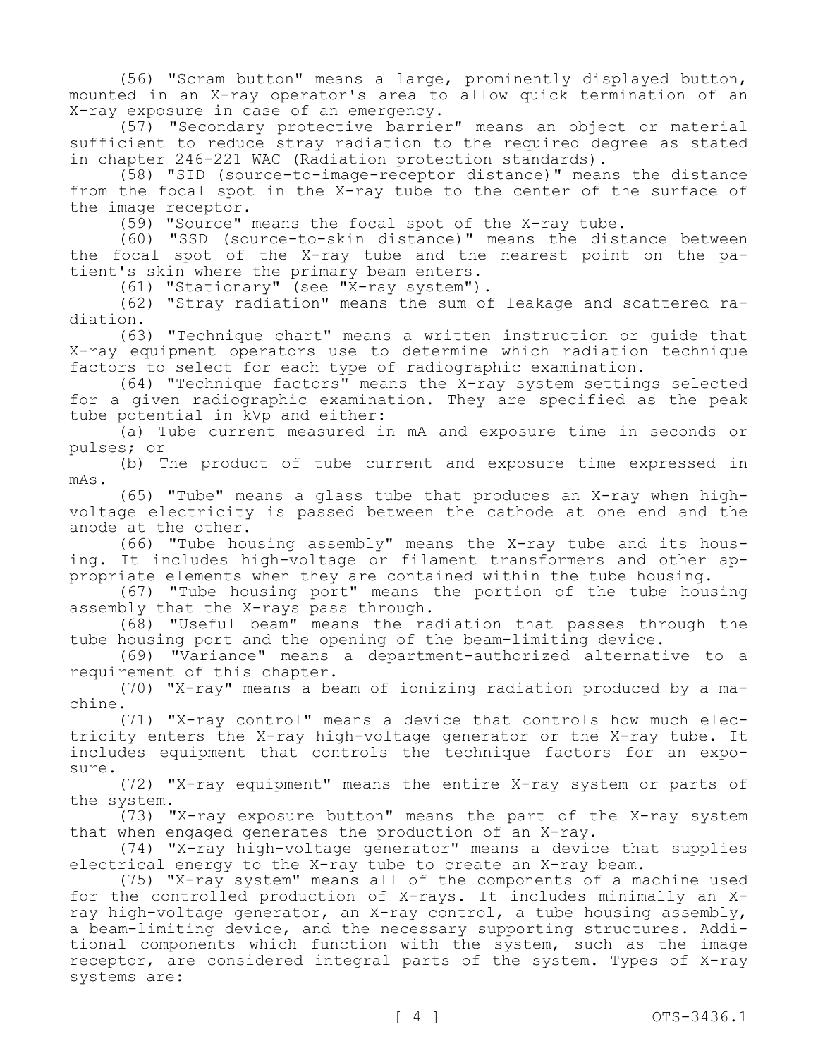(56) "Scram button" means a large, prominently displayed button, mounted in an X-ray operator's area to allow quick termination of an X-ray exposure in case of an emergency.

(57) "Secondary protective barrier" means an object or material sufficient to reduce stray radiation to the required degree as stated in chapter 246-221 WAC (Radiation protection standards).

(58) "SID (source-to-image-receptor distance)" means the distance from the focal spot in the X-ray tube to the center of the surface of the image receptor.

(59) "Source" means the focal spot of the X-ray tube.

(60) "SSD (source-to-skin distance)" means the distance between the focal spot of the X-ray tube and the nearest point on the patient's skin where the primary beam enters.

(61) "Stationary" (see "X-ray system").

(62) "Stray radiation" means the sum of leakage and scattered radiation.

(63) "Technique chart" means a written instruction or guide that X-ray equipment operators use to determine which radiation technique factors to select for each type of radiographic examination.

(64) "Technique factors" means the X-ray system settings selected for a given radiographic examination. They are specified as the peak tube potential in kVp and either:

(a) Tube current measured in mA and exposure time in seconds or pulses; or

(b) The product of tube current and exposure time expressed in mAs.

(65) "Tube" means a glass tube that produces an X-ray when high-voltage electricity is passed between the cathode at one end and the anode at the other.

(66) "Tube housing assembly" means the X-ray tube and its housing. It includes high-voltage or filament transformers and other appropriate elements when they are contained within the tube housing.

(67) "Tube housing port" means the portion of the tube housing assembly that the X-rays pass through.

(68) "Useful beam" means the radiation that passes through the tube housing port and the opening of the beam-limiting device.

(69) "Variance" means a department-authorized alternative to a requirement of this chapter.

(70) "X-ray" means a beam of ionizing radiation produced by a machine.

(71) "X-ray control" means a device that controls how much electricity enters the X-ray high-voltage generator or the X-ray tube. It includes equipment that controls the technique factors for an exposure.

(72) "X-ray equipment" means the entire X-ray system or parts of the system.

(73) "X-ray exposure button" means the part of the X-ray system that when engaged generates the production of an X-ray.

(74) "X-ray high-voltage generator" means a device that supplies electrical energy to the X-ray tube to create an X-ray beam.

(75) "X-ray system" means all of the components of a machine used for the controlled production of X-rays. It includes minimally an X-ray high-voltage generator, an X-ray control, a tube housing assembly, a beam-limiting device, and the necessary supporting structures. Additional components which function with the system, such as the image receptor, are considered integral parts of the system. Types of X-ray systems are: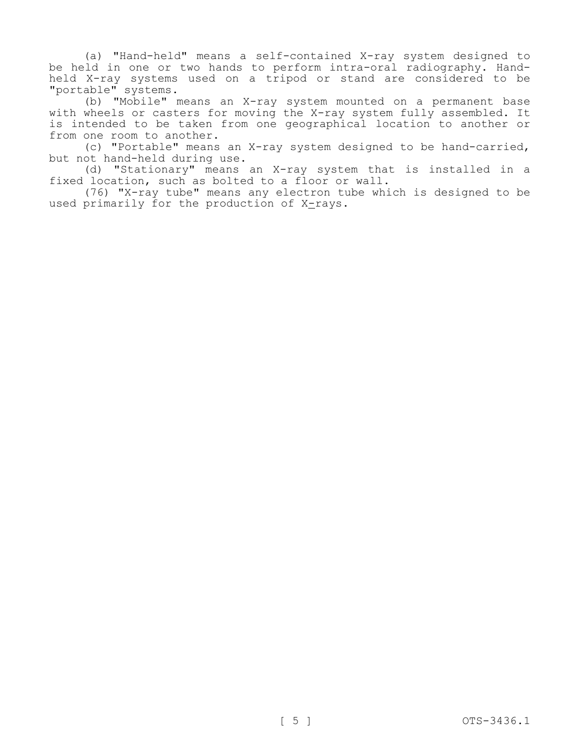(a) "Hand-held" means a self-contained X-ray system designed to be held in one or two hands to perform intra-oral radiography. Hand-held X-ray systems used on a tripod or stand are considered to be "portable" systems.

(b) "Mobile" means an X-ray system mounted on a permanent base with wheels or casters for moving the X-ray system fully assembled. It is intended to be taken from one geographical location to another or from one room to another.

(c) "Portable" means an X-ray system designed to be hand-carried, but not hand-held during use.

(d) "Stationary" means an X-ray system that is installed in a fixed location, such as bolted to a floor or wall.

(76) "X-ray tube" means any electron tube which is designed to be used primarily for the production of X-rays.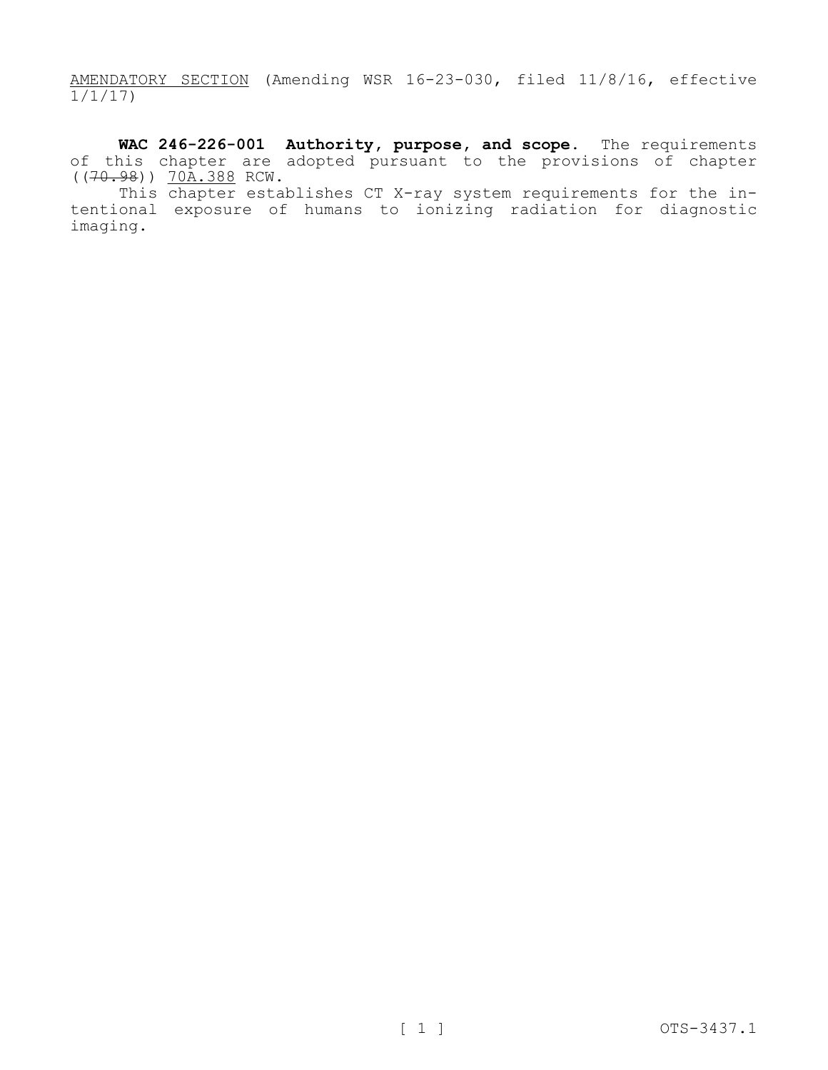AMENDATORY SECTION (Amending WSR 16-23-030, filed 11/8/16, effective 1/1/17)

**WAC 246-226-001 Authority, purpose, and scope.** The requirements of this chapter are adopted pursuant to the provisions of chapter ((~~70.98~~)) 70A.388 RCW.

This chapter establishes CT X-ray system requirements for the intentional exposure of humans to ionizing radiation for diagnostic imaging.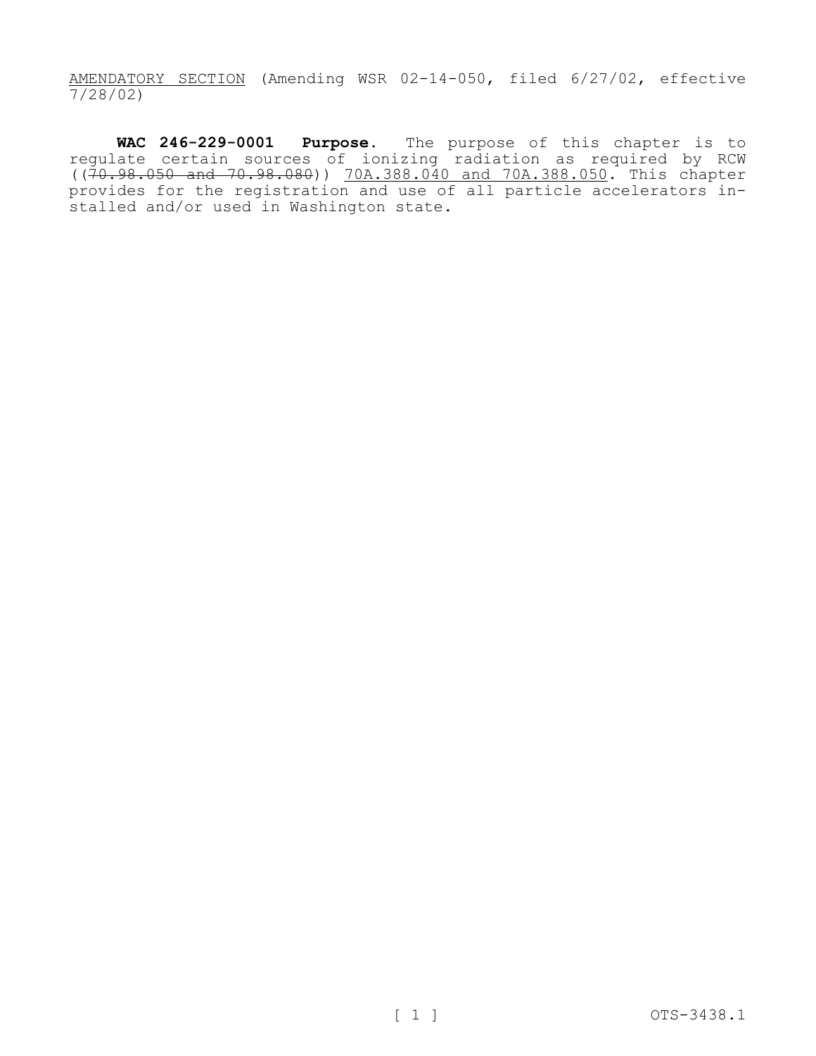<u>AMENDATORY SECTION</u> (Amending WSR 02-14-050, filed 6/27/02, effective 7/28/02)

**WAC 246-229-0001 Purpose.** The purpose of this chapter is to regulate certain sources of ionizing radiation as required by RCW ((~~70.98.050 and 70.98.080~~)) <u>70A.388.040 and 70A.388.050</u>. This chapter provides for the registration and use of all particle accelerators installed and/or used in Washington state.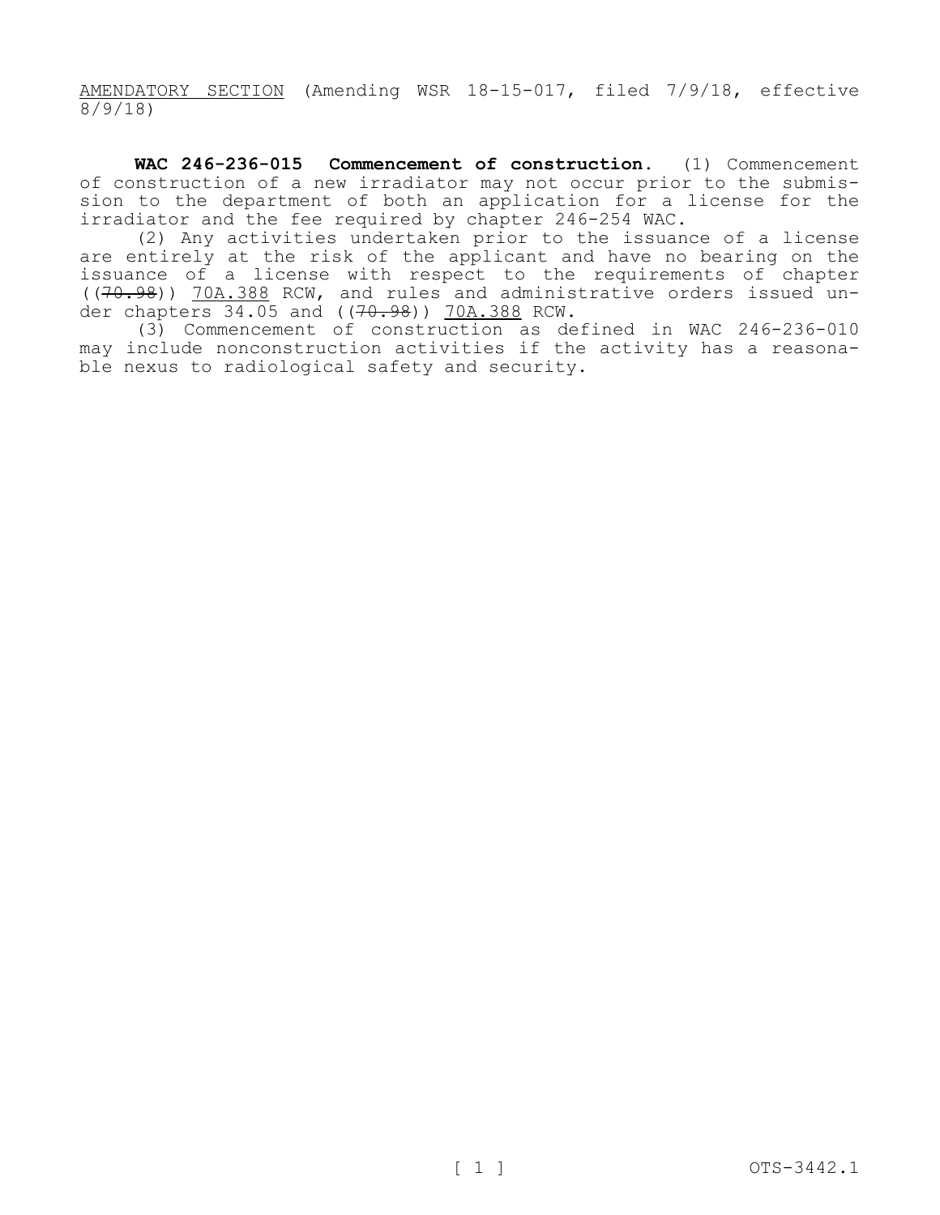AMENDATORY SECTION (Amending WSR 18-15-017, filed 7/9/18, effective 8/9/18)

**WAC 246-236-015 Commencement of construction.** (1) Commencement of construction of a new irradiator may not occur prior to the submission to the department of both an application for a license for the irradiator and the fee required by chapter 246-254 WAC.

(2) Any activities undertaken prior to the issuance of a license are entirely at the risk of the applicant and have no bearing on the issuance of a license with respect to the requirements of chapter ((~~70.98~~)) 70A.388 RCW, and rules and administrative orders issued under chapters 34.05 and ((~~70.98~~)) 70A.388 RCW.

(3) Commencement of construction as defined in WAC 246-236-010 may include nonconstruction activities if the activity has a reasonable nexus to radiological safety and security.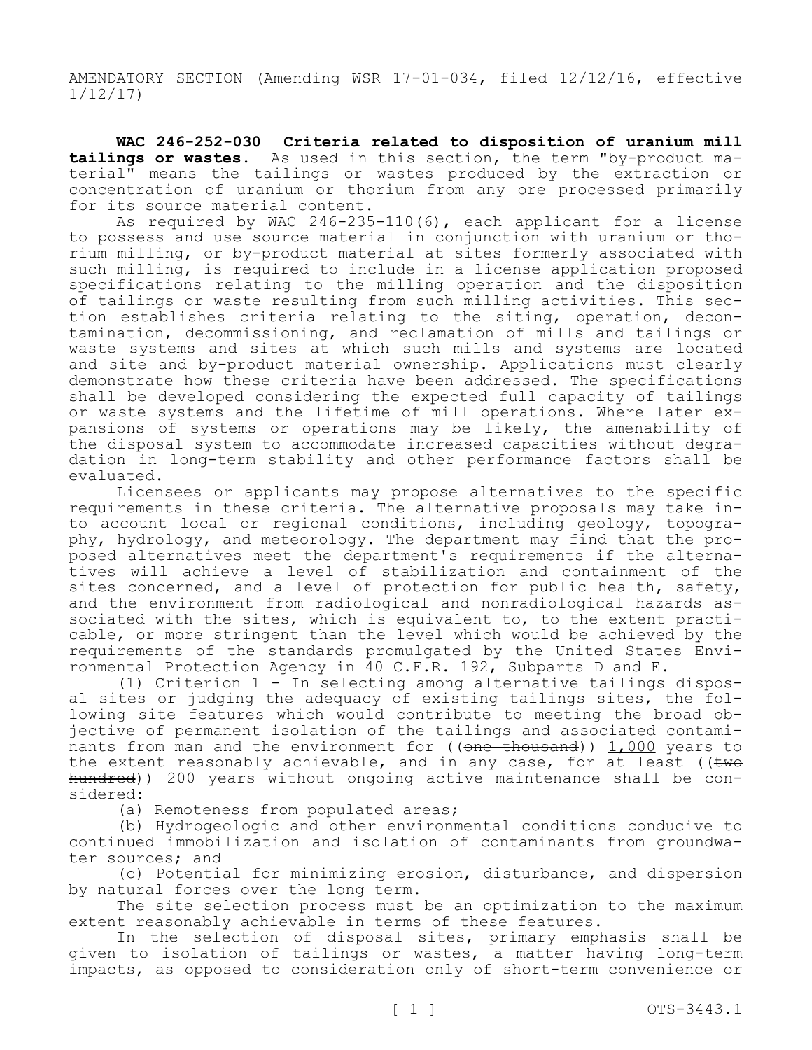<u>AMENDATORY SECTION</u> (Amending WSR 17-01-034, filed 12/12/16, effective 1/12/17)

**WAC 246-252-030 Criteria related to disposition of uranium mill tailings or wastes.** As used in this section, the term "by-product material" means the tailings or wastes produced by the extraction or concentration of uranium or thorium from any ore processed primarily for its source material content.

As required by WAC 246-235-110(6), each applicant for a license to possess and use source material in conjunction with uranium or thorium milling, or by-product material at sites formerly associated with such milling, is required to include in a license application proposed specifications relating to the milling operation and the disposition of tailings or waste resulting from such milling activities. This section establishes criteria relating to the siting, operation, decontamination, decommissioning, and reclamation of mills and tailings or waste systems and sites at which such mills and systems are located and site and by-product material ownership. Applications must clearly demonstrate how these criteria have been addressed. The specifications shall be developed considering the expected full capacity of tailings or waste systems and the lifetime of mill operations. Where later expansions of systems or operations may be likely, the amenability of the disposal system to accommodate increased capacities without degradation in long-term stability and other performance factors shall be evaluated.

Licensees or applicants may propose alternatives to the specific requirements in these criteria. The alternative proposals may take into account local or regional conditions, including geology, topography, hydrology, and meteorology. The department may find that the proposed alternatives meet the department's requirements if the alternatives will achieve a level of stabilization and containment of the sites concerned, and a level of protection for public health, safety, and the environment from radiological and nonradiological hazards associated with the sites, which is equivalent to, to the extent practicable, or more stringent than the level which would be achieved by the requirements of the standards promulgated by the United States Environmental Protection Agency in 40 C.F.R. 192, Subparts D and E.

(1) Criterion 1 - In selecting among alternative tailings disposal sites or judging the adequacy of existing tailings sites, the following site features which would contribute to meeting the broad objective of permanent isolation of the tailings and associated contaminants from man and the environment for ((~~one thousand~~)) <u>1,000</u> years to the extent reasonably achievable, and in any case, for at least ((~~two hundred~~)) <u>200</u> years without ongoing active maintenance shall be considered:

(a) Remoteness from populated areas;

(b) Hydrogeologic and other environmental conditions conducive to continued immobilization and isolation of contaminants from groundwater sources; and

(c) Potential for minimizing erosion, disturbance, and dispersion by natural forces over the long term.

The site selection process must be an optimization to the maximum extent reasonably achievable in terms of these features.

In the selection of disposal sites, primary emphasis shall be given to isolation of tailings or wastes, a matter having long-term impacts, as opposed to consideration only of short-term convenience or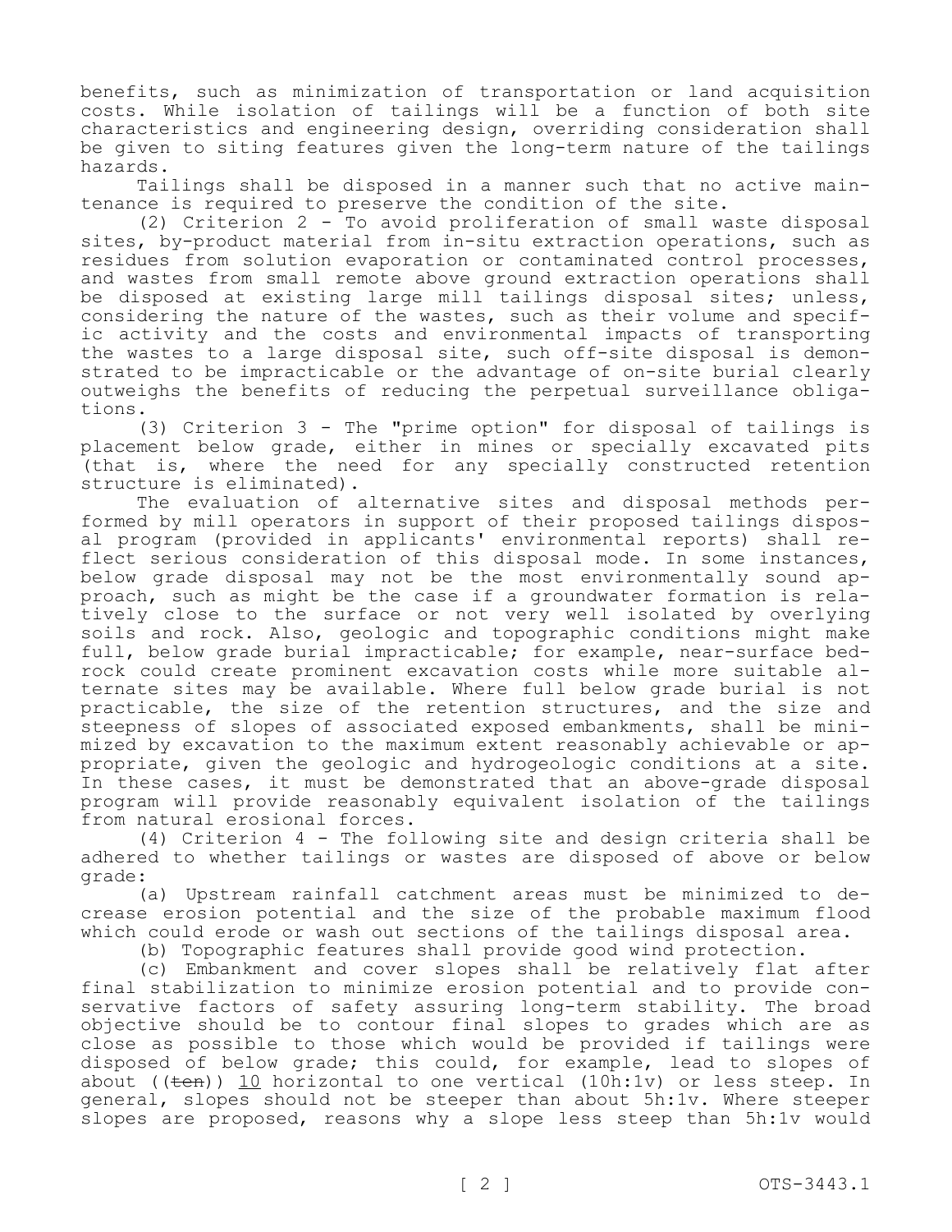benefits, such as minimization of transportation or land acquisition costs. While isolation of tailings will be a function of both site characteristics and engineering design, overriding consideration shall be given to siting features given the long-term nature of the tailings hazards.

Tailings shall be disposed in a manner such that no active maintenance is required to preserve the condition of the site.

(2) Criterion 2 - To avoid proliferation of small waste disposal sites, by-product material from in-situ extraction operations, such as residues from solution evaporation or contaminated control processes, and wastes from small remote above ground extraction operations shall be disposed at existing large mill tailings disposal sites; unless, considering the nature of the wastes, such as their volume and specific activity and the costs and environmental impacts of transporting the wastes to a large disposal site, such off-site disposal is demonstrated to be impracticable or the advantage of on-site burial clearly outweighs the benefits of reducing the perpetual surveillance obligations.

(3) Criterion 3 - The "prime option" for disposal of tailings is placement below grade, either in mines or specially excavated pits (that is, where the need for any specially constructed retention structure is eliminated).

The evaluation of alternative sites and disposal methods performed by mill operators in support of their proposed tailings disposal program (provided in applicants' environmental reports) shall reflect serious consideration of this disposal mode. In some instances, below grade disposal may not be the most environmentally sound approach, such as might be the case if a groundwater formation is relatively close to the surface or not very well isolated by overlying soils and rock. Also, geologic and topographic conditions might make full, below grade burial impracticable; for example, near-surface bedrock could create prominent excavation costs while more suitable alternate sites may be available. Where full below grade burial is not practicable, the size of the retention structures, and the size and steepness of slopes of associated exposed embankments, shall be minimized by excavation to the maximum extent reasonably achievable or appropriate, given the geologic and hydrogeologic conditions at a site. In these cases, it must be demonstrated that an above-grade disposal program will provide reasonably equivalent isolation of the tailings from natural erosional forces.

(4) Criterion 4 - The following site and design criteria shall be adhered to whether tailings or wastes are disposed of above or below grade:

(a) Upstream rainfall catchment areas must be minimized to decrease erosion potential and the size of the probable maximum flood which could erode or wash out sections of the tailings disposal area.

(b) Topographic features shall provide good wind protection.

(c) Embankment and cover slopes shall be relatively flat after final stabilization to minimize erosion potential and to provide conservative factors of safety assuring long-term stability. The broad objective should be to contour final slopes to grades which are as close as possible to those which would be provided if tailings were disposed of below grade; this could, for example, lead to slopes of about ((~~ten~~)) 10 horizontal to one vertical (10h:1v) or less steep. In general, slopes should not be steeper than about 5h:1v. Where steeper slopes are proposed, reasons why a slope less steep than 5h:1v would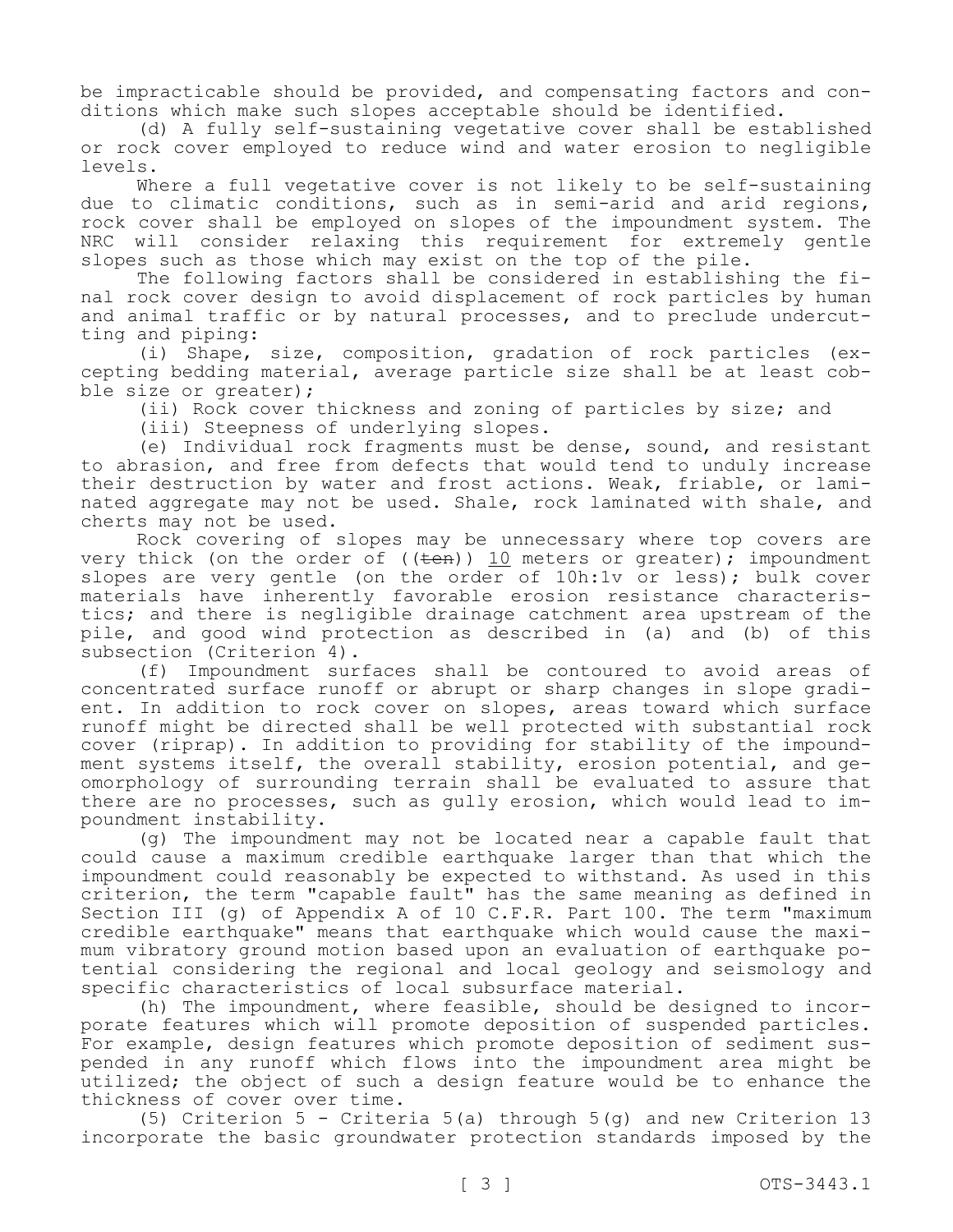be impracticable should be provided, and compensating factors and conditions which make such slopes acceptable should be identified.

(d) A fully self-sustaining vegetative cover shall be established or rock cover employed to reduce wind and water erosion to negligible levels.

Where a full vegetative cover is not likely to be self-sustaining due to climatic conditions, such as in semi-arid and arid regions, rock cover shall be employed on slopes of the impoundment system. The NRC will consider relaxing this requirement for extremely gentle slopes such as those which may exist on the top of the pile.

The following factors shall be considered in establishing the final rock cover design to avoid displacement of rock particles by human and animal traffic or by natural processes, and to preclude undercutting and piping:

(i) Shape, size, composition, gradation of rock particles (excepting bedding material, average particle size shall be at least cobble size or greater);

(ii) Rock cover thickness and zoning of particles by size; and

(iii) Steepness of underlying slopes.

(e) Individual rock fragments must be dense, sound, and resistant to abrasion, and free from defects that would tend to unduly increase their destruction by water and frost actions. Weak, friable, or laminated aggregate may not be used. Shale, rock laminated with shale, and cherts may not be used.

Rock covering of slopes may be unnecessary where top covers are very thick (on the order of ((~~ten~~)) 10 meters or greater); impoundment slopes are very gentle (on the order of 10h:1v or less); bulk cover materials have inherently favorable erosion resistance characteristics; and there is negligible drainage catchment area upstream of the pile, and good wind protection as described in (a) and (b) of this subsection (Criterion 4).

(f) Impoundment surfaces shall be contoured to avoid areas of concentrated surface runoff or abrupt or sharp changes in slope gradient. In addition to rock cover on slopes, areas toward which surface runoff might be directed shall be well protected with substantial rock cover (riprap). In addition to providing for stability of the impoundment systems itself, the overall stability, erosion potential, and geomorphology of surrounding terrain shall be evaluated to assure that there are no processes, such as gully erosion, which would lead to impoundment instability.

(g) The impoundment may not be located near a capable fault that could cause a maximum credible earthquake larger than that which the impoundment could reasonably be expected to withstand. As used in this criterion, the term "capable fault" has the same meaning as defined in Section III (g) of Appendix A of 10 C.F.R. Part 100. The term "maximum credible earthquake" means that earthquake which would cause the maximum vibratory ground motion based upon an evaluation of earthquake potential considering the regional and local geology and seismology and specific characteristics of local subsurface material.

(h) The impoundment, where feasible, should be designed to incorporate features which will promote deposition of suspended particles. For example, design features which promote deposition of sediment suspended in any runoff which flows into the impoundment area might be utilized; the object of such a design feature would be to enhance the thickness of cover over time.

(5) Criterion 5 - Criteria 5(a) through 5(g) and new Criterion 13 incorporate the basic groundwater protection standards imposed by the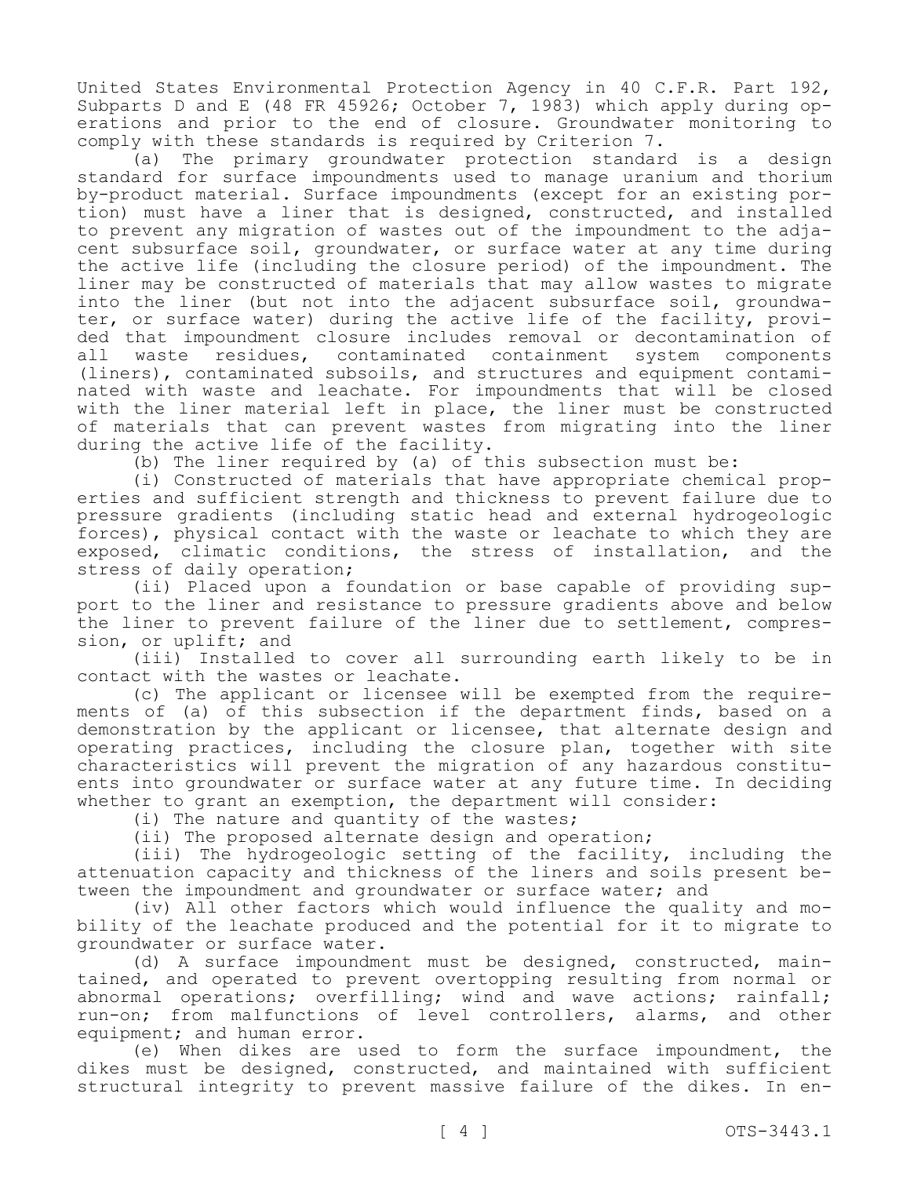United States Environmental Protection Agency in 40 C.F.R. Part 192, Subparts D and E (48 FR 45926; October 7, 1983) which apply during operations and prior to the end of closure. Groundwater monitoring to comply with these standards is required by Criterion 7.

(a) The primary groundwater protection standard is a design standard for surface impoundments used to manage uranium and thorium by-product material. Surface impoundments (except for an existing portion) must have a liner that is designed, constructed, and installed to prevent any migration of wastes out of the impoundment to the adjacent subsurface soil, groundwater, or surface water at any time during the active life (including the closure period) of the impoundment. The liner may be constructed of materials that may allow wastes to migrate into the liner (but not into the adjacent subsurface soil, groundwater, or surface water) during the active life of the facility, provided that impoundment closure includes removal or decontamination of all waste residues, contaminated containment system components (liners), contaminated subsoils, and structures and equipment contaminated with waste and leachate. For impoundments that will be closed with the liner material left in place, the liner must be constructed of materials that can prevent wastes from migrating into the liner during the active life of the facility.

(b) The liner required by (a) of this subsection must be:

(i) Constructed of materials that have appropriate chemical properties and sufficient strength and thickness to prevent failure due to pressure gradients (including static head and external hydrogeologic forces), physical contact with the waste or leachate to which they are exposed, climatic conditions, the stress of installation, and the stress of daily operation;

(ii) Placed upon a foundation or base capable of providing support to the liner and resistance to pressure gradients above and below the liner to prevent failure of the liner due to settlement, compression, or uplift; and

(iii) Installed to cover all surrounding earth likely to be in contact with the wastes or leachate.

(c) The applicant or licensee will be exempted from the requirements of (a) of this subsection if the department finds, based on a demonstration by the applicant or licensee, that alternate design and operating practices, including the closure plan, together with site characteristics will prevent the migration of any hazardous constituents into groundwater or surface water at any future time. In deciding whether to grant an exemption, the department will consider:

(i) The nature and quantity of the wastes;

(ii) The proposed alternate design and operation;

(iii) The hydrogeologic setting of the facility, including the attenuation capacity and thickness of the liners and soils present between the impoundment and groundwater or surface water; and

(iv) All other factors which would influence the quality and mobility of the leachate produced and the potential for it to migrate to groundwater or surface water.

(d) A surface impoundment must be designed, constructed, maintained, and operated to prevent overtopping resulting from normal or abnormal operations; overfilling; wind and wave actions; rainfall; run-on; from malfunctions of level controllers, alarms, and other equipment; and human error.

(e) When dikes are used to form the surface impoundment, the dikes must be designed, constructed, and maintained with sufficient structural integrity to prevent massive failure of the dikes. In en-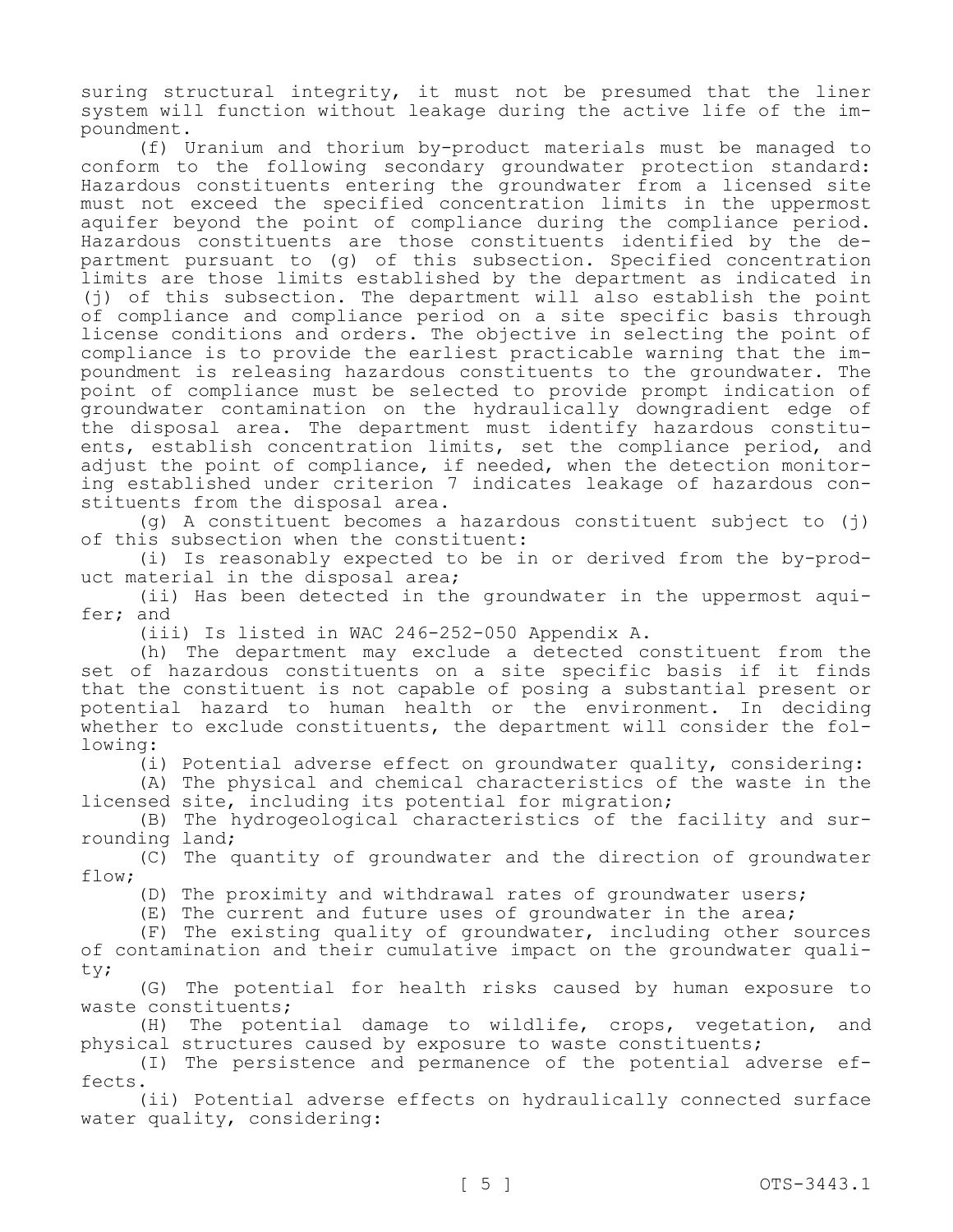suring structural integrity, it must not be presumed that the liner system will function without leakage during the active life of the impoundment.

(f) Uranium and thorium by-product materials must be managed to conform to the following secondary groundwater protection standard: Hazardous constituents entering the groundwater from a licensed site must not exceed the specified concentration limits in the uppermost aquifer beyond the point of compliance during the compliance period. Hazardous constituents are those constituents identified by the department pursuant to (g) of this subsection. Specified concentration limits are those limits established by the department as indicated in (j) of this subsection. The department will also establish the point of compliance and compliance period on a site specific basis through license conditions and orders. The objective in selecting the point of compliance is to provide the earliest practicable warning that the impoundment is releasing hazardous constituents to the groundwater. The point of compliance must be selected to provide prompt indication of groundwater contamination on the hydraulically downgradient edge of the disposal area. The department must identify hazardous constituents, establish concentration limits, set the compliance period, and adjust the point of compliance, if needed, when the detection monitoring established under criterion 7 indicates leakage of hazardous constituents from the disposal area.

(g) A constituent becomes a hazardous constituent subject to (j) of this subsection when the constituent:

(i) Is reasonably expected to be in or derived from the by-product material in the disposal area;

(ii) Has been detected in the groundwater in the uppermost aquifer; and

(iii) Is listed in WAC 246-252-050 Appendix A.

(h) The department may exclude a detected constituent from the set of hazardous constituents on a site specific basis if it finds that the constituent is not capable of posing a substantial present or potential hazard to human health or the environment. In deciding whether to exclude constituents, the department will consider the following:

(i) Potential adverse effect on groundwater quality, considering:

(A) The physical and chemical characteristics of the waste in the licensed site, including its potential for migration;

(B) The hydrogeological characteristics of the facility and surrounding land;

(C) The quantity of groundwater and the direction of groundwater flow;

(D) The proximity and withdrawal rates of groundwater users;

(E) The current and future uses of groundwater in the area;

(F) The existing quality of groundwater, including other sources of contamination and their cumulative impact on the groundwater quality;

(G) The potential for health risks caused by human exposure to waste constituents;

(H) The potential damage to wildlife, crops, vegetation, and physical structures caused by exposure to waste constituents;

(I) The persistence and permanence of the potential adverse effects.

(ii) Potential adverse effects on hydraulically connected surface water quality, considering: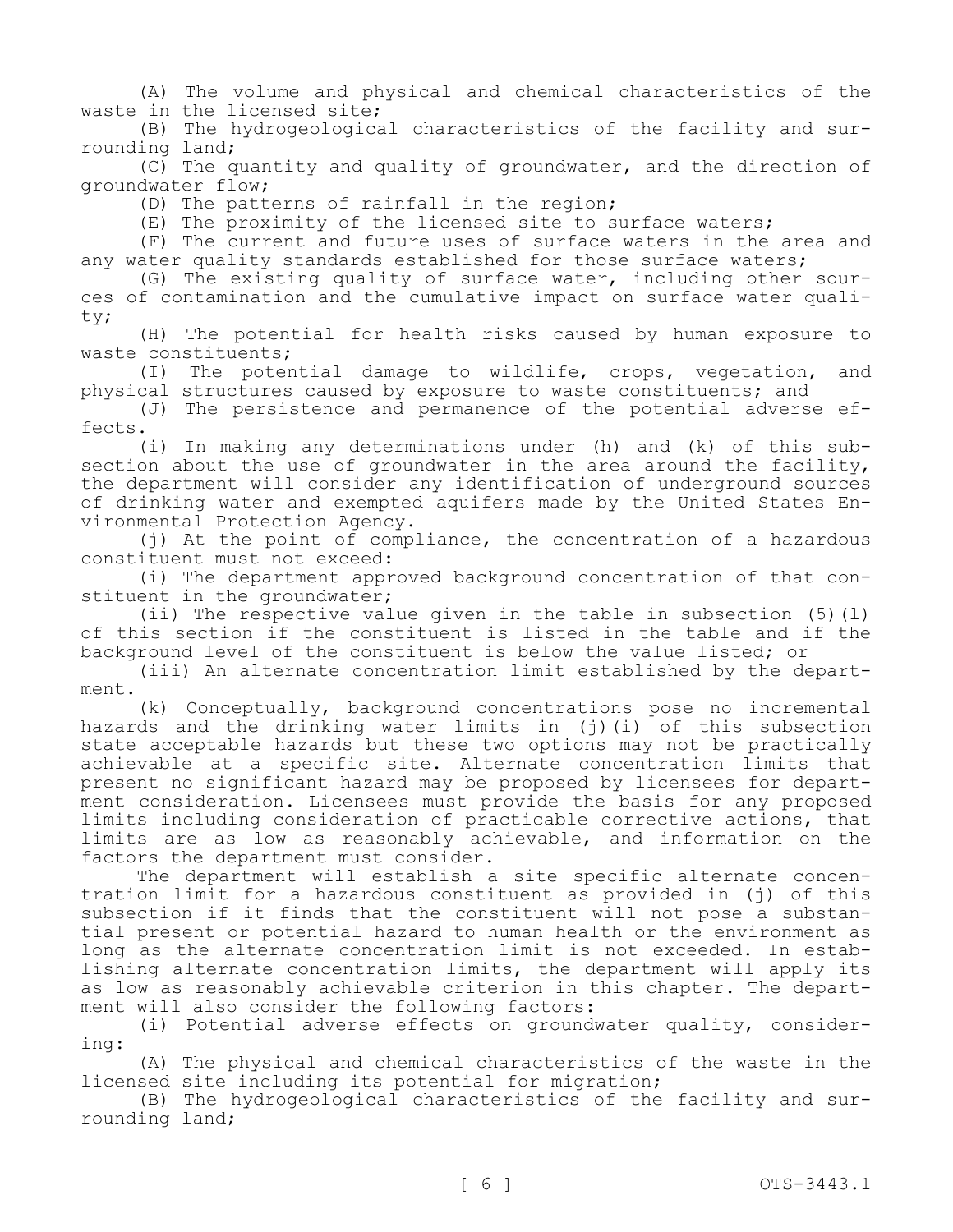(A) The volume and physical and chemical characteristics of the waste in the licensed site;

(B) The hydrogeological characteristics of the facility and surrounding land;

(C) The quantity and quality of groundwater, and the direction of groundwater flow;

(D) The patterns of rainfall in the region;

(E) The proximity of the licensed site to surface waters;

(F) The current and future uses of surface waters in the area and any water quality standards established for those surface waters;

(G) The existing quality of surface water, including other sources of contamination and the cumulative impact on surface water quality;

(H) The potential for health risks caused by human exposure to waste constituents;

(I) The potential damage to wildlife, crops, vegetation, and physical structures caused by exposure to waste constituents; and

(J) The persistence and permanence of the potential adverse effects.

(i) In making any determinations under (h) and (k) of this subsection about the use of groundwater in the area around the facility, the department will consider any identification of underground sources of drinking water and exempted aquifers made by the United States Environmental Protection Agency.

(j) At the point of compliance, the concentration of a hazardous constituent must not exceed:

(i) The department approved background concentration of that constituent in the groundwater;

(ii) The respective value given in the table in subsection (5)(l) of this section if the constituent is listed in the table and if the background level of the constituent is below the value listed; or

(iii) An alternate concentration limit established by the department.

(k) Conceptually, background concentrations pose no incremental hazards and the drinking water limits in (j)(i) of this subsection state acceptable hazards but these two options may not be practically achievable at a specific site. Alternate concentration limits that present no significant hazard may be proposed by licensees for department consideration. Licensees must provide the basis for any proposed limits including consideration of practicable corrective actions, that limits are as low as reasonably achievable, and information on the factors the department must consider.

The department will establish a site specific alternate concentration limit for a hazardous constituent as provided in (j) of this subsection if it finds that the constituent will not pose a substantial present or potential hazard to human health or the environment as long as the alternate concentration limit is not exceeded. In establishing alternate concentration limits, the department will apply its as low as reasonably achievable criterion in this chapter. The department will also consider the following factors:

(i) Potential adverse effects on groundwater quality, considering:

(A) The physical and chemical characteristics of the waste in the licensed site including its potential for migration;

(B) The hydrogeological characteristics of the facility and surrounding land;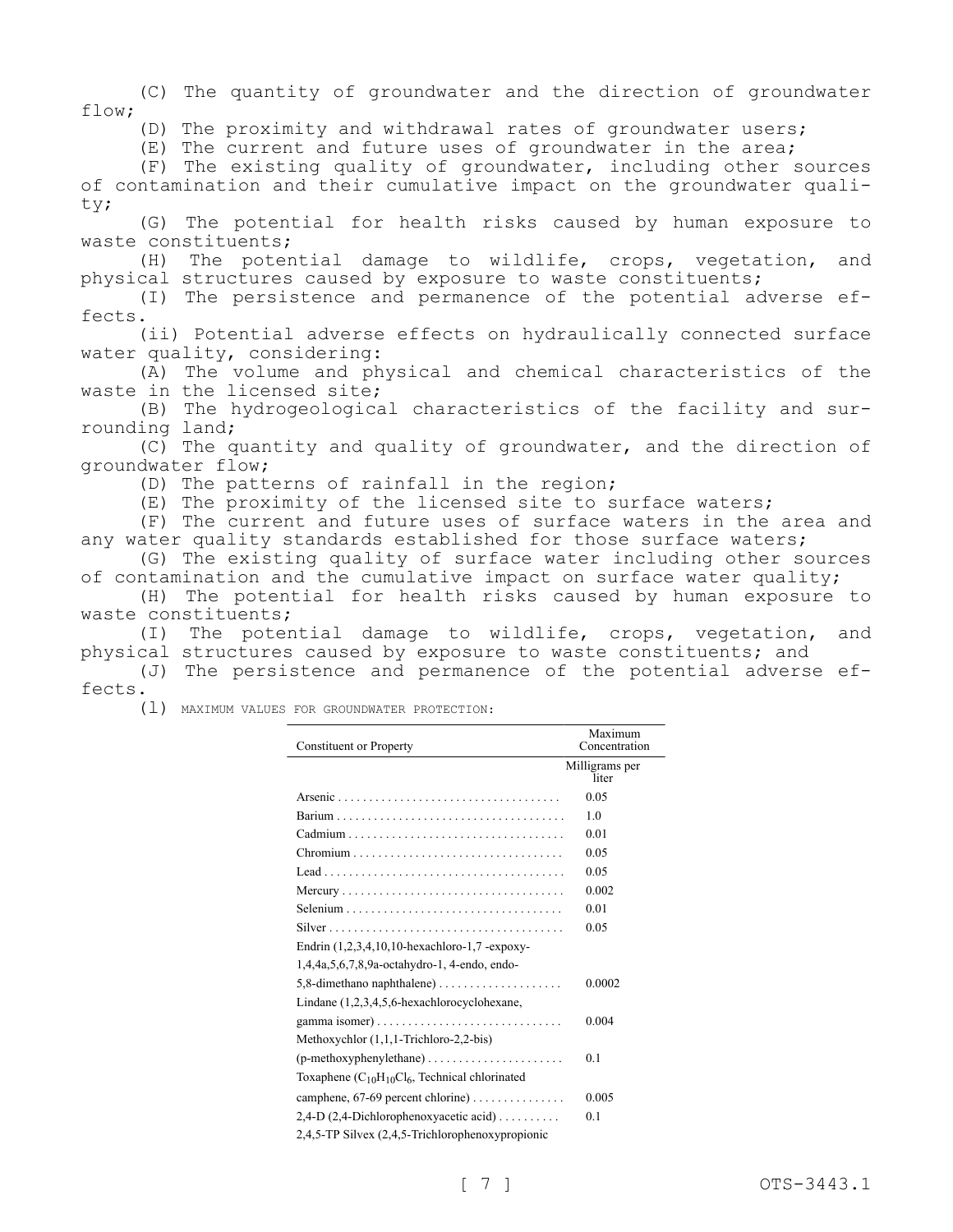(C) The quantity of groundwater and the direction of groundwater flow;

(D) The proximity and withdrawal rates of groundwater users;

(E) The current and future uses of groundwater in the area;

(F) The existing quality of groundwater, including other sources of contamination and their cumulative impact on the groundwater quality;

(G) The potential for health risks caused by human exposure to waste constituents;

(H) The potential damage to wildlife, crops, vegetation, and physical structures caused by exposure to waste constituents;

(I) The persistence and permanence of the potential adverse effects.

(ii) Potential adverse effects on hydraulically connected surface water quality, considering:

(A) The volume and physical and chemical characteristics of the waste in the licensed site;

(B) The hydrogeological characteristics of the facility and surrounding land;

(C) The quantity and quality of groundwater, and the direction of groundwater flow;

(D) The patterns of rainfall in the region;

(E) The proximity of the licensed site to surface waters;

(F) The current and future uses of surface waters in the area and any water quality standards established for those surface waters;

(G) The existing quality of surface water including other sources of contamination and the cumulative impact on surface water quality;

(H) The potential for health risks caused by human exposure to waste constituents;

(I) The potential damage to wildlife, crops, vegetation, and physical structures caused by exposure to waste constituents; and

(J) The persistence and permanence of the potential adverse effects.

(l) MAXIMUM VALUES FOR GROUNDWATER PROTECTION:

| Constituent or Property | Maximum Concentration |
|---|---|
| | Milligrams per liter |
| Arsenic | 0.05 |
| Barium | 1.0 |
| Cadmium | 0.01 |
| Chromium | 0.05 |
| Lead | 0.05 |
| Mercury | 0.002 |
| Selenium | 0.01 |
| Silver | 0.05 |
| Endrin (1,2,3,4,10,10-hexachloro-1,7 -expoxy-1,4,4a,5,6,7,8,9a-octahydro-1, 4-endo, endo-5,8-dimethano naphthalene) | 0.0002 |
| Lindane (1,2,3,4,5,6-hexachlorocyclohexane, gamma isomer) | 0.004 |
| Methoxychlor (1,1,1-Trichloro-2,2-bis) (p-methoxyphenylethane) | 0.1 |
| Toxaphene ($C_{10}H_{10}Cl_6$, Technical chlorinated camphene, 67-69 percent chlorine) | 0.005 |
| 2,4-D (2,4-Dichlorophenoxyacetic acid) | 0.1 |
| 2,4,5-TP Silvex (2,4,5-Trichlorophenoxypropionic | |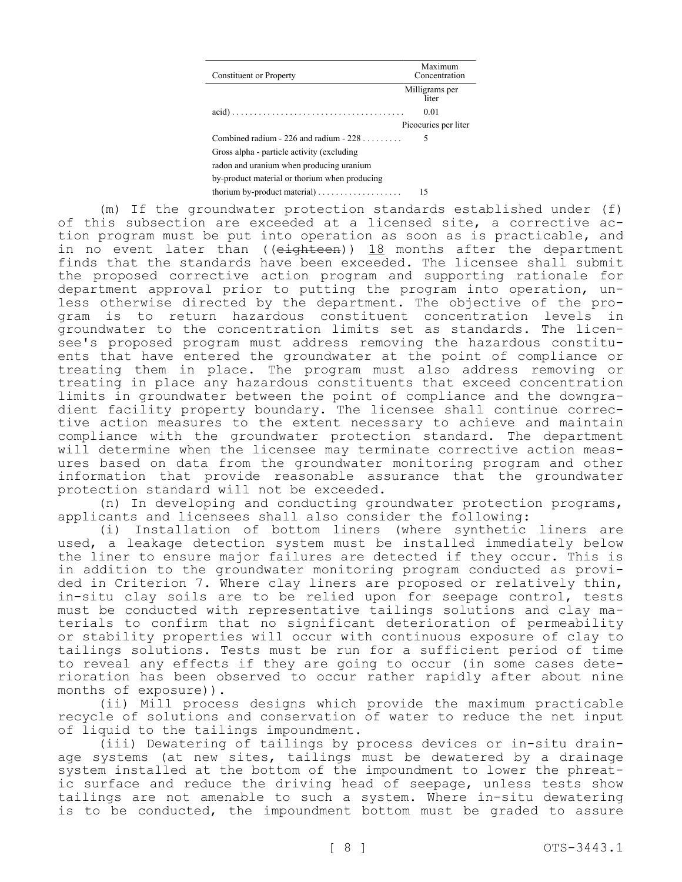| Constituent or Property | Maximum Concentration |
|---|---|
| | Milligrams per liter |
| acid) . . . . . . . . . . . . . . . . . . . . . . . . . . . . . . . . . . . . . . . | 0.01 |
| | Picocuries per liter |
| Combined radium - 226 and radium - 228 . . . . . . . . . | 5 |
| Gross alpha - particle activity (excluding radon and uranium when producing uranium by-product material or thorium when producing thorium by-product material) . . . . . . . . . . . . . . . . . . . | 15 |

(m) If the groundwater protection standards established under (f) of this subsection are exceeded at a licensed site, a corrective action program must be put into operation as soon as is practicable, and in no event later than ((~~eighteen~~)) <u>18</u> months after the department finds that the standards have been exceeded. The licensee shall submit the proposed corrective action program and supporting rationale for department approval prior to putting the program into operation, unless otherwise directed by the department. The objective of the program is to return hazardous constituent concentration levels in groundwater to the concentration limits set as standards. The licensee's proposed program must address removing the hazardous constituents that have entered the groundwater at the point of compliance or treating them in place. The program must also address removing or treating in place any hazardous constituents that exceed concentration limits in groundwater between the point of compliance and the downgradient facility property boundary. The licensee shall continue corrective action measures to the extent necessary to achieve and maintain compliance with the groundwater protection standard. The department will determine when the licensee may terminate corrective action measures based on data from the groundwater monitoring program and other information that provide reasonable assurance that the groundwater protection standard will not be exceeded.

(n) In developing and conducting groundwater protection programs, applicants and licensees shall also consider the following:

(i) Installation of bottom liners (where synthetic liners are used, a leakage detection system must be installed immediately below the liner to ensure major failures are detected if they occur. This is in addition to the groundwater monitoring program conducted as provided in Criterion 7. Where clay liners are proposed or relatively thin, in-situ clay soils are to be relied upon for seepage control, tests must be conducted with representative tailings solutions and clay materials to confirm that no significant deterioration of permeability or stability properties will occur with continuous exposure of clay to tailings solutions. Tests must be run for a sufficient period of time to reveal any effects if they are going to occur (in some cases deterioration has been observed to occur rather rapidly after about nine months of exposure)).

(ii) Mill process designs which provide the maximum practicable recycle of solutions and conservation of water to reduce the net input of liquid to the tailings impoundment.

(iii) Dewatering of tailings by process devices or in-situ drainage systems (at new sites, tailings must be dewatered by a drainage system installed at the bottom of the impoundment to lower the phreatic surface and reduce the driving head of seepage, unless tests show tailings are not amenable to such a system. Where in-situ dewatering is to be conducted, the impoundment bottom must be graded to assure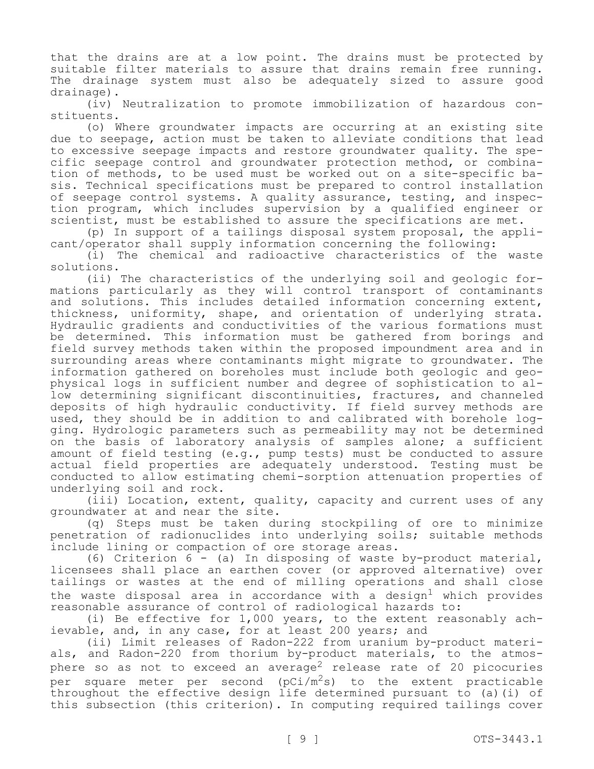that the drains are at a low point. The drains must be protected by suitable filter materials to assure that drains remain free running. The drainage system must also be adequately sized to assure good drainage).

(iv) Neutralization to promote immobilization of hazardous constituents.

(o) Where groundwater impacts are occurring at an existing site due to seepage, action must be taken to alleviate conditions that lead to excessive seepage impacts and restore groundwater quality. The specific seepage control and groundwater protection method, or combination of methods, to be used must be worked out on a site-specific basis. Technical specifications must be prepared to control installation of seepage control systems. A quality assurance, testing, and inspection program, which includes supervision by a qualified engineer or scientist, must be established to assure the specifications are met.

(p) In support of a tailings disposal system proposal, the applicant/operator shall supply information concerning the following:

(i) The chemical and radioactive characteristics of the waste solutions.

(ii) The characteristics of the underlying soil and geologic formations particularly as they will control transport of contaminants and solutions. This includes detailed information concerning extent, thickness, uniformity, shape, and orientation of underlying strata. Hydraulic gradients and conductivities of the various formations must be determined. This information must be gathered from borings and field survey methods taken within the proposed impoundment area and in surrounding areas where contaminants might migrate to groundwater. The information gathered on boreholes must include both geologic and geophysical logs in sufficient number and degree of sophistication to allow determining significant discontinuities, fractures, and channeled deposits of high hydraulic conductivity. If field survey methods are used, they should be in addition to and calibrated with borehole logging. Hydrologic parameters such as permeability may not be determined on the basis of laboratory analysis of samples alone; a sufficient amount of field testing (e.g., pump tests) must be conducted to assure actual field properties are adequately understood. Testing must be conducted to allow estimating chemi-sorption attenuation properties of underlying soil and rock.

(iii) Location, extent, quality, capacity and current uses of any groundwater at and near the site.

(q) Steps must be taken during stockpiling of ore to minimize penetration of radionuclides into underlying soils; suitable methods include lining or compaction of ore storage areas.

(6) Criterion 6 - (a) In disposing of waste by-product material, licensees shall place an earthen cover (or approved alternative) over tailings or wastes at the end of milling operations and shall close the waste disposal area in accordance with a design[1] which provides reasonable assurance of control of radiological hazards to:

(i) Be effective for 1,000 years, to the extent reasonably achievable, and, in any case, for at least 200 years; and

(ii) Limit releases of Radon-222 from uranium by-product materials, and Radon-220 from thorium by-product materials, to the atmosphere so as not to exceed an average[2] release rate of 20 picocuries per square meter per second ($pCi/m^2s$) to the extent practicable throughout the effective design life determined pursuant to (a)(i) of this subsection (this criterion). In computing required tailings cover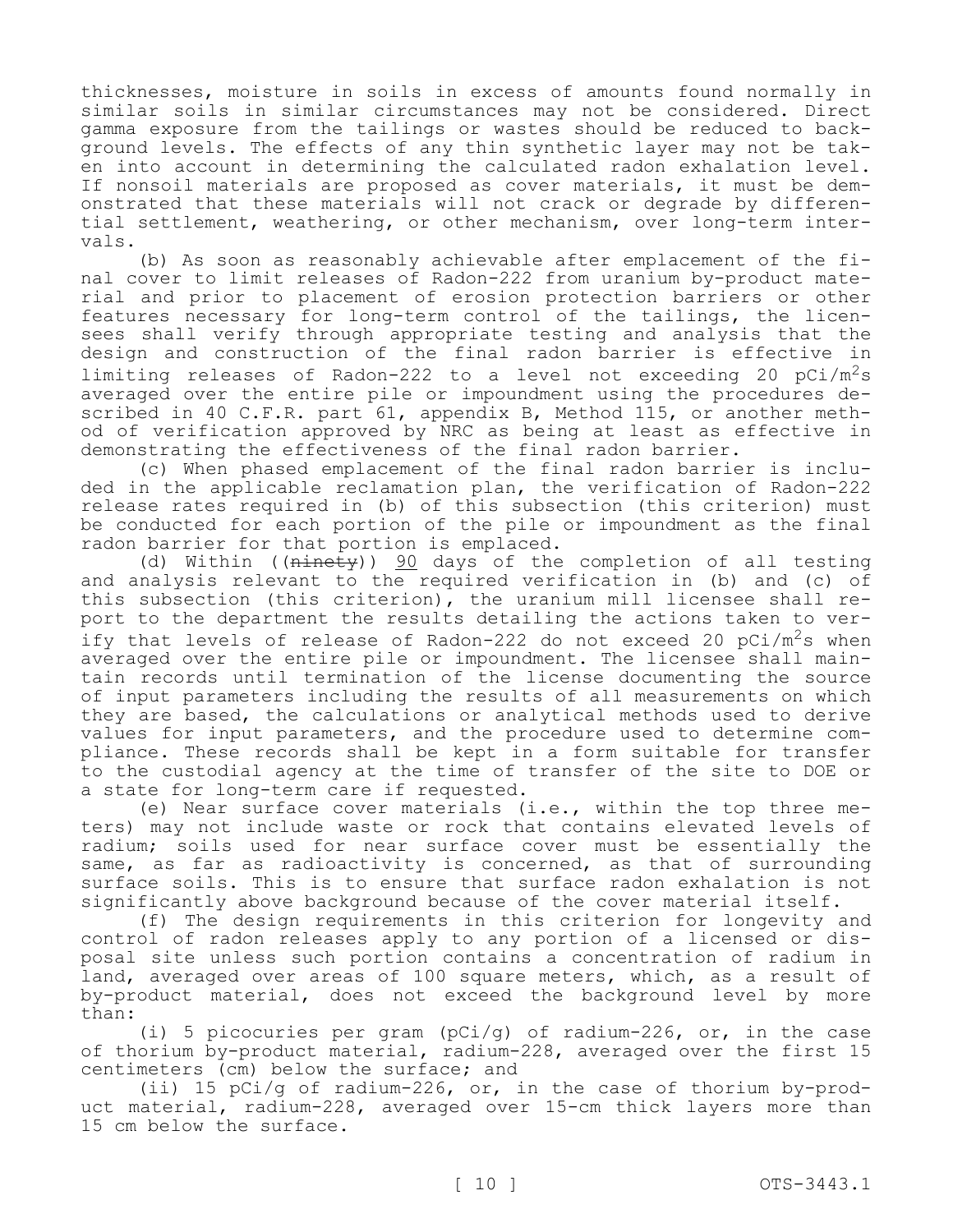thicknesses, moisture in soils in excess of amounts found normally in similar soils in similar circumstances may not be considered. Direct gamma exposure from the tailings or wastes should be reduced to background levels. The effects of any thin synthetic layer may not be taken into account in determining the calculated radon exhalation level. If nonsoil materials are proposed as cover materials, it must be demonstrated that these materials will not crack or degrade by differential settlement, weathering, or other mechanism, over long-term intervals.

(b) As soon as reasonably achievable after emplacement of the final cover to limit releases of Radon-222 from uranium by-product material and prior to placement of erosion protection barriers or other features necessary for long-term control of the tailings, the licensees shall verify through appropriate testing and analysis that the design and construction of the final radon barrier is effective in limiting releases of Radon-222 to a level not exceeding 20 $pCi/m^2s$ averaged over the entire pile or impoundment using the procedures described in 40 C.F.R. part 61, appendix B, Method 115, or another method of verification approved by NRC as being at least as effective in demonstrating the effectiveness of the final radon barrier.

(c) When phased emplacement of the final radon barrier is included in the applicable reclamation plan, the verification of Radon-222 release rates required in (b) of this subsection (this criterion) must be conducted for each portion of the pile or impoundment as the final radon barrier for that portion is emplaced.

(d) Within ((~~ninety~~)) <u>90</u> days of the completion of all testing and analysis relevant to the required verification in (b) and (c) of this subsection (this criterion), the uranium mill licensee shall report to the department the results detailing the actions taken to verify that levels of release of Radon-222 do not exceed 20 $pCi/m^2s$ when averaged over the entire pile or impoundment. The licensee shall maintain records until termination of the license documenting the source of input parameters including the results of all measurements on which they are based, the calculations or analytical methods used to derive values for input parameters, and the procedure used to determine compliance. These records shall be kept in a form suitable for transfer to the custodial agency at the time of transfer of the site to DOE or a state for long-term care if requested.

(e) Near surface cover materials (i.e., within the top three meters) may not include waste or rock that contains elevated levels of radium; soils used for near surface cover must be essentially the same, as far as radioactivity is concerned, as that of surrounding surface soils. This is to ensure that surface radon exhalation is not significantly above background because of the cover material itself.

(f) The design requirements in this criterion for longevity and control of radon releases apply to any portion of a licensed or disposal site unless such portion contains a concentration of radium in land, averaged over areas of 100 square meters, which, as a result of by-product material, does not exceed the background level by more than:

(i) 5 picocuries per gram (pCi/g) of radium-226, or, in the case of thorium by-product material, radium-228, averaged over the first 15 centimeters (cm) below the surface; and

(ii) 15 pCi/g of radium-226, or, in the case of thorium by-product material, radium-228, averaged over 15-cm thick layers more than 15 cm below the surface.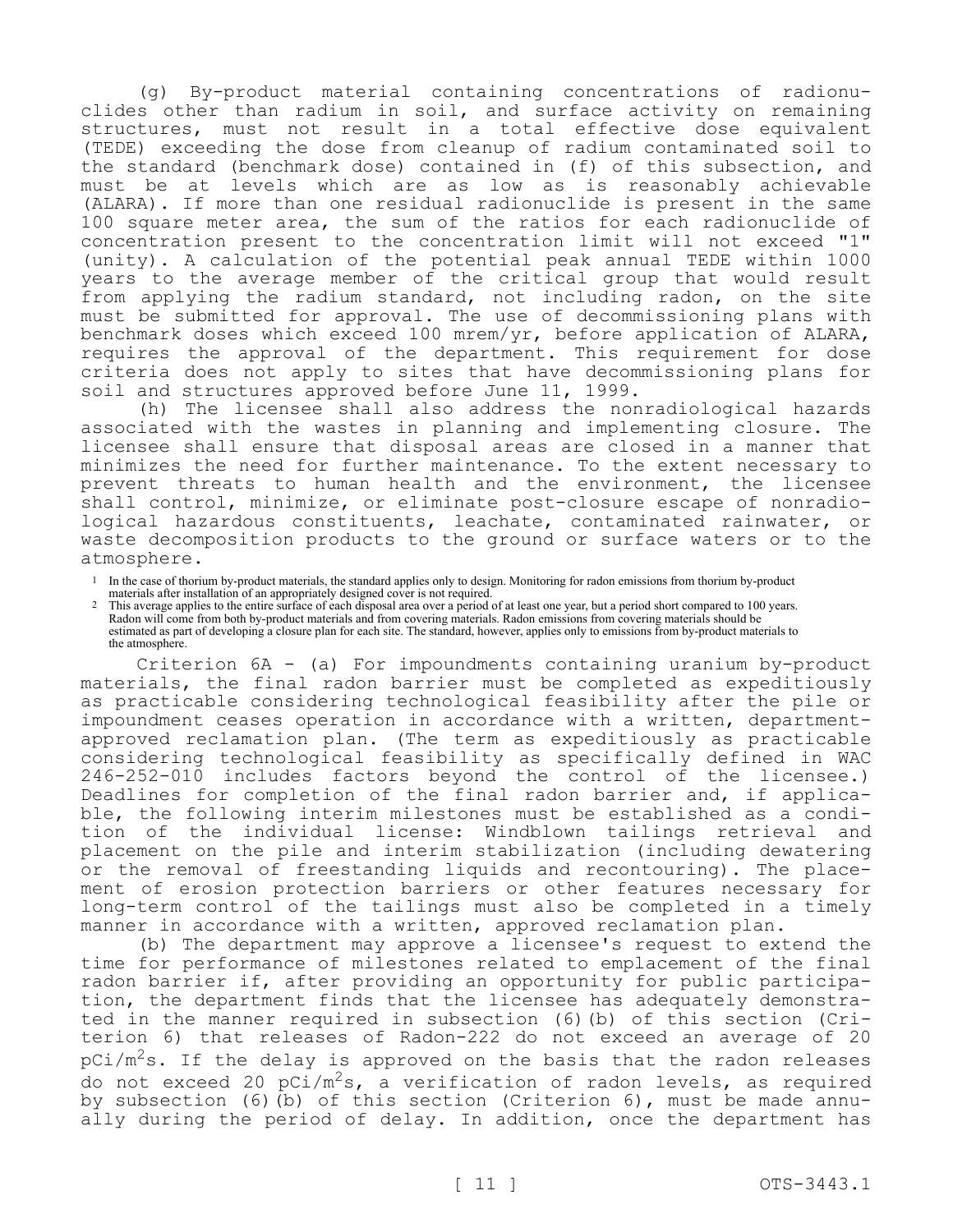(g) By-product material containing concentrations of radionuclides other than radium in soil, and surface activity on remaining structures, must not result in a total effective dose equivalent (TEDE) exceeding the dose from cleanup of radium contaminated soil to the standard (benchmark dose) contained in (f) of this subsection, and must be at levels which are as low as is reasonably achievable (ALARA). If more than one residual radionuclide is present in the same 100 square meter area, the sum of the ratios for each radionuclide of concentration present to the concentration limit will not exceed "1" (unity). A calculation of the potential peak annual TEDE within 1000 years to the average member of the critical group that would result from applying the radium standard, not including radon, on the site must be submitted for approval. The use of decommissioning plans with benchmark doses which exceed 100 mrem/yr, before application of ALARA, requires the approval of the department. This requirement for dose criteria does not apply to sites that have decommissioning plans for soil and structures approved before June 11, 1999.

(h) The licensee shall also address the nonradiological hazards associated with the wastes in planning and implementing closure. The licensee shall ensure that disposal areas are closed in a manner that minimizes the need for further maintenance. To the extent necessary to prevent threats to human health and the environment, the licensee shall control, minimize, or eliminate post-closure escape of nonradiological hazardous constituents, leachate, contaminated rainwater, or waste decomposition products to the ground or surface waters or to the atmosphere.

[1] In the case of thorium by-product materials, the standard applies only to design. Monitoring for radon emissions from thorium by-product materials after installation of an appropriately designed cover is not required.

[2] This average applies to the entire surface of each disposal area over a period of at least one year, but a period short compared to 100 years. Radon will come from both by-product materials and from covering materials. Radon emissions from covering materials should be estimated as part of developing a closure plan for each site. The standard, however, applies only to emissions from by-product materials to the atmosphere.

Criterion 6A - (a) For impoundments containing uranium by-product materials, the final radon barrier must be completed as expeditiously as practicable considering technological feasibility after the pile or impoundment ceases operation in accordance with a written, department-approved reclamation plan. (The term as expeditiously as practicable considering technological feasibility as specifically defined in WAC 246-252-010 includes factors beyond the control of the licensee.) Deadlines for completion of the final radon barrier and, if applicable, the following interim milestones must be established as a condition of the individual license: Windblown tailings retrieval and placement on the pile and interim stabilization (including dewatering or the removal of freestanding liquids and recontouring). The placement of erosion protection barriers or other features necessary for long-term control of the tailings must also be completed in a timely manner in accordance with a written, approved reclamation plan.

(b) The department may approve a licensee's request to extend the time for performance of milestones related to emplacement of the final radon barrier if, after providing an opportunity for public participation, the department finds that the licensee has adequately demonstrated in the manner required in subsection (6)(b) of this section (Criterion 6) that releases of Radon-222 do not exceed an average of 20 $pCi/m^2s$. If the delay is approved on the basis that the radon releases do not exceed 20 $pCi/m^2s$, a verification of radon levels, as required by subsection (6)(b) of this section (Criterion 6), must be made annually during the period of delay. In addition, once the department has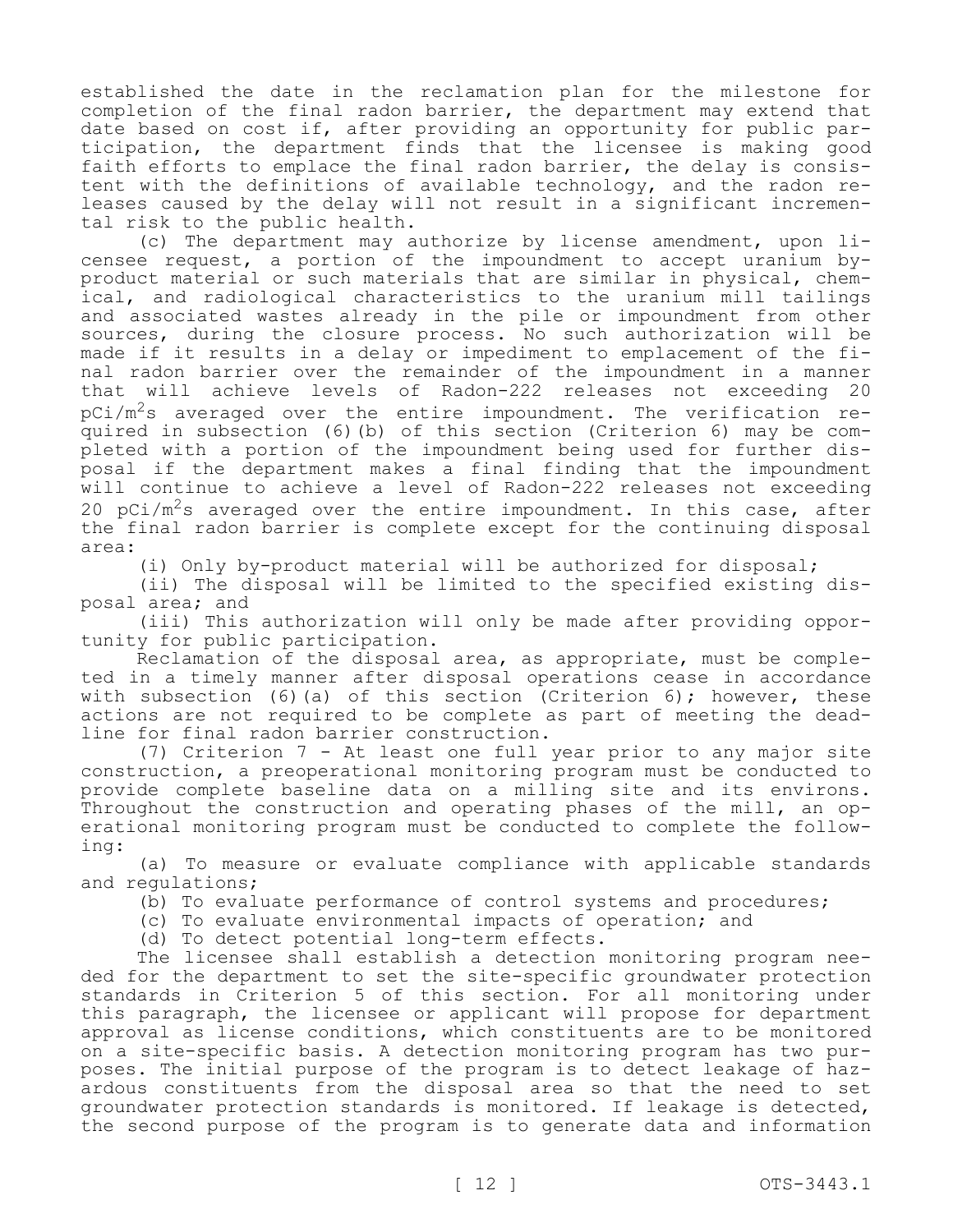established the date in the reclamation plan for the milestone for completion of the final radon barrier, the department may extend that date based on cost if, after providing an opportunity for public participation, the department finds that the licensee is making good faith efforts to emplace the final radon barrier, the delay is consistent with the definitions of available technology, and the radon releases caused by the delay will not result in a significant incremental risk to the public health.

(c) The department may authorize by license amendment, upon licensee request, a portion of the impoundment to accept uranium by-product material or such materials that are similar in physical, chemical, and radiological characteristics to the uranium mill tailings and associated wastes already in the pile or impoundment from other sources, during the closure process. No such authorization will be made if it results in a delay or impediment to emplacement of the final radon barrier over the remainder of the impoundment in a manner that will achieve levels of Radon-222 releases not exceeding 20 $pCi/m^2s$ averaged over the entire impoundment. The verification required in subsection (6)(b) of this section (Criterion 6) may be completed with a portion of the impoundment being used for further disposal if the department makes a final finding that the impoundment will continue to achieve a level of Radon-222 releases not exceeding 20 $pCi/m^2s$ averaged over the entire impoundment. In this case, after the final radon barrier is complete except for the continuing disposal area:

(i) Only by-product material will be authorized for disposal;

(ii) The disposal will be limited to the specified existing disposal area; and

(iii) This authorization will only be made after providing opportunity for public participation.

Reclamation of the disposal area, as appropriate, must be completed in a timely manner after disposal operations cease in accordance with subsection (6)(a) of this section (Criterion 6); however, these actions are not required to be complete as part of meeting the deadline for final radon barrier construction.

(7) Criterion 7 - At least one full year prior to any major site construction, a preoperational monitoring program must be conducted to provide complete baseline data on a milling site and its environs. Throughout the construction and operating phases of the mill, an operational monitoring program must be conducted to complete the following:

(a) To measure or evaluate compliance with applicable standards and regulations;

(b) To evaluate performance of control systems and procedures;

(c) To evaluate environmental impacts of operation; and

(d) To detect potential long-term effects.

The licensee shall establish a detection monitoring program needed for the department to set the site-specific groundwater protection standards in Criterion 5 of this section. For all monitoring under this paragraph, the licensee or applicant will propose for department approval as license conditions, which constituents are to be monitored on a site-specific basis. A detection monitoring program has two purposes. The initial purpose of the program is to detect leakage of hazardous constituents from the disposal area so that the need to set groundwater protection standards is monitored. If leakage is detected, the second purpose of the program is to generate data and information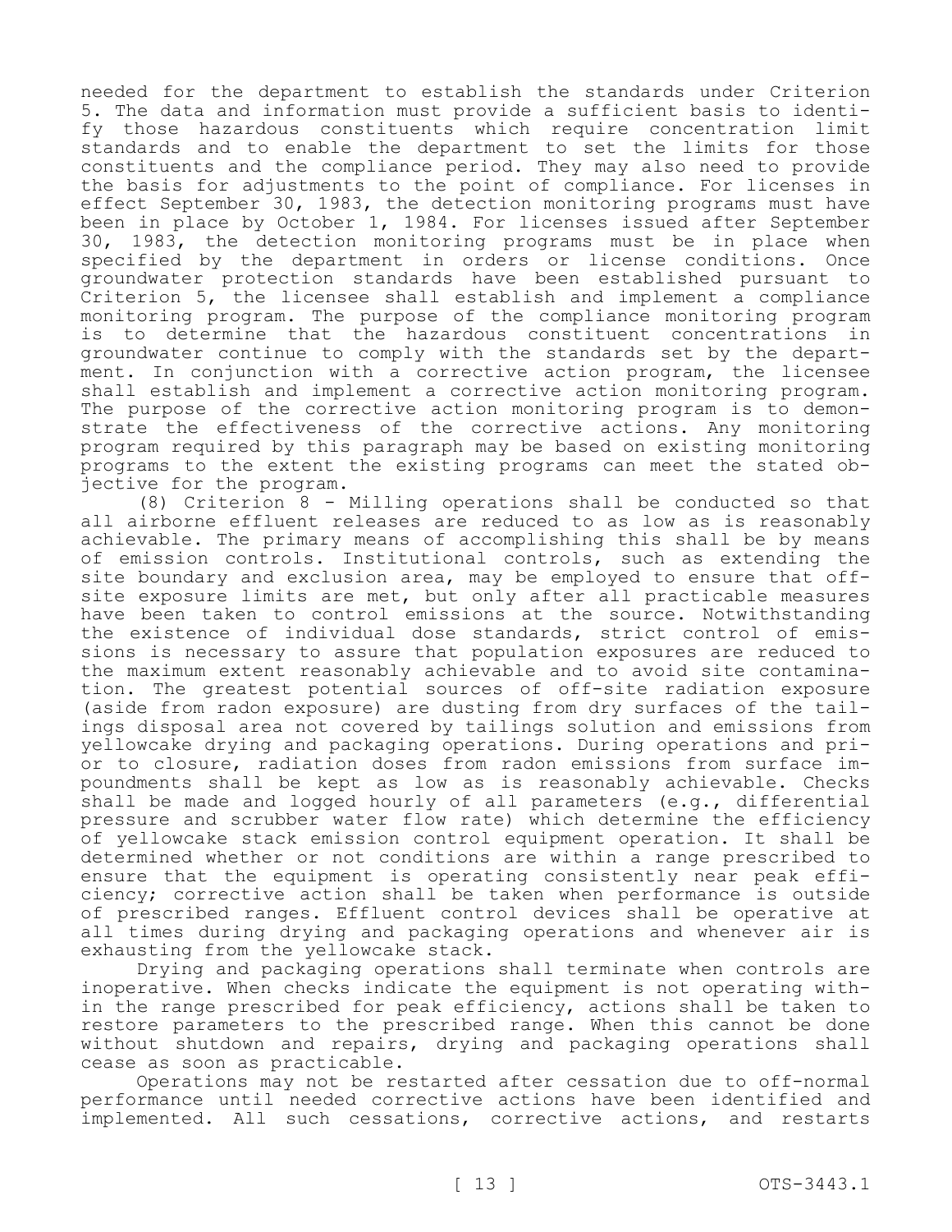needed for the department to establish the standards under Criterion 5. The data and information must provide a sufficient basis to identify those hazardous constituents which require concentration limit standards and to enable the department to set the limits for those constituents and the compliance period. They may also need to provide the basis for adjustments to the point of compliance. For licenses in effect September 30, 1983, the detection monitoring programs must have been in place by October 1, 1984. For licenses issued after September 30, 1983, the detection monitoring programs must be in place when specified by the department in orders or license conditions. Once groundwater protection standards have been established pursuant to Criterion 5, the licensee shall establish and implement a compliance monitoring program. The purpose of the compliance monitoring program is to determine that the hazardous constituent concentrations in groundwater continue to comply with the standards set by the department. In conjunction with a corrective action program, the licensee shall establish and implement a corrective action monitoring program. The purpose of the corrective action monitoring program is to demonstrate the effectiveness of the corrective actions. Any monitoring program required by this paragraph may be based on existing monitoring programs to the extent the existing programs can meet the stated objective for the program.

(8) Criterion 8 - Milling operations shall be conducted so that all airborne effluent releases are reduced to as low as is reasonably achievable. The primary means of accomplishing this shall be by means of emission controls. Institutional controls, such as extending the site boundary and exclusion area, may be employed to ensure that off-site exposure limits are met, but only after all practicable measures have been taken to control emissions at the source. Notwithstanding the existence of individual dose standards, strict control of emissions is necessary to assure that population exposures are reduced to the maximum extent reasonably achievable and to avoid site contamination. The greatest potential sources of off-site radiation exposure (aside from radon exposure) are dusting from dry surfaces of the tailings disposal area not covered by tailings solution and emissions from yellowcake drying and packaging operations. During operations and prior to closure, radiation doses from radon emissions from surface impoundments shall be kept as low as is reasonably achievable. Checks shall be made and logged hourly of all parameters (e.g., differential pressure and scrubber water flow rate) which determine the efficiency of yellowcake stack emission control equipment operation. It shall be determined whether or not conditions are within a range prescribed to ensure that the equipment is operating consistently near peak efficiency; corrective action shall be taken when performance is outside of prescribed ranges. Effluent control devices shall be operative at all times during drying and packaging operations and whenever air is exhausting from the yellowcake stack.

Drying and packaging operations shall terminate when controls are inoperative. When checks indicate the equipment is not operating within the range prescribed for peak efficiency, actions shall be taken to restore parameters to the prescribed range. When this cannot be done without shutdown and repairs, drying and packaging operations shall cease as soon as practicable.

Operations may not be restarted after cessation due to off-normal performance until needed corrective actions have been identified and implemented. All such cessations, corrective actions, and restarts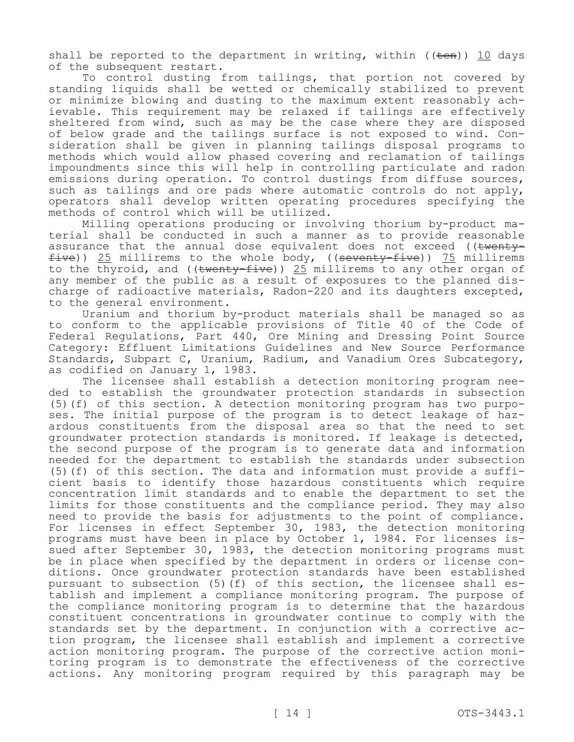shall be reported to the department in writing, within ((~~ten~~)) <u>10</u> days of the subsequent restart.

To control dusting from tailings, that portion not covered by standing liquids shall be wetted or chemically stabilized to prevent or minimize blowing and dusting to the maximum extent reasonably achievable. This requirement may be relaxed if tailings are effectively sheltered from wind, such as may be the case where they are disposed of below grade and the tailings surface is not exposed to wind. Consideration shall be given in planning tailings disposal programs to methods which would allow phased covering and reclamation of tailings impoundments since this will help in controlling particulate and radon emissions during operation. To control dustings from diffuse sources, such as tailings and ore pads where automatic controls do not apply, operators shall develop written operating procedures specifying the methods of control which will be utilized.

Milling operations producing or involving thorium by-product material shall be conducted in such a manner as to provide reasonable assurance that the annual dose equivalent does not exceed ((~~twenty-five~~)) <u>25</u> millirems to the whole body, ((~~seventy-five~~)) <u>75</u> millirems to the thyroid, and ((~~twenty-five~~)) <u>25</u> millirems to any other organ of any member of the public as a result of exposures to the planned discharge of radioactive materials, Radon-220 and its daughters excepted, to the general environment.

Uranium and thorium by-product materials shall be managed so as to conform to the applicable provisions of Title 40 of the Code of Federal Regulations, Part 440, Ore Mining and Dressing Point Source Category: Effluent Limitations Guidelines and New Source Performance Standards, Subpart C, Uranium, Radium, and Vanadium Ores Subcategory, as codified on January 1, 1983.

The licensee shall establish a detection monitoring program needed to establish the groundwater protection standards in subsection (5)(f) of this section. A detection monitoring program has two purposes. The initial purpose of the program is to detect leakage of hazardous constituents from the disposal area so that the need to set groundwater protection standards is monitored. If leakage is detected, the second purpose of the program is to generate data and information needed for the department to establish the standards under subsection (5)(f) of this section. The data and information must provide a sufficient basis to identify those hazardous constituents which require concentration limit standards and to enable the department to set the limits for those constituents and the compliance period. They may also need to provide the basis for adjustments to the point of compliance. For licenses in effect September 30, 1983, the detection monitoring programs must have been in place by October 1, 1984. For licenses issued after September 30, 1983, the detection monitoring programs must be in place when specified by the department in orders or license conditions. Once groundwater protection standards have been established pursuant to subsection (5)(f) of this section, the licensee shall establish and implement a compliance monitoring program. The purpose of the compliance monitoring program is to determine that the hazardous constituent concentrations in groundwater continue to comply with the standards set by the department. In conjunction with a corrective action program, the licensee shall establish and implement a corrective action monitoring program. The purpose of the corrective action monitoring program is to demonstrate the effectiveness of the corrective actions. Any monitoring program required by this paragraph may be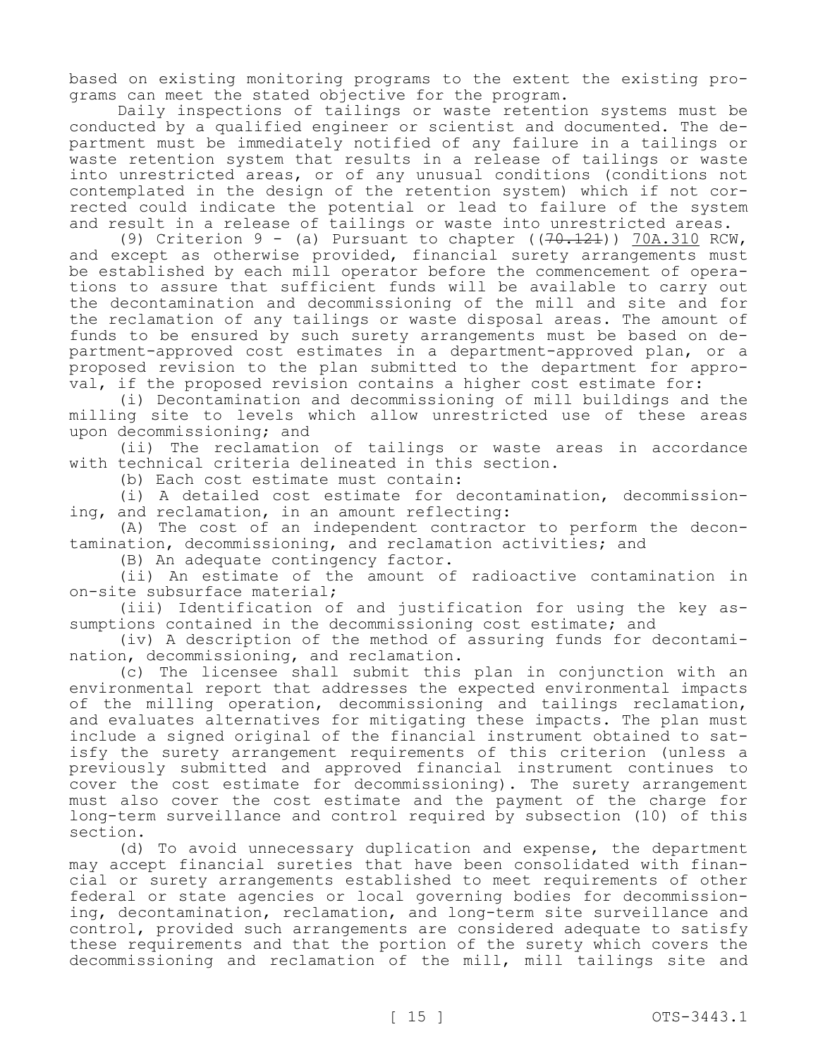based on existing monitoring programs to the extent the existing programs can meet the stated objective for the program.

Daily inspections of tailings or waste retention systems must be conducted by a qualified engineer or scientist and documented. The department must be immediately notified of any failure in a tailings or waste retention system that results in a release of tailings or waste into unrestricted areas, or of any unusual conditions (conditions not contemplated in the design of the retention system) which if not corrected could indicate the potential or lead to failure of the system and result in a release of tailings or waste into unrestricted areas.

(9) Criterion 9 - (a) Pursuant to chapter ((~~70.121~~)) 70A.310 RCW, and except as otherwise provided, financial surety arrangements must be established by each mill operator before the commencement of operations to assure that sufficient funds will be available to carry out the decontamination and decommissioning of the mill and site and for the reclamation of any tailings or waste disposal areas. The amount of funds to be ensured by such surety arrangements must be based on department-approved cost estimates in a department-approved plan, or a proposed revision to the plan submitted to the department for approval, if the proposed revision contains a higher cost estimate for:

(i) Decontamination and decommissioning of mill buildings and the milling site to levels which allow unrestricted use of these areas upon decommissioning; and

(ii) The reclamation of tailings or waste areas in accordance with technical criteria delineated in this section.

(b) Each cost estimate must contain:

(i) A detailed cost estimate for decontamination, decommissioning, and reclamation, in an amount reflecting:

(A) The cost of an independent contractor to perform the decontamination, decommissioning, and reclamation activities; and

(B) An adequate contingency factor.

(ii) An estimate of the amount of radioactive contamination in on-site subsurface material;

(iii) Identification of and justification for using the key assumptions contained in the decommissioning cost estimate; and

(iv) A description of the method of assuring funds for decontamination, decommissioning, and reclamation.

(c) The licensee shall submit this plan in conjunction with an environmental report that addresses the expected environmental impacts of the milling operation, decommissioning and tailings reclamation, and evaluates alternatives for mitigating these impacts. The plan must include a signed original of the financial instrument obtained to satisfy the surety arrangement requirements of this criterion (unless a previously submitted and approved financial instrument continues to cover the cost estimate for decommissioning). The surety arrangement must also cover the cost estimate and the payment of the charge for long-term surveillance and control required by subsection (10) of this section.

(d) To avoid unnecessary duplication and expense, the department may accept financial sureties that have been consolidated with financial or surety arrangements established to meet requirements of other federal or state agencies or local governing bodies for decommissioning, decontamination, reclamation, and long-term site surveillance and control, provided such arrangements are considered adequate to satisfy these requirements and that the portion of the surety which covers the decommissioning and reclamation of the mill, mill tailings site and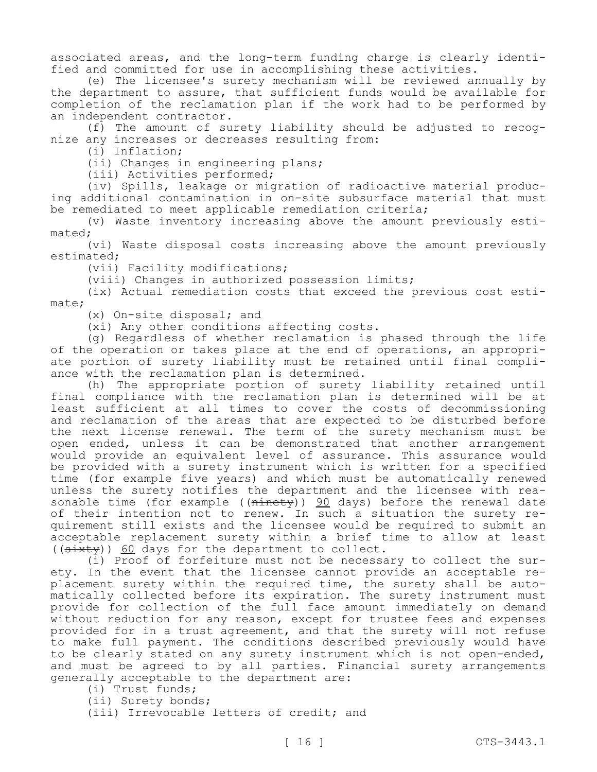associated areas, and the long-term funding charge is clearly identified and committed for use in accomplishing these activities.

(e) The licensee's surety mechanism will be reviewed annually by the department to assure, that sufficient funds would be available for completion of the reclamation plan if the work had to be performed by an independent contractor.

(f) The amount of surety liability should be adjusted to recognize any increases or decreases resulting from:

(i) Inflation;

(ii) Changes in engineering plans;

(iii) Activities performed;

(iv) Spills, leakage or migration of radioactive material producing additional contamination in on-site subsurface material that must be remediated to meet applicable remediation criteria;

(v) Waste inventory increasing above the amount previously estimated;

(vi) Waste disposal costs increasing above the amount previously estimated;

(vii) Facility modifications;

(viii) Changes in authorized possession limits;

(ix) Actual remediation costs that exceed the previous cost estimate;

(x) On-site disposal; and

(xi) Any other conditions affecting costs.

(g) Regardless of whether reclamation is phased through the life of the operation or takes place at the end of operations, an appropriate portion of surety liability must be retained until final compliance with the reclamation plan is determined.

(h) The appropriate portion of surety liability retained until final compliance with the reclamation plan is determined will be at least sufficient at all times to cover the costs of decommissioning and reclamation of the areas that are expected to be disturbed before the next license renewal. The term of the surety mechanism must be open ended, unless it can be demonstrated that another arrangement would provide an equivalent level of assurance. This assurance would be provided with a surety instrument which is written for a specified time (for example five years) and which must be automatically renewed unless the surety notifies the department and the licensee with reasonable time (for example ((~~ninety~~)) 90 days) before the renewal date of their intention not to renew. In such a situation the surety requirement still exists and the licensee would be required to submit an acceptable replacement surety within a brief time to allow at least ((~~sixty~~)) 60 days for the department to collect.

(i) Proof of forfeiture must not be necessary to collect the surety. In the event that the licensee cannot provide an acceptable replacement surety within the required time, the surety shall be automatically collected before its expiration. The surety instrument must provide for collection of the full face amount immediately on demand without reduction for any reason, except for trustee fees and expenses provided for in a trust agreement, and that the surety will not refuse to make full payment. The conditions described previously would have to be clearly stated on any surety instrument which is not open-ended, and must be agreed to by all parties. Financial surety arrangements generally acceptable to the department are:

(i) Trust funds;

(ii) Surety bonds;

(iii) Irrevocable letters of credit; and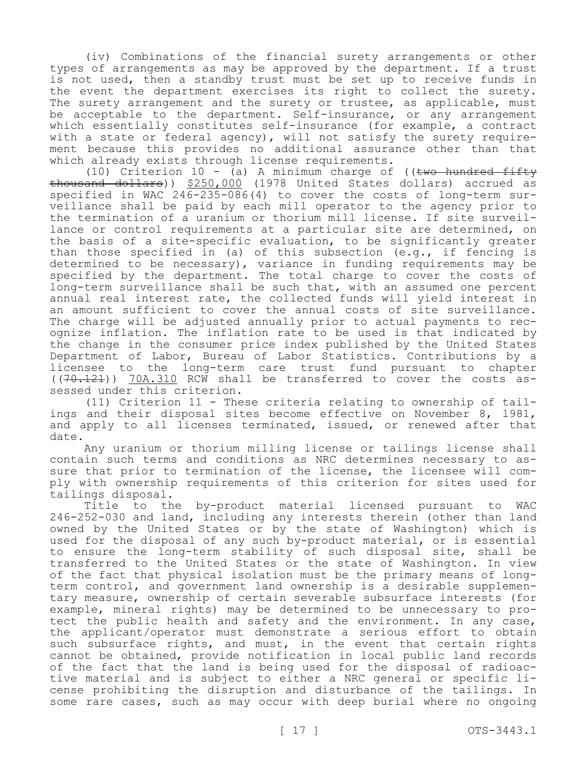(iv) Combinations of the financial surety arrangements or other types of arrangements as may be approved by the department. If a trust is not used, then a standby trust must be set up to receive funds in the event the department exercises its right to collect the surety. The surety arrangement and the surety or trustee, as applicable, must be acceptable to the department. Self-insurance, or any arrangement which essentially constitutes self-insurance (for example, a contract with a state or federal agency), will not satisfy the surety requirement because this provides no additional assurance other than that which already exists through license requirements.

(10) Criterion 10 - (a) A minimum charge of ((~~two hundred fifty thousand dollars~~)) $250,000 (1978 United States dollars) accrued as specified in WAC 246-235-086(4) to cover the costs of long-term surveillance shall be paid by each mill operator to the agency prior to the termination of a uranium or thorium mill license. If site surveillance or control requirements at a particular site are determined, on the basis of a site-specific evaluation, to be significantly greater than those specified in (a) of this subsection (e.g., if fencing is determined to be necessary), variance in funding requirements may be specified by the department. The total charge to cover the costs of long-term surveillance shall be such that, with an assumed one percent annual real interest rate, the collected funds will yield interest in an amount sufficient to cover the annual costs of site surveillance. The charge will be adjusted annually prior to actual payments to recognize inflation. The inflation rate to be used is that indicated by the change in the consumer price index published by the United States Department of Labor, Bureau of Labor Statistics. Contributions by a licensee to the long-term care trust fund pursuant to chapter ((~~70.121~~)) 70A.310 RCW shall be transferred to cover the costs assessed under this criterion.

(11) Criterion 11 - These criteria relating to ownership of tailings and their disposal sites become effective on November 8, 1981, and apply to all licenses terminated, issued, or renewed after that date.

Any uranium or thorium milling license or tailings license shall contain such terms and conditions as NRC determines necessary to assure that prior to termination of the license, the licensee will comply with ownership requirements of this criterion for sites used for tailings disposal.

Title to the by-product material licensed pursuant to WAC 246-252-030 and land, including any interests therein (other than land owned by the United States or by the state of Washington) which is used for the disposal of any such by-product material, or is essential to ensure the long-term stability of such disposal site, shall be transferred to the United States or the state of Washington. In view of the fact that physical isolation must be the primary means of long-term control, and government land ownership is a desirable supplementary measure, ownership of certain severable subsurface interests (for example, mineral rights) may be determined to be unnecessary to protect the public health and safety and the environment. In any case, the applicant/operator must demonstrate a serious effort to obtain such subsurface rights, and must, in the event that certain rights cannot be obtained, provide notification in local public land records of the fact that the land is being used for the disposal of radioactive material and is subject to either a NRC general or specific license prohibiting the disruption and disturbance of the tailings. In some rare cases, such as may occur with deep burial where no ongoing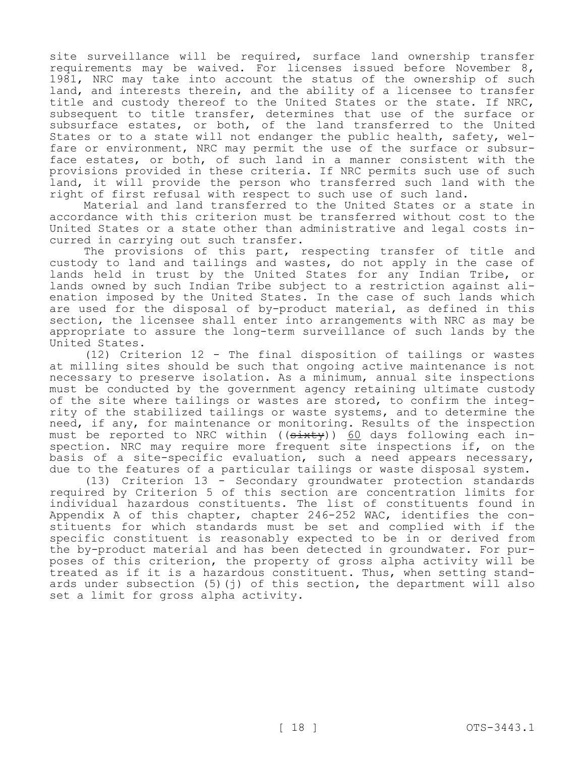site surveillance will be required, surface land ownership transfer requirements may be waived. For licenses issued before November 8, 1981, NRC may take into account the status of the ownership of such land, and interests therein, and the ability of a licensee to transfer title and custody thereof to the United States or the state. If NRC, subsequent to title transfer, determines that use of the surface or subsurface estates, or both, of the land transferred to the United States or to a state will not endanger the public health, safety, welfare or environment, NRC may permit the use of the surface or subsurface estates, or both, of such land in a manner consistent with the provisions provided in these criteria. If NRC permits such use of such land, it will provide the person who transferred such land with the right of first refusal with respect to such use of such land.

Material and land transferred to the United States or a state in accordance with this criterion must be transferred without cost to the United States or a state other than administrative and legal costs incurred in carrying out such transfer.

The provisions of this part, respecting transfer of title and custody to land and tailings and wastes, do not apply in the case of lands held in trust by the United States for any Indian Tribe, or lands owned by such Indian Tribe subject to a restriction against alienation imposed by the United States. In the case of such lands which are used for the disposal of by-product material, as defined in this section, the licensee shall enter into arrangements with NRC as may be appropriate to assure the long-term surveillance of such lands by the United States.

(12) Criterion 12 - The final disposition of tailings or wastes at milling sites should be such that ongoing active maintenance is not necessary to preserve isolation. As a minimum, annual site inspections must be conducted by the government agency retaining ultimate custody of the site where tailings or wastes are stored, to confirm the integrity of the stabilized tailings or waste systems, and to determine the need, if any, for maintenance or monitoring. Results of the inspection must be reported to NRC within ((~~sixty~~)) <u>60</u> days following each inspection. NRC may require more frequent site inspections if, on the basis of a site-specific evaluation, such a need appears necessary, due to the features of a particular tailings or waste disposal system.

(13) Criterion 13 - Secondary groundwater protection standards required by Criterion 5 of this section are concentration limits for individual hazardous constituents. The list of constituents found in Appendix A of this chapter, chapter 246-252 WAC, identifies the constituents for which standards must be set and complied with if the specific constituent is reasonably expected to be in or derived from the by-product material and has been detected in groundwater. For purposes of this criterion, the property of gross alpha activity will be treated as if it is a hazardous constituent. Thus, when setting standards under subsection (5)(j) of this section, the department will also set a limit for gross alpha activity.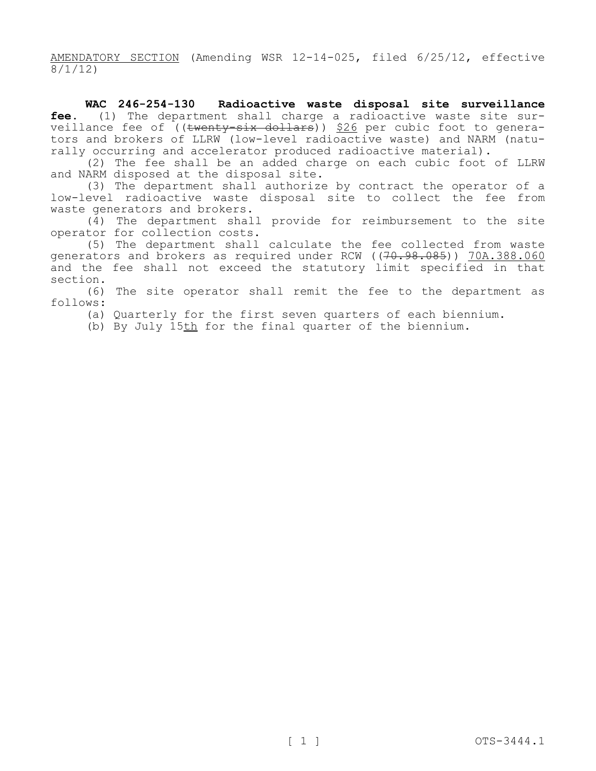AMENDATORY SECTION (Amending WSR 12-14-025, filed 6/25/12, effective 8/1/12)

**WAC 246-254-130 Radioactive waste disposal site surveillance fee.** (1) The department shall charge a radioactive waste site surveillance fee of ((~~twenty-six dollars~~)) $26 per cubic foot to generators and brokers of LLRW (low-level radioactive waste) and NARM (naturally occurring and accelerator produced radioactive material).

(2) The fee shall be an added charge on each cubic foot of LLRW and NARM disposed at the disposal site.

(3) The department shall authorize by contract the operator of a low-level radioactive waste disposal site to collect the fee from waste generators and brokers.

(4) The department shall provide for reimbursement to the site operator for collection costs.

(5) The department shall calculate the fee collected from waste generators and brokers as required under RCW ((~~70.98.085~~)) 70A.388.060 and the fee shall not exceed the statutory limit specified in that section.

(6) The site operator shall remit the fee to the department as follows:

(a) Quarterly for the first seven quarters of each biennium.

(b) By July 15th for the final quarter of the biennium.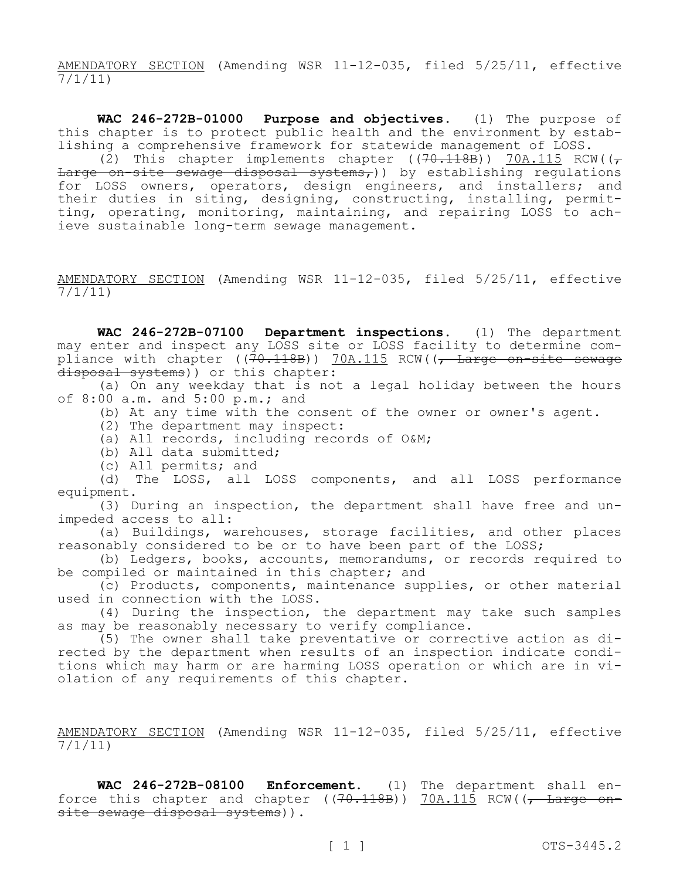AMENDATORY SECTION (Amending WSR 11-12-035, filed 5/25/11, effective 7/1/11)

**WAC 246-272B-01000 Purpose and objectives.** (1) The purpose of this chapter is to protect public health and the environment by establishing a comprehensive framework for statewide management of LOSS.

(2) This chapter implements chapter ((~~70.118B~~)) 70A.115 RCW((~~, Large on-site sewage disposal systems,~~)) by establishing regulations for LOSS owners, operators, design engineers, and installers; and their duties in siting, designing, constructing, installing, permitting, operating, monitoring, maintaining, and repairing LOSS to achieve sustainable long-term sewage management.

AMENDATORY SECTION (Amending WSR 11-12-035, filed 5/25/11, effective 7/1/11)

**WAC 246-272B-07100 Department inspections.** (1) The department may enter and inspect any LOSS site or LOSS facility to determine compliance with chapter ((~~70.118B~~)) 70A.115 RCW((~~, Large on-site sewage disposal systems~~)) or this chapter:

(a) On any weekday that is not a legal holiday between the hours of 8:00 a.m. and 5:00 p.m.; and

(b) At any time with the consent of the owner or owner's agent.

(2) The department may inspect:

(a) All records, including records of O&M;

(b) All data submitted;

(c) All permits; and

(d) The LOSS, all LOSS components, and all LOSS performance equipment.

(3) During an inspection, the department shall have free and unimpeded access to all:

(a) Buildings, warehouses, storage facilities, and other places reasonably considered to be or to have been part of the LOSS;

(b) Ledgers, books, accounts, memorandums, or records required to be compiled or maintained in this chapter; and

(c) Products, components, maintenance supplies, or other material used in connection with the LOSS.

(4) During the inspection, the department may take such samples as may be reasonably necessary to verify compliance.

(5) The owner shall take preventative or corrective action as directed by the department when results of an inspection indicate conditions which may harm or are harming LOSS operation or which are in violation of any requirements of this chapter.

AMENDATORY SECTION (Amending WSR 11-12-035, filed 5/25/11, effective 7/1/11)

**WAC 246-272B-08100 Enforcement.** (1) The department shall enforce this chapter and chapter ((~~70.118B~~)) 70A.115 RCW((~~, Large on-site sewage disposal systems~~)).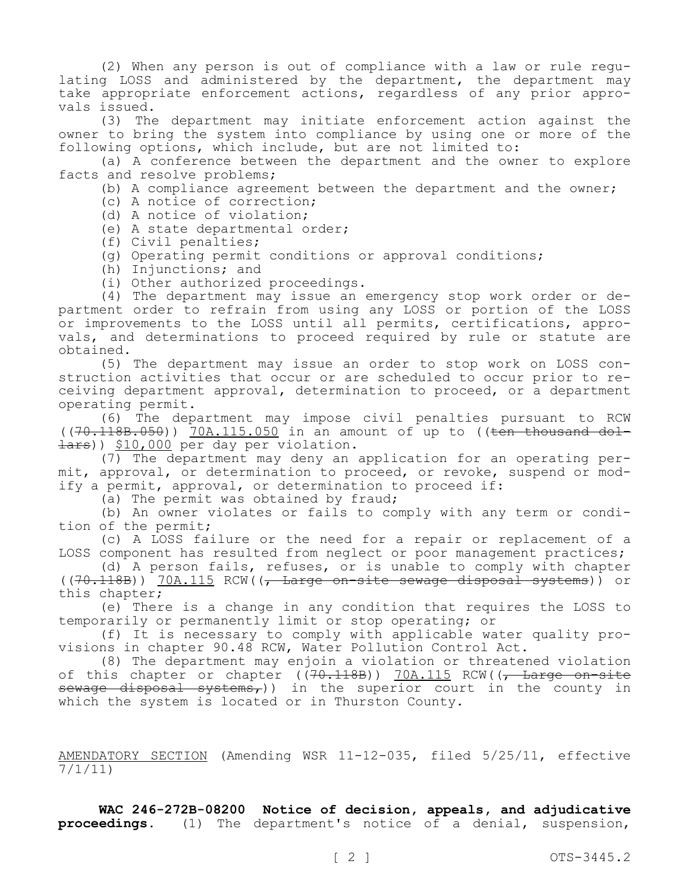(2) When any person is out of compliance with a law or rule regulating LOSS and administered by the department, the department may take appropriate enforcement actions, regardless of any prior approvals issued.

(3) The department may initiate enforcement action against the owner to bring the system into compliance by using one or more of the following options, which include, but are not limited to:

(a) A conference between the department and the owner to explore facts and resolve problems;

(b) A compliance agreement between the department and the owner;

(c) A notice of correction;

(d) A notice of violation;

(e) A state departmental order;

(f) Civil penalties;

(g) Operating permit conditions or approval conditions;

(h) Injunctions; and

(i) Other authorized proceedings.

(4) The department may issue an emergency stop work order or department order to refrain from using any LOSS or portion of the LOSS or improvements to the LOSS until all permits, certifications, approvals, and determinations to proceed required by rule or statute are obtained.

(5) The department may issue an order to stop work on LOSS construction activities that occur or are scheduled to occur prior to receiving department approval, determination to proceed, or a department operating permit.

(6) The department may impose civil penalties pursuant to RCW ((~~70.118B.050~~)) 70A.115.050 in an amount of up to ((~~ten thousand dollars~~)) $10,000 per day per violation.

(7) The department may deny an application for an operating permit, approval, or determination to proceed, or revoke, suspend or modify a permit, approval, or determination to proceed if:

(a) The permit was obtained by fraud;

(b) An owner violates or fails to comply with any term or condition of the permit;

(c) A LOSS failure or the need for a repair or replacement of a LOSS component has resulted from neglect or poor management practices;

(d) A person fails, refuses, or is unable to comply with chapter ((~~70.118B~~)) 70A.115 RCW((~~, Large on-site sewage disposal systems~~)) or this chapter;

(e) There is a change in any condition that requires the LOSS to temporarily or permanently limit or stop operating; or

(f) It is necessary to comply with applicable water quality provisions in chapter 90.48 RCW, Water Pollution Control Act.

(8) The department may enjoin a violation or threatened violation of this chapter or chapter ((~~70.118B~~)) 70A.115 RCW((~~, Large on-site sewage disposal systems,~~)) in the superior court in the county in which the system is located or in Thurston County.

AMENDATORY SECTION (Amending WSR 11-12-035, filed 5/25/11, effective 7/1/11)

**WAC 246-272B-08200 Notice of decision, appeals, and adjudicative proceedings.** (1) The department's notice of a denial, suspension,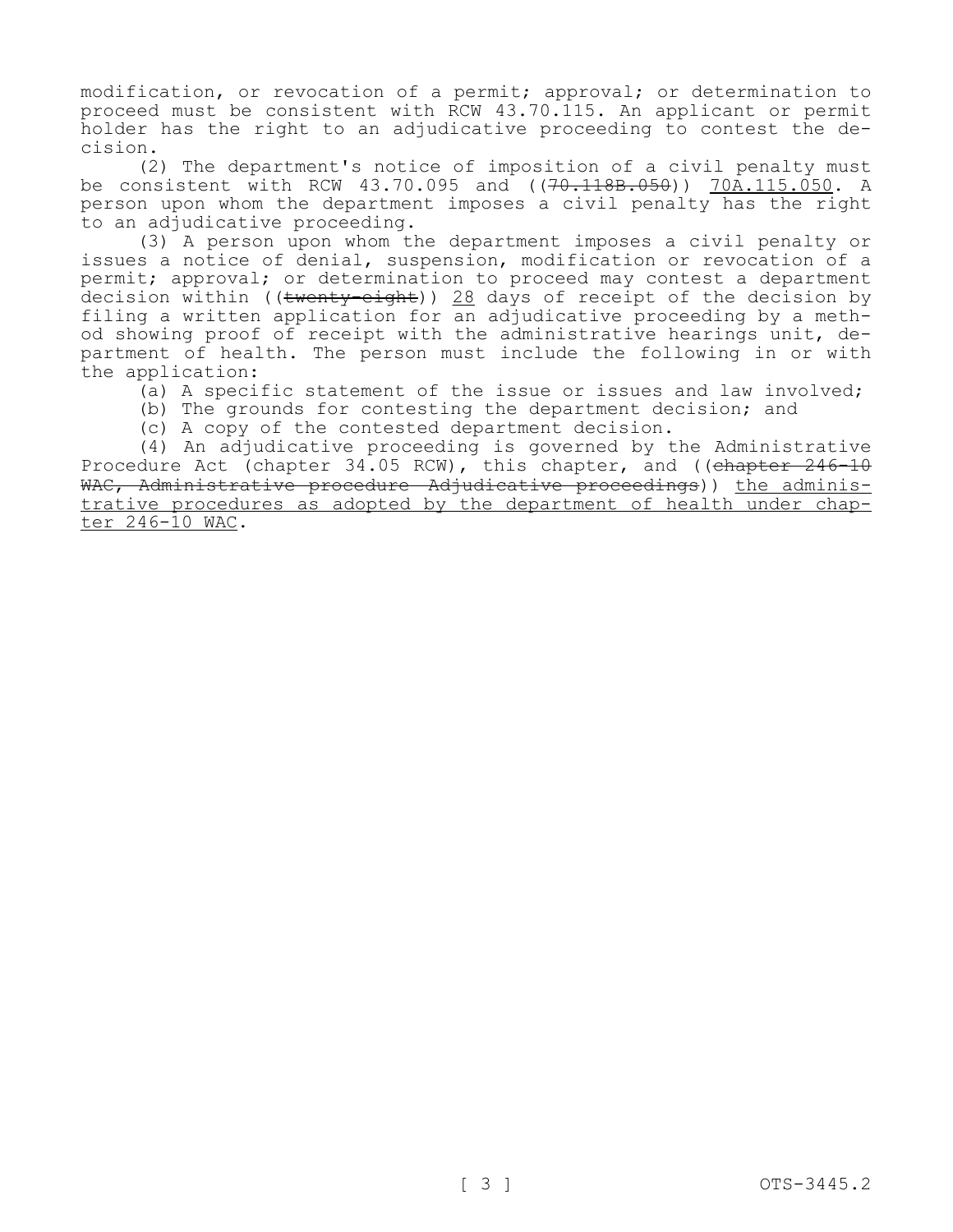modification, or revocation of a permit; approval; or determination to proceed must be consistent with RCW 43.70.115. An applicant or permit holder has the right to an adjudicative proceeding to contest the decision.

(2) The department's notice of imposition of a civil penalty must be consistent with RCW 43.70.095 and ((~~70.118B.050~~)) <u>70A.115.050</u>. A person upon whom the department imposes a civil penalty has the right to an adjudicative proceeding.

(3) A person upon whom the department imposes a civil penalty or issues a notice of denial, suspension, modification or revocation of a permit; approval; or determination to proceed may contest a department decision within ((~~twenty-eight~~)) <u>28</u> days of receipt of the decision by filing a written application for an adjudicative proceeding by a method showing proof of receipt with the administrative hearings unit, department of health. The person must include the following in or with the application:

(a) A specific statement of the issue or issues and law involved;

(b) The grounds for contesting the department decision; and

(c) A copy of the contested department decision.

(4) An adjudicative proceeding is governed by the Administrative Procedure Act (chapter 34.05 RCW), this chapter, and ((~~chapter 246-10 WAC, Administrative procedure—Adjudicative proceedings~~)) <u>the administrative procedures as adopted by the department of health under chapter 246-10 WAC</u>.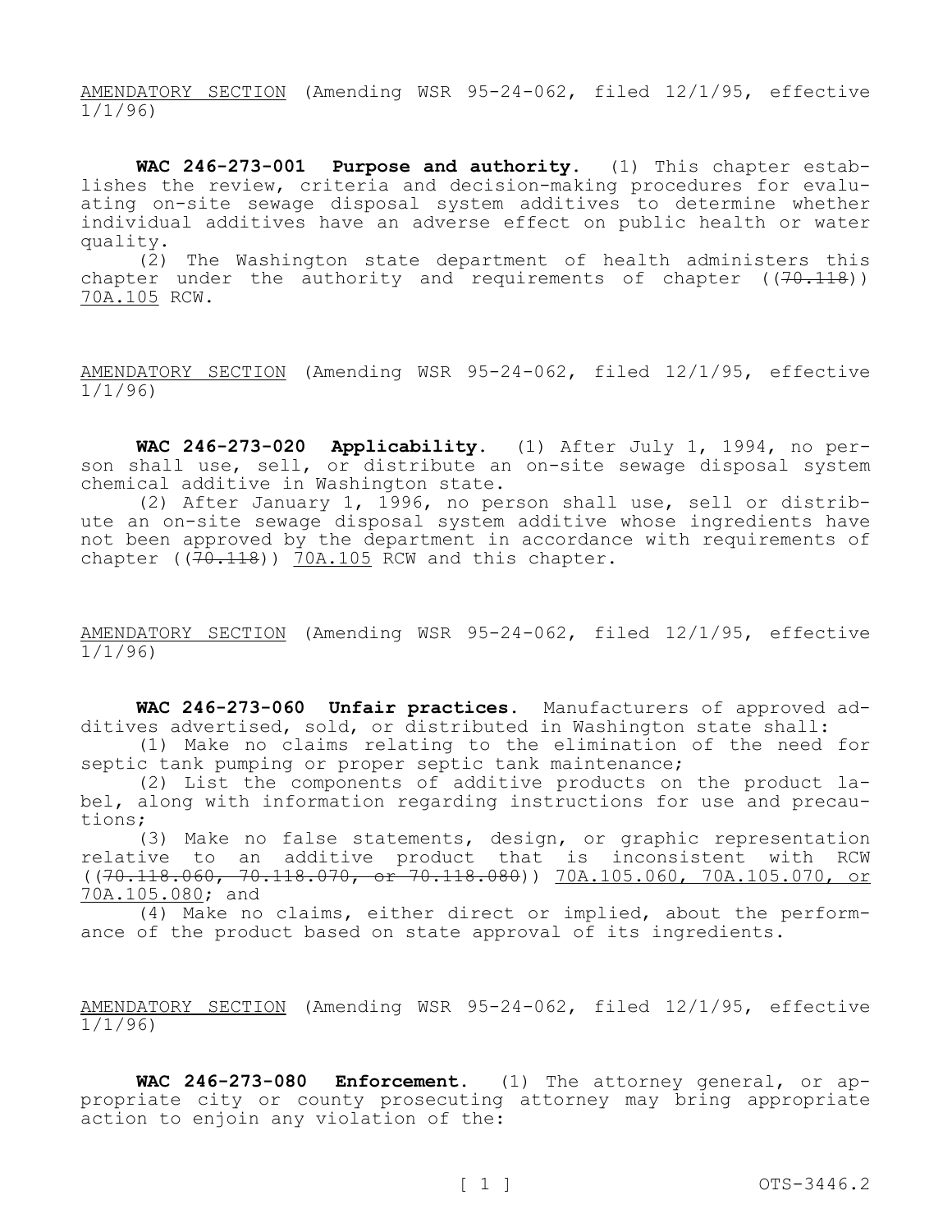AMENDATORY SECTION (Amending WSR 95-24-062, filed 12/1/95, effective 1/1/96)

**WAC 246-273-001 Purpose and authority.** (1) This chapter establishes the review, criteria and decision-making procedures for evaluating on-site sewage disposal system additives to determine whether individual additives have an adverse effect on public health or water quality.

(2) The Washington state department of health administers this chapter under the authority and requirements of chapter ((~~70.118~~)) 70A.105 RCW.

AMENDATORY SECTION (Amending WSR 95-24-062, filed 12/1/95, effective 1/1/96)

**WAC 246-273-020 Applicability.** (1) After July 1, 1994, no person shall use, sell, or distribute an on-site sewage disposal system chemical additive in Washington state.

(2) After January 1, 1996, no person shall use, sell or distribute an on-site sewage disposal system additive whose ingredients have not been approved by the department in accordance with requirements of chapter ((~~70.118~~)) 70A.105 RCW and this chapter.

AMENDATORY SECTION (Amending WSR 95-24-062, filed 12/1/95, effective 1/1/96)

**WAC 246-273-060 Unfair practices.** Manufacturers of approved additives advertised, sold, or distributed in Washington state shall:

(1) Make no claims relating to the elimination of the need for septic tank pumping or proper septic tank maintenance;

(2) List the components of additive products on the product label, along with information regarding instructions for use and precautions;

(3) Make no false statements, design, or graphic representation relative to an additive product that is inconsistent with RCW ((~~70.118.060, 70.118.070, or 70.118.080~~)) 70A.105.060, 70A.105.070, or 70A.105.080; and

(4) Make no claims, either direct or implied, about the performance of the product based on state approval of its ingredients.

AMENDATORY SECTION (Amending WSR 95-24-062, filed 12/1/95, effective 1/1/96)

**WAC 246-273-080 Enforcement.** (1) The attorney general, or appropriate city or county prosecuting attorney may bring appropriate action to enjoin any violation of the: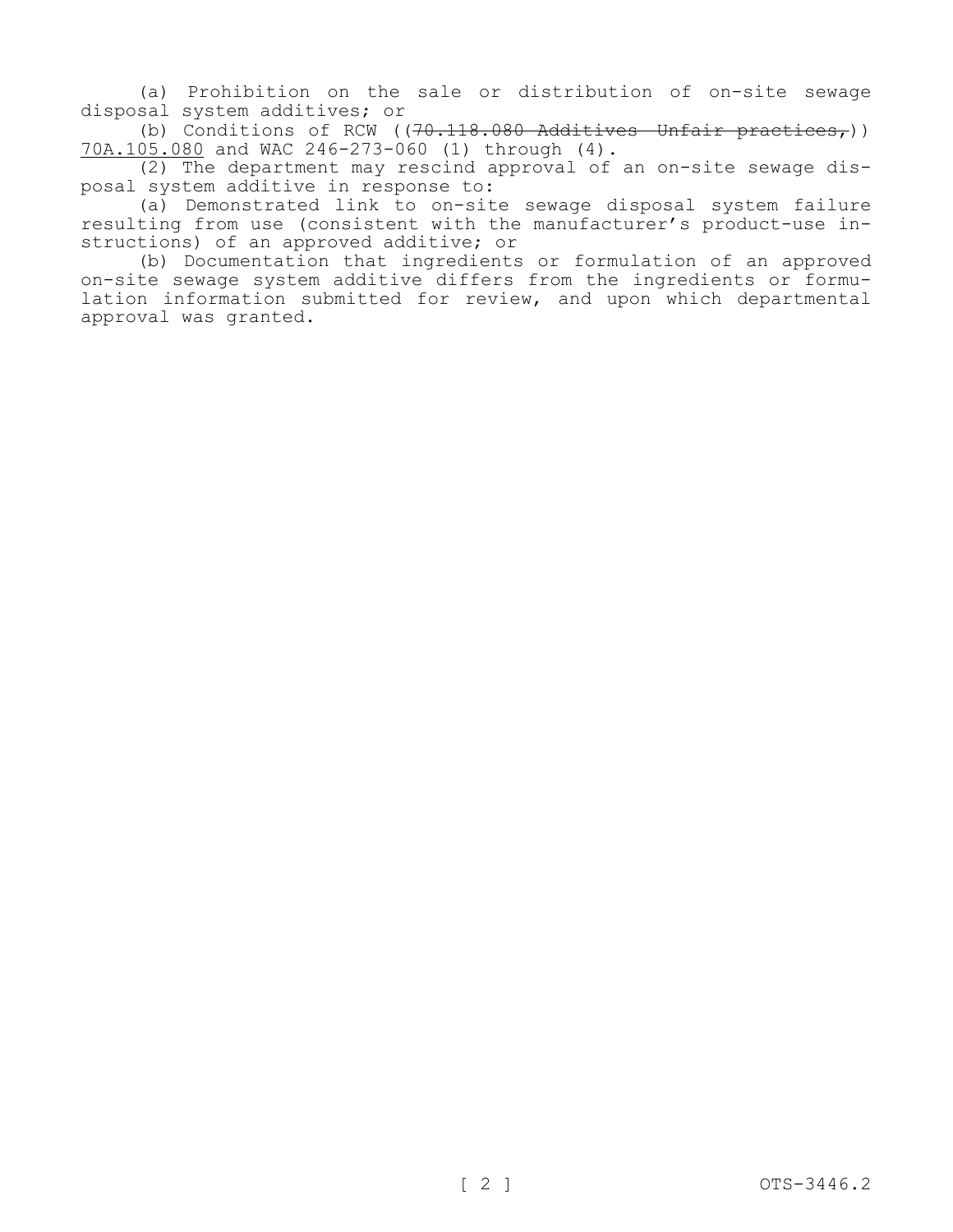(a) Prohibition on the sale or distribution of on-site sewage disposal system additives; or

(b) Conditions of RCW ((~~70.118.080 Additives—Unfair practices,~~)) 70A.105.080 and WAC 246-273-060 (1) through (4).

(2) The department may rescind approval of an on-site sewage disposal system additive in response to:

(a) Demonstrated link to on-site sewage disposal system failure resulting from use (consistent with the manufacturer's product-use instructions) of an approved additive; or

(b) Documentation that ingredients or formulation of an approved on-site sewage system additive differs from the ingredients or formulation information submitted for review, and upon which departmental approval was granted.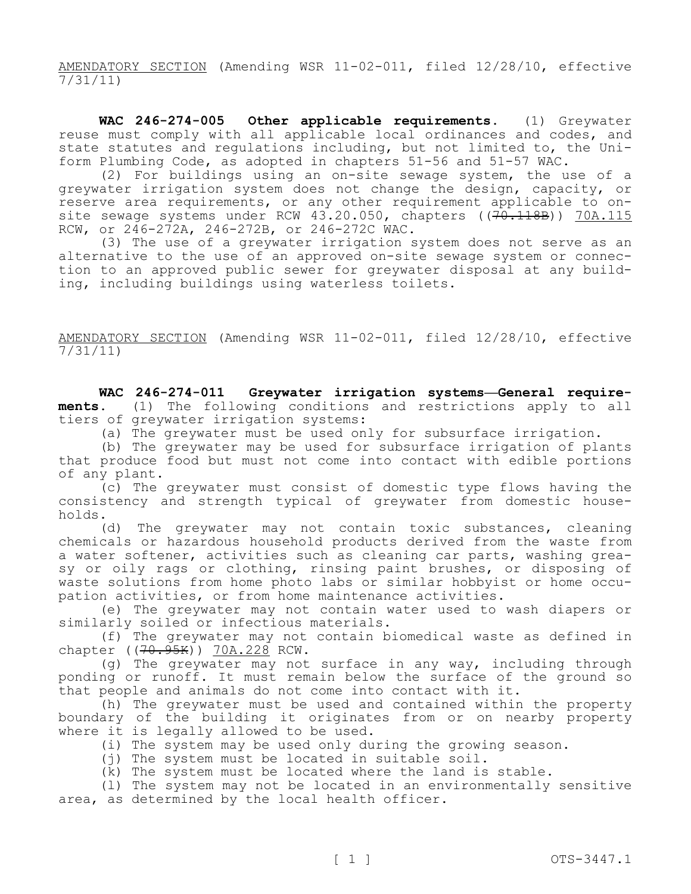AMENDATORY SECTION (Amending WSR 11-02-011, filed 12/28/10, effective 7/31/11)

**WAC 246-274-005 Other applicable requirements.** (1) Greywater reuse must comply with all applicable local ordinances and codes, and state statutes and regulations including, but not limited to, the Uniform Plumbing Code, as adopted in chapters 51-56 and 51-57 WAC.

(2) For buildings using an on-site sewage system, the use of a greywater irrigation system does not change the design, capacity, or reserve area requirements, or any other requirement applicable to on-site sewage systems under RCW 43.20.050, chapters ((~~70.118B~~)) 70A.115 RCW, or 246-272A, 246-272B, or 246-272C WAC.

(3) The use of a greywater irrigation system does not serve as an alternative to the use of an approved on-site sewage system or connection to an approved public sewer for greywater disposal at any building, including buildings using waterless toilets.

AMENDATORY SECTION (Amending WSR 11-02-011, filed 12/28/10, effective 7/31/11)

**WAC 246-274-011 Greywater irrigation systems—General requirements.** (1) The following conditions and restrictions apply to all tiers of greywater irrigation systems:

(a) The greywater must be used only for subsurface irrigation.

(b) The greywater may be used for subsurface irrigation of plants that produce food but must not come into contact with edible portions of any plant.

(c) The greywater must consist of domestic type flows having the consistency and strength typical of greywater from domestic households.

(d) The greywater may not contain toxic substances, cleaning chemicals or hazardous household products derived from the waste from a water softener, activities such as cleaning car parts, washing greasy or oily rags or clothing, rinsing paint brushes, or disposing of waste solutions from home photo labs or similar hobbyist or home occupation activities, or from home maintenance activities.

(e) The greywater may not contain water used to wash diapers or similarly soiled or infectious materials.

(f) The greywater may not contain biomedical waste as defined in chapter ((~~70.95K~~)) 70A.228 RCW.

(g) The greywater may not surface in any way, including through ponding or runoff. It must remain below the surface of the ground so that people and animals do not come into contact with it.

(h) The greywater must be used and contained within the property boundary of the building it originates from or on nearby property where it is legally allowed to be used.

(i) The system may be used only during the growing season.

(j) The system must be located in suitable soil.

(k) The system must be located where the land is stable.

(l) The system may not be located in an environmentally sensitive area, as determined by the local health officer.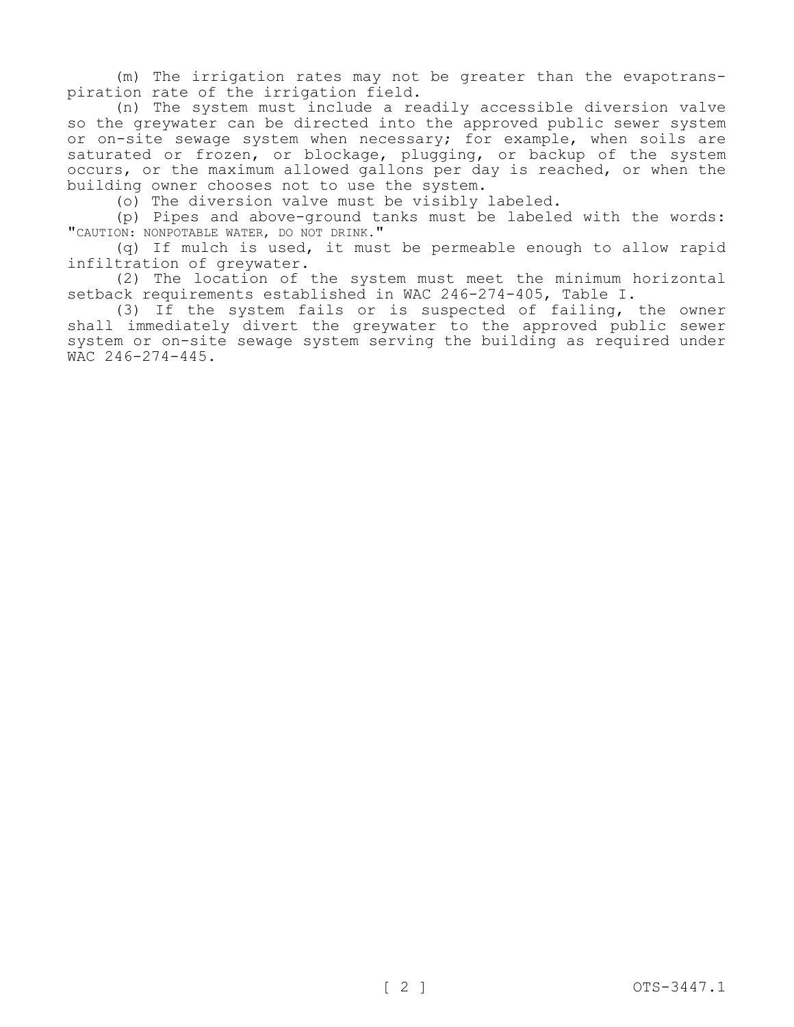(m) The irrigation rates may not be greater than the evapotranspiration rate of the irrigation field.

(n) The system must include a readily accessible diversion valve so the greywater can be directed into the approved public sewer system or on-site sewage system when necessary; for example, when soils are saturated or frozen, or blockage, plugging, or backup of the system occurs, or the maximum allowed gallons per day is reached, or when the building owner chooses not to use the system.

(o) The diversion valve must be visibly labeled.

(p) Pipes and above-ground tanks must be labeled with the words: "CAUTION: NONPOTABLE WATER, DO NOT DRINK."

(q) If mulch is used, it must be permeable enough to allow rapid infiltration of greywater.

(2) The location of the system must meet the minimum horizontal setback requirements established in WAC 246-274-405, Table I.

(3) If the system fails or is suspected of failing, the owner shall immediately divert the greywater to the approved public sewer system or on-site sewage system serving the building as required under WAC 246-274-445.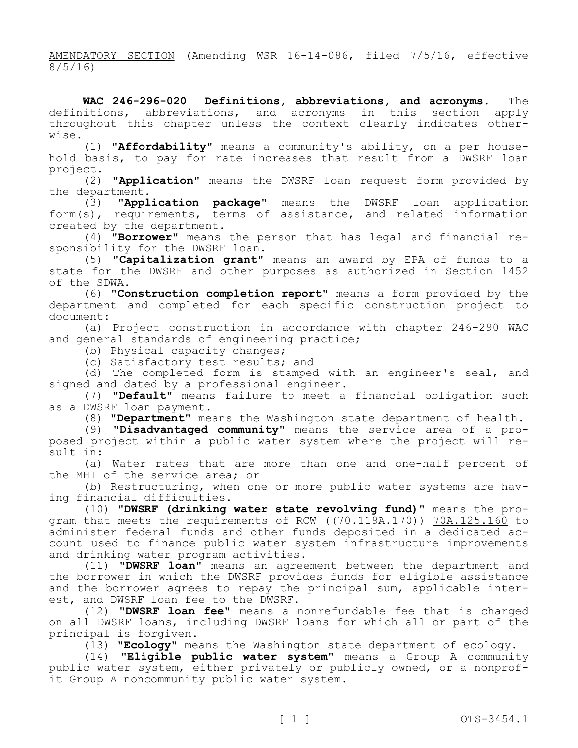AMENDATORY SECTION (Amending WSR 16-14-086, filed 7/5/16, effective 8/5/16)

**WAC 246-296-020 Definitions, abbreviations, and acronyms.** The definitions, abbreviations, and acronyms in this section apply throughout this chapter unless the context clearly indicates otherwise.

(1) **"Affordability"** means a community's ability, on a per household basis, to pay for rate increases that result from a DWSRF loan project.

(2) **"Application"** means the DWSRF loan request form provided by the department.

(3) **"Application package"** means the DWSRF loan application form(s), requirements, terms of assistance, and related information created by the department.

(4) **"Borrower"** means the person that has legal and financial responsibility for the DWSRF loan.

(5) **"Capitalization grant"** means an award by EPA of funds to a state for the DWSRF and other purposes as authorized in Section 1452 of the SDWA.

(6) **"Construction completion report"** means a form provided by the department and completed for each specific construction project to document:

(a) Project construction in accordance with chapter 246-290 WAC and general standards of engineering practice;

(b) Physical capacity changes;

(c) Satisfactory test results; and

(d) The completed form is stamped with an engineer's seal, and signed and dated by a professional engineer.

(7) **"Default"** means failure to meet a financial obligation such as a DWSRF loan payment.

(8) **"Department"** means the Washington state department of health.

(9) **"Disadvantaged community"** means the service area of a proposed project within a public water system where the project will result in:

(a) Water rates that are more than one and one-half percent of the MHI of the service area; or

(b) Restructuring, when one or more public water systems are having financial difficulties.

(10) **"DWSRF (drinking water state revolving fund)"** means the program that meets the requirements of RCW ((~~70.119A.170~~)) 70A.125.160 to administer federal funds and other funds deposited in a dedicated account used to finance public water system infrastructure improvements and drinking water program activities.

(11) **"DWSRF loan"** means an agreement between the department and the borrower in which the DWSRF provides funds for eligible assistance and the borrower agrees to repay the principal sum, applicable interest, and DWSRF loan fee to the DWSRF.

(12) **"DWSRF loan fee"** means a nonrefundable fee that is charged on all DWSRF loans, including DWSRF loans for which all or part of the principal is forgiven.

(13) **"Ecology"** means the Washington state department of ecology.

(14) **"Eligible public water system"** means a Group A community public water system, either privately or publicly owned, or a nonprofit Group A noncommunity public water system.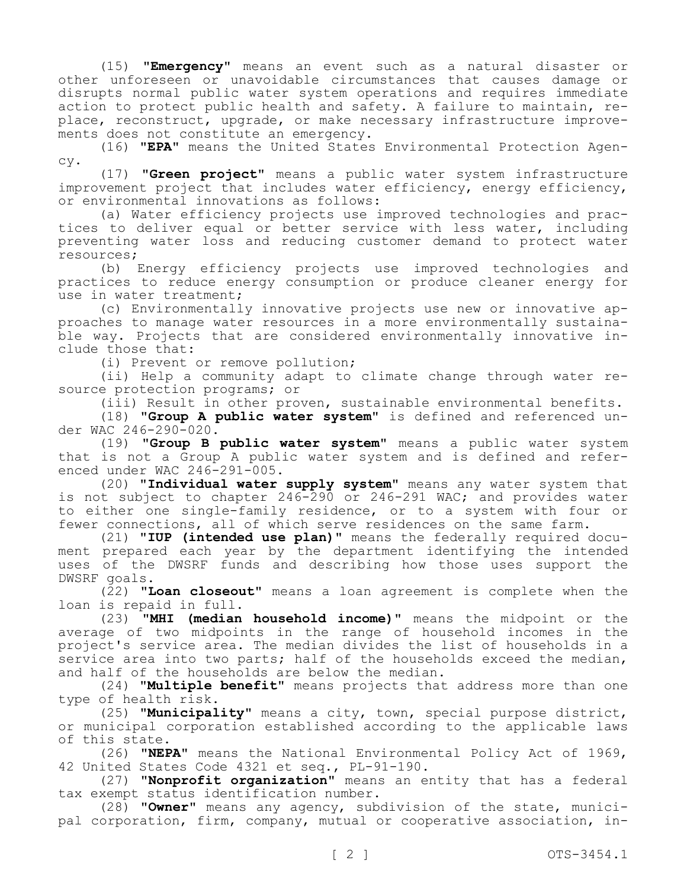(15) **"Emergency"** means an event such as a natural disaster or other unforeseen or unavoidable circumstances that causes damage or disrupts normal public water system operations and requires immediate action to protect public health and safety. A failure to maintain, replace, reconstruct, upgrade, or make necessary infrastructure improvements does not constitute an emergency.

(16) **"EPA"** means the United States Environmental Protection Agency.

(17) **"Green project"** means a public water system infrastructure improvement project that includes water efficiency, energy efficiency, or environmental innovations as follows:

(a) Water efficiency projects use improved technologies and practices to deliver equal or better service with less water, including preventing water loss and reducing customer demand to protect water resources;

(b) Energy efficiency projects use improved technologies and practices to reduce energy consumption or produce cleaner energy for use in water treatment;

(c) Environmentally innovative projects use new or innovative approaches to manage water resources in a more environmentally sustainable way. Projects that are considered environmentally innovative include those that:

(i) Prevent or remove pollution;

(ii) Help a community adapt to climate change through water resource protection programs; or

(iii) Result in other proven, sustainable environmental benefits.

(18) **"Group A public water system"** is defined and referenced under WAC 246-290-020.

(19) **"Group B public water system"** means a public water system that is not a Group A public water system and is defined and referenced under WAC 246-291-005.

(20) **"Individual water supply system"** means any water system that is not subject to chapter 246-290 or 246-291 WAC; and provides water to either one single-family residence, or to a system with four or fewer connections, all of which serve residences on the same farm.

(21) **"IUP (intended use plan)"** means the federally required document prepared each year by the department identifying the intended uses of the DWSRF funds and describing how those uses support the DWSRF goals.

(22) **"Loan closeout"** means a loan agreement is complete when the loan is repaid in full.

(23) **"MHI (median household income)"** means the midpoint or the average of two midpoints in the range of household incomes in the project's service area. The median divides the list of households in a service area into two parts; half of the households exceed the median, and half of the households are below the median.

(24) **"Multiple benefit"** means projects that address more than one type of health risk.

(25) **"Municipality"** means a city, town, special purpose district, or municipal corporation established according to the applicable laws of this state.

(26) **"NEPA"** means the National Environmental Policy Act of 1969, 42 United States Code 4321 et seq., PL-91-190.

(27) **"Nonprofit organization"** means an entity that has a federal tax exempt status identification number.

(28) **"Owner"** means any agency, subdivision of the state, municipal corporation, firm, company, mutual or cooperative association, in-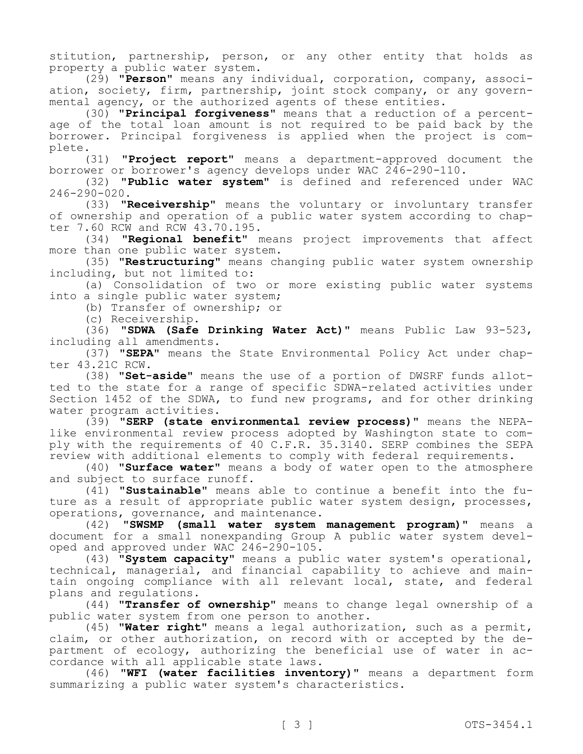stitution, partnership, person, or any other entity that holds as property a public water system.

(29) "**Person**" means any individual, corporation, company, association, society, firm, partnership, joint stock company, or any governmental agency, or the authorized agents of these entities.

(30) "**Principal forgiveness**" means that a reduction of a percentage of the total loan amount is not required to be paid back by the borrower. Principal forgiveness is applied when the project is complete.

(31) "**Project report**" means a department-approved document the borrower or borrower's agency develops under WAC 246-290-110.

(32) "**Public water system**" is defined and referenced under WAC 246-290-020.

(33) "**Receivership**" means the voluntary or involuntary transfer of ownership and operation of a public water system according to chapter 7.60 RCW and RCW 43.70.195.

(34) "**Regional benefit**" means project improvements that affect more than one public water system.

(35) "**Restructuring**" means changing public water system ownership including, but not limited to:

(a) Consolidation of two or more existing public water systems into a single public water system;

(b) Transfer of ownership; or

(c) Receivership.

(36) "**SDWA (Safe Drinking Water Act)**" means Public Law 93-523, including all amendments.

(37) "**SEPA**" means the State Environmental Policy Act under chapter 43.21C RCW.

(38) "**Set-aside**" means the use of a portion of DWSRF funds allotted to the state for a range of specific SDWA-related activities under Section 1452 of the SDWA, to fund new programs, and for other drinking water program activities.

(39) "**SERP (state environmental review process)**" means the NEPA-like environmental review process adopted by Washington state to comply with the requirements of 40 C.F.R. 35.3140. SERP combines the SEPA review with additional elements to comply with federal requirements.

(40) "**Surface water**" means a body of water open to the atmosphere and subject to surface runoff.

(41) "**Sustainable**" means able to continue a benefit into the future as a result of appropriate public water system design, processes, operations, governance, and maintenance.

(42) "**SWSMP (small water system management program)**" means a document for a small nonexpanding Group A public water system developed and approved under WAC 246-290-105.

(43) "**System capacity**" means a public water system's operational, technical, managerial, and financial capability to achieve and maintain ongoing compliance with all relevant local, state, and federal plans and regulations.

(44) "**Transfer of ownership**" means to change legal ownership of a public water system from one person to another.

(45) "**Water right**" means a legal authorization, such as a permit, claim, or other authorization, on record with or accepted by the department of ecology, authorizing the beneficial use of water in accordance with all applicable state laws.

(46) "**WFI (water facilities inventory)**" means a department form summarizing a public water system's characteristics.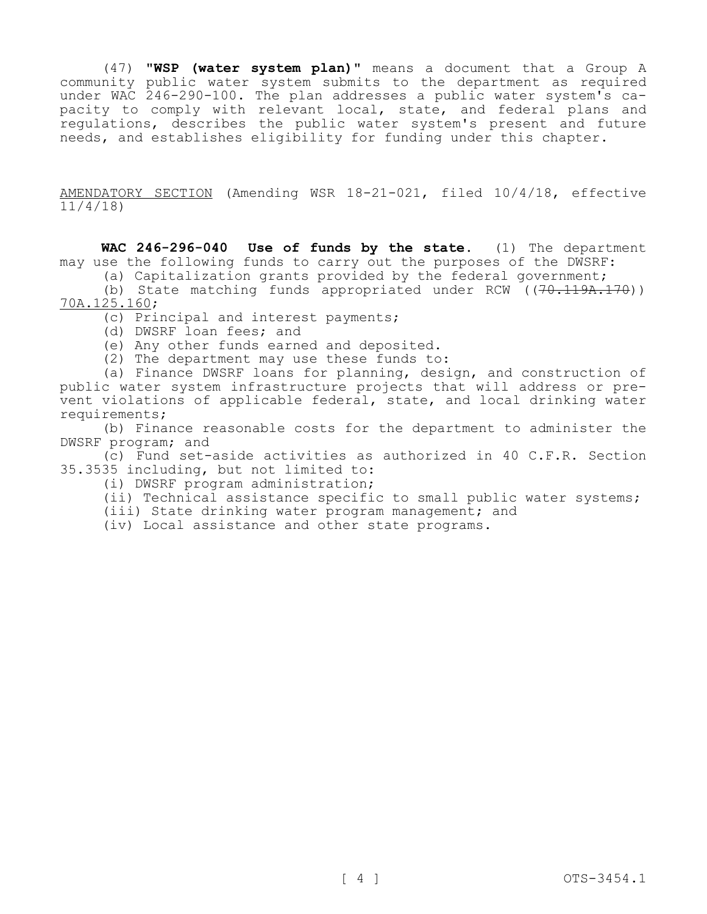(47) **"WSP (water system plan)"** means a document that a Group A community public water system submits to the department as required under WAC 246-290-100. The plan addresses a public water system's capacity to comply with relevant local, state, and federal plans and regulations, describes the public water system's present and future needs, and establishes eligibility for funding under this chapter.

AMENDATORY SECTION (Amending WSR 18-21-021, filed 10/4/18, effective 11/4/18)

**WAC 246-296-040 Use of funds by the state.** (1) The department may use the following funds to carry out the purposes of the DWSRF:

(a) Capitalization grants provided by the federal government;

(b) State matching funds appropriated under RCW ((~~70.119A.170~~)) 70A.125.160;

(c) Principal and interest payments;

(d) DWSRF loan fees; and

(e) Any other funds earned and deposited.

(2) The department may use these funds to:

(a) Finance DWSRF loans for planning, design, and construction of public water system infrastructure projects that will address or prevent violations of applicable federal, state, and local drinking water requirements;

(b) Finance reasonable costs for the department to administer the DWSRF program; and

(c) Fund set-aside activities as authorized in 40 C.F.R. Section 35.3535 including, but not limited to:

(i) DWSRF program administration;

(ii) Technical assistance specific to small public water systems;

(iii) State drinking water program management; and

(iv) Local assistance and other state programs.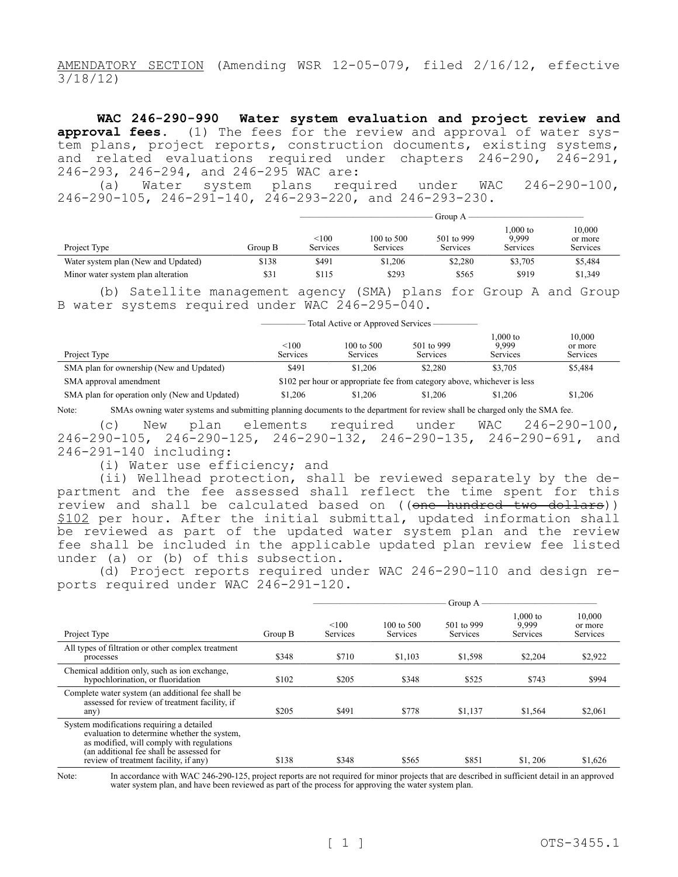AMENDATORY SECTION (Amending WSR 12-05-079, filed 2/16/12, effective 3/18/12)

**WAC 246-290-990 Water system evaluation and project review and approval fees.** (1) The fees for the review and approval of water system plans, project reports, construction documents, existing systems, and related evaluations required under chapters 246-290, 246-291, 246-293, 246-294, and 246-295 WAC are:

(a) Water system plans required under WAC 246-290-100, 246-290-105, 246-291-140, 246-293-220, and 246-293-230.

| Project Type | Group B | Group A <100 Services | 100 to 500 Services | 501 to 999 Services | 1,000 to 9,999 Services | 10,000 or more Services |
|---|---|---|---|---|---|---|
| Water system plan (New and Updated) | $138 | $491 | $1,206 | $2,280 | $3,705 | $5,484 |
| Minor water system plan alteration | $31 | $115 | $293 | $565 | $919 | $1,349 |

(b) Satellite management agency (SMA) plans for Group A and Group B water systems required under WAC 246-295-040.

| Project Type | Total Active or Approved Services <100 Services | 100 to 500 Services | 501 to 999 Services | 1,000 to 9,999 Services | 10,000 or more Services |
|---|---|---|---|---|---|
| SMA plan for ownership (New and Updated) | $491 | $1,206 | $2,280 | $3,705 | $5,484 |
| SMA approval amendment | $102 per hour or appropriate fee from category above, whichever is less | | | | |
| SMA plan for operation only (New and Updated) | $1,206 | $1,206 | $1,206 | $1,206 | $1,206 |

Note: SMAs owning water systems and submitting planning documents to the department for review shall be charged only the SMA fee.

(c) New plan elements required under WAC 246-290-100, 246-290-105, 246-290-125, 246-290-132, 246-290-135, 246-290-691, and 246-291-140 including:

(i) Water use efficiency; and

(ii) Wellhead protection, shall be reviewed separately by the department and the fee assessed shall reflect the time spent for this review and shall be calculated based on ((~~one hundred two dollars~~)) $102 per hour. After the initial submittal, updated information shall be reviewed as part of the updated water system plan and the review fee shall be included in the applicable updated plan review fee listed under (a) or (b) of this subsection.

(d) Project reports required under WAC 246-290-110 and design reports required under WAC 246-291-120.

| Project Type | Group B | Group A <100 Services | 100 to 500 Services | 501 to 999 Services | 1,000 to 9,999 Services | 10,000 or more Services |
|---|---|---|---|---|---|---|
| All types of filtration or other complex treatment processes | $348 | $710 | $1,103 | $1,598 | $2,204 | $2,922 |
| Chemical addition only, such as ion exchange, hypochlorination, or fluoridation | $102 | $205 | $348 | $525 | $743 | $994 |
| Complete water system (an additional fee shall be assessed for review of treatment facility, if any) | $205 | $491 | $778 | $1,137 | $1,564 | $2,061 |
| System modifications requiring a detailed evaluation to determine whether the system, as modified, will comply with regulations (an additional fee shall be assessed for review of treatment facility, if any) | $138 | $348 | $565 | $851 | $1, 206 | $1,626 |

Note: In accordance with WAC 246-290-125, project reports are not required for minor projects that are described in sufficient detail in an approved water system plan, and have been reviewed as part of the process for approving the water system plan.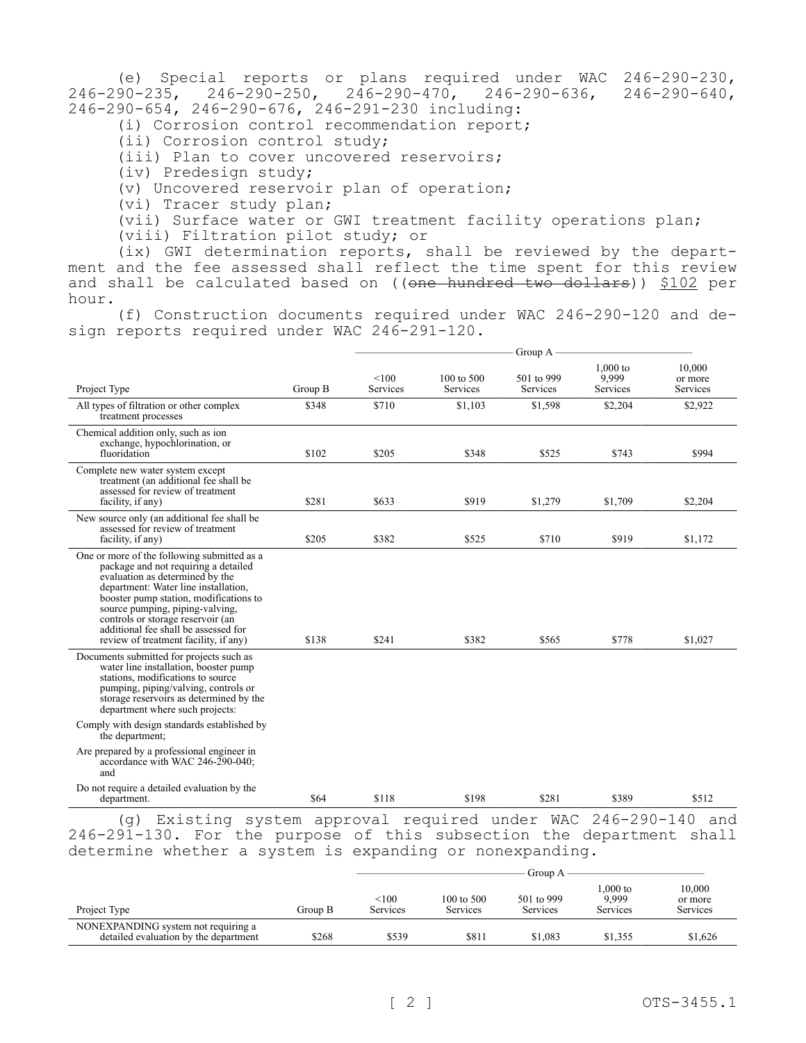(e) Special reports or plans required under WAC 246-290-230, 246-290-235, 246-290-250, 246-290-470, 246-290-636, 246-290-640, 246-290-654, 246-290-676, 246-291-230 including:

(i) Corrosion control recommendation report;

(ii) Corrosion control study;

(iii) Plan to cover uncovered reservoirs;

(iv) Predesign study;

(v) Uncovered reservoir plan of operation;

(vi) Tracer study plan;

(vii) Surface water or GWI treatment facility operations plan;

(viii) Filtration pilot study; or

(ix) GWI determination reports, shall be reviewed by the department and the fee assessed shall reflect the time spent for this review and shall be calculated based on ((~~one hundred two dollars~~)) <u>$102</u> per hour.

(f) Construction documents required under WAC 246-290-120 and design reports required under WAC 246-291-120.

| | | Group A | | | | |
|---|---|---|---|---|---|---|
| Project Type | Group B | <100 Services | 100 to 500 Services | 501 to 999 Services | 1,000 to 9,999 Services | 10,000 or more Services |
| All types of filtration or other complex treatment processes | $348 | $710 | $1,103 | $1,598 | $2,204 | $2,922 |
| Chemical addition only, such as ion exchange, hypochlorination, or fluoridation | $102 | $205 | $348 | $525 | $743 | $994 |
| Complete new water system except treatment (an additional fee shall be assessed for review of treatment facility, if any) | $281 | $633 | $919 | $1,279 | $1,709 | $2,204 |
| New source only (an additional fee shall be assessed for review of treatment facility, if any) | $205 | $382 | $525 | $710 | $919 | $1,172 |
| One or more of the following submitted as a package and not requiring a detailed evaluation as determined by the department: Water line installation, booster pump station, modifications to source pumping, piping-valving, controls or storage reservoir (an additional fee shall be assessed for review of treatment facility, if any) | $138 | $241 | $382 | $565 | $778 | $1,027 |
| Documents submitted for projects such as water line installation, booster pump stations, modifications to source pumping, piping/valving, controls or storage reservoirs as determined by the department where such projects: Comply with design standards established by the department; Are prepared by a professional engineer in accordance with WAC 246-290-040; and Do not require a detailed evaluation by the department. | $64 | $118 | $198 | $281 | $389 | $512 |

(g) Existing system approval required under WAC 246-290-140 and 246-291-130. For the purpose of this subsection the department shall determine whether a system is expanding or nonexpanding.

| | | Group A | | | | |
|---|---|---|---|---|---|---|
| Project Type | Group B | <100 Services | 100 to 500 Services | 501 to 999 Services | 1,000 to 9,999 Services | 10,000 or more Services |
| NONEXPANDING system not requiring a detailed evaluation by the department | $268 | $539 | $811 | $1,083 | $1,355 | $1,626 |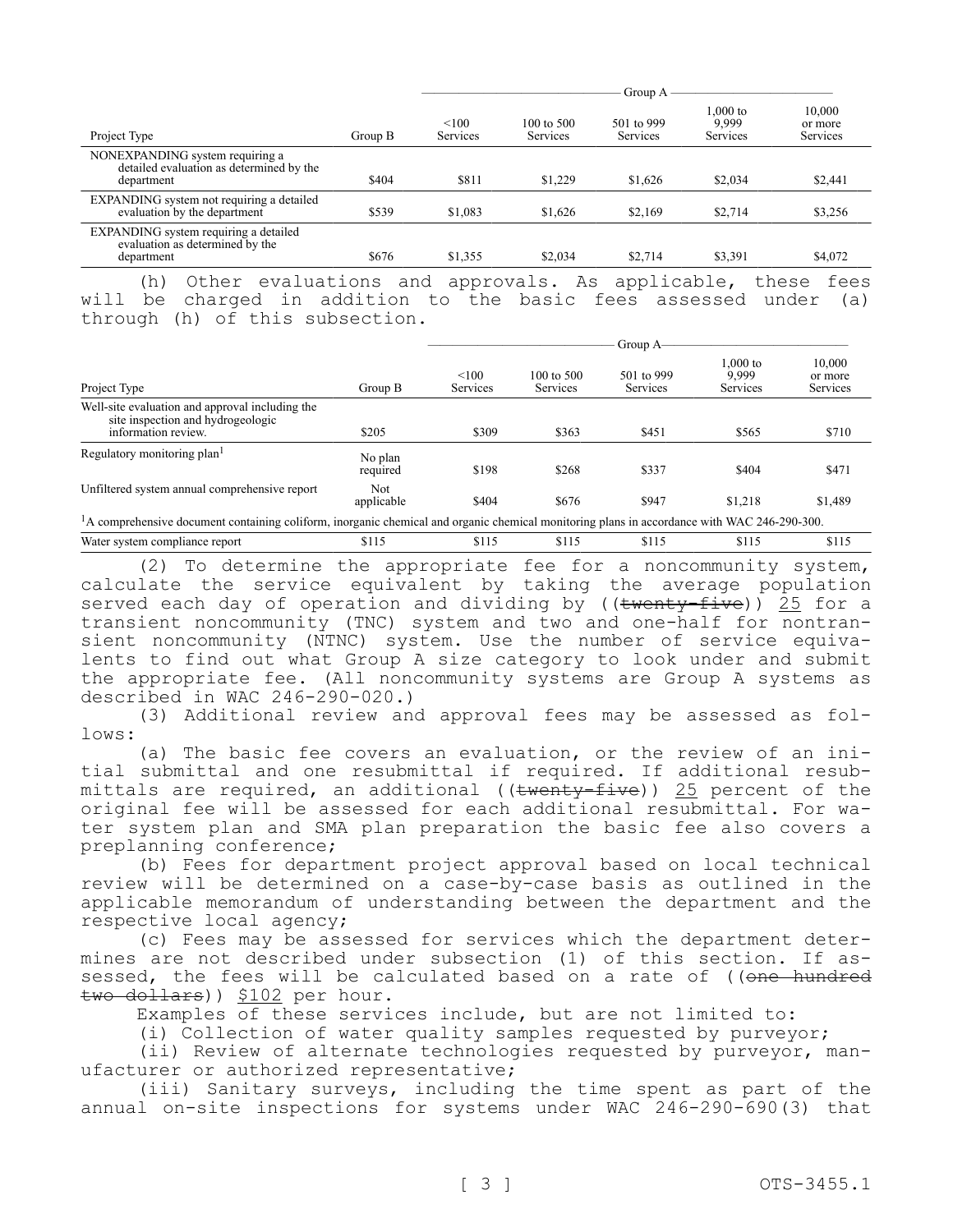| Project Type | Group B | Group A | | | | |
|---|---|---|---|---|---|---|
| | | <100 Services | 100 to 500 Services | 501 to 999 Services | 1,000 to 9,999 Services | 10,000 or more Services |
| NONEXPANDING system requiring a detailed evaluation as determined by the department | $404 | $811 | $1,229 | $1,626 | $2,034 | $2,441 |
| EXPANDING system not requiring a detailed evaluation by the department | $539 | $1,083 | $1,626 | $2,169 | $2,714 | $3,256 |
| EXPANDING system requiring a detailed evaluation as determined by the department | $676 | $1,355 | $2,034 | $2,714 | $3,391 | $4,072 |

(h) Other evaluations and approvals. As applicable, these fees will be charged in addition to the basic fees assessed under (a) through (h) of this subsection.

| Project Type | Group B | Group A | | | | |
|---|---|---|---|---|---|---|
| | | <100 Services | 100 to 500 Services | 501 to 999 Services | 1,000 to 9,999 Services | 10,000 or more Services |
| Well-site evaluation and approval including the site inspection and hydrogeologic information review. | $205 | $309 | $363 | $451 | $565 | $710 |
| Regulatory monitoring plan[1] | No plan required | $198 | $268 | $337 | $404 | $471 |
| Unfiltered system annual comprehensive report | Not applicable | $404 | $676 | $947 | $1,218 | $1,489 |
| [1]A comprehensive document containing coliform, inorganic chemical and organic chemical monitoring plans in accordance with WAC 246-290-300. | | | | | | |
| Water system compliance report | $115 | $115 | $115 | $115 | $115 | $115 |

(2) To determine the appropriate fee for a noncommunity system, calculate the service equivalent by taking the average population served each day of operation and dividing by ((~~twenty-five~~)) 25 for a transient noncommunity (TNC) system and two and one-half for nontransient noncommunity (NTNC) system. Use the number of service equivalents to find out what Group A size category to look under and submit the appropriate fee. (All noncommunity systems are Group A systems as described in WAC 246-290-020.)

(3) Additional review and approval fees may be assessed as follows:

(a) The basic fee covers an evaluation, or the review of an initial submittal and one resubmittal if required. If additional resubmittals are required, an additional ((~~twenty-five~~)) 25 percent of the original fee will be assessed for each additional resubmittal. For water system plan and SMA plan preparation the basic fee also covers a preplanning conference;

(b) Fees for department project approval based on local technical review will be determined on a case-by-case basis as outlined in the applicable memorandum of understanding between the department and the respective local agency;

(c) Fees may be assessed for services which the department determines are not described under subsection (1) of this section. If assessed, the fees will be calculated based on a rate of ((~~one hundred two dollars~~)) $102 per hour.

Examples of these services include, but are not limited to:

(i) Collection of water quality samples requested by purveyor;

(ii) Review of alternate technologies requested by purveyor, manufacturer or authorized representative;

(iii) Sanitary surveys, including the time spent as part of the annual on-site inspections for systems under WAC 246-290-690(3) that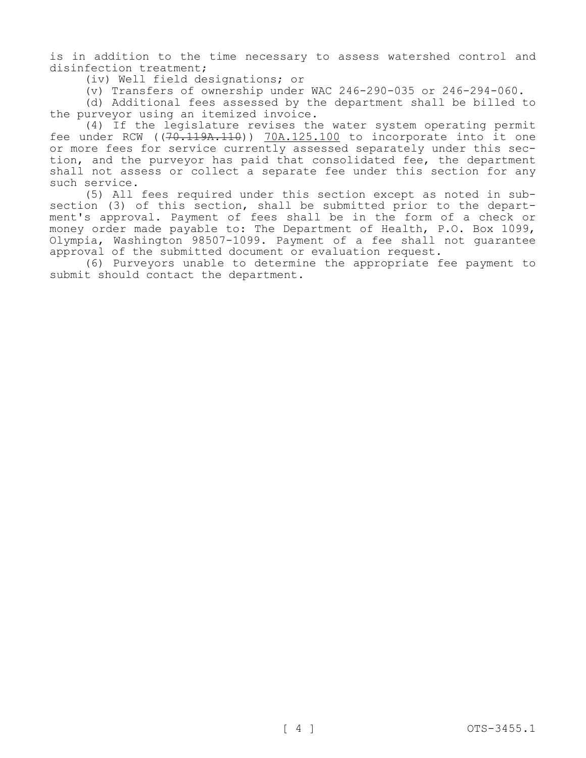is in addition to the time necessary to assess watershed control and disinfection treatment;

(iv) Well field designations; or

(v) Transfers of ownership under WAC 246-290-035 or 246-294-060.

(d) Additional fees assessed by the department shall be billed to the purveyor using an itemized invoice.

(4) If the legislature revises the water system operating permit fee under RCW ((~~70.119A.110~~)) 70A.125.100 to incorporate into it one or more fees for service currently assessed separately under this section, and the purveyor has paid that consolidated fee, the department shall not assess or collect a separate fee under this section for any such service.

(5) All fees required under this section except as noted in subsection (3) of this section, shall be submitted prior to the department's approval. Payment of fees shall be in the form of a check or money order made payable to: The Department of Health, P.O. Box 1099, Olympia, Washington 98507-1099. Payment of a fee shall not guarantee approval of the submitted document or evaluation request.

(6) Purveyors unable to determine the appropriate fee payment to submit should contact the department.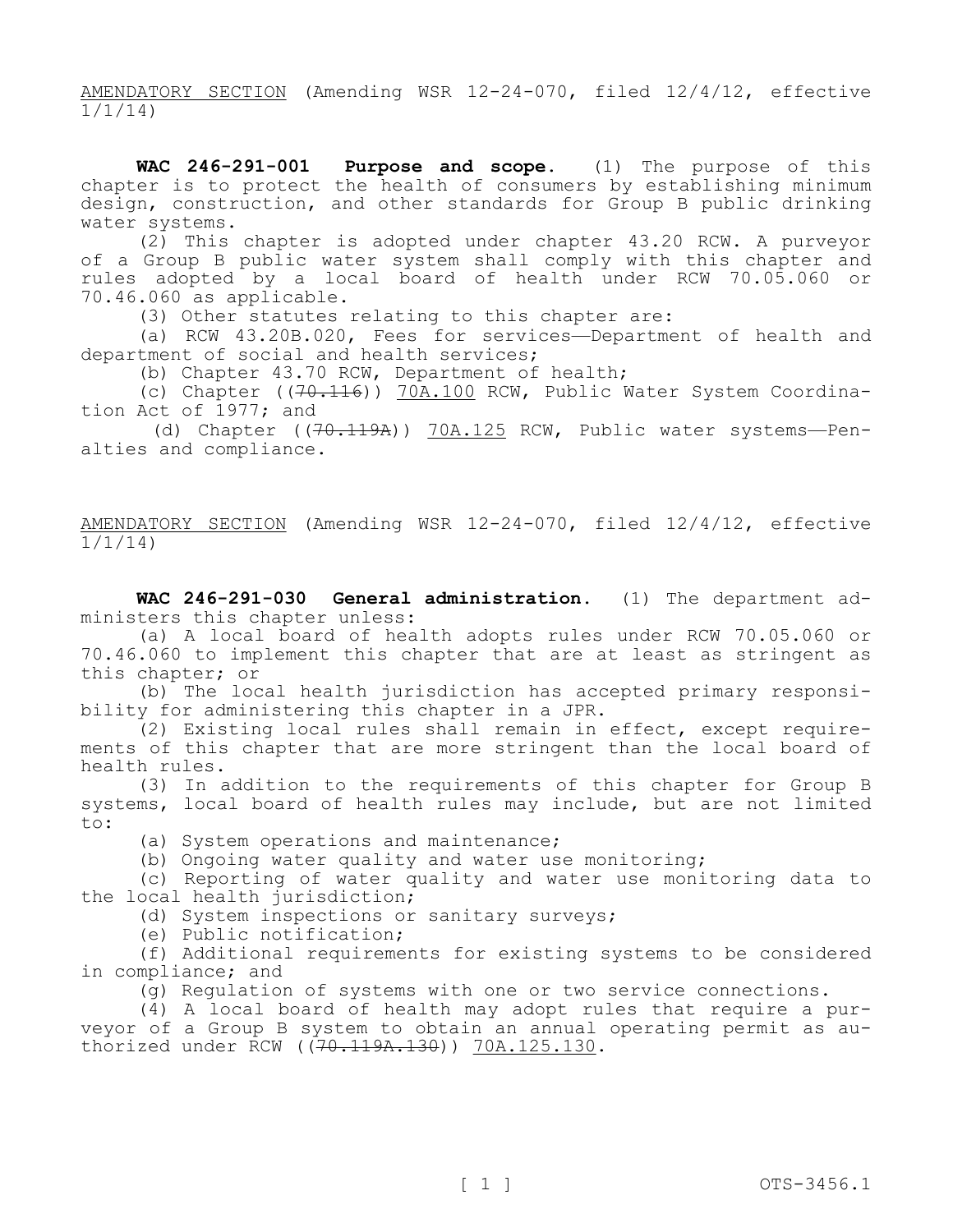AMENDATORY SECTION (Amending WSR 12-24-070, filed 12/4/12, effective 1/1/14)

**WAC 246-291-001 Purpose and scope.** (1) The purpose of this chapter is to protect the health of consumers by establishing minimum design, construction, and other standards for Group B public drinking water systems.

(2) This chapter is adopted under chapter 43.20 RCW. A purveyor of a Group B public water system shall comply with this chapter and rules adopted by a local board of health under RCW 70.05.060 or 70.46.060 as applicable.

(3) Other statutes relating to this chapter are:

(a) RCW 43.20B.020, Fees for services—Department of health and department of social and health services;

(b) Chapter 43.70 RCW, Department of health;

(c) Chapter ((~~70.116~~)) 70A.100 RCW, Public Water System Coordination Act of 1977; and

(d) Chapter ((~~70.119A~~)) 70A.125 RCW, Public water systems—Penalties and compliance.

AMENDATORY SECTION (Amending WSR 12-24-070, filed 12/4/12, effective 1/1/14)

**WAC 246-291-030 General administration.** (1) The department administers this chapter unless:

(a) A local board of health adopts rules under RCW 70.05.060 or 70.46.060 to implement this chapter that are at least as stringent as this chapter; or

(b) The local health jurisdiction has accepted primary responsibility for administering this chapter in a JPR.

(2) Existing local rules shall remain in effect, except requirements of this chapter that are more stringent than the local board of health rules.

(3) In addition to the requirements of this chapter for Group B systems, local board of health rules may include, but are not limited to:

(a) System operations and maintenance;

(b) Ongoing water quality and water use monitoring;

(c) Reporting of water quality and water use monitoring data to the local health jurisdiction;

(d) System inspections or sanitary surveys;

(e) Public notification;

(f) Additional requirements for existing systems to be considered in compliance; and

(g) Regulation of systems with one or two service connections.

(4) A local board of health may adopt rules that require a purveyor of a Group B system to obtain an annual operating permit as authorized under RCW ((~~70.119A.130~~)) 70A.125.130.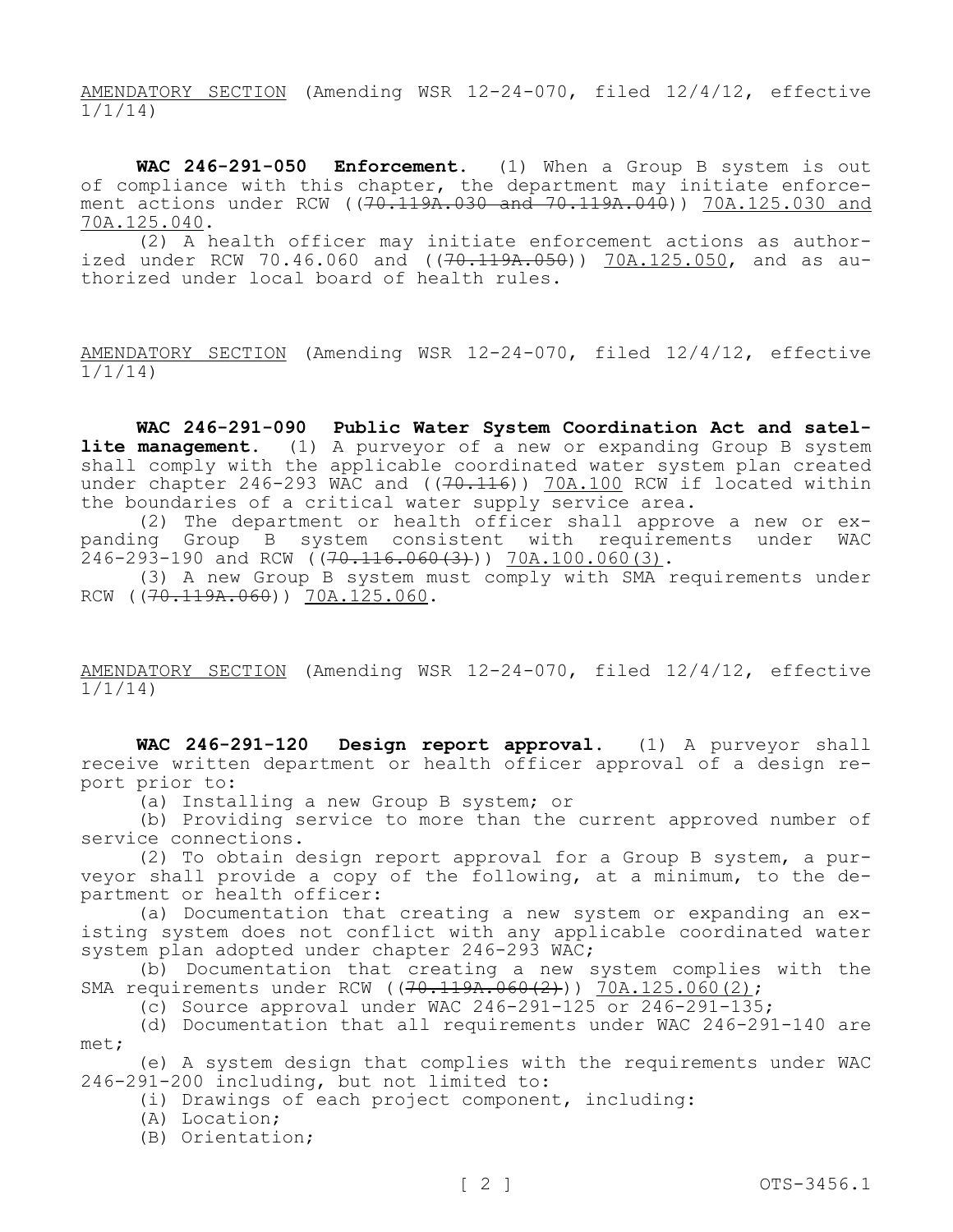AMENDATORY SECTION (Amending WSR 12-24-070, filed 12/4/12, effective 1/1/14)

**WAC 246-291-050 Enforcement.** (1) When a Group B system is out of compliance with this chapter, the department may initiate enforcement actions under RCW ((~~70.119A.030 and 70.119A.040~~)) 70A.125.030 and 70A.125.040.

(2) A health officer may initiate enforcement actions as authorized under RCW 70.46.060 and ((~~70.119A.050~~)) 70A.125.050, and as authorized under local board of health rules.

AMENDATORY SECTION (Amending WSR 12-24-070, filed 12/4/12, effective 1/1/14)

**WAC 246-291-090 Public Water System Coordination Act and satellite management.** (1) A purveyor of a new or expanding Group B system shall comply with the applicable coordinated water system plan created under chapter 246-293 WAC and ((~~70.116~~)) 70A.100 RCW if located within the boundaries of a critical water supply service area.

(2) The department or health officer shall approve a new or expanding Group B system consistent with requirements under WAC 246-293-190 and RCW ((~~70.116.060(3)~~)) 70A.100.060(3).

(3) A new Group B system must comply with SMA requirements under RCW ((~~70.119A.060~~)) 70A.125.060.

AMENDATORY SECTION (Amending WSR 12-24-070, filed 12/4/12, effective 1/1/14)

**WAC 246-291-120 Design report approval.** (1) A purveyor shall receive written department or health officer approval of a design report prior to:

(a) Installing a new Group B system; or

(b) Providing service to more than the current approved number of service connections.

(2) To obtain design report approval for a Group B system, a purveyor shall provide a copy of the following, at a minimum, to the department or health officer:

(a) Documentation that creating a new system or expanding an existing system does not conflict with any applicable coordinated water system plan adopted under chapter 246-293 WAC;

(b) Documentation that creating a new system complies with the SMA requirements under RCW ((~~70.119A.060(2)~~)) 70A.125.060(2);

(c) Source approval under WAC 246-291-125 or 246-291-135;

(d) Documentation that all requirements under WAC 246-291-140 are met;

(e) A system design that complies with the requirements under WAC 246-291-200 including, but not limited to:

(i) Drawings of each project component, including:

(A) Location;

(B) Orientation;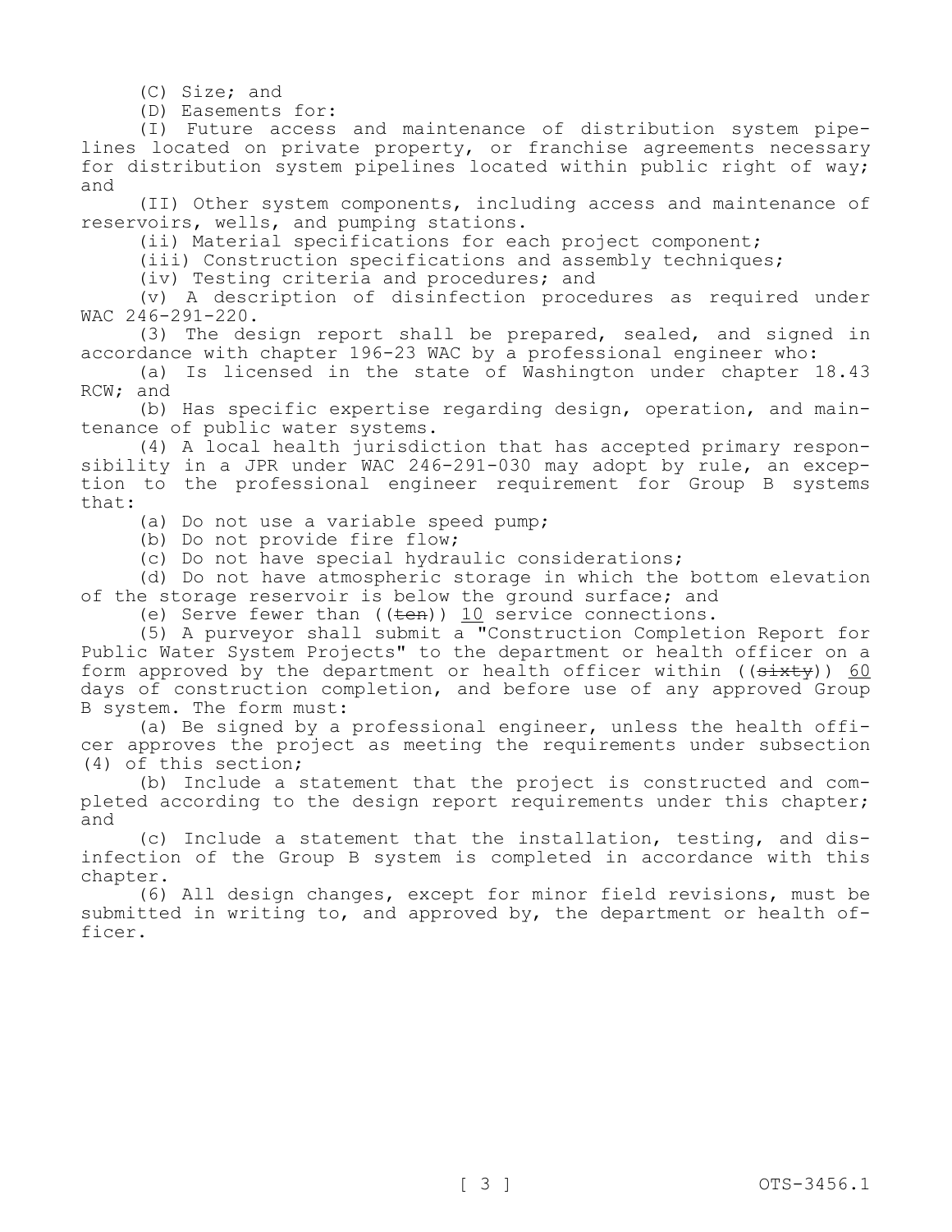(C) Size; and

(D) Easements for:

(I) Future access and maintenance of distribution system pipelines located on private property, or franchise agreements necessary for distribution system pipelines located within public right of way; and

(II) Other system components, including access and maintenance of reservoirs, wells, and pumping stations.

(ii) Material specifications for each project component;

(iii) Construction specifications and assembly techniques;

(iv) Testing criteria and procedures; and

(v) A description of disinfection procedures as required under WAC 246-291-220.

(3) The design report shall be prepared, sealed, and signed in accordance with chapter 196-23 WAC by a professional engineer who:

(a) Is licensed in the state of Washington under chapter 18.43 RCW; and

(b) Has specific expertise regarding design, operation, and maintenance of public water systems.

(4) A local health jurisdiction that has accepted primary responsibility in a JPR under WAC 246-291-030 may adopt by rule, an exception to the professional engineer requirement for Group B systems that:

(a) Do not use a variable speed pump;

(b) Do not provide fire flow;

(c) Do not have special hydraulic considerations;

(d) Do not have atmospheric storage in which the bottom elevation of the storage reservoir is below the ground surface; and

(e) Serve fewer than ((~~ten~~)) <u>10</u> service connections.

(5) A purveyor shall submit a "Construction Completion Report for Public Water System Projects" to the department or health officer on a form approved by the department or health officer within ((~~sixty~~)) <u>60</u> days of construction completion, and before use of any approved Group B system. The form must:

(a) Be signed by a professional engineer, unless the health officer approves the project as meeting the requirements under subsection (4) of this section;

(b) Include a statement that the project is constructed and completed according to the design report requirements under this chapter; and

(c) Include a statement that the installation, testing, and disinfection of the Group B system is completed in accordance with this chapter.

(6) All design changes, except for minor field revisions, must be submitted in writing to, and approved by, the department or health officer.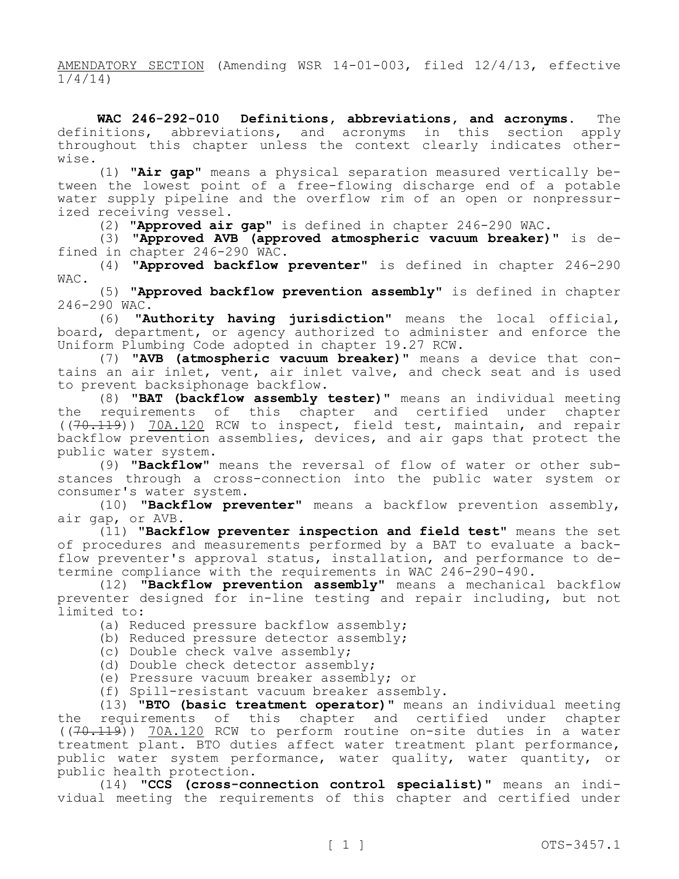AMENDATORY SECTION (Amending WSR 14-01-003, filed 12/4/13, effective 1/4/14)

**WAC 246-292-010 Definitions, abbreviations, and acronyms.** The definitions, abbreviations, and acronyms in this section apply throughout this chapter unless the context clearly indicates otherwise.

(1) **"Air gap"** means a physical separation measured vertically between the lowest point of a free-flowing discharge end of a potable water supply pipeline and the overflow rim of an open or nonpressurized receiving vessel.

(2) **"Approved air gap"** is defined in chapter 246-290 WAC.

(3) **"Approved AVB (approved atmospheric vacuum breaker)"** is defined in chapter 246-290 WAC.

(4) **"Approved backflow preventer"** is defined in chapter 246-290 WAC.

(5) **"Approved backflow prevention assembly"** is defined in chapter 246-290 WAC.

(6) **"Authority having jurisdiction"** means the local official, board, department, or agency authorized to administer and enforce the Uniform Plumbing Code adopted in chapter 19.27 RCW.

(7) **"AVB (atmospheric vacuum breaker)"** means a device that contains an air inlet, vent, air inlet valve, and check seat and is used to prevent backsiphonage backflow.

(8) **"BAT (backflow assembly tester)"** means an individual meeting the requirements of this chapter and certified under chapter ((~~70.119~~)) 70A.120 RCW to inspect, field test, maintain, and repair backflow prevention assemblies, devices, and air gaps that protect the public water system.

(9) **"Backflow"** means the reversal of flow of water or other substances through a cross-connection into the public water system or consumer's water system.

(10) **"Backflow preventer"** means a backflow prevention assembly, air gap, or AVB.

(11) **"Backflow preventer inspection and field test"** means the set of procedures and measurements performed by a BAT to evaluate a backflow preventer's approval status, installation, and performance to determine compliance with the requirements in WAC 246-290-490.

(12) **"Backflow prevention assembly"** means a mechanical backflow preventer designed for in-line testing and repair including, but not limited to:

(a) Reduced pressure backflow assembly;

(b) Reduced pressure detector assembly;

(c) Double check valve assembly;

(d) Double check detector assembly;

(e) Pressure vacuum breaker assembly; or

(f) Spill-resistant vacuum breaker assembly.

(13) **"BTO (basic treatment operator)"** means an individual meeting the requirements of this chapter and certified under chapter ((~~70.119~~)) 70A.120 RCW to perform routine on-site duties in a water treatment plant. BTO duties affect water treatment plant performance, public water system performance, water quality, water quantity, or public health protection.

(14) **"CCS (cross-connection control specialist)"** means an individual meeting the requirements of this chapter and certified under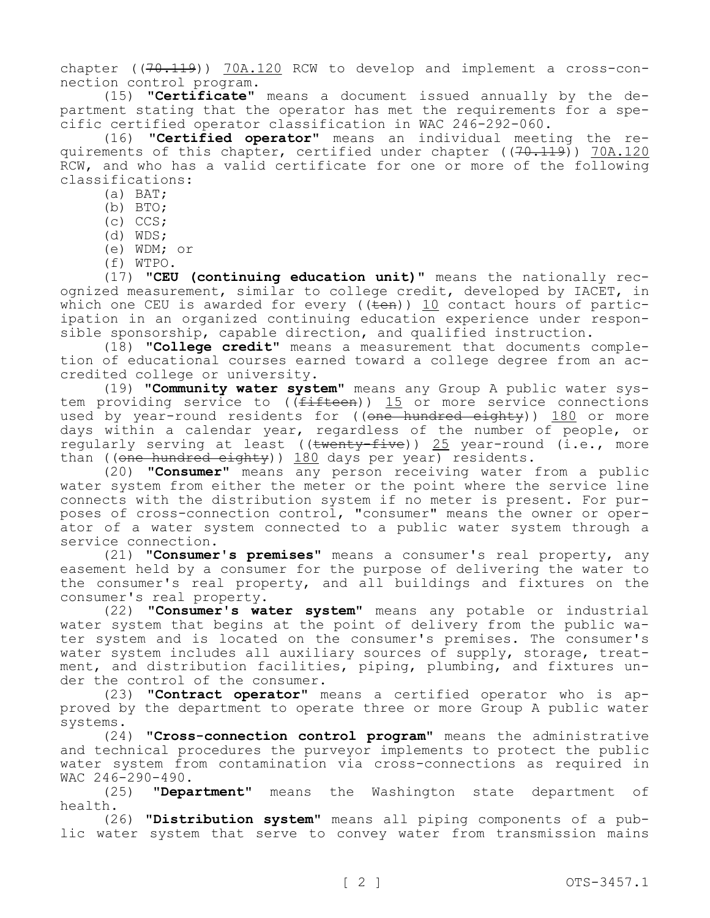chapter ((~~70.119~~)) 70A.120 RCW to develop and implement a cross-connection control program.

(15) "**Certificate**" means a document issued annually by the department stating that the operator has met the requirements for a specific certified operator classification in WAC 246-292-060.

(16) "**Certified operator**" means an individual meeting the requirements of this chapter, certified under chapter ((~~70.119~~)) 70A.120 RCW, and who has a valid certificate for one or more of the following classifications:

(a) BAT;

(b) BTO;

(c) CCS;

(d) WDS;

(e) WDM; or

(f) WTPO.

(17) "**CEU (continuing education unit)**" means the nationally recognized measurement, similar to college credit, developed by IACET, in which one CEU is awarded for every ((~~ten~~)) 10 contact hours of participation in an organized continuing education experience under responsible sponsorship, capable direction, and qualified instruction.

(18) "**College credit**" means a measurement that documents completion of educational courses earned toward a college degree from an accredited college or university.

(19) "**Community water system**" means any Group A public water system providing service to ((~~fifteen~~)) 15 or more service connections used by year-round residents for ((~~one hundred eighty~~)) 180 or more days within a calendar year, regardless of the number of people, or regularly serving at least ((~~twenty-five~~)) 25 year-round (i.e., more than ((~~one hundred eighty~~)) 180 days per year) residents.

(20) "**Consumer**" means any person receiving water from a public water system from either the meter or the point where the service line connects with the distribution system if no meter is present. For purposes of cross-connection control, "consumer" means the owner or operator of a water system connected to a public water system through a service connection.

(21) "**Consumer's premises**" means a consumer's real property, any easement held by a consumer for the purpose of delivering the water to the consumer's real property, and all buildings and fixtures on the consumer's real property.

(22) "**Consumer's water system**" means any potable or industrial water system that begins at the point of delivery from the public water system and is located on the consumer's premises. The consumer's water system includes all auxiliary sources of supply, storage, treatment, and distribution facilities, piping, plumbing, and fixtures under the control of the consumer.

(23) "**Contract operator**" means a certified operator who is approved by the department to operate three or more Group A public water systems.

(24) "**Cross-connection control program**" means the administrative and technical procedures the purveyor implements to protect the public water system from contamination via cross-connections as required in WAC 246-290-490.

(25) "**Department**" means the Washington state department of health.

(26) "**Distribution system**" means all piping components of a public water system that serve to convey water from transmission mains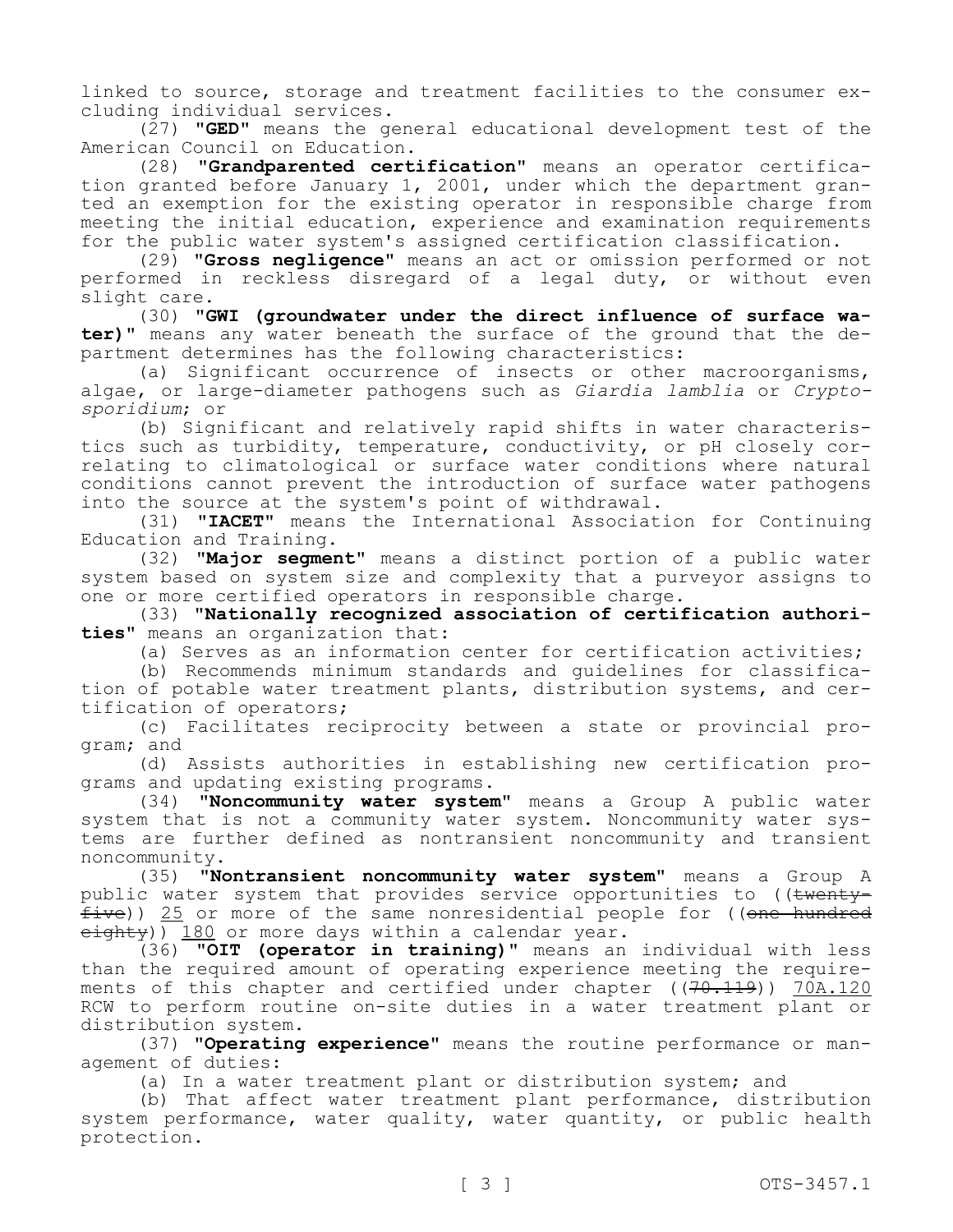linked to source, storage and treatment facilities to the consumer excluding individual services.

(27) **"GED"** means the general educational development test of the American Council on Education.

(28) **"Grandparented certification"** means an operator certification granted before January 1, 2001, under which the department granted an exemption for the existing operator in responsible charge from meeting the initial education, experience and examination requirements for the public water system's assigned certification classification.

(29) **"Gross negligence"** means an act or omission performed or not performed in reckless disregard of a legal duty, or without even slight care.

(30) **"GWI (groundwater under the direct influence of surface water)"** means any water beneath the surface of the ground that the department determines has the following characteristics:

(a) Significant occurrence of insects or other macroorganisms, algae, or large-diameter pathogens such as *Giardia lamblia* or *Cryptosporidium*; or

(b) Significant and relatively rapid shifts in water characteristics such as turbidity, temperature, conductivity, or pH closely correlating to climatological or surface water conditions where natural conditions cannot prevent the introduction of surface water pathogens into the source at the system's point of withdrawal.

(31) **"IACET"** means the International Association for Continuing Education and Training.

(32) **"Major segment"** means a distinct portion of a public water system based on system size and complexity that a purveyor assigns to one or more certified operators in responsible charge.

(33) **"Nationally recognized association of certification authorities"** means an organization that:

(a) Serves as an information center for certification activities;

(b) Recommends minimum standards and guidelines for classification of potable water treatment plants, distribution systems, and certification of operators;

(c) Facilitates reciprocity between a state or provincial program; and

(d) Assists authorities in establishing new certification programs and updating existing programs.

(34) **"Noncommunity water system"** means a Group A public water system that is not a community water system. Noncommunity water systems are further defined as nontransient noncommunity and transient noncommunity.

(35) **"Nontransient noncommunity water system"** means a Group A public water system that provides service opportunities to ((~~twenty-five~~)) <u>25</u> or more of the same nonresidential people for ((~~one hundred eighty~~)) <u>180</u> or more days within a calendar year.

(36) **"OIT (operator in training)"** means an individual with less than the required amount of operating experience meeting the requirements of this chapter and certified under chapter ((~~70.119~~)) <u>70A.120</u> RCW to perform routine on-site duties in a water treatment plant or distribution system.

(37) **"Operating experience"** means the routine performance or management of duties:

(a) In a water treatment plant or distribution system; and

(b) That affect water treatment plant performance, distribution system performance, water quality, water quantity, or public health protection.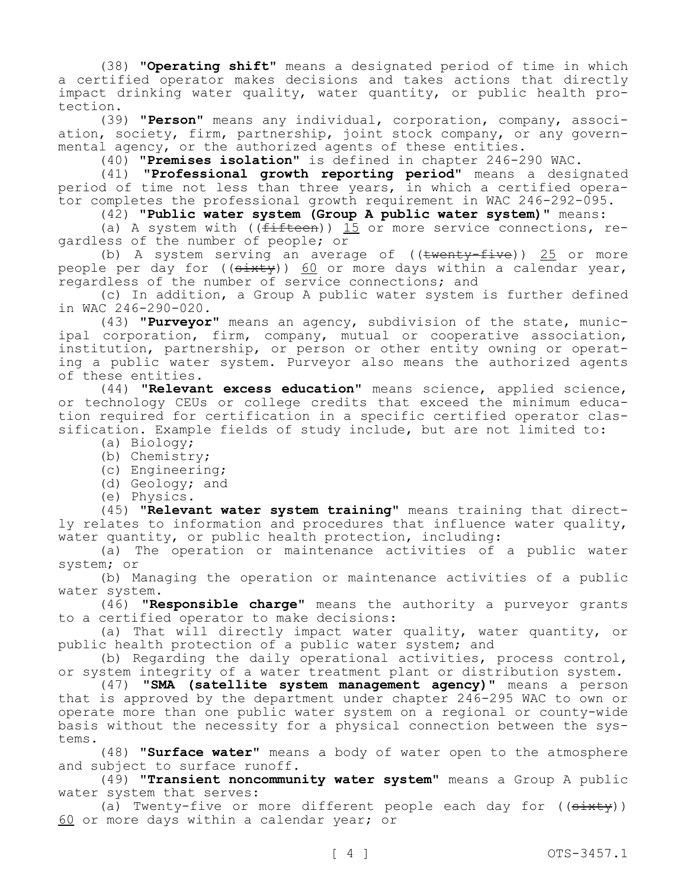(38) **"Operating shift"** means a designated period of time in which a certified operator makes decisions and takes actions that directly impact drinking water quality, water quantity, or public health protection.

(39) **"Person"** means any individual, corporation, company, association, society, firm, partnership, joint stock company, or any governmental agency, or the authorized agents of these entities.

(40) **"Premises isolation"** is defined in chapter 246-290 WAC.

(41) **"Professional growth reporting period"** means a designated period of time not less than three years, in which a certified operator completes the professional growth requirement in WAC 246-292-095.

(42) **"Public water system (Group A public water system)"** means:

(a) A system with ((~~fifteen~~)) <u>15</u> or more service connections, regardless of the number of people; or

(b) A system serving an average of ((~~twenty-five~~)) <u>25</u> or more people per day for ((~~sixty~~)) <u>60</u> or more days within a calendar year, regardless of the number of service connections; and

(c) In addition, a Group A public water system is further defined in WAC 246-290-020.

(43) **"Purveyor"** means an agency, subdivision of the state, municipal corporation, firm, company, mutual or cooperative association, institution, partnership, or person or other entity owning or operating a public water system. Purveyor also means the authorized agents of these entities.

(44) **"Relevant excess education"** means science, applied science, or technology CEUs or college credits that exceed the minimum education required for certification in a specific certified operator classification. Example fields of study include, but are not limited to:

(a) Biology;

(b) Chemistry;

(c) Engineering;

(d) Geology; and

(e) Physics.

(45) **"Relevant water system training"** means training that directly relates to information and procedures that influence water quality, water quantity, or public health protection, including:

(a) The operation or maintenance activities of a public water system; or

(b) Managing the operation or maintenance activities of a public water system.

(46) **"Responsible charge"** means the authority a purveyor grants to a certified operator to make decisions:

(a) That will directly impact water quality, water quantity, or public health protection of a public water system; and

(b) Regarding the daily operational activities, process control, or system integrity of a water treatment plant or distribution system.

(47) **"SMA (satellite system management agency)"** means a person that is approved by the department under chapter 246-295 WAC to own or operate more than one public water system on a regional or county-wide basis without the necessity for a physical connection between the systems.

(48) **"Surface water"** means a body of water open to the atmosphere and subject to surface runoff.

(49) **"Transient noncommunity water system"** means a Group A public water system that serves:

(a) Twenty-five or more different people each day for ((~~sixty~~)) <u>60</u> or more days within a calendar year; or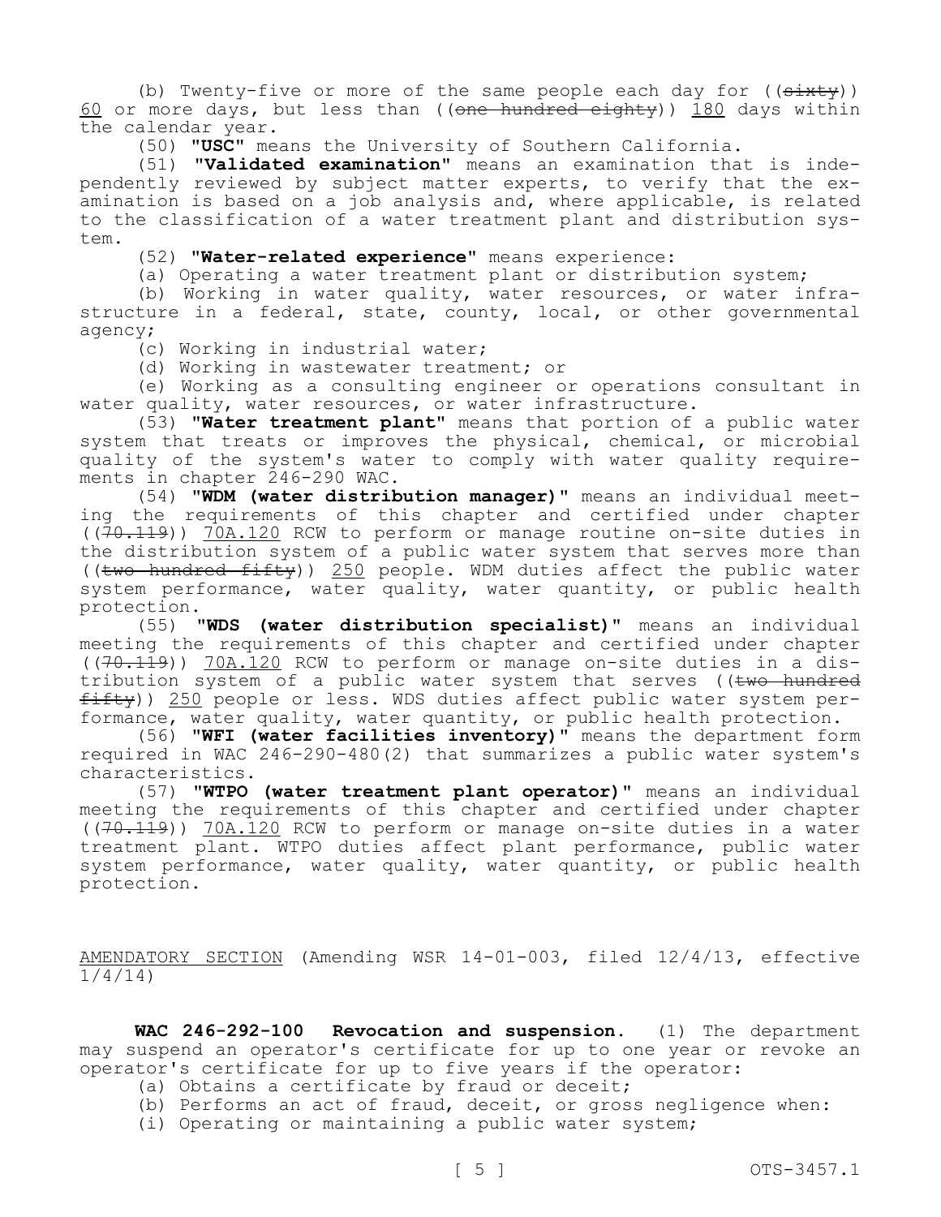(b) Twenty-five or more of the same people each day for ((~~sixty~~)) 60 or more days, but less than ((~~one hundred eighty~~)) 180 days within the calendar year.

(50) **"USC"** means the University of Southern California.

(51) **"Validated examination"** means an examination that is independently reviewed by subject matter experts, to verify that the examination is based on a job analysis and, where applicable, is related to the classification of a water treatment plant and distribution system.

(52) **"Water-related experience"** means experience:

(a) Operating a water treatment plant or distribution system;

(b) Working in water quality, water resources, or water infrastructure in a federal, state, county, local, or other governmental agency;

(c) Working in industrial water;

(d) Working in wastewater treatment; or

(e) Working as a consulting engineer or operations consultant in water quality, water resources, or water infrastructure.

(53) **"Water treatment plant"** means that portion of a public water system that treats or improves the physical, chemical, or microbial quality of the system's water to comply with water quality requirements in chapter 246-290 WAC.

(54) **"WDM (water distribution manager)"** means an individual meeting the requirements of this chapter and certified under chapter ((~~70.119~~)) 70A.120 RCW to perform or manage routine on-site duties in the distribution system of a public water system that serves more than ((~~two hundred fifty~~)) 250 people. WDM duties affect the public water system performance, water quality, water quantity, or public health protection.

(55) **"WDS (water distribution specialist)"** means an individual meeting the requirements of this chapter and certified under chapter ((~~70.119~~)) 70A.120 RCW to perform or manage on-site duties in a distribution system of a public water system that serves ((~~two hundred fifty~~)) 250 people or less. WDS duties affect public water system performance, water quality, water quantity, or public health protection.

(56) **"WFI (water facilities inventory)"** means the department form required in WAC 246-290-480(2) that summarizes a public water system's characteristics.

(57) **"WTPO (water treatment plant operator)"** means an individual meeting the requirements of this chapter and certified under chapter ((~~70.119~~)) 70A.120 RCW to perform or manage on-site duties in a water treatment plant. WTPO duties affect plant performance, public water system performance, water quality, water quantity, or public health protection.

AMENDATORY SECTION (Amending WSR 14-01-003, filed 12/4/13, effective 1/4/14)

**WAC 246-292-100 Revocation and suspension.** (1) The department may suspend an operator's certificate for up to one year or revoke an operator's certificate for up to five years if the operator:

(a) Obtains a certificate by fraud or deceit;

(b) Performs an act of fraud, deceit, or gross negligence when:

(i) Operating or maintaining a public water system;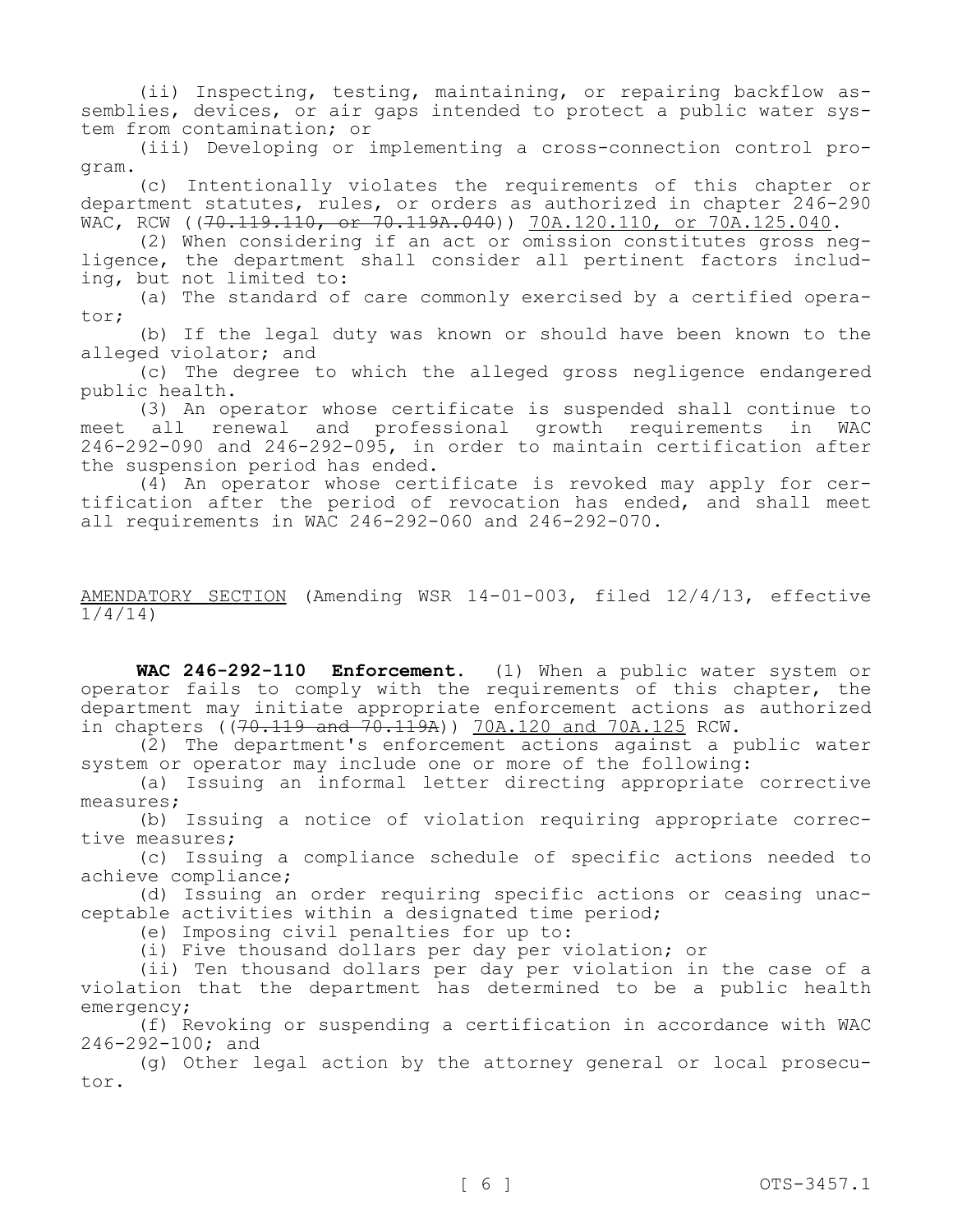(ii) Inspecting, testing, maintaining, or repairing backflow assemblies, devices, or air gaps intended to protect a public water system from contamination; or

(iii) Developing or implementing a cross-connection control program.

(c) Intentionally violates the requirements of this chapter or department statutes, rules, or orders as authorized in chapter 246-290 WAC, RCW ((~~70.119.110, or 70.119A.040~~)) <u>70A.120.110, or 70A.125.040</u>.

(2) When considering if an act or omission constitutes gross negligence, the department shall consider all pertinent factors including, but not limited to:

(a) The standard of care commonly exercised by a certified operator;

(b) If the legal duty was known or should have been known to the alleged violator; and

(c) The degree to which the alleged gross negligence endangered public health.

(3) An operator whose certificate is suspended shall continue to meet all renewal and professional growth requirements in WAC 246-292-090 and 246-292-095, in order to maintain certification after the suspension period has ended.

(4) An operator whose certificate is revoked may apply for certification after the period of revocation has ended, and shall meet all requirements in WAC 246-292-060 and 246-292-070.

<u>AMENDATORY SECTION</u> (Amending WSR 14-01-003, filed 12/4/13, effective 1/4/14)

**WAC 246-292-110 Enforcement.** (1) When a public water system or operator fails to comply with the requirements of this chapter, the department may initiate appropriate enforcement actions as authorized in chapters ((~~70.119 and 70.119A~~)) <u>70A.120 and 70A.125</u> RCW.

(2) The department's enforcement actions against a public water system or operator may include one or more of the following:

(a) Issuing an informal letter directing appropriate corrective measures;

(b) Issuing a notice of violation requiring appropriate corrective measures;

(c) Issuing a compliance schedule of specific actions needed to achieve compliance;

(d) Issuing an order requiring specific actions or ceasing unacceptable activities within a designated time period;

(e) Imposing civil penalties for up to:

(i) Five thousand dollars per day per violation; or

(ii) Ten thousand dollars per day per violation in the case of a violation that the department has determined to be a public health emergency;

(f) Revoking or suspending a certification in accordance with WAC 246-292-100; and

(g) Other legal action by the attorney general or local prosecutor.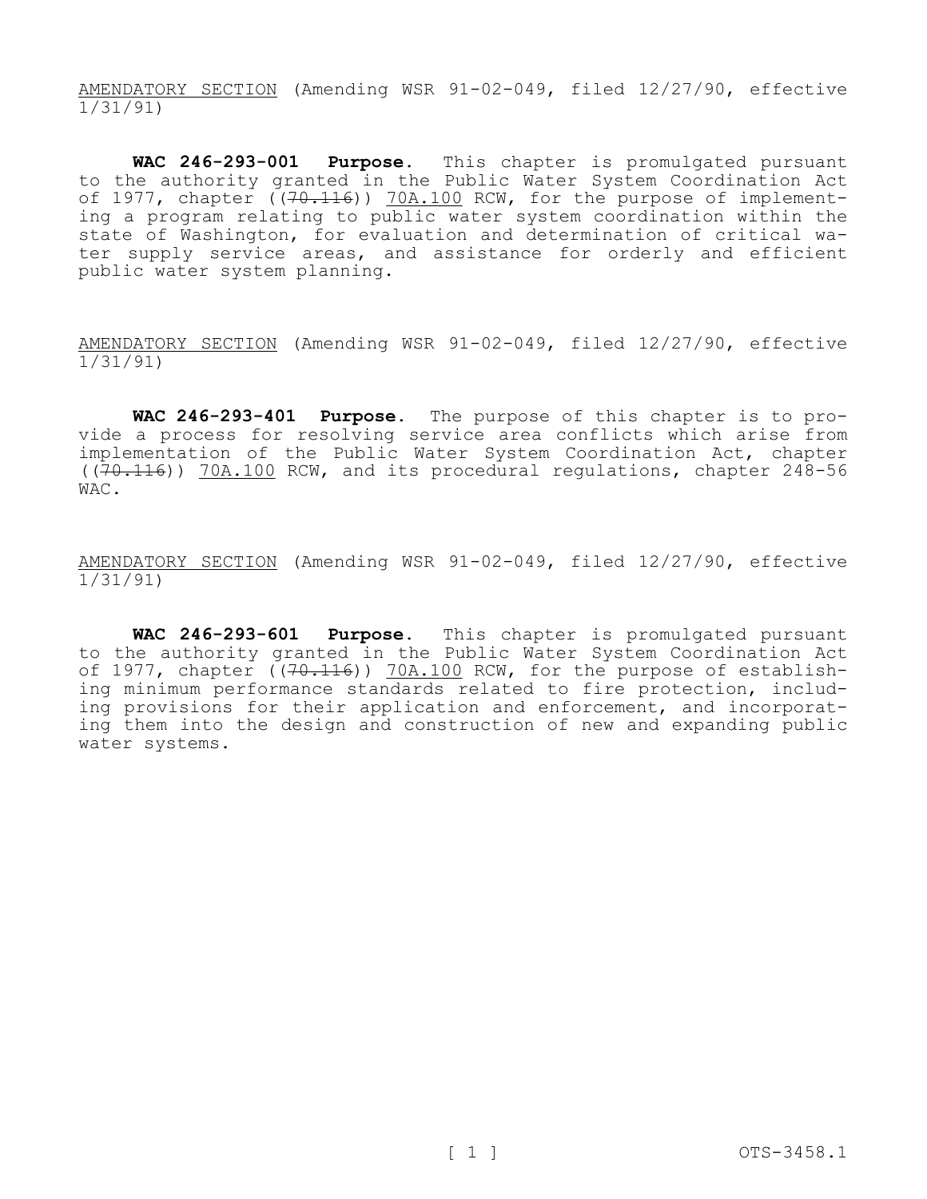AMENDATORY SECTION (Amending WSR 91-02-049, filed 12/27/90, effective 1/31/91)

**WAC 246-293-001 Purpose.** This chapter is promulgated pursuant to the authority granted in the Public Water System Coordination Act of 1977, chapter ((~~70.116~~)) 70A.100 RCW, for the purpose of implementing a program relating to public water system coordination within the state of Washington, for evaluation and determination of critical water supply service areas, and assistance for orderly and efficient public water system planning.

AMENDATORY SECTION (Amending WSR 91-02-049, filed 12/27/90, effective 1/31/91)

**WAC 246-293-401 Purpose.** The purpose of this chapter is to provide a process for resolving service area conflicts which arise from implementation of the Public Water System Coordination Act, chapter ((~~70.116~~)) 70A.100 RCW, and its procedural regulations, chapter 248-56 WAC.

AMENDATORY SECTION (Amending WSR 91-02-049, filed 12/27/90, effective 1/31/91)

**WAC 246-293-601 Purpose.** This chapter is promulgated pursuant to the authority granted in the Public Water System Coordination Act of 1977, chapter ((~~70.116~~)) 70A.100 RCW, for the purpose of establishing minimum performance standards related to fire protection, including provisions for their application and enforcement, and incorporating them into the design and construction of new and expanding public water systems.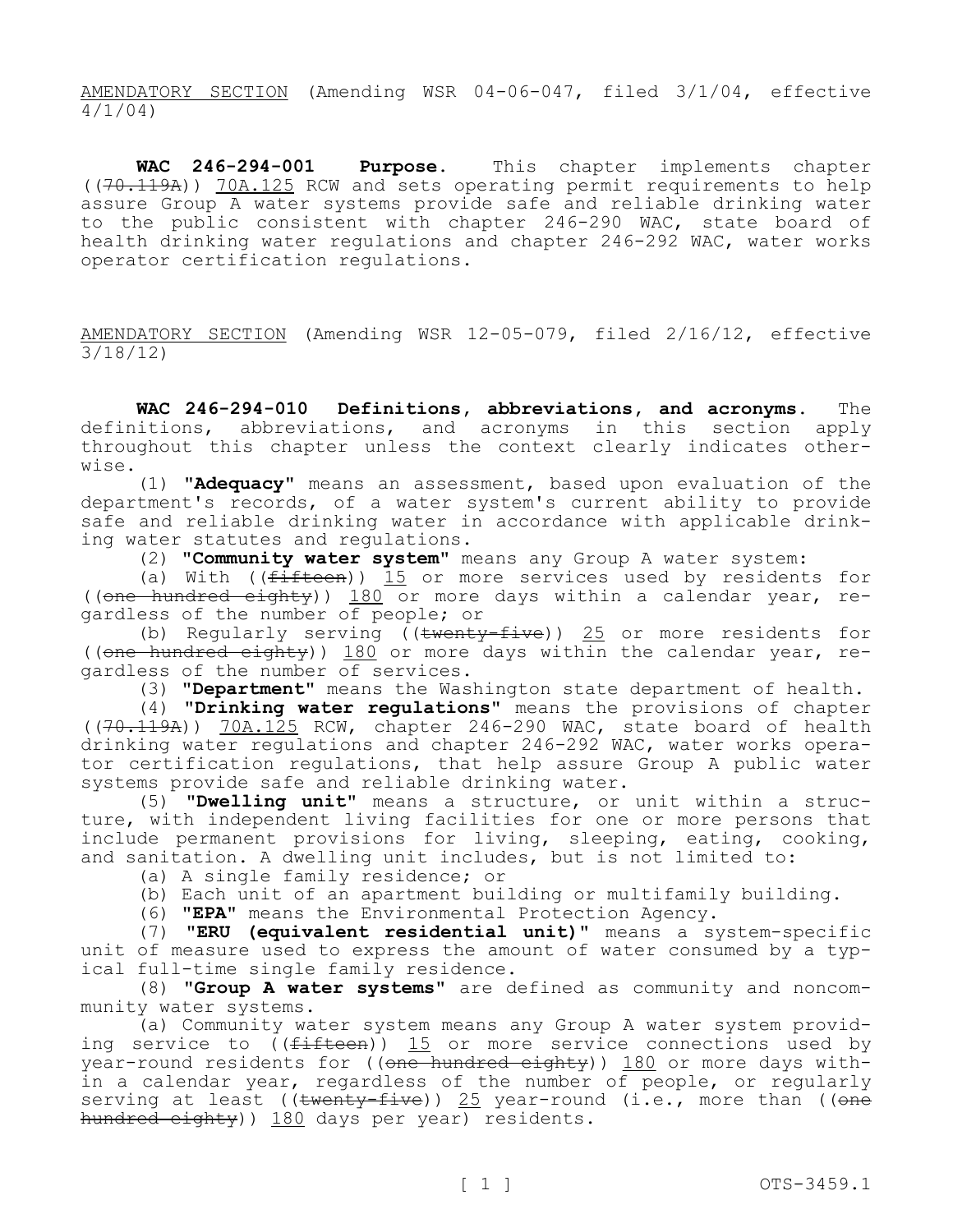AMENDATORY SECTION (Amending WSR 04-06-047, filed 3/1/04, effective 4/1/04)

**WAC 246-294-001 Purpose.** This chapter implements chapter ((~~70.119A~~)) 70A.125 RCW and sets operating permit requirements to help assure Group A water systems provide safe and reliable drinking water to the public consistent with chapter 246-290 WAC, state board of health drinking water regulations and chapter 246-292 WAC, water works operator certification regulations.

AMENDATORY SECTION (Amending WSR 12-05-079, filed 2/16/12, effective 3/18/12)

**WAC 246-294-010 Definitions, abbreviations, and acronyms.** The definitions, abbreviations, and acronyms in this section apply throughout this chapter unless the context clearly indicates otherwise.

(1) **"Adequacy"** means an assessment, based upon evaluation of the department's records, of a water system's current ability to provide safe and reliable drinking water in accordance with applicable drinking water statutes and regulations.

(2) **"Community water system"** means any Group A water system:

(a) With ((~~fifteen~~)) 15 or more services used by residents for ((~~one hundred eighty~~)) 180 or more days within a calendar year, regardless of the number of people; or

(b) Regularly serving ((~~twenty-five~~)) 25 or more residents for ((~~one hundred eighty~~)) 180 or more days within the calendar year, regardless of the number of services.

(3) **"Department"** means the Washington state department of health.

(4) **"Drinking water regulations"** means the provisions of chapter ((~~70.119A~~)) 70A.125 RCW, chapter 246-290 WAC, state board of health drinking water regulations and chapter 246-292 WAC, water works operator certification regulations, that help assure Group A public water systems provide safe and reliable drinking water.

(5) **"Dwelling unit"** means a structure, or unit within a structure, with independent living facilities for one or more persons that include permanent provisions for living, sleeping, eating, cooking, and sanitation. A dwelling unit includes, but is not limited to:

(a) A single family residence; or

(b) Each unit of an apartment building or multifamily building.

(6) **"EPA"** means the Environmental Protection Agency.

(7) **"ERU (equivalent residential unit)"** means a system-specific unit of measure used to express the amount of water consumed by a typical full-time single family residence.

(8) **"Group A water systems"** are defined as community and noncommunity water systems.

(a) Community water system means any Group A water system providing service to ((~~fifteen~~)) 15 or more service connections used by year-round residents for ((~~one hundred eighty~~)) 180 or more days within a calendar year, regardless of the number of people, or regularly serving at least ((~~twenty-five~~)) 25 year-round (i.e., more than ((~~one hundred eighty~~)) 180 days per year) residents.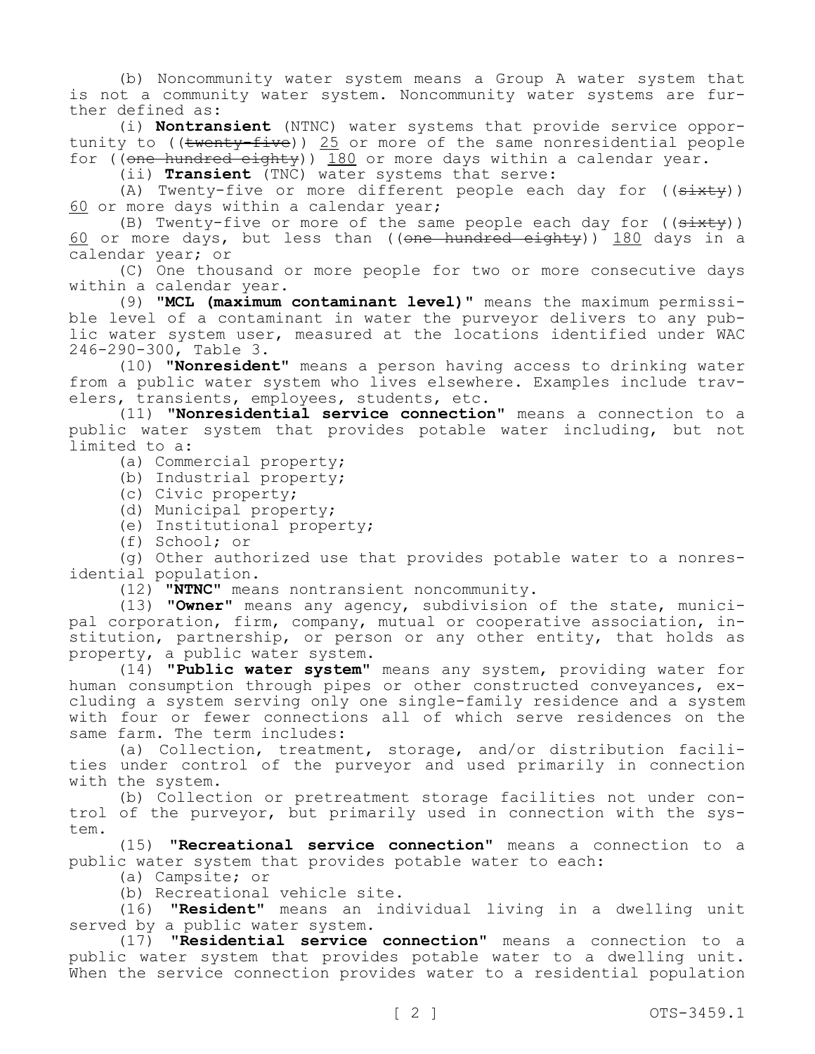(b) Noncommunity water system means a Group A water system that is not a community water system. Noncommunity water systems are further defined as:

(i) **Nontransient** (NTNC) water systems that provide service opportunity to ((~~twenty-five~~)) 25 or more of the same nonresidential people for ((~~one hundred eighty~~)) 180 or more days within a calendar year.

(ii) **Transient** (TNC) water systems that serve:

(A) Twenty-five or more different people each day for ((~~sixty~~)) 60 or more days within a calendar year;

(B) Twenty-five or more of the same people each day for ((~~sixty~~)) 60 or more days, but less than ((~~one hundred eighty~~)) 180 days in a calendar year; or

(C) One thousand or more people for two or more consecutive days within a calendar year.

(9) **"MCL (maximum contaminant level)"** means the maximum permissible level of a contaminant in water the purveyor delivers to any public water system user, measured at the locations identified under WAC 246-290-300, Table 3.

(10) **"Nonresident"** means a person having access to drinking water from a public water system who lives elsewhere. Examples include travelers, transients, employees, students, etc.

(11) **"Nonresidential service connection"** means a connection to a public water system that provides potable water including, but not limited to a:

(a) Commercial property;

(b) Industrial property;

(c) Civic property;

(d) Municipal property;

(e) Institutional property;

(f) School; or

(g) Other authorized use that provides potable water to a nonresidential population.

(12) **"NTNC"** means nontransient noncommunity.

(13) **"Owner"** means any agency, subdivision of the state, municipal corporation, firm, company, mutual or cooperative association, institution, partnership, or person or any other entity, that holds as property, a public water system.

(14) **"Public water system"** means any system, providing water for human consumption through pipes or other constructed conveyances, excluding a system serving only one single-family residence and a system with four or fewer connections all of which serve residences on the same farm. The term includes:

(a) Collection, treatment, storage, and/or distribution facilities under control of the purveyor and used primarily in connection with the system.

(b) Collection or pretreatment storage facilities not under control of the purveyor, but primarily used in connection with the system.

(15) **"Recreational service connection"** means a connection to a public water system that provides potable water to each:

(a) Campsite; or

(b) Recreational vehicle site.

(16) **"Resident"** means an individual living in a dwelling unit served by a public water system.

(17) **"Residential service connection"** means a connection to a public water system that provides potable water to a dwelling unit. When the service connection provides water to a residential population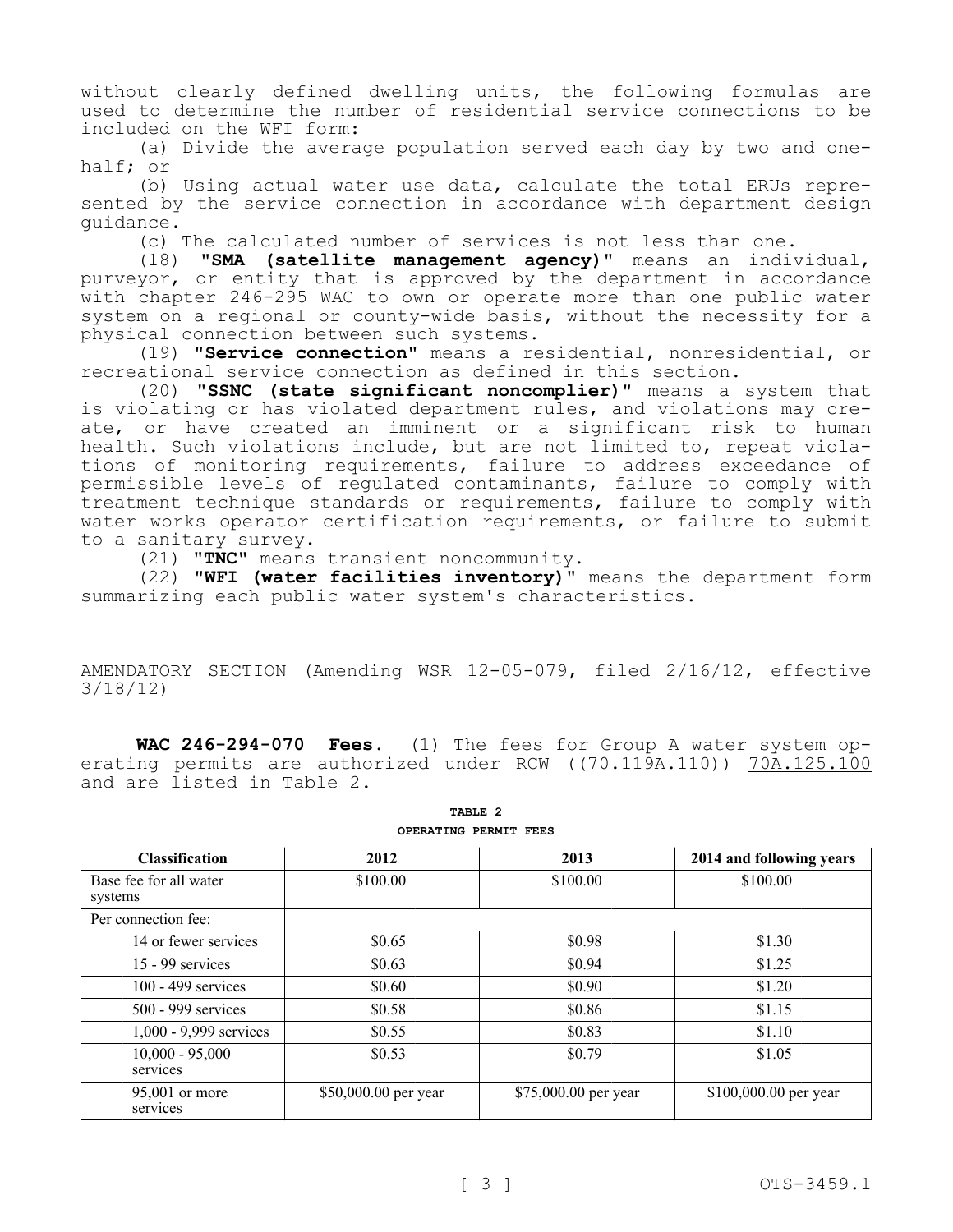without clearly defined dwelling units, the following formulas are used to determine the number of residential service connections to be included on the WFI form:

(a) Divide the average population served each day by two and one-half; or

(b) Using actual water use data, calculate the total ERUs represented by the service connection in accordance with department design guidance.

(c) The calculated number of services is not less than one.

(18) **"SMA (satellite management agency)"** means an individual, purveyor, or entity that is approved by the department in accordance with chapter 246-295 WAC to own or operate more than one public water system on a regional or county-wide basis, without the necessity for a physical connection between such systems.

(19) **"Service connection"** means a residential, nonresidential, or recreational service connection as defined in this section.

(20) **"SSNC (state significant noncomplier)"** means a system that is violating or has violated department rules, and violations may create, or have created an imminent or a significant risk to human health. Such violations include, but are not limited to, repeat violations of monitoring requirements, failure to address exceedance of permissible levels of regulated contaminants, failure to comply with treatment technique standards or requirements, failure to comply with water works operator certification requirements, or failure to submit to a sanitary survey.

(21) **"TNC"** means transient noncommunity.

(22) **"WFI (water facilities inventory)"** means the department form summarizing each public water system's characteristics.

AMENDATORY SECTION (Amending WSR 12-05-079, filed 2/16/12, effective 3/18/12)

**WAC 246-294-070 Fees.** (1) The fees for Group A water system operating permits are authorized under RCW ((~~70.119A.110~~)) 70A.125.100 and are listed in Table 2.

**TABLE 2**
**OPERATING PERMIT FEES**

| Classification | 2012 | 2013 | 2014 and following years |
|---|---|---|---|
| Base fee for all water systems | $100.00 | $100.00 | $100.00 |
| Per connection fee: | | | |
| 14 or fewer services | $0.65 | $0.98 | $1.30 |
| 15 - 99 services | $0.63 | $0.94 | $1.25 |
| 100 - 499 services | $0.60 | $0.90 | $1.20 |
| 500 - 999 services | $0.58 | $0.86 | $1.15 |
| 1,000 - 9,999 services | $0.55 | $0.83 | $1.10 |
| 10,000 - 95,000 services | $0.53 | $0.79 | $1.05 |
| 95,001 or more services | $50,000.00 per year | $75,000.00 per year | $100,000.00 per year |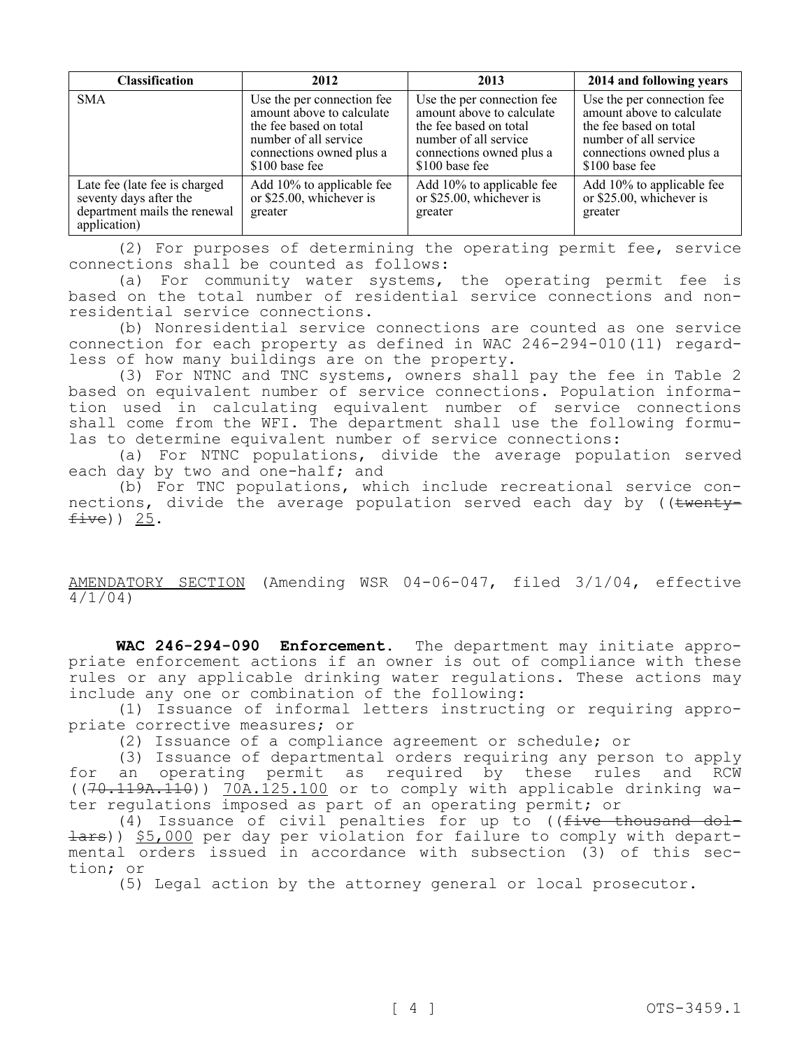| Classification | 2012 | 2013 | 2014 and following years |
| --- | --- | --- | --- |
| SMA | Use the per connection fee amount above to calculate the fee based on total number of all service connections owned plus a $100 base fee | Use the per connection fee amount above to calculate the fee based on total number of all service connections owned plus a $100 base fee | Use the per connection fee amount above to calculate the fee based on total number of all service connections owned plus a $100 base fee |
| Late fee (late fee is charged seventy days after the department mails the renewal application) | Add 10% to applicable fee or $25.00, whichever is greater | Add 10% to applicable fee or $25.00, whichever is greater | Add 10% to applicable fee or $25.00, whichever is greater |

(2) For purposes of determining the operating permit fee, service connections shall be counted as follows:

(a) For community water systems, the operating permit fee is based on the total number of residential service connections and nonresidential service connections.

(b) Nonresidential service connections are counted as one service connection for each property as defined in WAC 246-294-010(11) regardless of how many buildings are on the property.

(3) For NTNC and TNC systems, owners shall pay the fee in Table 2 based on equivalent number of service connections. Population information used in calculating equivalent number of service connections shall come from the WFI. The department shall use the following formulas to determine equivalent number of service connections:

(a) For NTNC populations, divide the average population served each day by two and one-half; and

(b) For TNC populations, which include recreational service connections, divide the average population served each day by ((~~twenty-five~~)) 25.

AMENDATORY SECTION (Amending WSR 04-06-047, filed 3/1/04, effective 4/1/04)

**WAC 246-294-090 Enforcement.** The department may initiate appropriate enforcement actions if an owner is out of compliance with these rules or any applicable drinking water regulations. These actions may include any one or combination of the following:

(1) Issuance of informal letters instructing or requiring appropriate corrective measures; or

(2) Issuance of a compliance agreement or schedule; or

(3) Issuance of departmental orders requiring any person to apply for an operating permit as required by these rules and RCW ((~~70.119A.110~~)) 70A.125.100 or to comply with applicable drinking water regulations imposed as part of an operating permit; or

(4) Issuance of civil penalties for up to ((~~five thousand dollars~~)) $5,000 per day per violation for failure to comply with departmental orders issued in accordance with subsection (3) of this section; or

(5) Legal action by the attorney general or local prosecutor.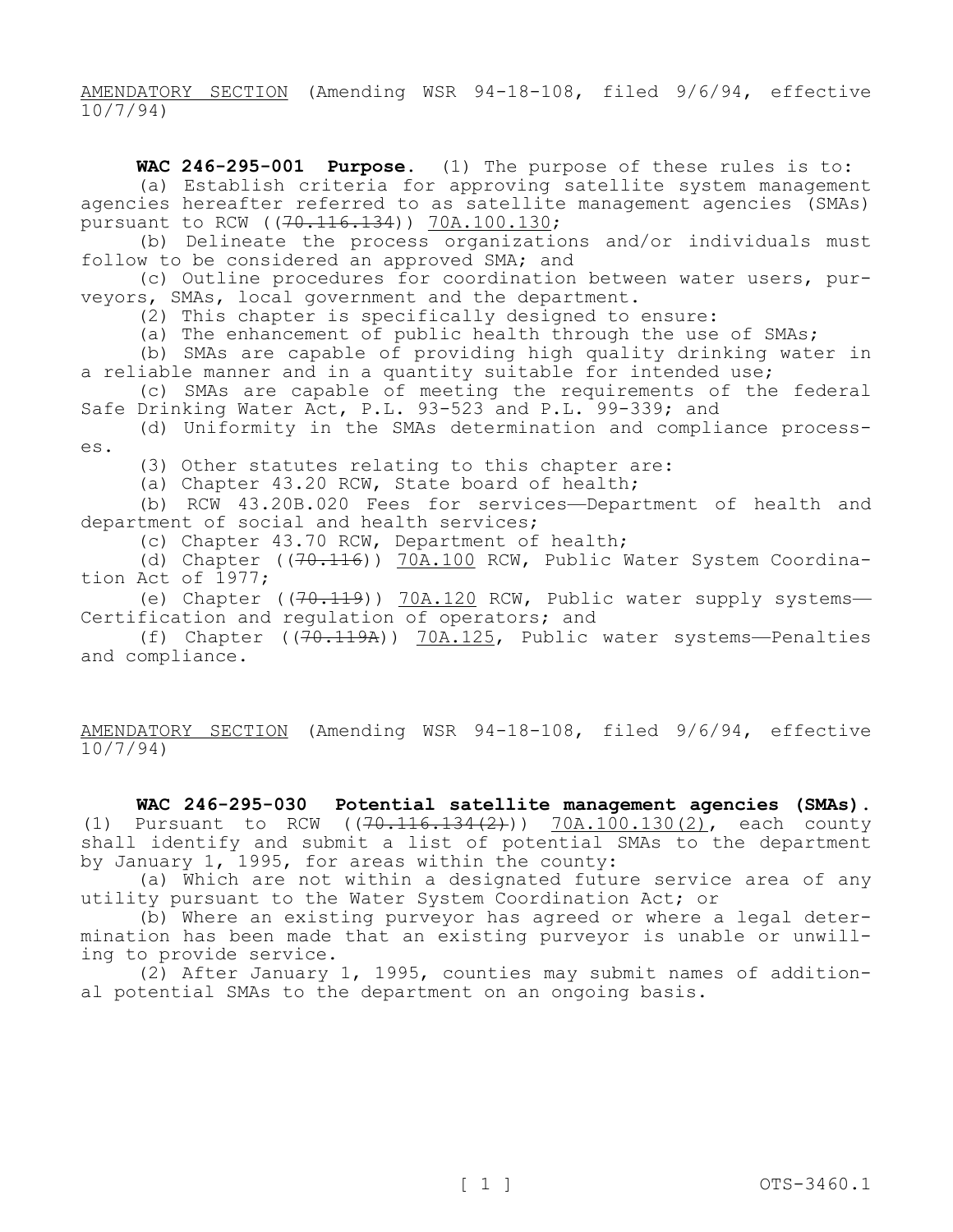AMENDATORY SECTION (Amending WSR 94-18-108, filed 9/6/94, effective 10/7/94)

**WAC 246-295-001 Purpose.** (1) The purpose of these rules is to:

(a) Establish criteria for approving satellite system management agencies hereafter referred to as satellite management agencies (SMAs) pursuant to RCW ((~~70.116.134~~)) 70A.100.130;

(b) Delineate the process organizations and/or individuals must follow to be considered an approved SMA; and

(c) Outline procedures for coordination between water users, purveyors, SMAs, local government and the department.

(2) This chapter is specifically designed to ensure:

(a) The enhancement of public health through the use of SMAs;

(b) SMAs are capable of providing high quality drinking water in a reliable manner and in a quantity suitable for intended use;

(c) SMAs are capable of meeting the requirements of the federal Safe Drinking Water Act, P.L. 93-523 and P.L. 99-339; and

(d) Uniformity in the SMAs determination and compliance processes.

(3) Other statutes relating to this chapter are:

(a) Chapter 43.20 RCW, State board of health;

(b) RCW 43.20B.020 Fees for services—Department of health and department of social and health services;

(c) Chapter 43.70 RCW, Department of health;

(d) Chapter ((~~70.116~~)) 70A.100 RCW, Public Water System Coordination Act of 1977;

(e) Chapter ((~~70.119~~)) 70A.120 RCW, Public water supply systems—Certification and regulation of operators; and

(f) Chapter ((~~70.119A~~)) 70A.125, Public water systems—Penalties and compliance.

AMENDATORY SECTION (Amending WSR 94-18-108, filed 9/6/94, effective 10/7/94)

**WAC 246-295-030 Potential satellite management agencies (SMAs).** (1) Pursuant to RCW ((~~70.116.134(2)~~)) 70A.100.130(2), each county shall identify and submit a list of potential SMAs to the department by January 1, 1995, for areas within the county:

(a) Which are not within a designated future service area of any utility pursuant to the Water System Coordination Act; or

(b) Where an existing purveyor has agreed or where a legal determination has been made that an existing purveyor is unable or unwilling to provide service.

(2) After January 1, 1995, counties may submit names of additional potential SMAs to the department on an ongoing basis.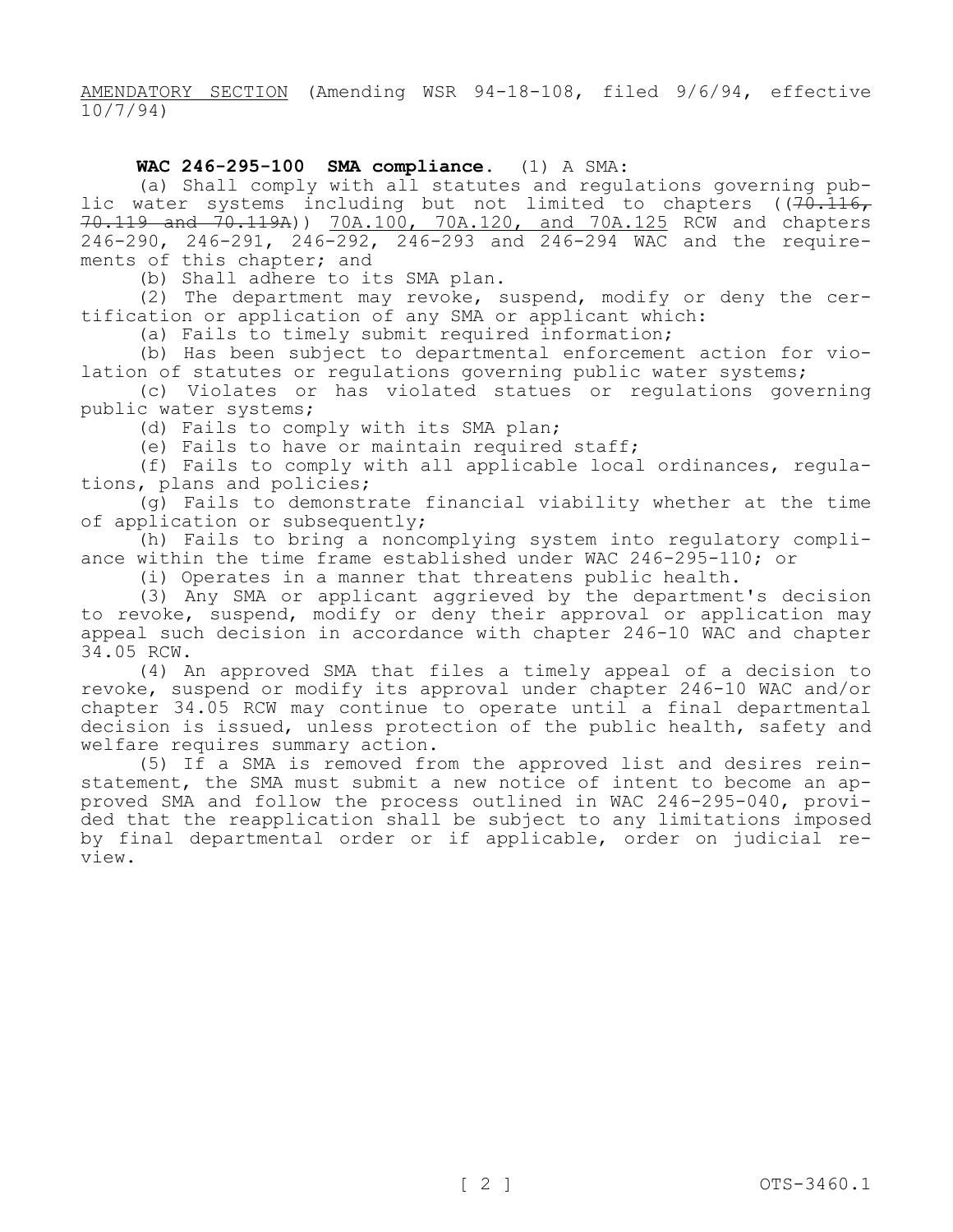AMENDATORY SECTION (Amending WSR 94-18-108, filed 9/6/94, effective 10/7/94)

**WAC 246-295-100 SMA compliance.** (1) A SMA:

(a) Shall comply with all statutes and regulations governing public water systems including but not limited to chapters ((~~70.116, 70.119 and 70.119A~~)) 70A.100, 70A.120, and 70A.125 RCW and chapters 246-290, 246-291, 246-292, 246-293 and 246-294 WAC and the requirements of this chapter; and

(b) Shall adhere to its SMA plan.

(2) The department may revoke, suspend, modify or deny the certification or application of any SMA or applicant which:

(a) Fails to timely submit required information;

(b) Has been subject to departmental enforcement action for violation of statutes or regulations governing public water systems;

(c) Violates or has violated statues or regulations governing public water systems;

(d) Fails to comply with its SMA plan;

(e) Fails to have or maintain required staff;

(f) Fails to comply with all applicable local ordinances, regulations, plans and policies;

(g) Fails to demonstrate financial viability whether at the time of application or subsequently;

(h) Fails to bring a noncomplying system into regulatory compliance within the time frame established under WAC 246-295-110; or

(i) Operates in a manner that threatens public health.

(3) Any SMA or applicant aggrieved by the department's decision to revoke, suspend, modify or deny their approval or application may appeal such decision in accordance with chapter 246-10 WAC and chapter 34.05 RCW.

(4) An approved SMA that files a timely appeal of a decision to revoke, suspend or modify its approval under chapter 246-10 WAC and/or chapter 34.05 RCW may continue to operate until a final departmental decision is issued, unless protection of the public health, safety and welfare requires summary action.

(5) If a SMA is removed from the approved list and desires reinstatement, the SMA must submit a new notice of intent to become an approved SMA and follow the process outlined in WAC 246-295-040, provided that the reapplication shall be subject to any limitations imposed by final departmental order or if applicable, order on judicial review.